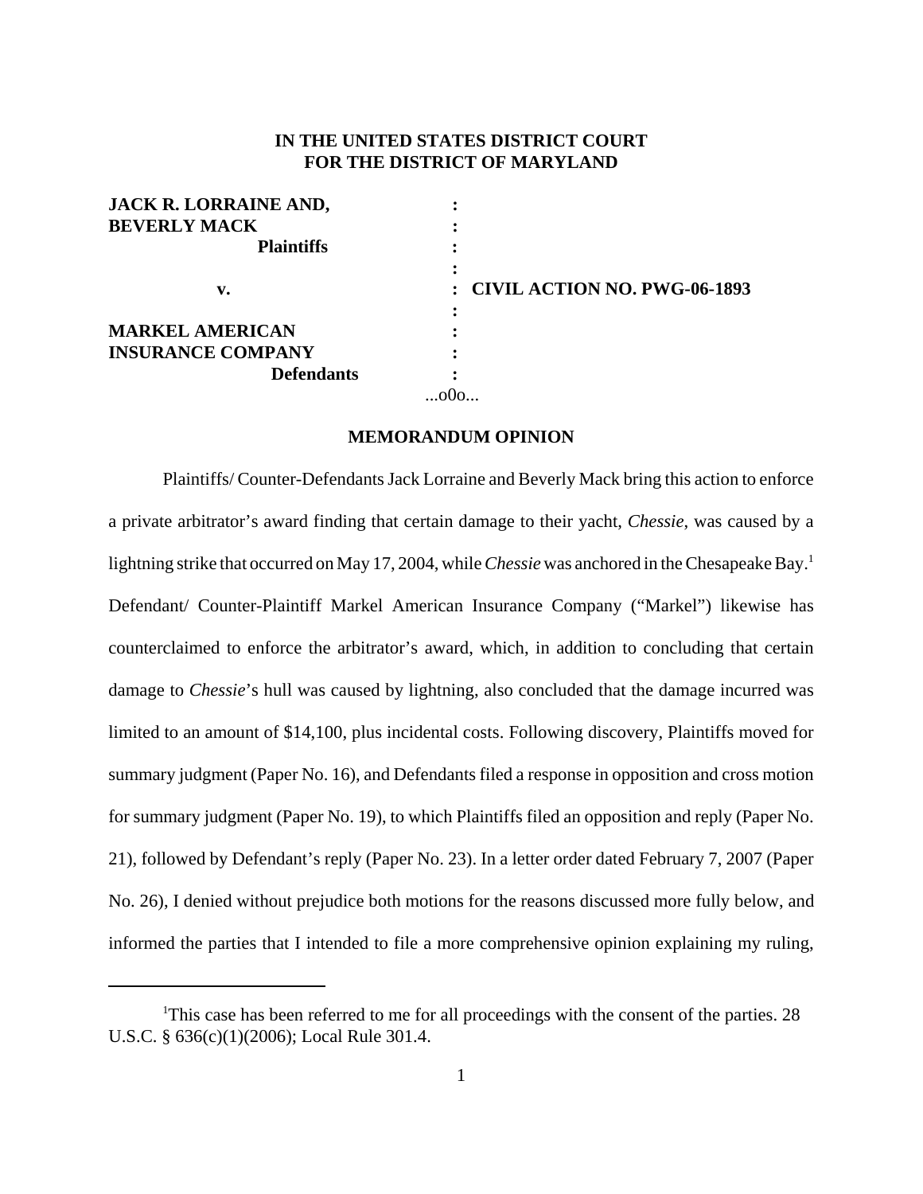**IN THE UNITED STATES DISTRICT COURT**
**FOR THE DISTRICT OF MARYLAND**

| | | |
|---|---|---|
| **JACK R. LORRAINE AND,** | : | |
| **BEVERLY MACK** | : | |
| **Plaintiffs** | : | |
| | : | |
| **v.** | : | **CIVIL ACTION NO. PWG-06-1893** |
| | : | |
| **MARKEL AMERICAN** | : | |
| **INSURANCE COMPANY** | : | |
| **Defendants** | : | |

...o0o...

**MEMORANDUM OPINION**

Plaintiffs/ Counter-Defendants Jack Lorraine and Beverly Mack bring this action to enforce a private arbitrator's award finding that certain damage to their yacht, *Chessie*, was caused by a lightning strike that occurred on May 17, 2004, while *Chessie* was anchored in the Chesapeake Bay.[1] Defendant/ Counter-Plaintiff Markel American Insurance Company ("Markel") likewise has counterclaimed to enforce the arbitrator's award, which, in addition to concluding that certain damage to *Chessie*'s hull was caused by lightning, also concluded that the damage incurred was limited to an amount of $14,100, plus incidental costs. Following discovery, Plaintiffs moved for summary judgment (Paper No. 16), and Defendants filed a response in opposition and cross motion for summary judgment (Paper No. 19), to which Plaintiffs filed an opposition and reply (Paper No. 21), followed by Defendant's reply (Paper No. 23). In a letter order dated February 7, 2007 (Paper No. 26), I denied without prejudice both motions for the reasons discussed more fully below, and informed the parties that I intended to file a more comprehensive opinion explaining my ruling,

[1] This case has been referred to me for all proceedings with the consent of the parties. 28 U.S.C. § 636(c)(1)(2006); Local Rule 301.4.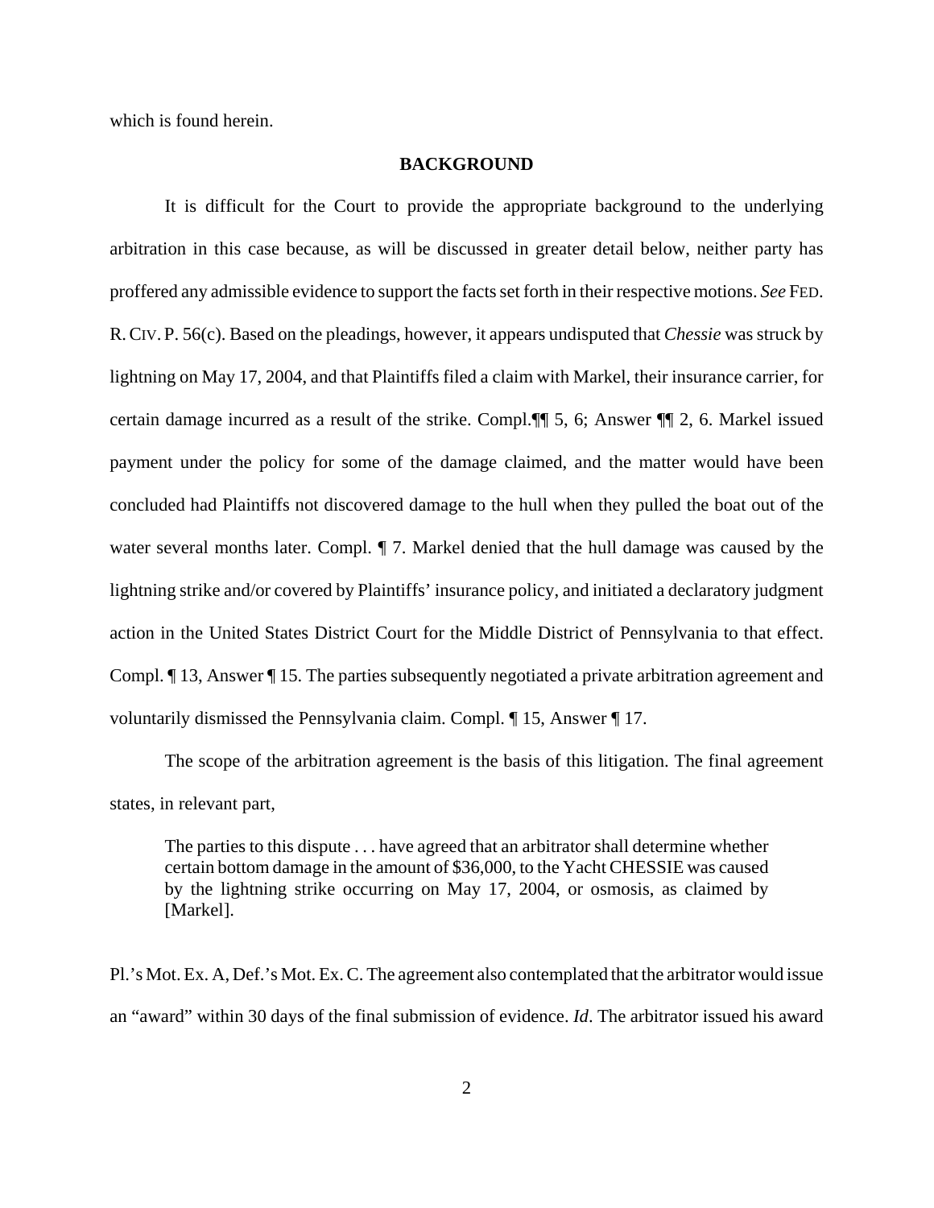which is found herein.

## BACKGROUND

It is difficult for the Court to provide the appropriate background to the underlying arbitration in this case because, as will be discussed in greater detail below, neither party has proffered any admissible evidence to support the facts set forth in their respective motions. *See* FED. R. CIV. P. 56(c). Based on the pleadings, however, it appears undisputed that *Chessie* was struck by lightning on May 17, 2004, and that Plaintiffs filed a claim with Markel, their insurance carrier, for certain damage incurred as a result of the strike. Compl.¶¶ 5, 6; Answer ¶¶ 2, 6. Markel issued payment under the policy for some of the damage claimed, and the matter would have been concluded had Plaintiffs not discovered damage to the hull when they pulled the boat out of the water several months later. Compl. ¶ 7. Markel denied that the hull damage was caused by the lightning strike and/or covered by Plaintiffs' insurance policy, and initiated a declaratory judgment action in the United States District Court for the Middle District of Pennsylvania to that effect. Compl. ¶ 13, Answer ¶ 15. The parties subsequently negotiated a private arbitration agreement and voluntarily dismissed the Pennsylvania claim. Compl. ¶ 15, Answer ¶ 17.

The scope of the arbitration agreement is the basis of this litigation. The final agreement states, in relevant part,

> The parties to this dispute . . . have agreed that an arbitrator shall determine whether certain bottom damage in the amount of $36,000, to the Yacht CHESSIE was caused by the lightning strike occurring on May 17, 2004, or osmosis, as claimed by [Markel].

Pl.'s Mot. Ex. A, Def.'s Mot. Ex. C. The agreement also contemplated that the arbitrator would issue an "award" within 30 days of the final submission of evidence. *Id*. The arbitrator issued his award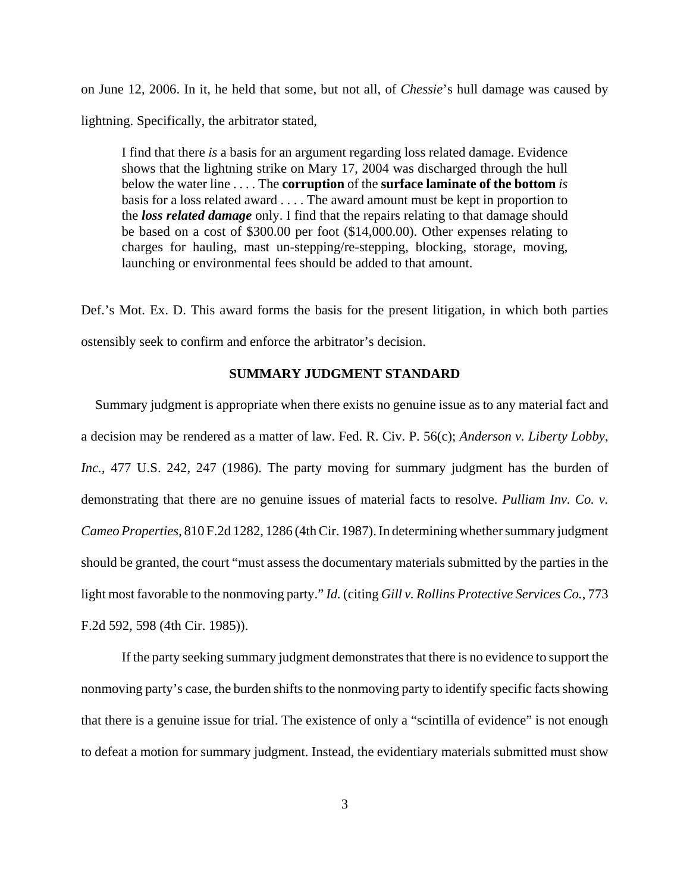on June 12, 2006. In it, he held that some, but not all, of *Chessie*'s hull damage was caused by lightning. Specifically, the arbitrator stated,

> I find that there *is* a basis for an argument regarding loss related damage. Evidence shows that the lightning strike on Mary 17, 2004 was discharged through the hull below the water line . . . . The **corruption** of the **surface laminate of the bottom** *is* basis for a loss related award . . . . The award amount must be kept in proportion to the ***loss related damage*** only. I find that the repairs relating to that damage should be based on a cost of $300.00 per foot ($14,000.00). Other expenses relating to charges for hauling, mast un-stepping/re-stepping, blocking, storage, moving, launching or environmental fees should be added to that amount.

Def.'s Mot. Ex. D. This award forms the basis for the present litigation, in which both parties ostensibly seek to confirm and enforce the arbitrator's decision.

## SUMMARY JUDGMENT STANDARD

Summary judgment is appropriate when there exists no genuine issue as to any material fact and a decision may be rendered as a matter of law. Fed. R. Civ. P. 56(c); *Anderson v. Liberty Lobby, Inc.*, 477 U.S. 242, 247 (1986). The party moving for summary judgment has the burden of demonstrating that there are no genuine issues of material facts to resolve. *Pulliam Inv. Co. v. Cameo Properties*, 810 F.2d 1282, 1286 (4th Cir. 1987). In determining whether summary judgment should be granted, the court "must assess the documentary materials submitted by the parties in the light most favorable to the nonmoving party." *Id.* (citing *Gill v. Rollins Protective Services Co.*, 773 F.2d 592, 598 (4th Cir. 1985)).

If the party seeking summary judgment demonstrates that there is no evidence to support the nonmoving party's case, the burden shifts to the nonmoving party to identify specific facts showing that there is a genuine issue for trial. The existence of only a "scintilla of evidence" is not enough to defeat a motion for summary judgment. Instead, the evidentiary materials submitted must show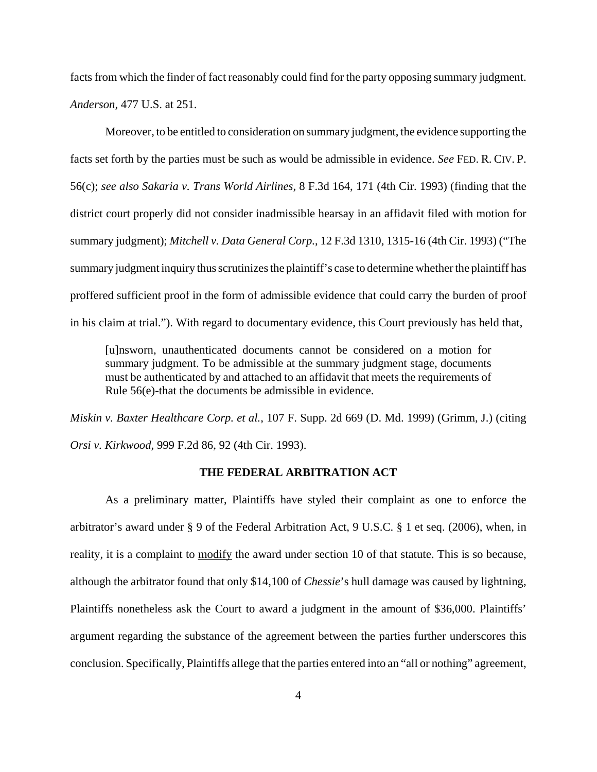facts from which the finder of fact reasonably could find for the party opposing summary judgment. *Anderson*, 477 U.S. at 251.

Moreover, to be entitled to consideration on summary judgment, the evidence supporting the facts set forth by the parties must be such as would be admissible in evidence. *See* FED. R. CIV. P. 56(c); *see also Sakaria v. Trans World Airlines*, 8 F.3d 164, 171 (4th Cir. 1993) (finding that the district court properly did not consider inadmissible hearsay in an affidavit filed with motion for summary judgment); *Mitchell v. Data General Corp.*, 12 F.3d 1310, 1315-16 (4th Cir. 1993) ("The summary judgment inquiry thus scrutinizes the plaintiff's case to determine whether the plaintiff has proffered sufficient proof in the form of admissible evidence that could carry the burden of proof in his claim at trial."). With regard to documentary evidence, this Court previously has held that,

> [u]nsworn, unauthenticated documents cannot be considered on a motion for summary judgment. To be admissible at the summary judgment stage, documents must be authenticated by and attached to an affidavit that meets the requirements of Rule 56(e)-that the documents be admissible in evidence.

*Miskin v. Baxter Healthcare Corp. et al.*, 107 F. Supp. 2d 669 (D. Md. 1999) (Grimm, J.) (citing *Orsi v. Kirkwood*, 999 F.2d 86, 92 (4th Cir. 1993).

## THE FEDERAL ARBITRATION ACT

As a preliminary matter, Plaintiffs have styled their complaint as one to enforce the arbitrator's award under § 9 of the Federal Arbitration Act, 9 U.S.C. § 1 et seq. (2006), when, in reality, it is a complaint to <u>modify</u> the award under section 10 of that statute. This is so because, although the arbitrator found that only $14,100 of *Chessie*'s hull damage was caused by lightning, Plaintiffs nonetheless ask the Court to award a judgment in the amount of $36,000. Plaintiffs' argument regarding the substance of the agreement between the parties further underscores this conclusion. Specifically, Plaintiffs allege that the parties entered into an "all or nothing" agreement,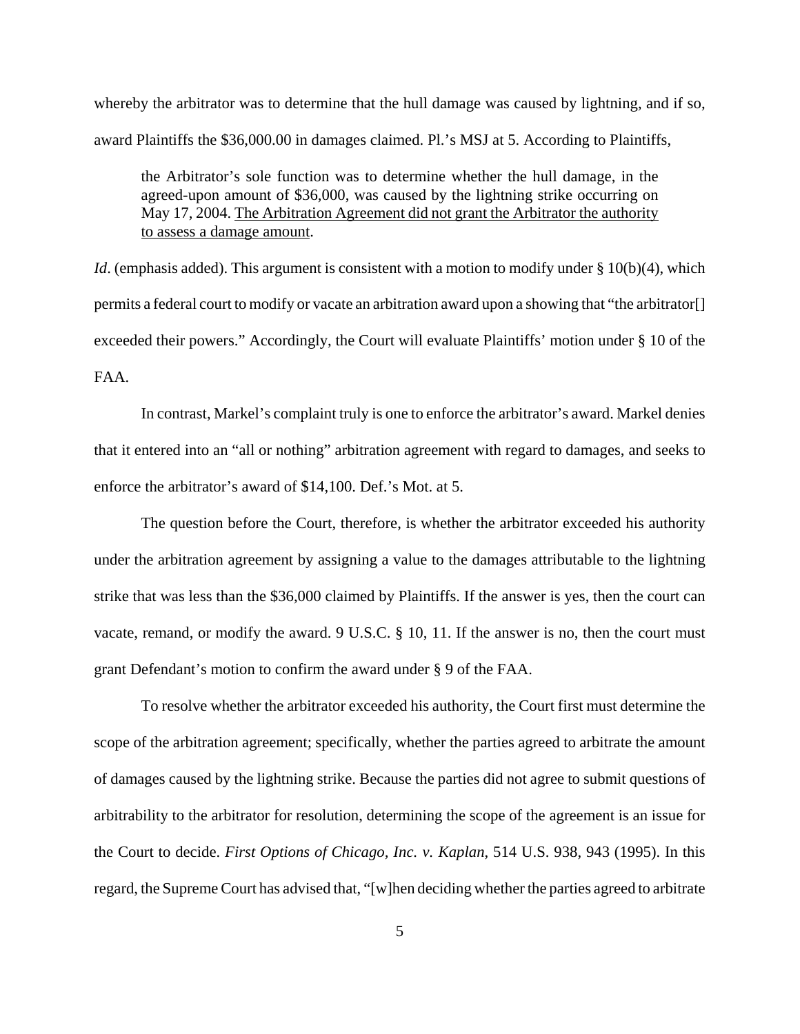whereby the arbitrator was to determine that the hull damage was caused by lightning, and if so, award Plaintiffs the $36,000.00 in damages claimed. Pl.'s MSJ at 5. According to Plaintiffs,

> the Arbitrator's sole function was to determine whether the hull damage, in the agreed-upon amount of $36,000, was caused by the lightning strike occurring on May 17, 2004. <u>The Arbitration Agreement did not grant the Arbitrator the authority to assess a damage amount</u>.

*Id*. (emphasis added). This argument is consistent with a motion to modify under § 10(b)(4), which permits a federal court to modify or vacate an arbitration award upon a showing that "the arbitrator[] exceeded their powers." Accordingly, the Court will evaluate Plaintiffs' motion under § 10 of the FAA.

In contrast, Markel's complaint truly is one to enforce the arbitrator's award. Markel denies that it entered into an "all or nothing" arbitration agreement with regard to damages, and seeks to enforce the arbitrator's award of $14,100. Def.'s Mot. at 5.

The question before the Court, therefore, is whether the arbitrator exceeded his authority under the arbitration agreement by assigning a value to the damages attributable to the lightning strike that was less than the $36,000 claimed by Plaintiffs. If the answer is yes, then the court can vacate, remand, or modify the award. 9 U.S.C. § 10, 11. If the answer is no, then the court must grant Defendant's motion to confirm the award under § 9 of the FAA.

To resolve whether the arbitrator exceeded his authority, the Court first must determine the scope of the arbitration agreement; specifically, whether the parties agreed to arbitrate the amount of damages caused by the lightning strike. Because the parties did not agree to submit questions of arbitrability to the arbitrator for resolution, determining the scope of the agreement is an issue for the Court to decide. *First Options of Chicago, Inc. v. Kaplan*, 514 U.S. 938, 943 (1995). In this regard, the Supreme Court has advised that, "[w]hen deciding whether the parties agreed to arbitrate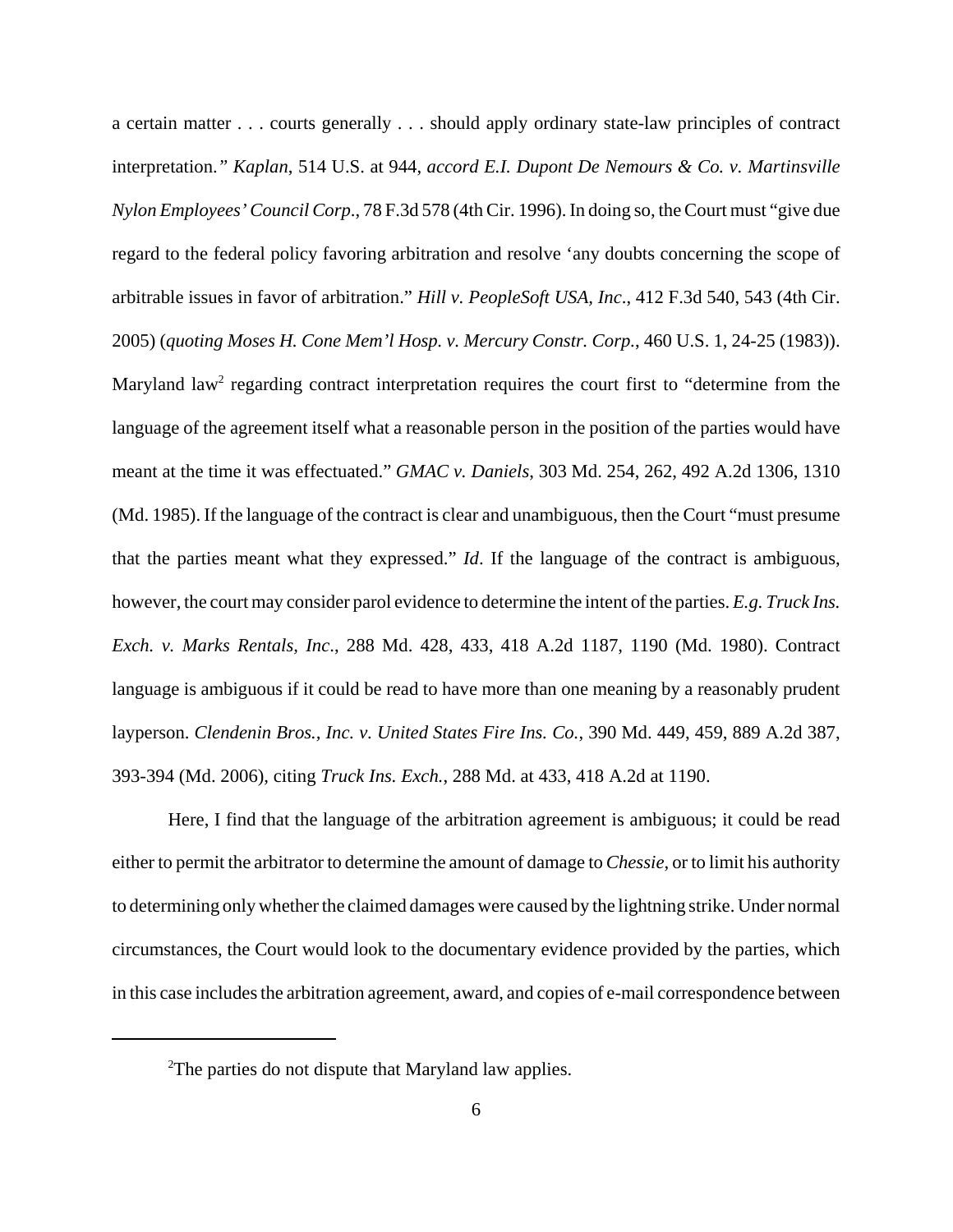a certain matter . . . courts generally . . . should apply ordinary state-law principles of contract interpretation.*"* *Kaplan*, 514 U.S. at 944, *accord E.I. Dupont De Nemours & Co. v. Martinsville Nylon Employees' Council Corp*., 78 F.3d 578 (4th Cir. 1996). In doing so, the Court must "give due regard to the federal policy favoring arbitration and resolve 'any doubts concerning the scope of arbitrable issues in favor of arbitration." *Hill v. PeopleSoft USA, Inc*., 412 F.3d 540, 543 (4th Cir. 2005) (*quoting Moses H. Cone Mem'l Hosp. v. Mercury Constr. Corp.*, 460 U.S. 1, 24-25 (1983)). Maryland law[2] regarding contract interpretation requires the court first to "determine from the language of the agreement itself what a reasonable person in the position of the parties would have meant at the time it was effectuated." *GMAC v. Daniels*, 303 Md. 254, 262, 492 A.2d 1306, 1310 (Md. 1985). If the language of the contract is clear and unambiguous, then the Court "must presume that the parties meant what they expressed." *Id*. If the language of the contract is ambiguous, however, the court may consider parol evidence to determine the intent of the parties. *E.g. Truck Ins. Exch. v. Marks Rentals, Inc*., 288 Md. 428, 433, 418 A.2d 1187, 1190 (Md. 1980). Contract language is ambiguous if it could be read to have more than one meaning by a reasonably prudent layperson. *Clendenin Bros., Inc. v. United States Fire Ins. Co.*, 390 Md. 449, 459, 889 A.2d 387, 393-394 (Md. 2006), citing *Truck Ins. Exch.*, 288 Md. at 433, 418 A.2d at 1190.

Here, I find that the language of the arbitration agreement is ambiguous; it could be read either to permit the arbitrator to determine the amount of damage to *Chessie*, or to limit his authority to determining only whether the claimed damages were caused by the lightning strike. Under normal circumstances, the Court would look to the documentary evidence provided by the parties, which in this case includes the arbitration agreement, award, and copies of e-mail correspondence between

---

[2]The parties do not dispute that Maryland law applies.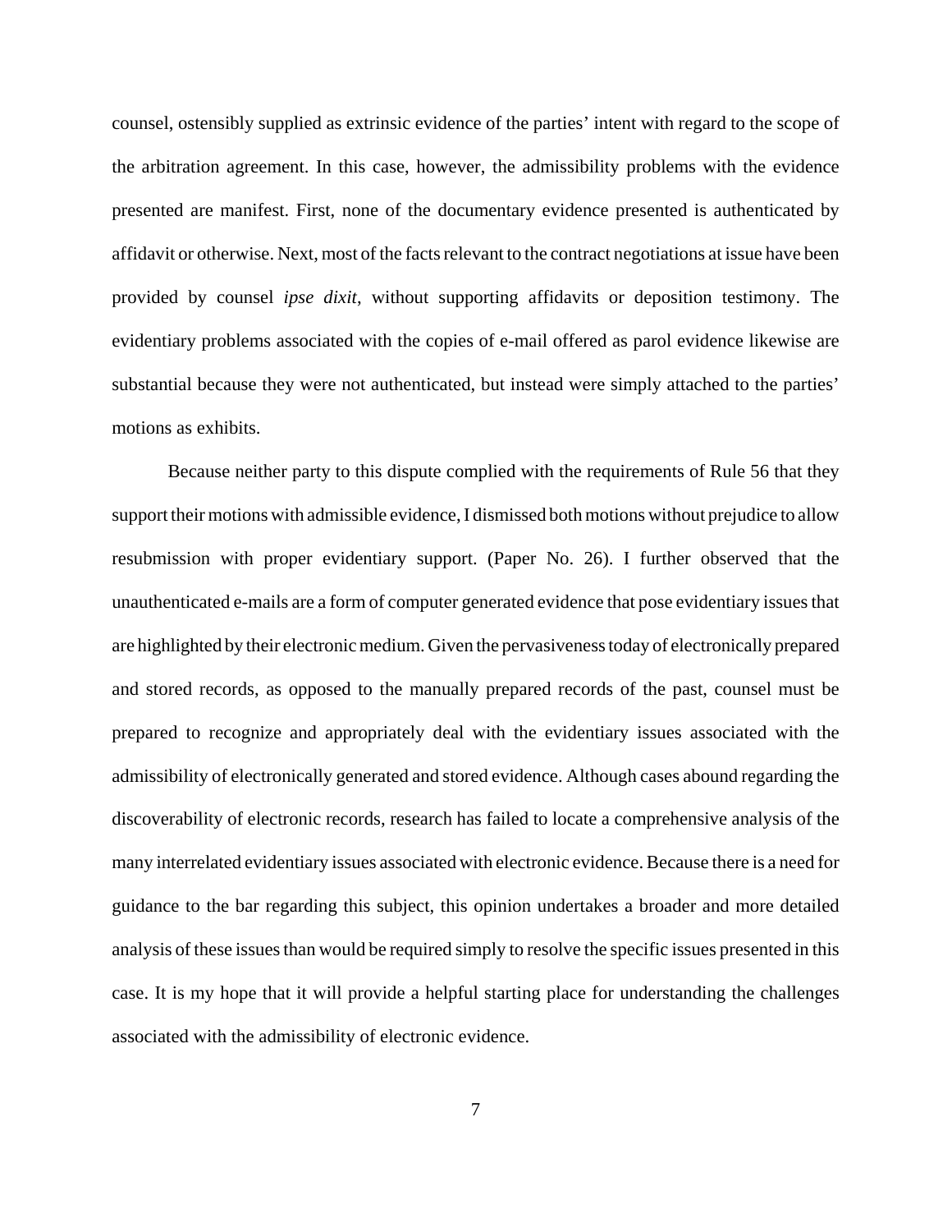counsel, ostensibly supplied as extrinsic evidence of the parties' intent with regard to the scope of the arbitration agreement. In this case, however, the admissibility problems with the evidence presented are manifest. First, none of the documentary evidence presented is authenticated by affidavit or otherwise. Next, most of the facts relevant to the contract negotiations at issue have been provided by counsel *ipse dixit*, without supporting affidavits or deposition testimony. The evidentiary problems associated with the copies of e-mail offered as parol evidence likewise are substantial because they were not authenticated, but instead were simply attached to the parties' motions as exhibits.

Because neither party to this dispute complied with the requirements of Rule 56 that they support their motions with admissible evidence, I dismissed both motions without prejudice to allow resubmission with proper evidentiary support. (Paper No. 26). I further observed that the unauthenticated e-mails are a form of computer generated evidence that pose evidentiary issues that are highlighted by their electronic medium. Given the pervasiveness today of electronically prepared and stored records, as opposed to the manually prepared records of the past, counsel must be prepared to recognize and appropriately deal with the evidentiary issues associated with the admissibility of electronically generated and stored evidence. Although cases abound regarding the discoverability of electronic records, research has failed to locate a comprehensive analysis of the many interrelated evidentiary issues associated with electronic evidence. Because there is a need for guidance to the bar regarding this subject, this opinion undertakes a broader and more detailed analysis of these issues than would be required simply to resolve the specific issues presented in this case. It is my hope that it will provide a helpful starting place for understanding the challenges associated with the admissibility of electronic evidence.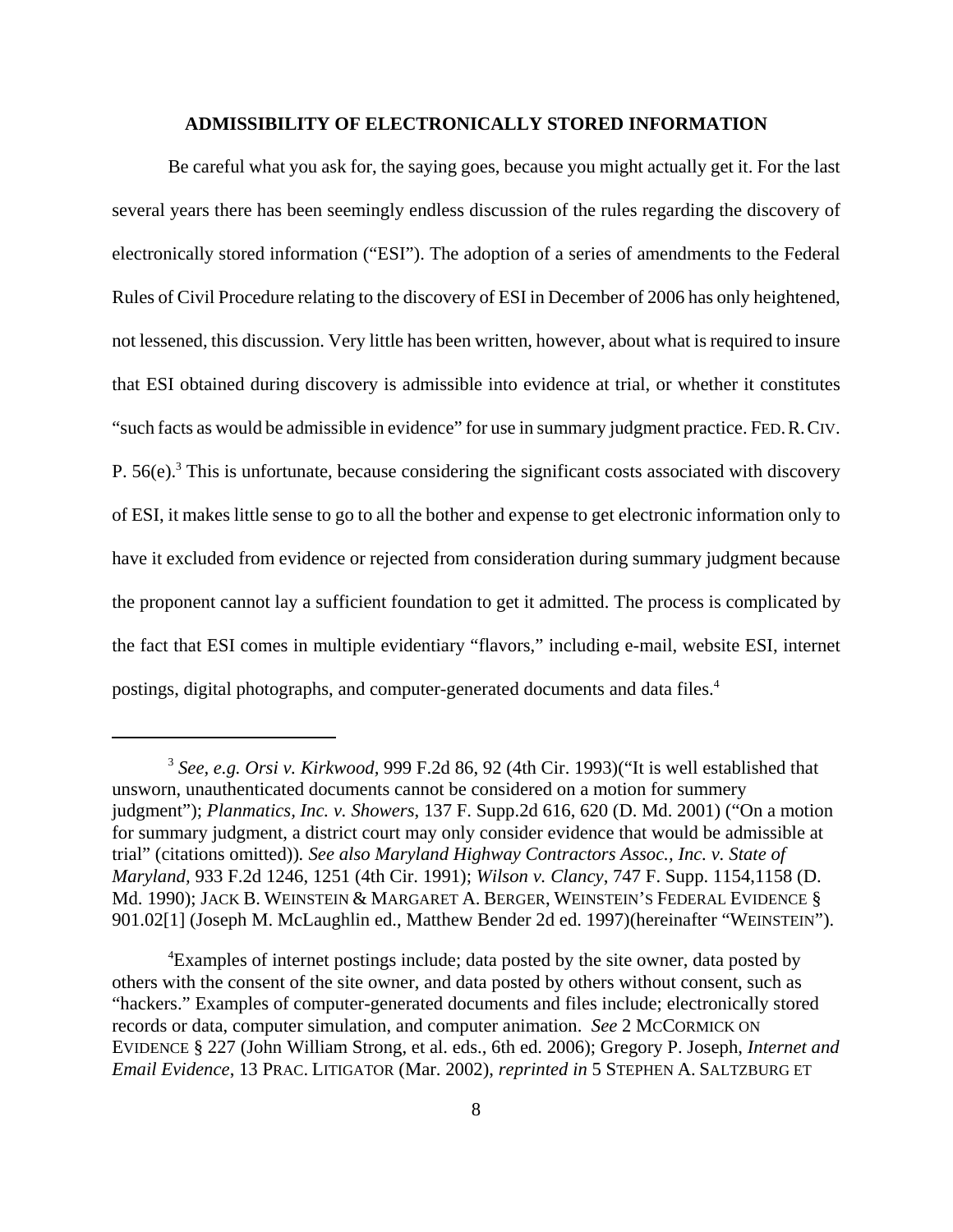## ADMISSIBILITY OF ELECTRONICALLY STORED INFORMATION

Be careful what you ask for, the saying goes, because you might actually get it. For the last several years there has been seemingly endless discussion of the rules regarding the discovery of electronically stored information ("ESI"). The adoption of a series of amendments to the Federal Rules of Civil Procedure relating to the discovery of ESI in December of 2006 has only heightened, not lessened, this discussion. Very little has been written, however, about what is required to insure that ESI obtained during discovery is admissible into evidence at trial, or whether it constitutes "such facts as would be admissible in evidence" for use in summary judgment practice. FED. R. CIV. P. 56(e).[3] This is unfortunate, because considering the significant costs associated with discovery of ESI, it makes little sense to go to all the bother and expense to get electronic information only to have it excluded from evidence or rejected from consideration during summary judgment because the proponent cannot lay a sufficient foundation to get it admitted. The process is complicated by the fact that ESI comes in multiple evidentiary "flavors," including e-mail, website ESI, internet postings, digital photographs, and computer-generated documents and data files.[4]

---

[3] *See, e.g. Orsi v. Kirkwood*, 999 F.2d 86, 92 (4th Cir. 1993)("It is well established that unsworn, unauthenticated documents cannot be considered on a motion for summery judgment"); *Planmatics, Inc. v. Showers*, 137 F. Supp.2d 616, 620 (D. Md. 2001) ("On a motion for summary judgment, a district court may only consider evidence that would be admissible at trial" (citations omitted)). *See also Maryland Highway Contractors Assoc., Inc. v. State of Maryland*, 933 F.2d 1246, 1251 (4th Cir. 1991); *Wilson v. Clancy*, 747 F. Supp. 1154,1158 (D. Md. 1990); JACK B. WEINSTEIN & MARGARET A. BERGER, WEINSTEIN'S FEDERAL EVIDENCE § 901.02[1] (Joseph M. McLaughlin ed., Matthew Bender 2d ed. 1997)(hereinafter "WEINSTEIN").

[4] Examples of internet postings include; data posted by the site owner, data posted by others with the consent of the site owner, and data posted by others without consent, such as "hackers." Examples of computer-generated documents and files include; electronically stored records or data, computer simulation, and computer animation. *See* 2 MCCORMICK ON EVIDENCE § 227 (John William Strong, et al. eds., 6th ed. 2006); Gregory P. Joseph, *Internet and Email Evidence*, 13 PRAC. LITIGATOR (Mar. 2002), *reprinted in* 5 STEPHEN A. SALTZBURG ET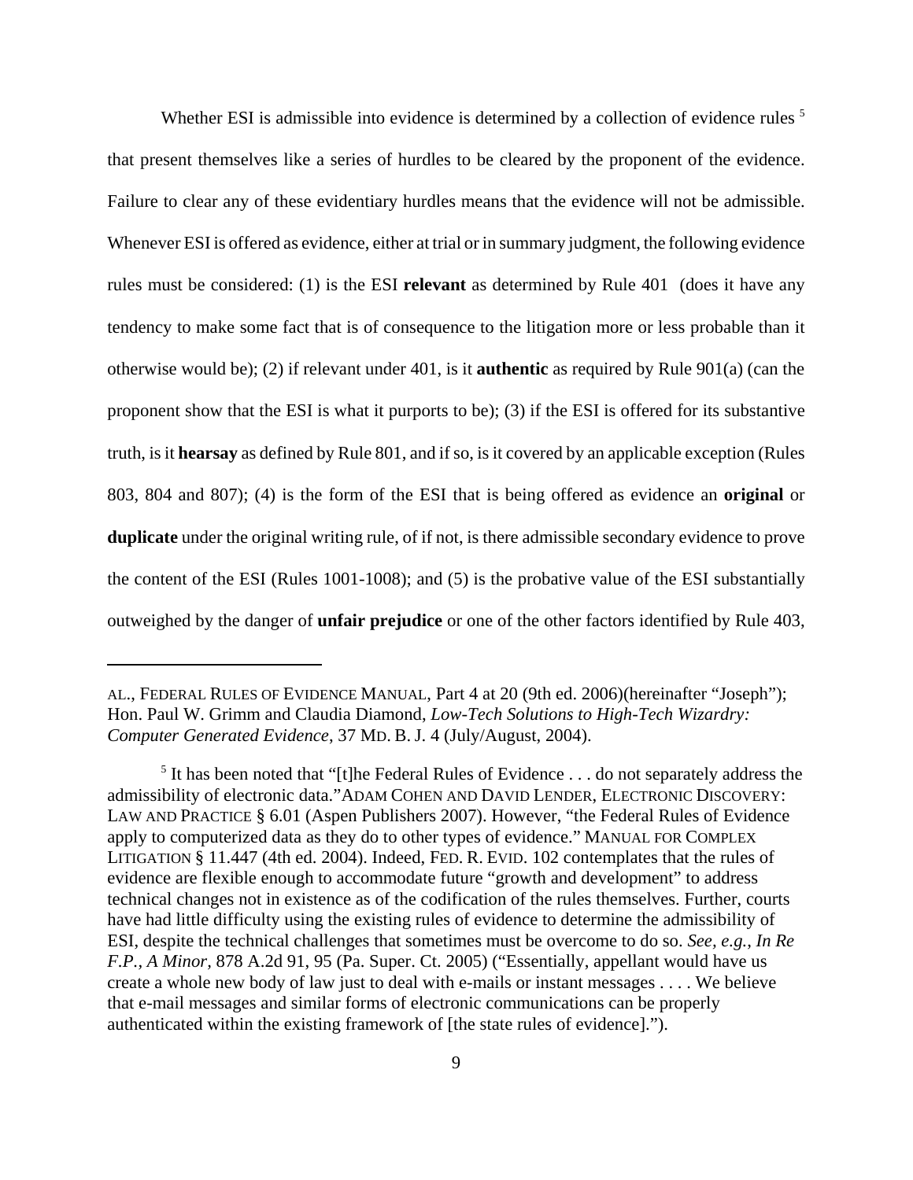Whether ESI is admissible into evidence is determined by a collection of evidence rules [5] that present themselves like a series of hurdles to be cleared by the proponent of the evidence. Failure to clear any of these evidentiary hurdles means that the evidence will not be admissible. Whenever ESI is offered as evidence, either at trial or in summary judgment, the following evidence rules must be considered: (1) is the ESI **relevant** as determined by Rule 401 (does it have any tendency to make some fact that is of consequence to the litigation more or less probable than it otherwise would be); (2) if relevant under 401, is it **authentic** as required by Rule 901(a) (can the proponent show that the ESI is what it purports to be); (3) if the ESI is offered for its substantive truth, is it **hearsay** as defined by Rule 801, and if so, is it covered by an applicable exception (Rules 803, 804 and 807); (4) is the form of the ESI that is being offered as evidence an **original** or **duplicate** under the original writing rule, of if not, is there admissible secondary evidence to prove the content of the ESI (Rules 1001-1008); and (5) is the probative value of the ESI substantially outweighed by the danger of **unfair prejudice** or one of the other factors identified by Rule 403,

---

AL., FEDERAL RULES OF EVIDENCE MANUAL, Part 4 at 20 (9th ed. 2006)(hereinafter "Joseph"); Hon. Paul W. Grimm and Claudia Diamond, *Low-Tech Solutions to High-Tech Wizardry: Computer Generated Evidence*, 37 MD. B. J. 4 (July/August, 2004).

[5] It has been noted that "[t]he Federal Rules of Evidence . . . do not separately address the admissibility of electronic data."ADAM COHEN AND DAVID LENDER, ELECTRONIC DISCOVERY: LAW AND PRACTICE § 6.01 (Aspen Publishers 2007). However, "the Federal Rules of Evidence apply to computerized data as they do to other types of evidence." MANUAL FOR COMPLEX LITIGATION § 11.447 (4th ed. 2004). Indeed, FED. R. EVID. 102 contemplates that the rules of evidence are flexible enough to accommodate future "growth and development" to address technical changes not in existence as of the codification of the rules themselves. Further, courts have had little difficulty using the existing rules of evidence to determine the admissibility of ESI, despite the technical challenges that sometimes must be overcome to do so. *See, e.g., In Re F.P., A Minor*, 878 A.2d 91, 95 (Pa. Super. Ct. 2005) ("Essentially, appellant would have us create a whole new body of law just to deal with e-mails or instant messages . . . . We believe that e-mail messages and similar forms of electronic communications can be properly authenticated within the existing framework of [the state rules of evidence].").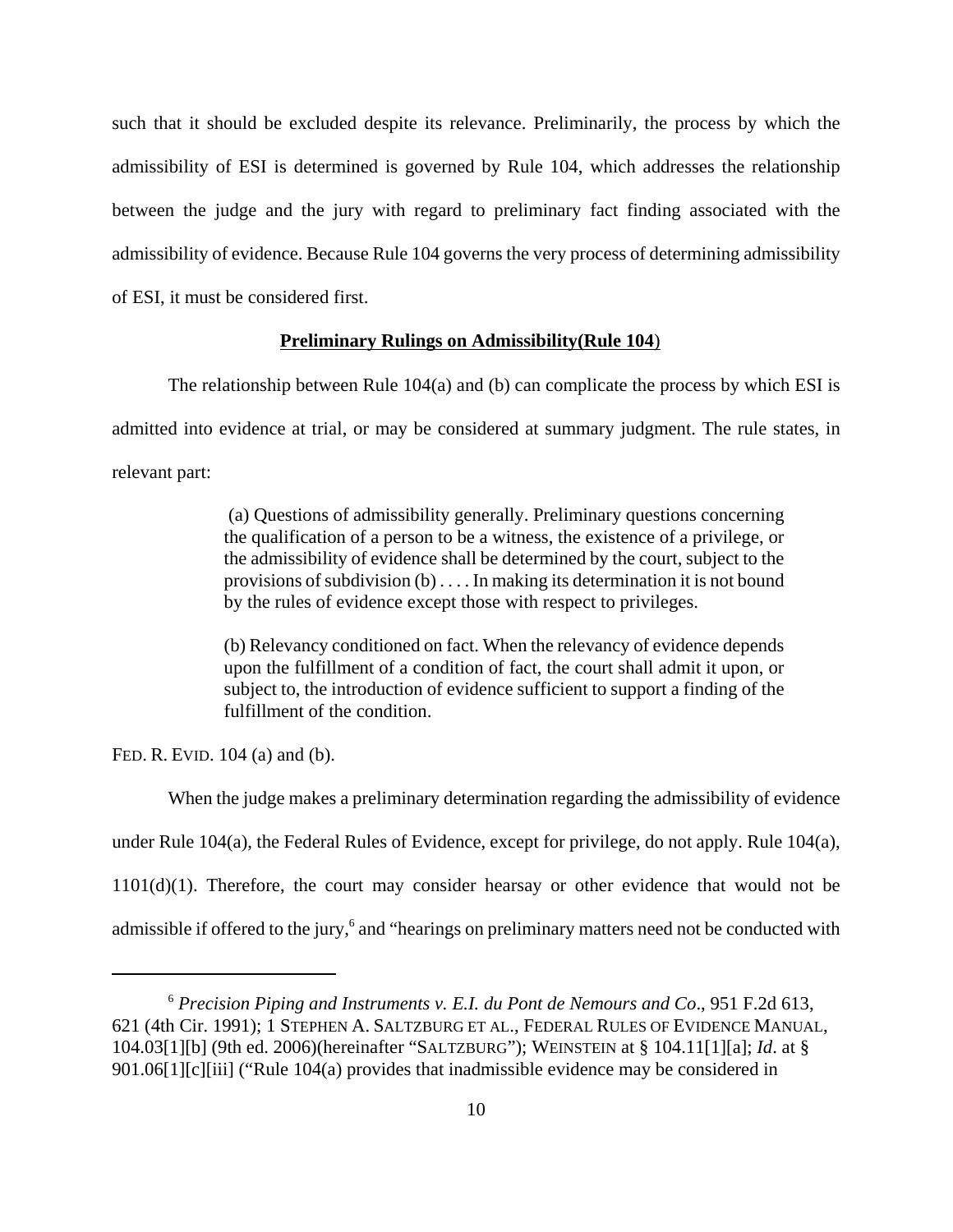such that it should be excluded despite its relevance. Preliminarily, the process by which the admissibility of ESI is determined is governed by Rule 104, which addresses the relationship between the judge and the jury with regard to preliminary fact finding associated with the admissibility of evidence. Because Rule 104 governs the very process of determining admissibility of ESI, it must be considered first.

**Preliminary Rulings on Admissibility(Rule 104)**

The relationship between Rule 104(a) and (b) can complicate the process by which ESI is admitted into evidence at trial, or may be considered at summary judgment. The rule states, in relevant part:

> (a) Questions of admissibility generally. Preliminary questions concerning the qualification of a person to be a witness, the existence of a privilege, or the admissibility of evidence shall be determined by the court, subject to the provisions of subdivision (b) . . . . In making its determination it is not bound by the rules of evidence except those with respect to privileges.
>
> (b) Relevancy conditioned on fact. When the relevancy of evidence depends upon the fulfillment of a condition of fact, the court shall admit it upon, or subject to, the introduction of evidence sufficient to support a finding of the fulfillment of the condition.

FED. R. EVID. 104 (a) and (b).

When the judge makes a preliminary determination regarding the admissibility of evidence under Rule 104(a), the Federal Rules of Evidence, except for privilege, do not apply. Rule 104(a), 1101(d)(1). Therefore, the court may consider hearsay or other evidence that would not be admissible if offered to the jury,[6] and "hearings on preliminary matters need not be conducted with

---

[6] *Precision Piping and Instruments v. E.I. du Pont de Nemours and Co*., 951 F.2d 613, 621 (4th Cir. 1991); 1 STEPHEN A. SALTZBURG ET AL., FEDERAL RULES OF EVIDENCE MANUAL, 104.03[1][b] (9th ed. 2006)(hereinafter "SALTZBURG"); WEINSTEIN at § 104.11[1][a]; *Id*. at § 901.06[1][c][iii] ("Rule 104(a) provides that inadmissible evidence may be considered in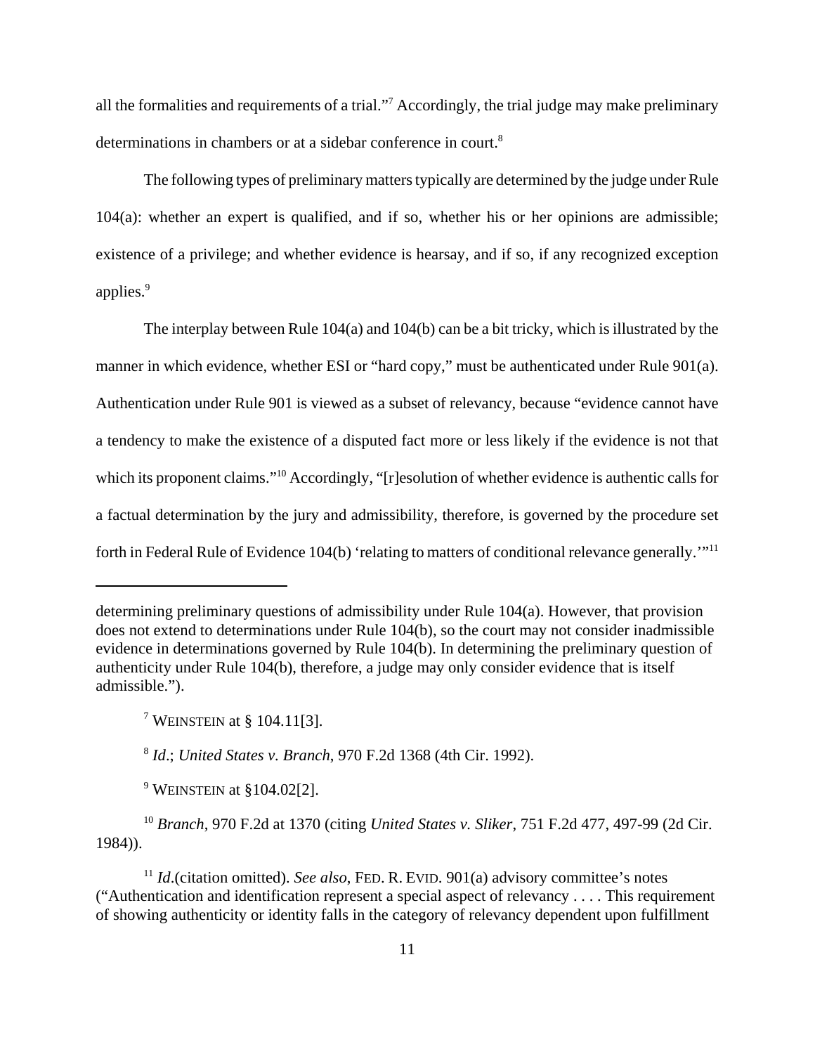all the formalities and requirements of a trial."[7] Accordingly, the trial judge may make preliminary determinations in chambers or at a sidebar conference in court.[8]

The following types of preliminary matters typically are determined by the judge under Rule 104(a): whether an expert is qualified, and if so, whether his or her opinions are admissible; existence of a privilege; and whether evidence is hearsay, and if so, if any recognized exception applies.[9]

The interplay between Rule 104(a) and 104(b) can be a bit tricky, which is illustrated by the manner in which evidence, whether ESI or "hard copy," must be authenticated under Rule 901(a). Authentication under Rule 901 is viewed as a subset of relevancy, because "evidence cannot have a tendency to make the existence of a disputed fact more or less likely if the evidence is not that which its proponent claims."[10] Accordingly, "[r]esolution of whether evidence is authentic calls for a factual determination by the jury and admissibility, therefore, is governed by the procedure set forth in Federal Rule of Evidence 104(b) 'relating to matters of conditional relevance generally.'"[11]

---

determining preliminary questions of admissibility under Rule 104(a). However, that provision does not extend to determinations under Rule 104(b), so the court may not consider inadmissible evidence in determinations governed by Rule 104(b). In determining the preliminary question of authenticity under Rule 104(b), therefore, a judge may only consider evidence that is itself admissible.").

[7] WEINSTEIN at § 104.11[3].

[8] *Id*.; *United States v. Branch*, 970 F.2d 1368 (4th Cir. 1992).

[9] WEINSTEIN at §104.02[2].

[10] *Branch*, 970 F.2d at 1370 (citing *United States v. Sliker*, 751 F.2d 477, 497-99 (2d Cir. 1984)).

[11] *Id*.(citation omitted). *See also*, FED. R. EVID. 901(a) advisory committee's notes ("Authentication and identification represent a special aspect of relevancy . . . . This requirement of showing authenticity or identity falls in the category of relevancy dependent upon fulfillment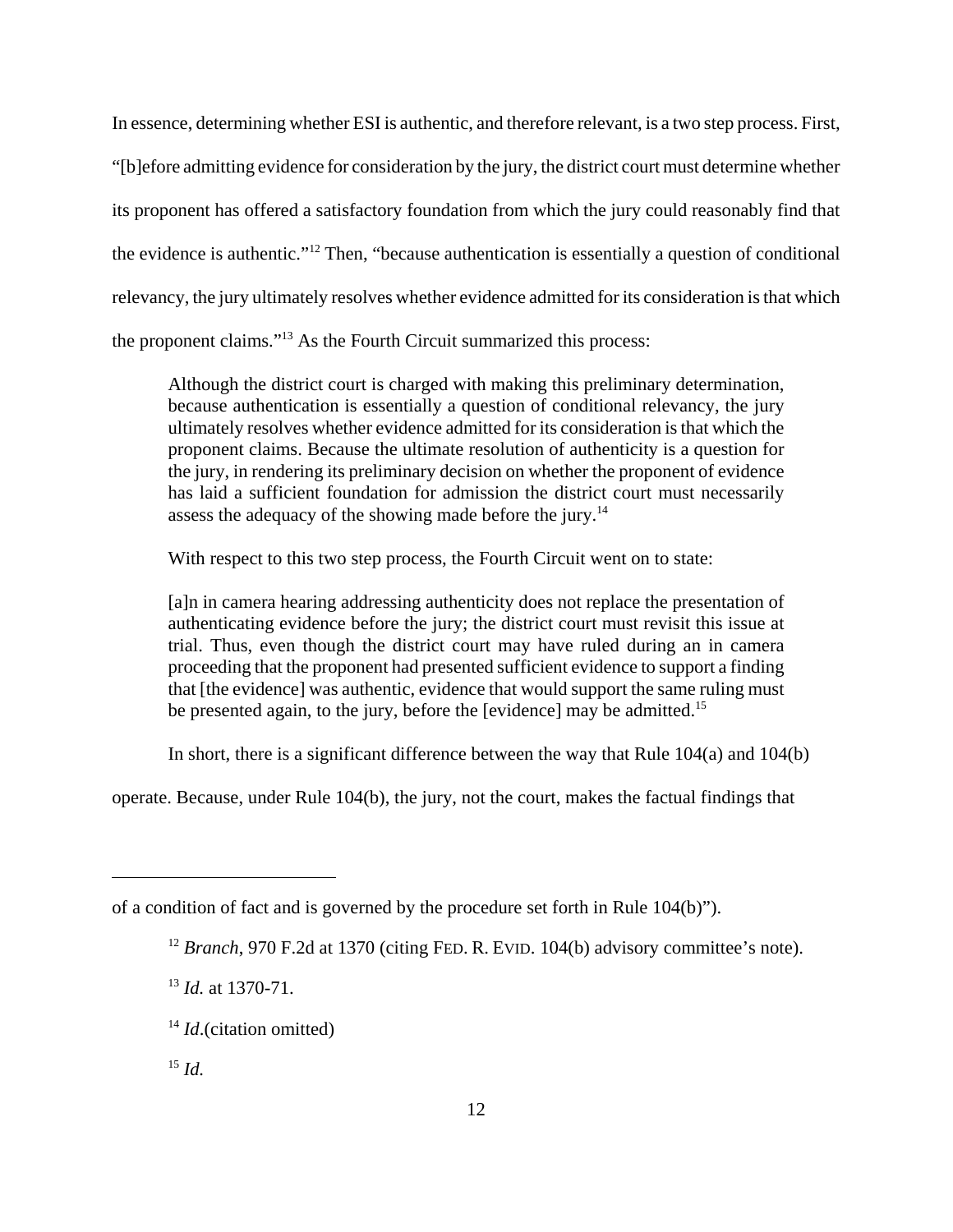In essence, determining whether ESI is authentic, and therefore relevant, is a two step process. First, "[b]efore admitting evidence for consideration by the jury, the district court must determine whether its proponent has offered a satisfactory foundation from which the jury could reasonably find that the evidence is authentic."[12] Then, "because authentication is essentially a question of conditional relevancy, the jury ultimately resolves whether evidence admitted for its consideration is that which the proponent claims."[13] As the Fourth Circuit summarized this process:

> Although the district court is charged with making this preliminary determination, because authentication is essentially a question of conditional relevancy, the jury ultimately resolves whether evidence admitted for its consideration is that which the proponent claims. Because the ultimate resolution of authenticity is a question for the jury, in rendering its preliminary decision on whether the proponent of evidence has laid a sufficient foundation for admission the district court must necessarily assess the adequacy of the showing made before the jury.[14]

With respect to this two step process, the Fourth Circuit went on to state:

> [a]n in camera hearing addressing authenticity does not replace the presentation of authenticating evidence before the jury; the district court must revisit this issue at trial. Thus, even though the district court may have ruled during an in camera proceeding that the proponent had presented sufficient evidence to support a finding that [the evidence] was authentic, evidence that would support the same ruling must be presented again, to the jury, before the [evidence] may be admitted.[15]

In short, there is a significant difference between the way that Rule 104(a) and 104(b) operate. Because, under Rule 104(b), the jury, not the court, makes the factual findings that

---

of a condition of fact and is governed by the procedure set forth in Rule 104(b)").

[12] *Branch*, 970 F.2d at 1370 (citing FED. R. EVID. 104(b) advisory committee's note).

[13] *Id.* at 1370-71.

[14] *Id*.(citation omitted)

[15] *Id.*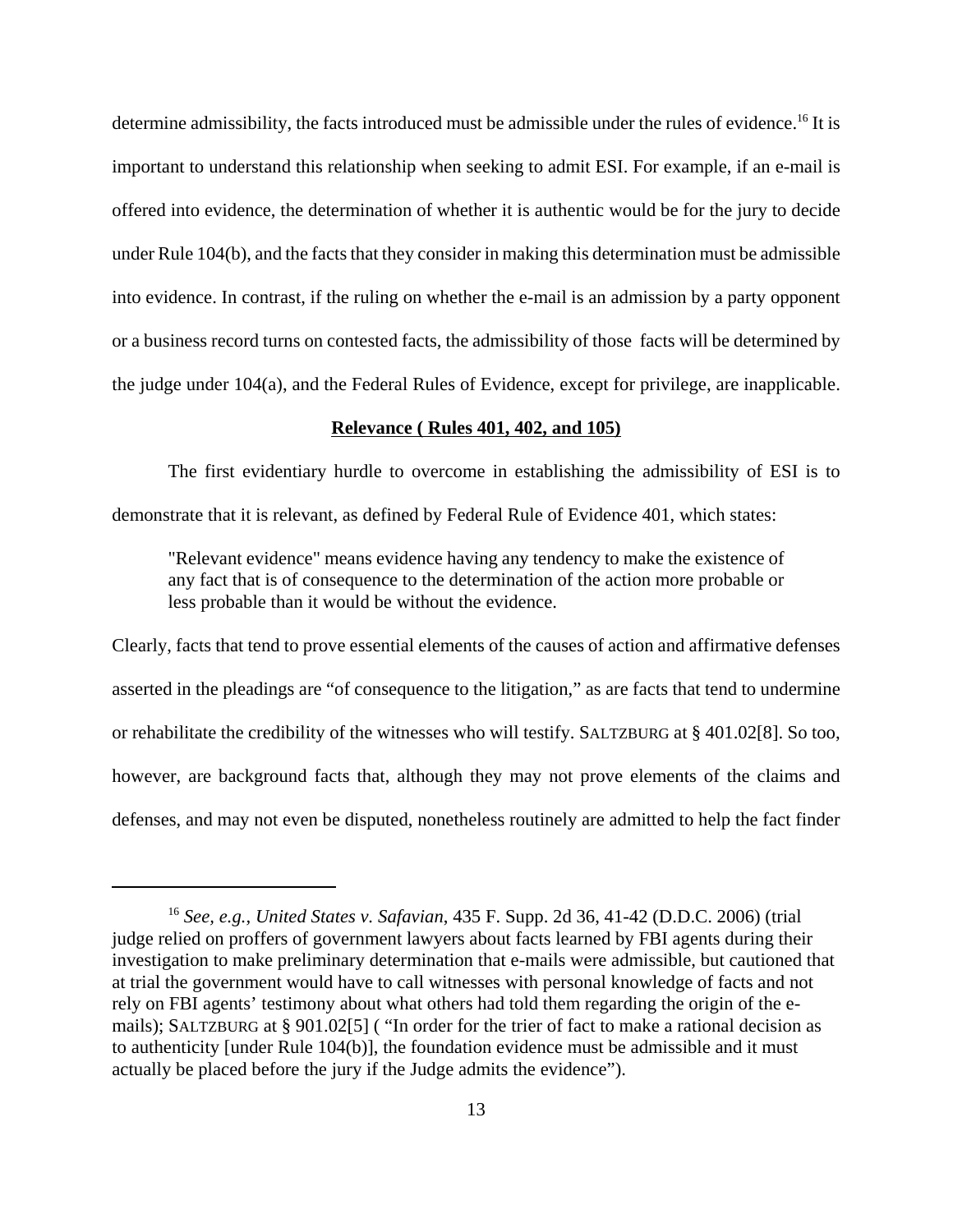determine admissibility, the facts introduced must be admissible under the rules of evidence.[16] It is important to understand this relationship when seeking to admit ESI. For example, if an e-mail is offered into evidence, the determination of whether it is authentic would be for the jury to decide under Rule 104(b), and the facts that they consider in making this determination must be admissible into evidence. In contrast, if the ruling on whether the e-mail is an admission by a party opponent or a business record turns on contested facts, the admissibility of those facts will be determined by the judge under 104(a), and the Federal Rules of Evidence, except for privilege, are inapplicable.

**Relevance ( Rules 401, 402, and 105)**

The first evidentiary hurdle to overcome in establishing the admissibility of ESI is to demonstrate that it is relevant, as defined by Federal Rule of Evidence 401, which states:

> "Relevant evidence" means evidence having any tendency to make the existence of any fact that is of consequence to the determination of the action more probable or less probable than it would be without the evidence.

Clearly, facts that tend to prove essential elements of the causes of action and affirmative defenses asserted in the pleadings are "of consequence to the litigation," as are facts that tend to undermine or rehabilitate the credibility of the witnesses who will testify. SALTZBURG at § 401.02[8]. So too, however, are background facts that, although they may not prove elements of the claims and defenses, and may not even be disputed, nonetheless routinely are admitted to help the fact finder

---

[16] *See, e.g., United States v. Safavian*, 435 F. Supp. 2d 36, 41-42 (D.D.C. 2006) (trial judge relied on proffers of government lawyers about facts learned by FBI agents during their investigation to make preliminary determination that e-mails were admissible, but cautioned that at trial the government would have to call witnesses with personal knowledge of facts and not rely on FBI agents' testimony about what others had told them regarding the origin of the e-mails); SALTZBURG at § 901.02[5] ( "In order for the trier of fact to make a rational decision as to authenticity [under Rule 104(b)], the foundation evidence must be admissible and it must actually be placed before the jury if the Judge admits the evidence").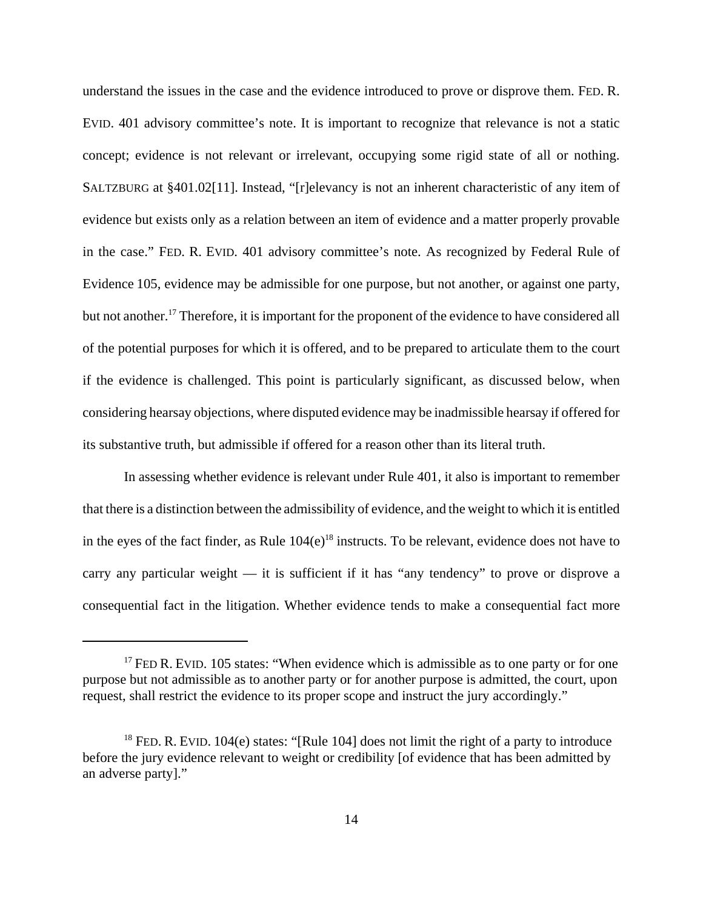understand the issues in the case and the evidence introduced to prove or disprove them. FED. R. EVID. 401 advisory committee's note. It is important to recognize that relevance is not a static concept; evidence is not relevant or irrelevant, occupying some rigid state of all or nothing. SALTZBURG at §401.02[11]. Instead, "[r]elevancy is not an inherent characteristic of any item of evidence but exists only as a relation between an item of evidence and a matter properly provable in the case." FED. R. EVID. 401 advisory committee's note. As recognized by Federal Rule of Evidence 105, evidence may be admissible for one purpose, but not another, or against one party, but not another.[17] Therefore, it is important for the proponent of the evidence to have considered all of the potential purposes for which it is offered, and to be prepared to articulate them to the court if the evidence is challenged. This point is particularly significant, as discussed below, when considering hearsay objections, where disputed evidence may be inadmissible hearsay if offered for its substantive truth, but admissible if offered for a reason other than its literal truth.

In assessing whether evidence is relevant under Rule 401, it also is important to remember that there is a distinction between the admissibility of evidence, and the weight to which it is entitled in the eyes of the fact finder, as Rule 104(e)[18] instructs. To be relevant, evidence does not have to carry any particular weight — it is sufficient if it has "any tendency" to prove or disprove a consequential fact in the litigation. Whether evidence tends to make a consequential fact more

---

[17] FED R. EVID. 105 states: "When evidence which is admissible as to one party or for one purpose but not admissible as to another party or for another purpose is admitted, the court, upon request, shall restrict the evidence to its proper scope and instruct the jury accordingly."

[18] FED. R. EVID. 104(e) states: "[Rule 104] does not limit the right of a party to introduce before the jury evidence relevant to weight or credibility [of evidence that has been admitted by an adverse party]."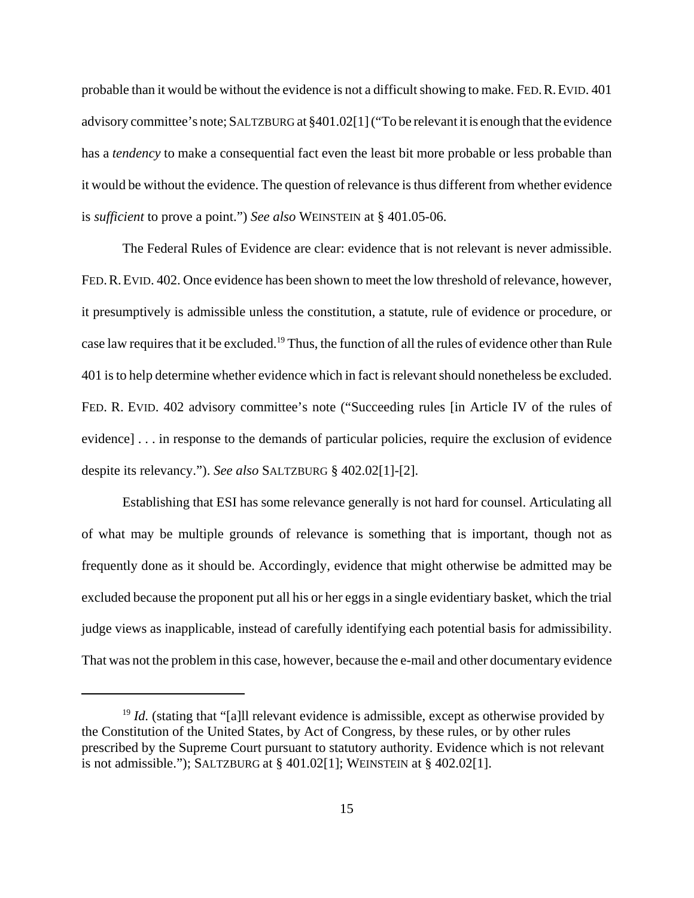probable than it would be without the evidence is not a difficult showing to make. FED. R. EVID. 401 advisory committee's note; SALTZBURG at §401.02[1] ("To be relevant it is enough that the evidence has a *tendency* to make a consequential fact even the least bit more probable or less probable than it would be without the evidence. The question of relevance is thus different from whether evidence is *sufficient* to prove a point.") *See also* WEINSTEIN at § 401.05-06.

The Federal Rules of Evidence are clear: evidence that is not relevant is never admissible. FED. R. EVID. 402. Once evidence has been shown to meet the low threshold of relevance, however, it presumptively is admissible unless the constitution, a statute, rule of evidence or procedure, or case law requires that it be excluded.[19] Thus, the function of all the rules of evidence other than Rule 401 is to help determine whether evidence which in fact is relevant should nonetheless be excluded. FED. R. EVID. 402 advisory committee's note ("Succeeding rules [in Article IV of the rules of evidence] . . . in response to the demands of particular policies, require the exclusion of evidence despite its relevancy."). *See also* SALTZBURG § 402.02[1]-[2].

Establishing that ESI has some relevance generally is not hard for counsel. Articulating all of what may be multiple grounds of relevance is something that is important, though not as frequently done as it should be. Accordingly, evidence that might otherwise be admitted may be excluded because the proponent put all his or her eggs in a single evidentiary basket, which the trial judge views as inapplicable, instead of carefully identifying each potential basis for admissibility. That was not the problem in this case, however, because the e-mail and other documentary evidence

---

[19] *Id.* (stating that "[a]ll relevant evidence is admissible, except as otherwise provided by the Constitution of the United States, by Act of Congress, by these rules, or by other rules prescribed by the Supreme Court pursuant to statutory authority. Evidence which is not relevant is not admissible."); SALTZBURG at § 401.02[1]; WEINSTEIN at § 402.02[1].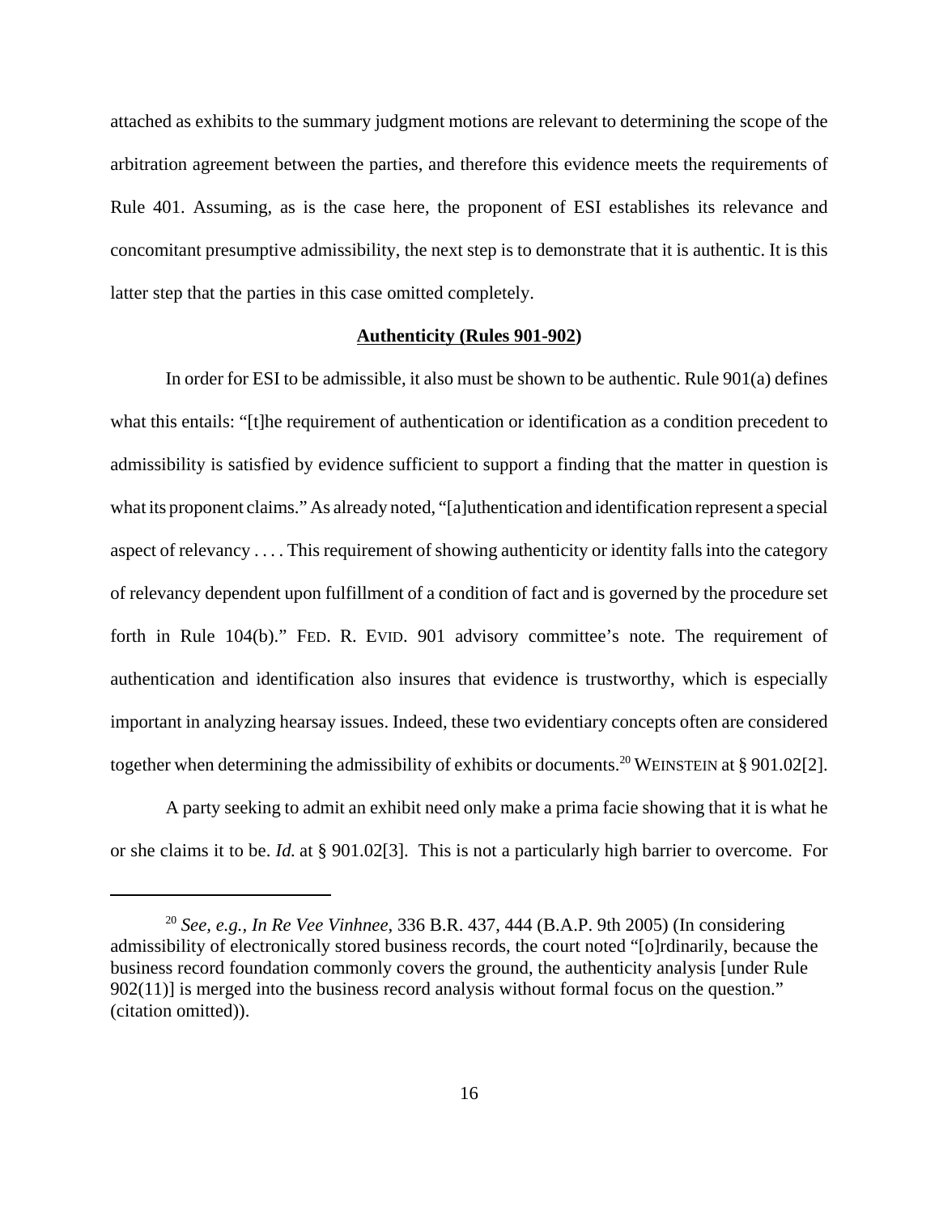attached as exhibits to the summary judgment motions are relevant to determining the scope of the arbitration agreement between the parties, and therefore this evidence meets the requirements of Rule 401. Assuming, as is the case here, the proponent of ESI establishes its relevance and concomitant presumptive admissibility, the next step is to demonstrate that it is authentic. It is this latter step that the parties in this case omitted completely.

**Authenticity (Rules 901-902)**

In order for ESI to be admissible, it also must be shown to be authentic. Rule 901(a) defines what this entails: "[t]he requirement of authentication or identification as a condition precedent to admissibility is satisfied by evidence sufficient to support a finding that the matter in question is what its proponent claims." As already noted, "[a]uthentication and identification represent a special aspect of relevancy . . . . This requirement of showing authenticity or identity falls into the category of relevancy dependent upon fulfillment of a condition of fact and is governed by the procedure set forth in Rule 104(b)." FED. R. EVID. 901 advisory committee's note. The requirement of authentication and identification also insures that evidence is trustworthy, which is especially important in analyzing hearsay issues. Indeed, these two evidentiary concepts often are considered together when determining the admissibility of exhibits or documents.[20] WEINSTEIN at § 901.02[2].

A party seeking to admit an exhibit need only make a prima facie showing that it is what he or she claims it to be. *Id.* at § 901.02[3]. This is not a particularly high barrier to overcome. For

---

[20] *See, e.g.*, *In Re Vee Vinhnee*, 336 B.R. 437, 444 (B.A.P. 9th 2005) (In considering admissibility of electronically stored business records, the court noted "[o]rdinarily, because the business record foundation commonly covers the ground, the authenticity analysis [under Rule 902(11)] is merged into the business record analysis without formal focus on the question." (citation omitted)).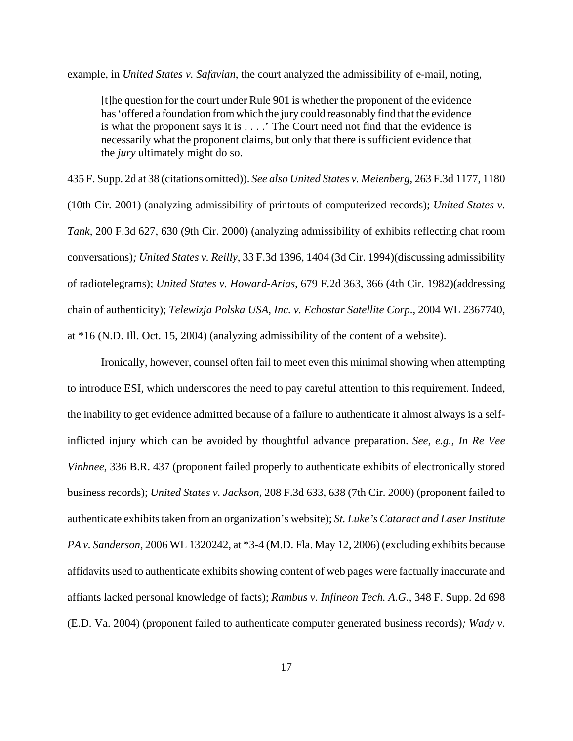example, in *United States v. Safavian*, the court analyzed the admissibility of e-mail, noting,

> [t]he question for the court under Rule 901 is whether the proponent of the evidence has 'offered a foundation from which the jury could reasonably find that the evidence is what the proponent says it is . . . .' The Court need not find that the evidence is necessarily what the proponent claims, but only that there is sufficient evidence that the *jury* ultimately might do so.

435 F. Supp. 2d at 38 (citations omitted)). *See also United States v. Meienberg*, 263 F.3d 1177, 1180 (10th Cir. 2001) (analyzing admissibility of printouts of computerized records); *United States v. Tank*, 200 F.3d 627, 630 (9th Cir. 2000) (analyzing admissibility of exhibits reflecting chat room conversations)*; United States v. Reilly*, 33 F.3d 1396, 1404 (3d Cir. 1994)(discussing admissibility of radiotelegrams); *United States v. Howard-Arias*, 679 F.2d 363, 366 (4th Cir. 1982)(addressing chain of authenticity); *Telewizja Polska USA, Inc. v. Echostar Satellite Corp*., 2004 WL 2367740, at *16 (N.D. Ill. Oct. 15, 2004) (analyzing admissibility of the content of a website).

Ironically, however, counsel often fail to meet even this minimal showing when attempting to introduce ESI, which underscores the need to pay careful attention to this requirement. Indeed, the inability to get evidence admitted because of a failure to authenticate it almost always is a self-inflicted injury which can be avoided by thoughtful advance preparation. *See, e.g., In Re Vee Vinhnee*, 336 B.R. 437 (proponent failed properly to authenticate exhibits of electronically stored business records); *United States v. Jackson*, 208 F.3d 633, 638 (7th Cir. 2000) (proponent failed to authenticate exhibits taken from an organization's website); *St. Luke's Cataract and Laser Institute PA v. Sanderson*, 2006 WL 1320242, at *3-4 (M.D. Fla. May 12, 2006) (excluding exhibits because affidavits used to authenticate exhibits showing content of web pages were factually inaccurate and affiants lacked personal knowledge of facts); *Rambus v. Infineon Tech. A.G.*, 348 F. Supp. 2d 698 (E.D. Va. 2004) (proponent failed to authenticate computer generated business records)*; Wady v.*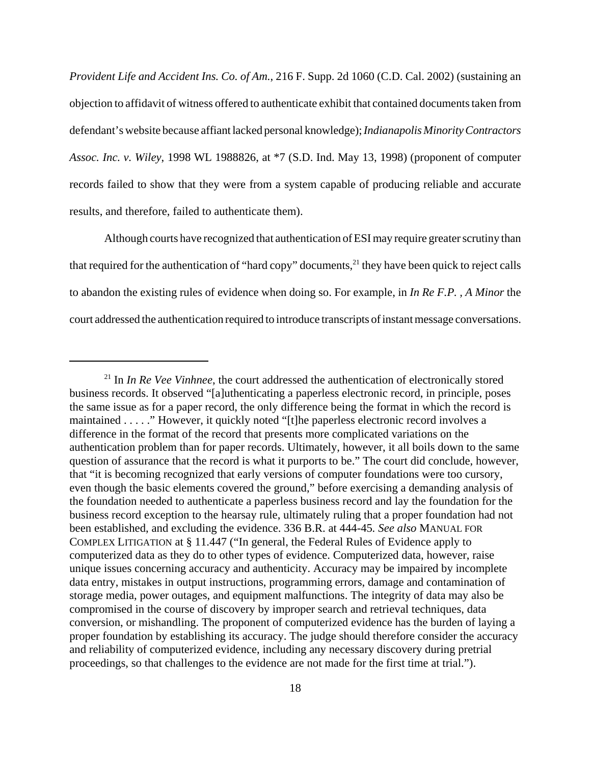*Provident Life and Accident Ins. Co. of Am.*, 216 F. Supp. 2d 1060 (C.D. Cal. 2002) (sustaining an objection to affidavit of witness offered to authenticate exhibit that contained documents taken from defendant's website because affiant lacked personal knowledge); *Indianapolis Minority Contractors Assoc. Inc. v. Wiley*, 1998 WL 1988826, at *7 (S.D. Ind. May 13, 1998) (proponent of computer records failed to show that they were from a system capable of producing reliable and accurate results, and therefore, failed to authenticate them).

Although courts have recognized that authentication of ESI may require greater scrutiny than that required for the authentication of "hard copy" documents,[21] they have been quick to reject calls to abandon the existing rules of evidence when doing so. For example, in *In Re F.P. , A Minor* the court addressed the authentication required to introduce transcripts of instant message conversations.

---

[21] In *In Re Vee Vinhnee*, the court addressed the authentication of electronically stored business records. It observed "[a]uthenticating a paperless electronic record, in principle, poses the same issue as for a paper record, the only difference being the format in which the record is maintained . . . . ." However, it quickly noted "[t]he paperless electronic record involves a difference in the format of the record that presents more complicated variations on the authentication problem than for paper records. Ultimately, however, it all boils down to the same question of assurance that the record is what it purports to be." The court did conclude, however, that "it is becoming recognized that early versions of computer foundations were too cursory, even though the basic elements covered the ground," before exercising a demanding analysis of the foundation needed to authenticate a paperless business record and lay the foundation for the business record exception to the hearsay rule, ultimately ruling that a proper foundation had not been established, and excluding the evidence. 336 B.R. at 444-45. *See also* MANUAL FOR COMPLEX LITIGATION at § 11.447 ("In general, the Federal Rules of Evidence apply to computerized data as they do to other types of evidence. Computerized data, however, raise unique issues concerning accuracy and authenticity. Accuracy may be impaired by incomplete data entry, mistakes in output instructions, programming errors, damage and contamination of storage media, power outages, and equipment malfunctions. The integrity of data may also be compromised in the course of discovery by improper search and retrieval techniques, data conversion, or mishandling. The proponent of computerized evidence has the burden of laying a proper foundation by establishing its accuracy. The judge should therefore consider the accuracy and reliability of computerized evidence, including any necessary discovery during pretrial proceedings, so that challenges to the evidence are not made for the first time at trial.").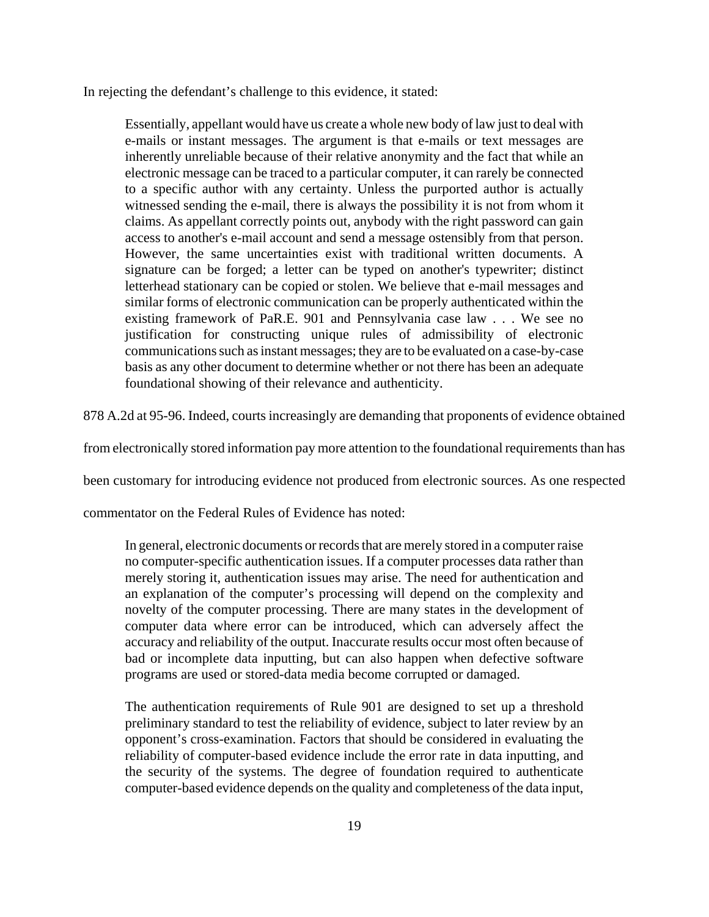In rejecting the defendant's challenge to this evidence, it stated:

> Essentially, appellant would have us create a whole new body of law just to deal with e-mails or instant messages. The argument is that e-mails or text messages are inherently unreliable because of their relative anonymity and the fact that while an electronic message can be traced to a particular computer, it can rarely be connected to a specific author with any certainty. Unless the purported author is actually witnessed sending the e-mail, there is always the possibility it is not from whom it claims. As appellant correctly points out, anybody with the right password can gain access to another's e-mail account and send a message ostensibly from that person. However, the same uncertainties exist with traditional written documents. A signature can be forged; a letter can be typed on another's typewriter; distinct letterhead stationary can be copied or stolen. We believe that e-mail messages and similar forms of electronic communication can be properly authenticated within the existing framework of PaR.E. 901 and Pennsylvania case law . . . We see no justification for constructing unique rules of admissibility of electronic communications such as instant messages; they are to be evaluated on a case-by-case basis as any other document to determine whether or not there has been an adequate foundational showing of their relevance and authenticity.

878 A.2d at 95-96. Indeed, courts increasingly are demanding that proponents of evidence obtained from electronically stored information pay more attention to the foundational requirements than has been customary for introducing evidence not produced from electronic sources. As one respected commentator on the Federal Rules of Evidence has noted:

> In general, electronic documents or records that are merely stored in a computer raise no computer-specific authentication issues. If a computer processes data rather than merely storing it, authentication issues may arise. The need for authentication and an explanation of the computer's processing will depend on the complexity and novelty of the computer processing. There are many states in the development of computer data where error can be introduced, which can adversely affect the accuracy and reliability of the output. Inaccurate results occur most often because of bad or incomplete data inputting, but can also happen when defective software programs are used or stored-data media become corrupted or damaged.
>
> The authentication requirements of Rule 901 are designed to set up a threshold preliminary standard to test the reliability of evidence, subject to later review by an opponent's cross-examination. Factors that should be considered in evaluating the reliability of computer-based evidence include the error rate in data inputting, and the security of the systems. The degree of foundation required to authenticate computer-based evidence depends on the quality and completeness of the data input,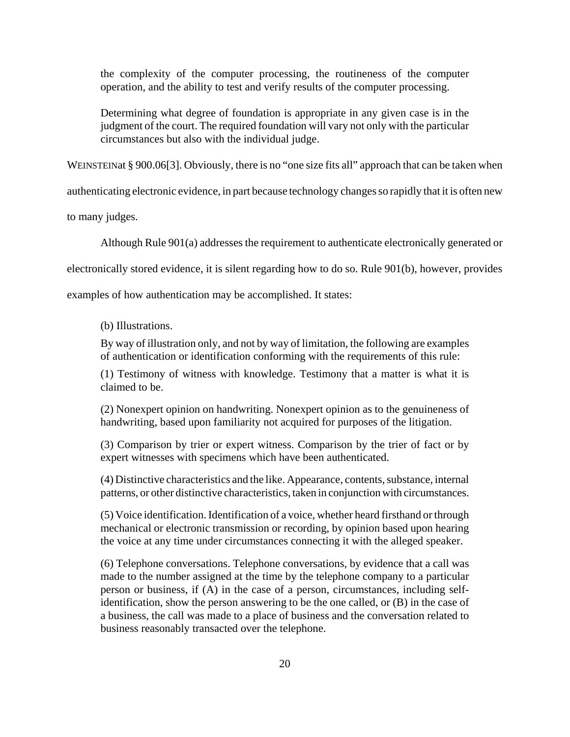> the complexity of the computer processing, the routineness of the computer operation, and the ability to test and verify results of the computer processing.
>
> Determining what degree of foundation is appropriate in any given case is in the judgment of the court. The required foundation will vary not only with the particular circumstances but also with the individual judge.

WEINSTEINat § 900.06[3]. Obviously, there is no "one size fits all" approach that can be taken when authenticating electronic evidence, in part because technology changes so rapidly that it is often new to many judges.

Although Rule 901(a) addresses the requirement to authenticate electronically generated or electronically stored evidence, it is silent regarding how to do so. Rule 901(b), however, provides examples of how authentication may be accomplished. It states:

> (b) Illustrations.
>
> By way of illustration only, and not by way of limitation, the following are examples of authentication or identification conforming with the requirements of this rule:
>
> (1) Testimony of witness with knowledge. Testimony that a matter is what it is claimed to be.
>
> (2) Nonexpert opinion on handwriting. Nonexpert opinion as to the genuineness of handwriting, based upon familiarity not acquired for purposes of the litigation.
>
> (3) Comparison by trier or expert witness. Comparison by the trier of fact or by expert witnesses with specimens which have been authenticated.
>
> (4) Distinctive characteristics and the like. Appearance, contents, substance, internal patterns, or other distinctive characteristics, taken in conjunction with circumstances.
>
> (5) Voice identification. Identification of a voice, whether heard firsthand or through mechanical or electronic transmission or recording, by opinion based upon hearing the voice at any time under circumstances connecting it with the alleged speaker.
>
> (6) Telephone conversations. Telephone conversations, by evidence that a call was made to the number assigned at the time by the telephone company to a particular person or business, if (A) in the case of a person, circumstances, including self-identification, show the person answering to be the one called, or (B) in the case of a business, the call was made to a place of business and the conversation related to business reasonably transacted over the telephone.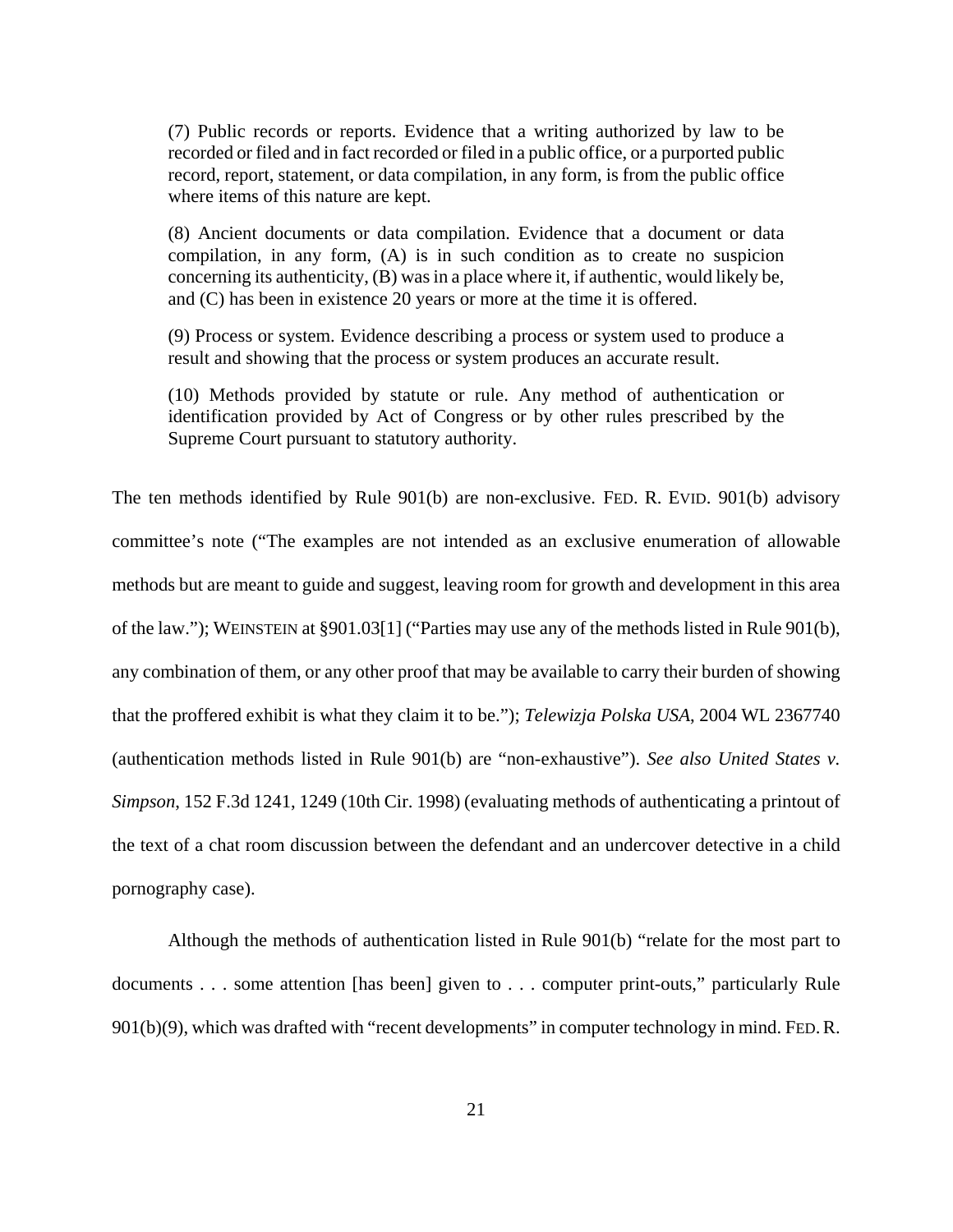> (7) Public records or reports. Evidence that a writing authorized by law to be recorded or filed and in fact recorded or filed in a public office, or a purported public record, report, statement, or data compilation, in any form, is from the public office where items of this nature are kept.
>
> (8) Ancient documents or data compilation. Evidence that a document or data compilation, in any form, (A) is in such condition as to create no suspicion concerning its authenticity, (B) was in a place where it, if authentic, would likely be, and (C) has been in existence 20 years or more at the time it is offered.
>
> (9) Process or system. Evidence describing a process or system used to produce a result and showing that the process or system produces an accurate result.
>
> (10) Methods provided by statute or rule. Any method of authentication or identification provided by Act of Congress or by other rules prescribed by the Supreme Court pursuant to statutory authority.

The ten methods identified by Rule 901(b) are non-exclusive. FED. R. EVID. 901(b) advisory committee's note ("The examples are not intended as an exclusive enumeration of allowable methods but are meant to guide and suggest, leaving room for growth and development in this area of the law."); WEINSTEIN at §901.03[1] ("Parties may use any of the methods listed in Rule 901(b), any combination of them, or any other proof that may be available to carry their burden of showing that the proffered exhibit is what they claim it to be."); *Telewizja Polska USA*, 2004 WL 2367740 (authentication methods listed in Rule 901(b) are "non-exhaustive"). *See also United States v. Simpson*, 152 F.3d 1241, 1249 (10th Cir. 1998) (evaluating methods of authenticating a printout of the text of a chat room discussion between the defendant and an undercover detective in a child pornography case).

Although the methods of authentication listed in Rule 901(b) "relate for the most part to documents . . . some attention [has been] given to . . . computer print-outs," particularly Rule 901(b)(9), which was drafted with "recent developments" in computer technology in mind. FED. R.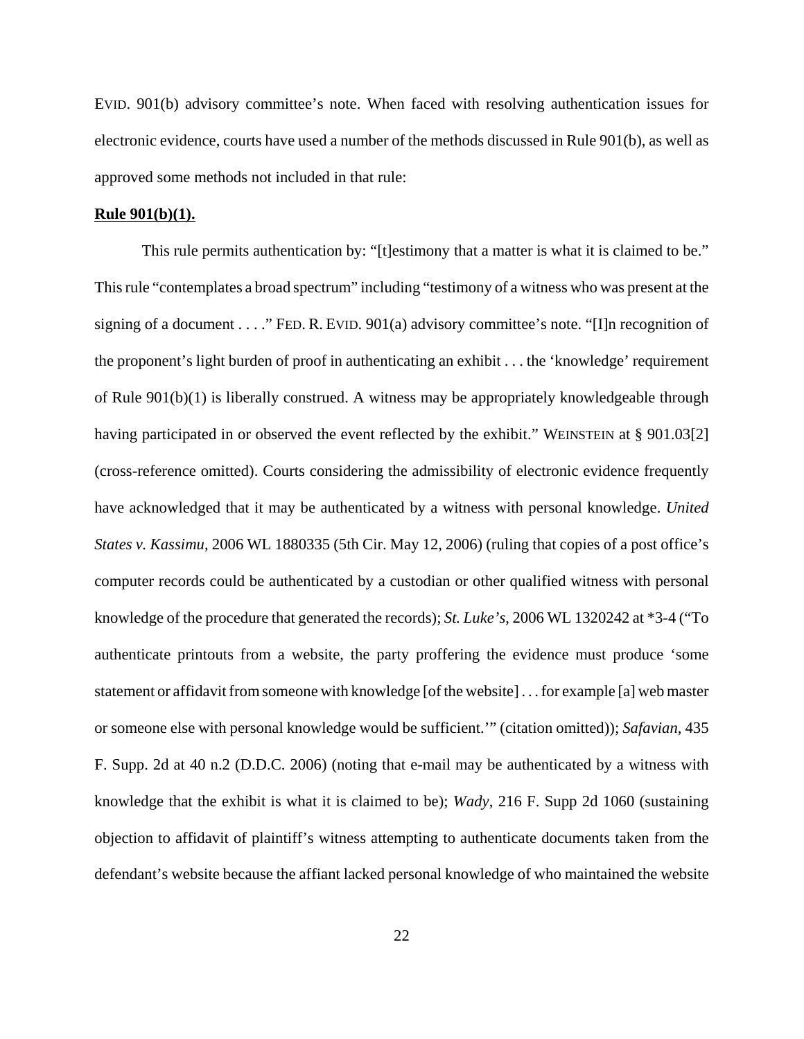EVID. 901(b) advisory committee's note. When faced with resolving authentication issues for electronic evidence, courts have used a number of the methods discussed in Rule 901(b), as well as approved some methods not included in that rule:

**Rule 901(b)(1).**

This rule permits authentication by: "[t]estimony that a matter is what it is claimed to be." This rule "contemplates a broad spectrum" including "testimony of a witness who was present at the signing of a document . . . ." FED. R. EVID. 901(a) advisory committee's note. "[I]n recognition of the proponent's light burden of proof in authenticating an exhibit . . . the 'knowledge' requirement of Rule 901(b)(1) is liberally construed. A witness may be appropriately knowledgeable through having participated in or observed the event reflected by the exhibit." WEINSTEIN at § 901.03[2] (cross-reference omitted). Courts considering the admissibility of electronic evidence frequently have acknowledged that it may be authenticated by a witness with personal knowledge. *United States v. Kassimu*, 2006 WL 1880335 (5th Cir. May 12, 2006) (ruling that copies of a post office's computer records could be authenticated by a custodian or other qualified witness with personal knowledge of the procedure that generated the records); *St. Luke's*, 2006 WL 1320242 at *3-4 ("To authenticate printouts from a website, the party proffering the evidence must produce 'some statement or affidavit from someone with knowledge [of the website] . . . for example [a] web master or someone else with personal knowledge would be sufficient.'" (citation omitted)); *Safavian*, 435 F. Supp. 2d at 40 n.2 (D.D.C. 2006) (noting that e-mail may be authenticated by a witness with knowledge that the exhibit is what it is claimed to be); *Wady*, 216 F. Supp 2d 1060 (sustaining objection to affidavit of plaintiff's witness attempting to authenticate documents taken from the defendant's website because the affiant lacked personal knowledge of who maintained the website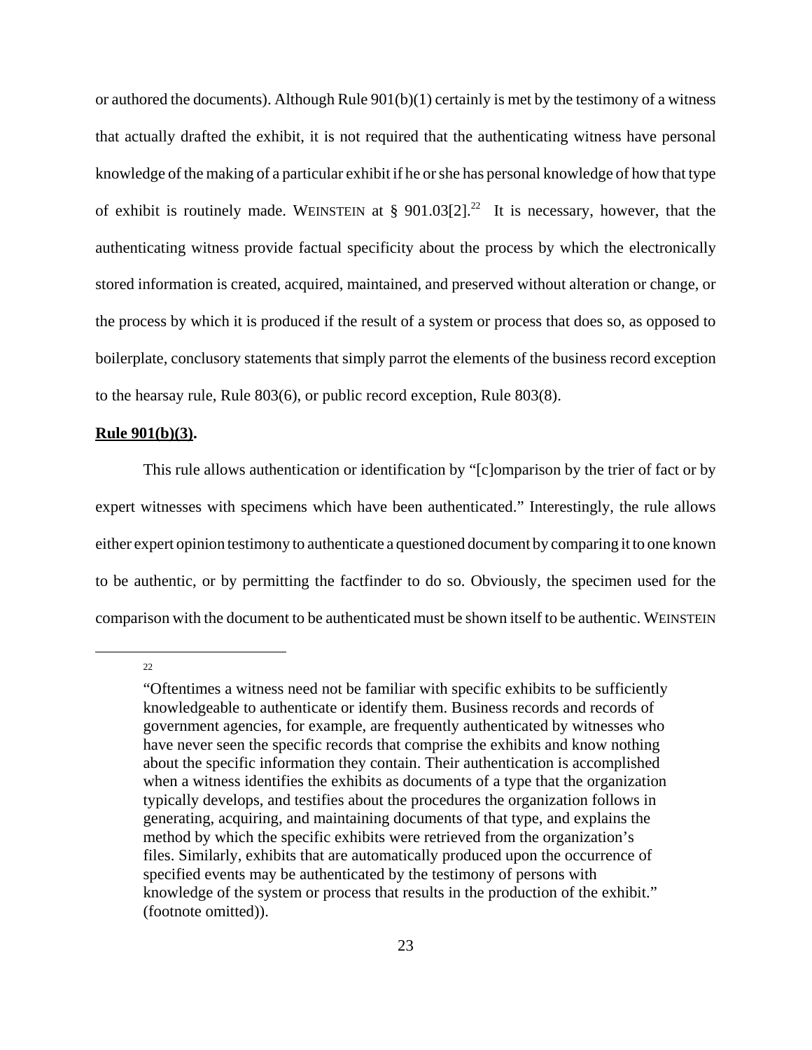or authored the documents). Although Rule 901(b)(1) certainly is met by the testimony of a witness that actually drafted the exhibit, it is not required that the authenticating witness have personal knowledge of the making of a particular exhibit if he or she has personal knowledge of how that type of exhibit is routinely made. WEINSTEIN at § 901.03[2].[22] It is necessary, however, that the authenticating witness provide factual specificity about the process by which the electronically stored information is created, acquired, maintained, and preserved without alteration or change, or the process by which it is produced if the result of a system or process that does so, as opposed to boilerplate, conclusory statements that simply parrot the elements of the business record exception to the hearsay rule, Rule 803(6), or public record exception, Rule 803(8).

**Rule 901(b)(3).**

This rule allows authentication or identification by "[c]omparison by the trier of fact or by expert witnesses with specimens which have been authenticated." Interestingly, the rule allows either expert opinion testimony to authenticate a questioned document by comparing it to one known to be authentic, or by permitting the factfinder to do so. Obviously, the specimen used for the comparison with the document to be authenticated must be shown itself to be authentic. WEINSTEIN

---

[22] "Oftentimes a witness need not be familiar with specific exhibits to be sufficiently knowledgeable to authenticate or identify them. Business records and records of government agencies, for example, are frequently authenticated by witnesses who have never seen the specific records that comprise the exhibits and know nothing about the specific information they contain. Their authentication is accomplished when a witness identifies the exhibits as documents of a type that the organization typically develops, and testifies about the procedures the organization follows in generating, acquiring, and maintaining documents of that type, and explains the method by which the specific exhibits were retrieved from the organization's files. Similarly, exhibits that are automatically produced upon the occurrence of specified events may be authenticated by the testimony of persons with knowledge of the system or process that results in the production of the exhibit." (footnote omitted)).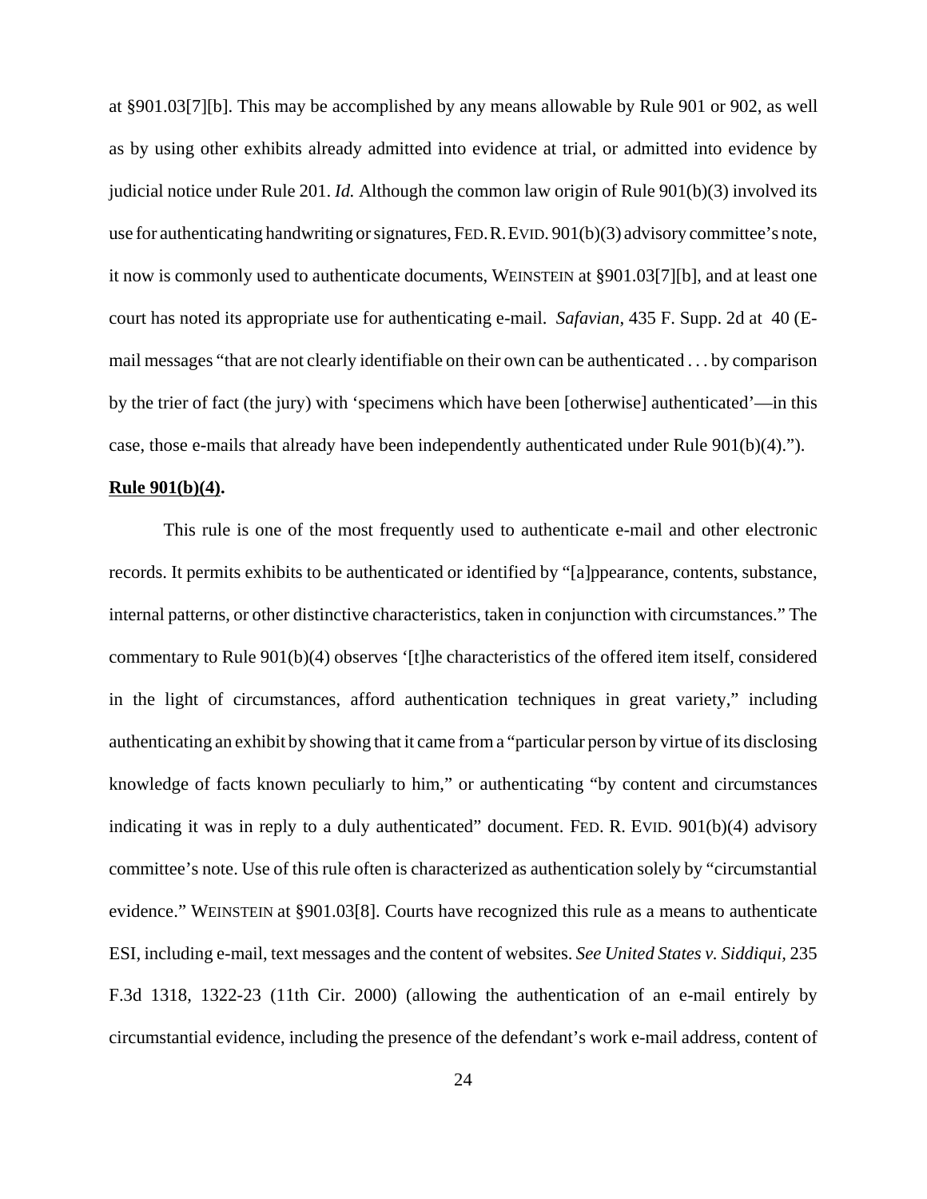at §901.03[7][b]. This may be accomplished by any means allowable by Rule 901 or 902, as well as by using other exhibits already admitted into evidence at trial, or admitted into evidence by judicial notice under Rule 201. *Id.* Although the common law origin of Rule 901(b)(3) involved its use for authenticating handwriting or signatures, FED. R. EVID. 901(b)(3) advisory committee's note, it now is commonly used to authenticate documents, WEINSTEIN at §901.03[7][b], and at least one court has noted its appropriate use for authenticating e-mail. *Safavian*, 435 F. Supp. 2d at 40 (E-mail messages "that are not clearly identifiable on their own can be authenticated . . . by comparison by the trier of fact (the jury) with 'specimens which have been [otherwise] authenticated'—in this case, those e-mails that already have been independently authenticated under Rule 901(b)(4).").

**Rule 901(b)(4).**

This rule is one of the most frequently used to authenticate e-mail and other electronic records. It permits exhibits to be authenticated or identified by "[a]ppearance, contents, substance, internal patterns, or other distinctive characteristics, taken in conjunction with circumstances." The commentary to Rule 901(b)(4) observes '[t]he characteristics of the offered item itself, considered in the light of circumstances, afford authentication techniques in great variety," including authenticating an exhibit by showing that it came from a "particular person by virtue of its disclosing knowledge of facts known peculiarly to him," or authenticating "by content and circumstances indicating it was in reply to a duly authenticated" document. FED. R. EVID. 901(b)(4) advisory committee's note. Use of this rule often is characterized as authentication solely by "circumstantial evidence." WEINSTEIN at §901.03[8]. Courts have recognized this rule as a means to authenticate ESI, including e-mail, text messages and the content of websites. *See United States v. Siddiqui*, 235 F.3d 1318, 1322-23 (11th Cir. 2000) (allowing the authentication of an e-mail entirely by circumstantial evidence, including the presence of the defendant's work e-mail address, content of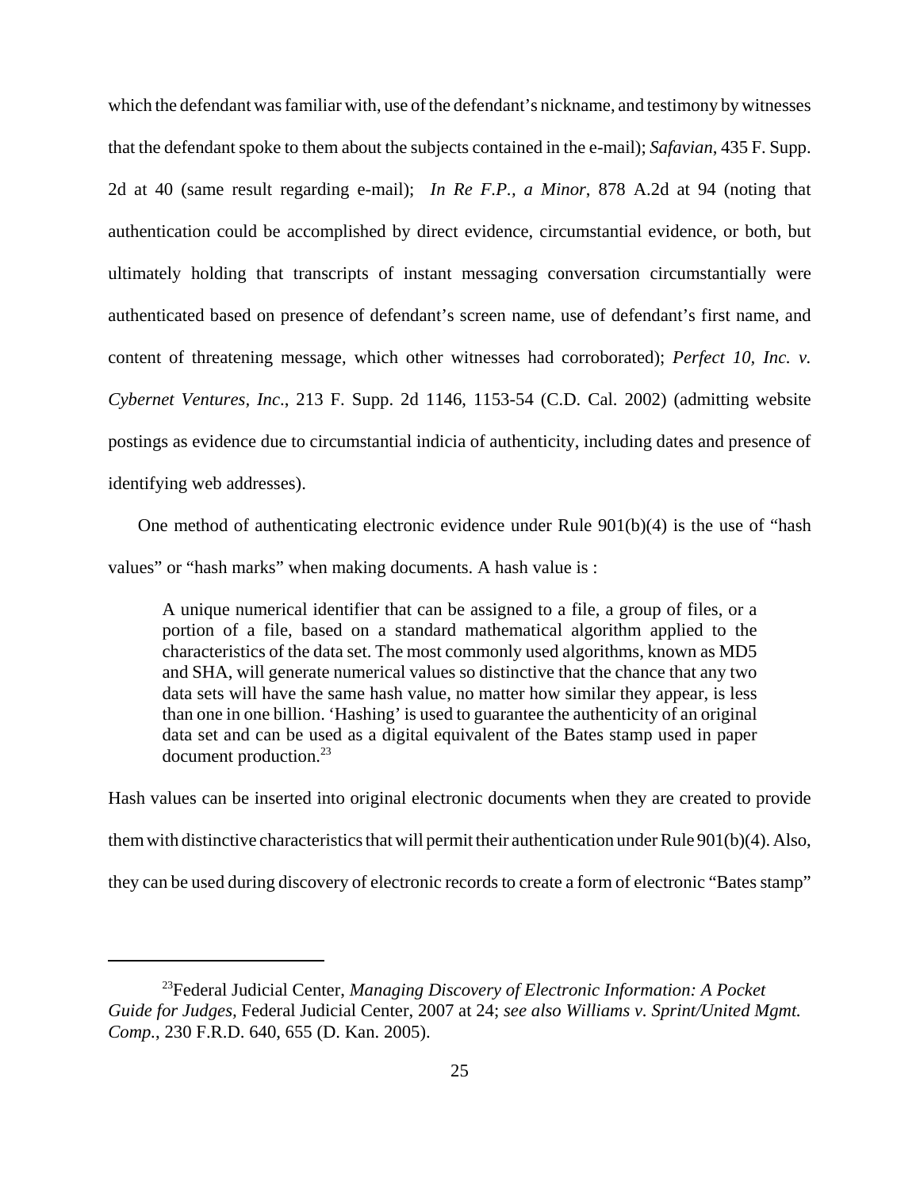which the defendant was familiar with, use of the defendant's nickname, and testimony by witnesses that the defendant spoke to them about the subjects contained in the e-mail); *Safavian*, 435 F. Supp. 2d at 40 (same result regarding e-mail); *In Re F.P., a Minor*, 878 A.2d at 94 (noting that authentication could be accomplished by direct evidence, circumstantial evidence, or both, but ultimately holding that transcripts of instant messaging conversation circumstantially were authenticated based on presence of defendant's screen name, use of defendant's first name, and content of threatening message, which other witnesses had corroborated); *Perfect 10, Inc. v. Cybernet Ventures, Inc*., 213 F. Supp. 2d 1146, 1153-54 (C.D. Cal. 2002) (admitting website postings as evidence due to circumstantial indicia of authenticity, including dates and presence of identifying web addresses).

One method of authenticating electronic evidence under Rule 901(b)(4) is the use of "hash values" or "hash marks" when making documents. A hash value is :

> A unique numerical identifier that can be assigned to a file, a group of files, or a portion of a file, based on a standard mathematical algorithm applied to the characteristics of the data set. The most commonly used algorithms, known as MD5 and SHA, will generate numerical values so distinctive that the chance that any two data sets will have the same hash value, no matter how similar they appear, is less than one in one billion. 'Hashing' is used to guarantee the authenticity of an original data set and can be used as a digital equivalent of the Bates stamp used in paper document production.[23]

Hash values can be inserted into original electronic documents when they are created to provide them with distinctive characteristics that will permit their authentication under Rule 901(b)(4). Also, they can be used during discovery of electronic records to create a form of electronic "Bates stamp"

---

[23]Federal Judicial Center, *Managing Discovery of Electronic Information: A Pocket Guide for Judges,* Federal Judicial Center, 2007 at 24; *see also Williams v. Sprint/United Mgmt. Comp.*, 230 F.R.D. 640, 655 (D. Kan. 2005).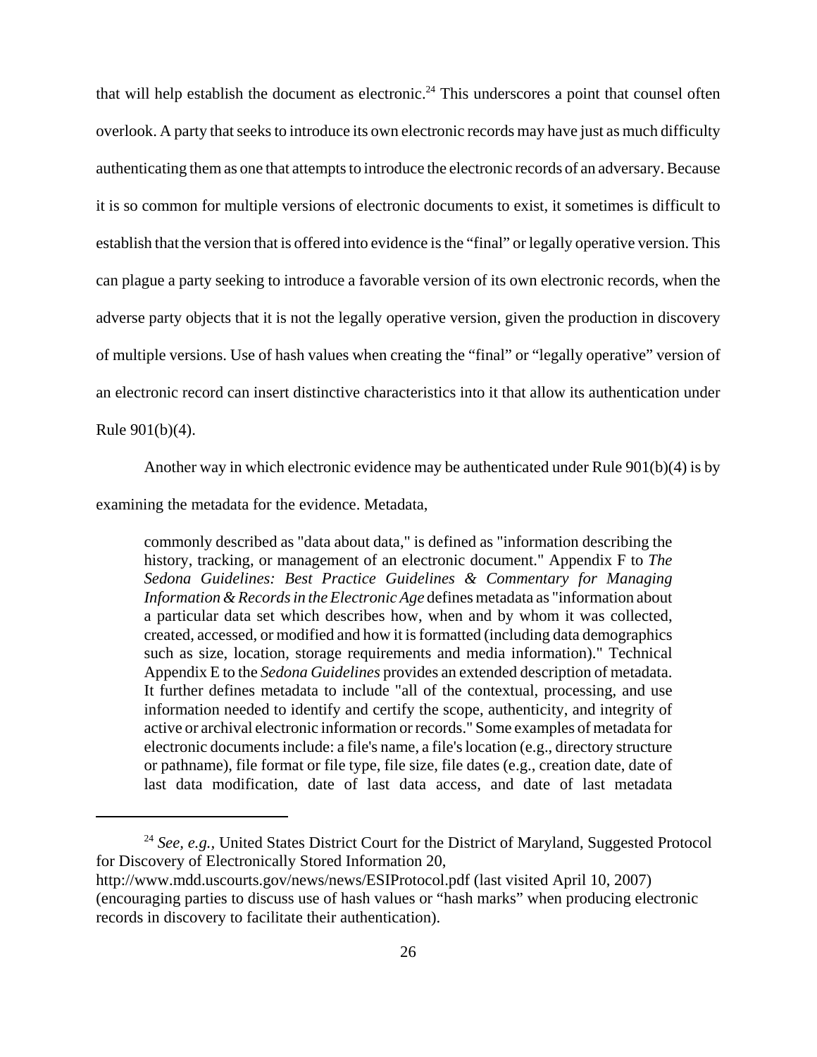that will help establish the document as electronic.[24] This underscores a point that counsel often overlook. A party that seeks to introduce its own electronic records may have just as much difficulty authenticating them as one that attempts to introduce the electronic records of an adversary. Because it is so common for multiple versions of electronic documents to exist, it sometimes is difficult to establish that the version that is offered into evidence is the "final" or legally operative version. This can plague a party seeking to introduce a favorable version of its own electronic records, when the adverse party objects that it is not the legally operative version, given the production in discovery of multiple versions. Use of hash values when creating the "final" or "legally operative" version of an electronic record can insert distinctive characteristics into it that allow its authentication under Rule 901(b)(4).

Another way in which electronic evidence may be authenticated under Rule 901(b)(4) is by examining the metadata for the evidence. Metadata,

> commonly described as "data about data," is defined as "information describing the history, tracking, or management of an electronic document." Appendix F to *The Sedona Guidelines: Best Practice Guidelines & Commentary for Managing Information & Records in the Electronic Age* defines metadata as "information about a particular data set which describes how, when and by whom it was collected, created, accessed, or modified and how it is formatted (including data demographics such as size, location, storage requirements and media information)." Technical Appendix E to the *Sedona Guidelines* provides an extended description of metadata. It further defines metadata to include "all of the contextual, processing, and use information needed to identify and certify the scope, authenticity, and integrity of active or archival electronic information or records." Some examples of metadata for electronic documents include: a file's name, a file's location (e.g., directory structure or pathname), file format or file type, file size, file dates (e.g., creation date, date of last data modification, date of last data access, and date of last metadata

---

[24] *See, e.g.,* United States District Court for the District of Maryland, Suggested Protocol for Discovery of Electronically Stored Information 20, http://www.mdd.uscourts.gov/news/news/ESIProtocol.pdf (last visited April 10, 2007) (encouraging parties to discuss use of hash values or "hash marks" when producing electronic records in discovery to facilitate their authentication).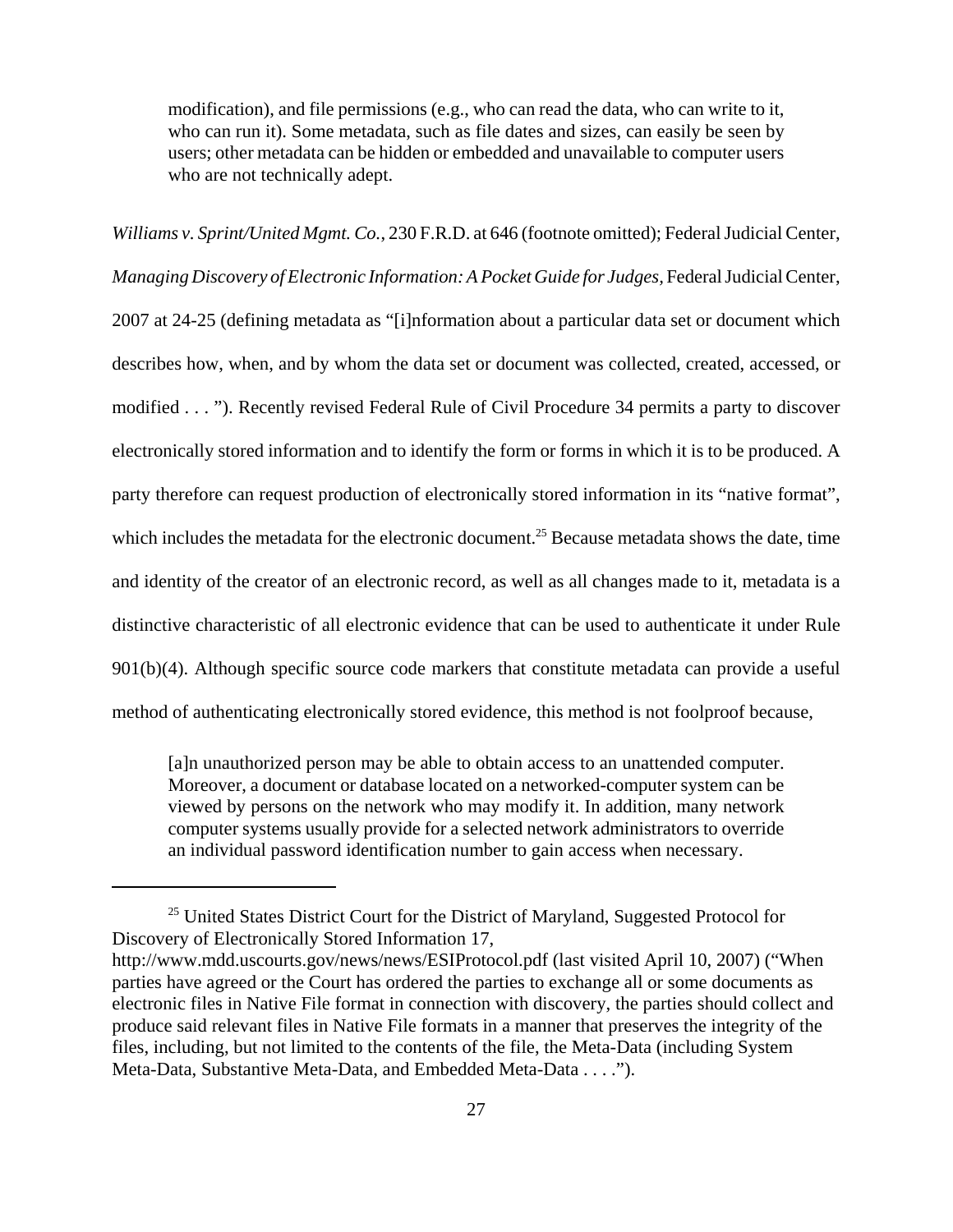> modification), and file permissions (e.g., who can read the data, who can write to it, who can run it). Some metadata, such as file dates and sizes, can easily be seen by users; other metadata can be hidden or embedded and unavailable to computer users who are not technically adept.

*Williams v. Sprint/United Mgmt. Co.*, 230 F.R.D. at 646 (footnote omitted); Federal Judicial Center, *Managing Discovery of Electronic Information: A Pocket Guide for Judges*, Federal Judicial Center, 2007 at 24-25 (defining metadata as "[i]nformation about a particular data set or document which describes how, when, and by whom the data set or document was collected, created, accessed, or modified . . . "). Recently revised Federal Rule of Civil Procedure 34 permits a party to discover electronically stored information and to identify the form or forms in which it is to be produced. A party therefore can request production of electronically stored information in its "native format", which includes the metadata for the electronic document.[25] Because metadata shows the date, time and identity of the creator of an electronic record, as well as all changes made to it, metadata is a distinctive characteristic of all electronic evidence that can be used to authenticate it under Rule 901(b)(4). Although specific source code markers that constitute metadata can provide a useful method of authenticating electronically stored evidence, this method is not foolproof because,

> [a]n unauthorized person may be able to obtain access to an unattended computer. Moreover, a document or database located on a networked-computer system can be viewed by persons on the network who may modify it. In addition, many network computer systems usually provide for a selected network administrators to override an individual password identification number to gain access when necessary.

---

[25] United States District Court for the District of Maryland, Suggested Protocol for Discovery of Electronically Stored Information 17, http://www.mdd.uscourts.gov/news/news/ESIProtocol.pdf (last visited April 10, 2007) ("When parties have agreed or the Court has ordered the parties to exchange all or some documents as electronic files in Native File format in connection with discovery, the parties should collect and produce said relevant files in Native File formats in a manner that preserves the integrity of the files, including, but not limited to the contents of the file, the Meta-Data (including System Meta-Data, Substantive Meta-Data, and Embedded Meta-Data . . . .").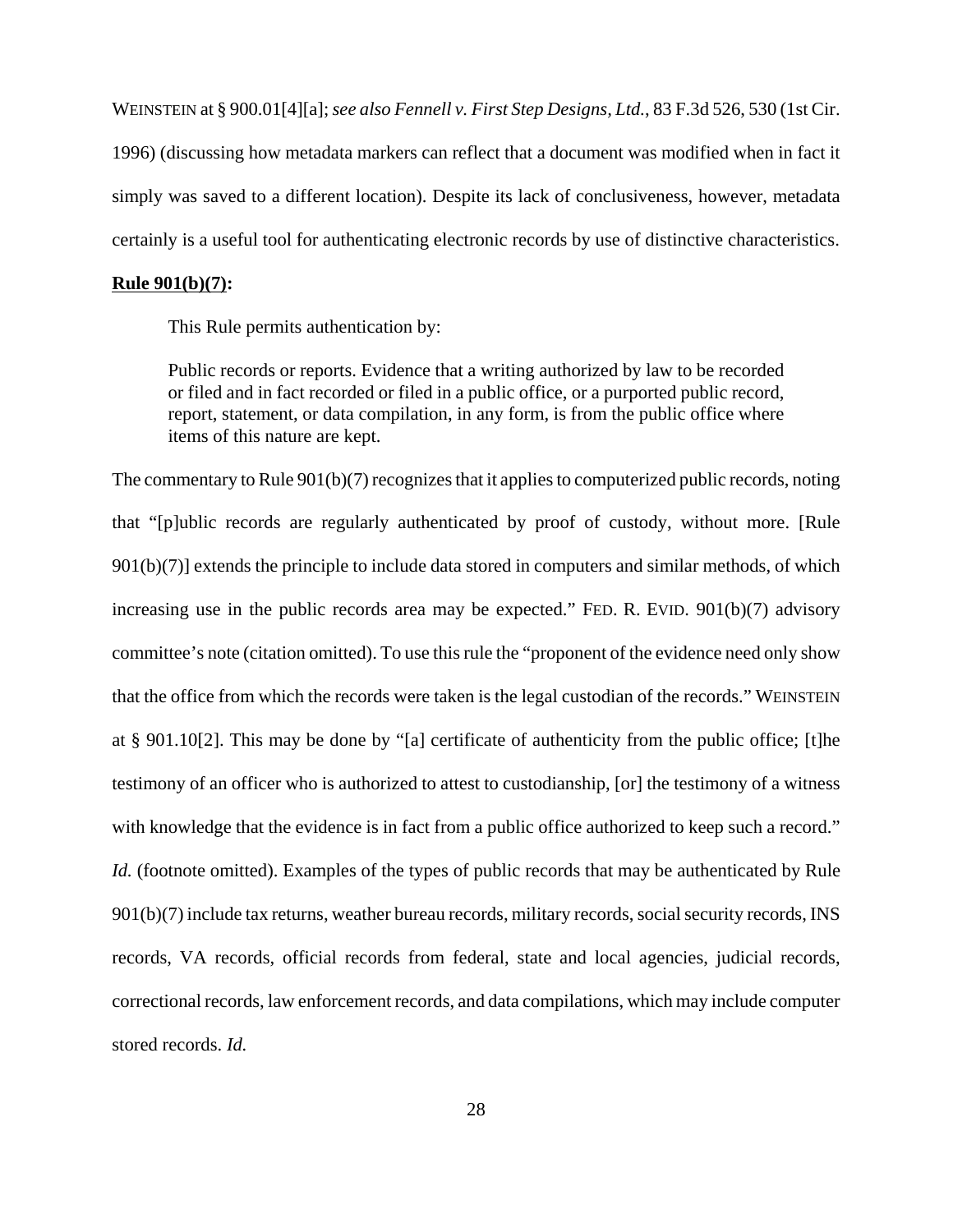WEINSTEIN at § 900.01[4][a]; *see also Fennell v. First Step Designs, Ltd.*, 83 F.3d 526, 530 (1st Cir. 1996) (discussing how metadata markers can reflect that a document was modified when in fact it simply was saved to a different location). Despite its lack of conclusiveness, however, metadata certainly is a useful tool for authenticating electronic records by use of distinctive characteristics.

**Rule 901(b)(7):**

> This Rule permits authentication by:
>
> Public records or reports. Evidence that a writing authorized by law to be recorded or filed and in fact recorded or filed in a public office, or a purported public record, report, statement, or data compilation, in any form, is from the public office where items of this nature are kept.

The commentary to Rule 901(b)(7) recognizes that it applies to computerized public records, noting that "[p]ublic records are regularly authenticated by proof of custody, without more. [Rule 901(b)(7)] extends the principle to include data stored in computers and similar methods, of which increasing use in the public records area may be expected." FED. R. EVID. 901(b)(7) advisory committee's note (citation omitted). To use this rule the "proponent of the evidence need only show that the office from which the records were taken is the legal custodian of the records." WEINSTEIN at § 901.10[2]. This may be done by "[a] certificate of authenticity from the public office; [t]he testimony of an officer who is authorized to attest to custodianship, [or] the testimony of a witness with knowledge that the evidence is in fact from a public office authorized to keep such a record." *Id.* (footnote omitted). Examples of the types of public records that may be authenticated by Rule 901(b)(7) include tax returns, weather bureau records, military records, social security records, INS records, VA records, official records from federal, state and local agencies, judicial records, correctional records, law enforcement records, and data compilations, which may include computer stored records. *Id.*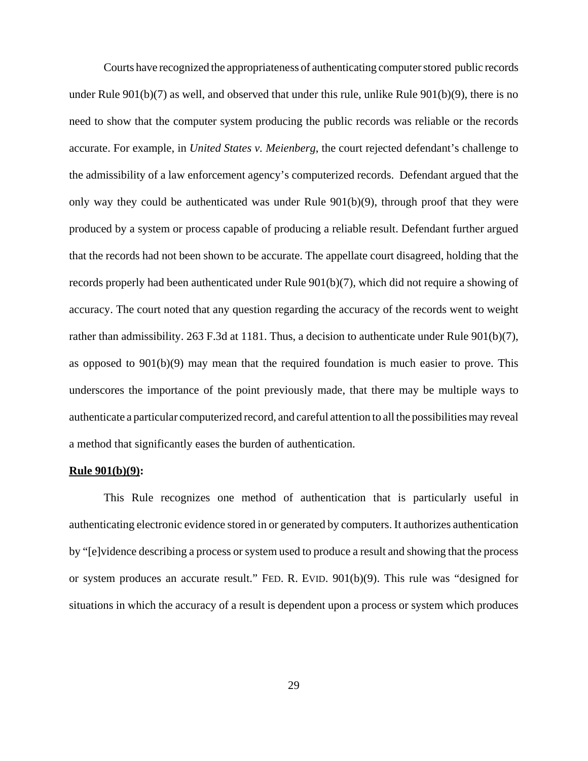Courts have recognized the appropriateness of authenticating computer stored public records under Rule 901(b)(7) as well, and observed that under this rule, unlike Rule 901(b)(9), there is no need to show that the computer system producing the public records was reliable or the records accurate. For example, in *United States v. Meienberg*, the court rejected defendant's challenge to the admissibility of a law enforcement agency's computerized records. Defendant argued that the only way they could be authenticated was under Rule 901(b)(9), through proof that they were produced by a system or process capable of producing a reliable result. Defendant further argued that the records had not been shown to be accurate. The appellate court disagreed, holding that the records properly had been authenticated under Rule 901(b)(7), which did not require a showing of accuracy. The court noted that any question regarding the accuracy of the records went to weight rather than admissibility. 263 F.3d at 1181. Thus, a decision to authenticate under Rule 901(b)(7), as opposed to 901(b)(9) may mean that the required foundation is much easier to prove. This underscores the importance of the point previously made, that there may be multiple ways to authenticate a particular computerized record, and careful attention to all the possibilities may reveal a method that significantly eases the burden of authentication.

**Rule 901(b)(9):**

This Rule recognizes one method of authentication that is particularly useful in authenticating electronic evidence stored in or generated by computers. It authorizes authentication by "[e]vidence describing a process or system used to produce a result and showing that the process or system produces an accurate result." FED. R. EVID. 901(b)(9). This rule was "designed for situations in which the accuracy of a result is dependent upon a process or system which produces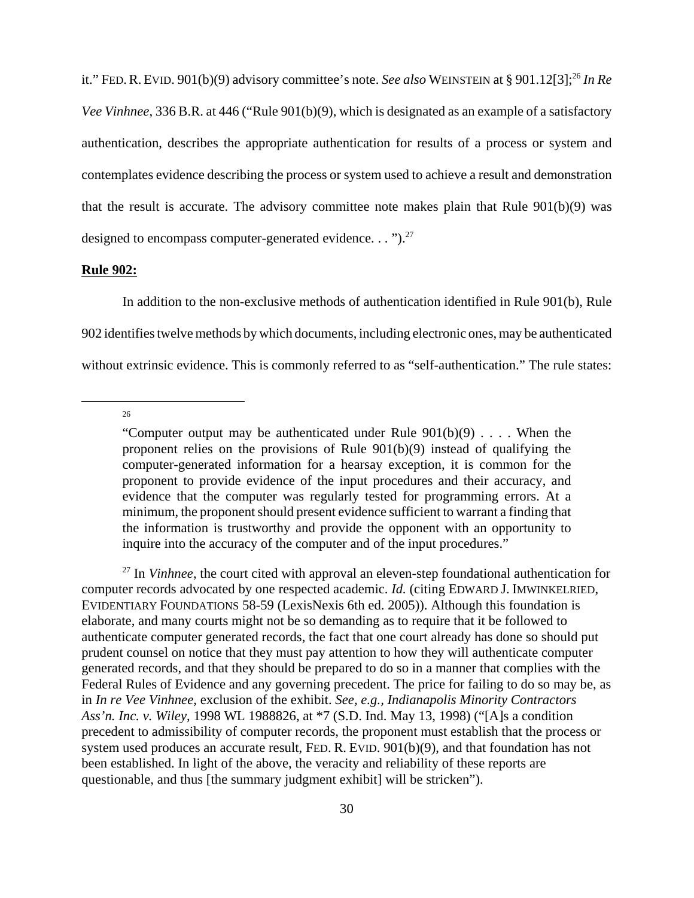it." FED. R. EVID. 901(b)(9) advisory committee's note. *See also* WEINSTEIN at § 901.12[3];[26] *In Re Vee Vinhnee*, 336 B.R. at 446 ("Rule 901(b)(9), which is designated as an example of a satisfactory authentication, describes the appropriate authentication for results of a process or system and contemplates evidence describing the process or system used to achieve a result and demonstration that the result is accurate. The advisory committee note makes plain that Rule 901(b)(9) was designed to encompass computer-generated evidence. . . ").[27]

**Rule 902:**

In addition to the non-exclusive methods of authentication identified in Rule 901(b), Rule 902 identifies twelve methods by which documents, including electronic ones, may be authenticated without extrinsic evidence. This is commonly referred to as "self-authentication." The rule states:

---

[26]

> "Computer output may be authenticated under Rule 901(b)(9) . . . . When the proponent relies on the provisions of Rule 901(b)(9) instead of qualifying the computer-generated information for a hearsay exception, it is common for the proponent to provide evidence of the input procedures and their accuracy, and evidence that the computer was regularly tested for programming errors. At a minimum, the proponent should present evidence sufficient to warrant a finding that the information is trustworthy and provide the opponent with an opportunity to inquire into the accuracy of the computer and of the input procedures."

[27] In *Vinhnee*, the court cited with approval an eleven-step foundational authentication for computer records advocated by one respected academic. *Id.* (citing EDWARD J. IMWINKELRIED, EVIDENTIARY FOUNDATIONS 58-59 (LexisNexis 6th ed. 2005)). Although this foundation is elaborate, and many courts might not be so demanding as to require that it be followed to authenticate computer generated records, the fact that one court already has done so should put prudent counsel on notice that they must pay attention to how they will authenticate computer generated records, and that they should be prepared to do so in a manner that complies with the Federal Rules of Evidence and any governing precedent. The price for failing to do so may be, as in *In re Vee Vinhnee*, exclusion of the exhibit. *See, e.g., Indianapolis Minority Contractors Ass'n. Inc. v. Wiley*, 1998 WL 1988826, at *7 (S.D. Ind. May 13, 1998) ("[A]s a condition precedent to admissibility of computer records, the proponent must establish that the process or system used produces an accurate result, FED. R. EVID. 901(b)(9), and that foundation has not been established. In light of the above, the veracity and reliability of these reports are questionable, and thus [the summary judgment exhibit] will be stricken").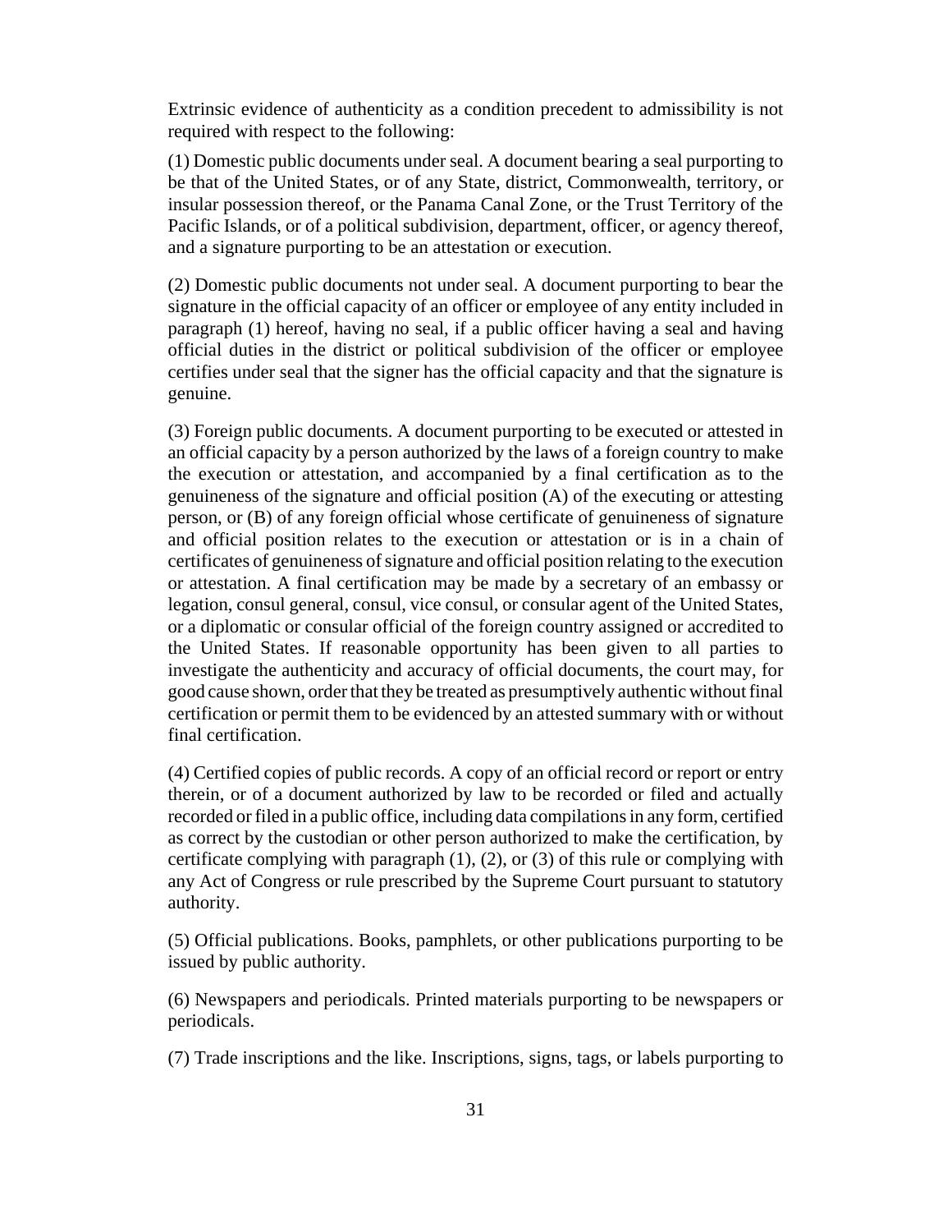Extrinsic evidence of authenticity as a condition precedent to admissibility is not required with respect to the following:

(1) Domestic public documents under seal. A document bearing a seal purporting to be that of the United States, or of any State, district, Commonwealth, territory, or insular possession thereof, or the Panama Canal Zone, or the Trust Territory of the Pacific Islands, or of a political subdivision, department, officer, or agency thereof, and a signature purporting to be an attestation or execution.

(2) Domestic public documents not under seal. A document purporting to bear the signature in the official capacity of an officer or employee of any entity included in paragraph (1) hereof, having no seal, if a public officer having a seal and having official duties in the district or political subdivision of the officer or employee certifies under seal that the signer has the official capacity and that the signature is genuine.

(3) Foreign public documents. A document purporting to be executed or attested in an official capacity by a person authorized by the laws of a foreign country to make the execution or attestation, and accompanied by a final certification as to the genuineness of the signature and official position (A) of the executing or attesting person, or (B) of any foreign official whose certificate of genuineness of signature and official position relates to the execution or attestation or is in a chain of certificates of genuineness of signature and official position relating to the execution or attestation. A final certification may be made by a secretary of an embassy or legation, consul general, consul, vice consul, or consular agent of the United States, or a diplomatic or consular official of the foreign country assigned or accredited to the United States. If reasonable opportunity has been given to all parties to investigate the authenticity and accuracy of official documents, the court may, for good cause shown, order that they be treated as presumptively authentic without final certification or permit them to be evidenced by an attested summary with or without final certification.

(4) Certified copies of public records. A copy of an official record or report or entry therein, or of a document authorized by law to be recorded or filed and actually recorded or filed in a public office, including data compilations in any form, certified as correct by the custodian or other person authorized to make the certification, by certificate complying with paragraph (1), (2), or (3) of this rule or complying with any Act of Congress or rule prescribed by the Supreme Court pursuant to statutory authority.

(5) Official publications. Books, pamphlets, or other publications purporting to be issued by public authority.

(6) Newspapers and periodicals. Printed materials purporting to be newspapers or periodicals.

(7) Trade inscriptions and the like. Inscriptions, signs, tags, or labels purporting to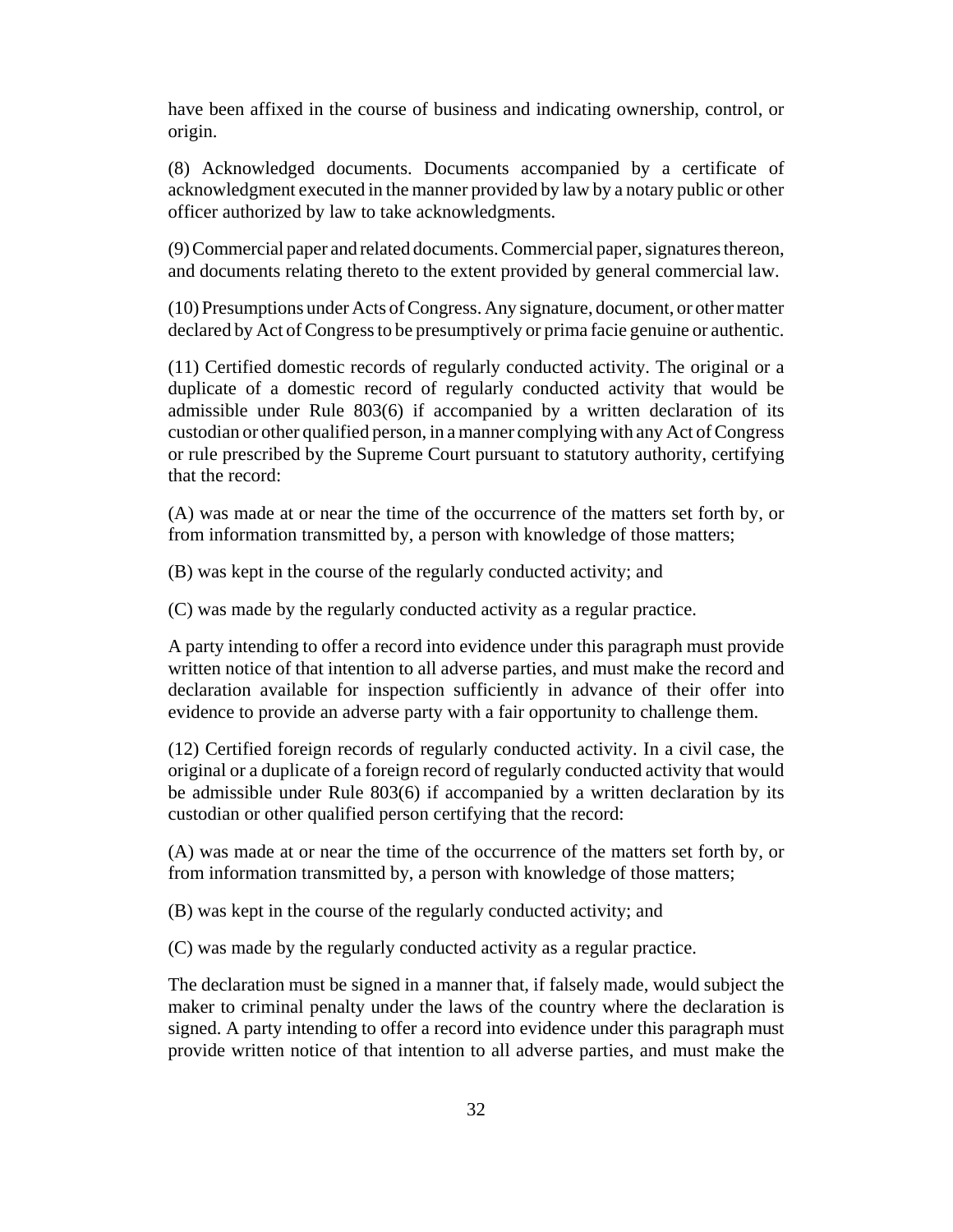have been affixed in the course of business and indicating ownership, control, or origin.

(8) Acknowledged documents. Documents accompanied by a certificate of acknowledgment executed in the manner provided by law by a notary public or other officer authorized by law to take acknowledgments.

(9) Commercial paper and related documents. Commercial paper, signatures thereon, and documents relating thereto to the extent provided by general commercial law.

(10) Presumptions under Acts of Congress. Any signature, document, or other matter declared by Act of Congress to be presumptively or prima facie genuine or authentic.

(11) Certified domestic records of regularly conducted activity. The original or a duplicate of a domestic record of regularly conducted activity that would be admissible under Rule 803(6) if accompanied by a written declaration of its custodian or other qualified person, in a manner complying with any Act of Congress or rule prescribed by the Supreme Court pursuant to statutory authority, certifying that the record:

(A) was made at or near the time of the occurrence of the matters set forth by, or from information transmitted by, a person with knowledge of those matters;

(B) was kept in the course of the regularly conducted activity; and

(C) was made by the regularly conducted activity as a regular practice.

A party intending to offer a record into evidence under this paragraph must provide written notice of that intention to all adverse parties, and must make the record and declaration available for inspection sufficiently in advance of their offer into evidence to provide an adverse party with a fair opportunity to challenge them.

(12) Certified foreign records of regularly conducted activity. In a civil case, the original or a duplicate of a foreign record of regularly conducted activity that would be admissible under Rule 803(6) if accompanied by a written declaration by its custodian or other qualified person certifying that the record:

(A) was made at or near the time of the occurrence of the matters set forth by, or from information transmitted by, a person with knowledge of those matters;

(B) was kept in the course of the regularly conducted activity; and

(C) was made by the regularly conducted activity as a regular practice.

The declaration must be signed in a manner that, if falsely made, would subject the maker to criminal penalty under the laws of the country where the declaration is signed. A party intending to offer a record into evidence under this paragraph must provide written notice of that intention to all adverse parties, and must make the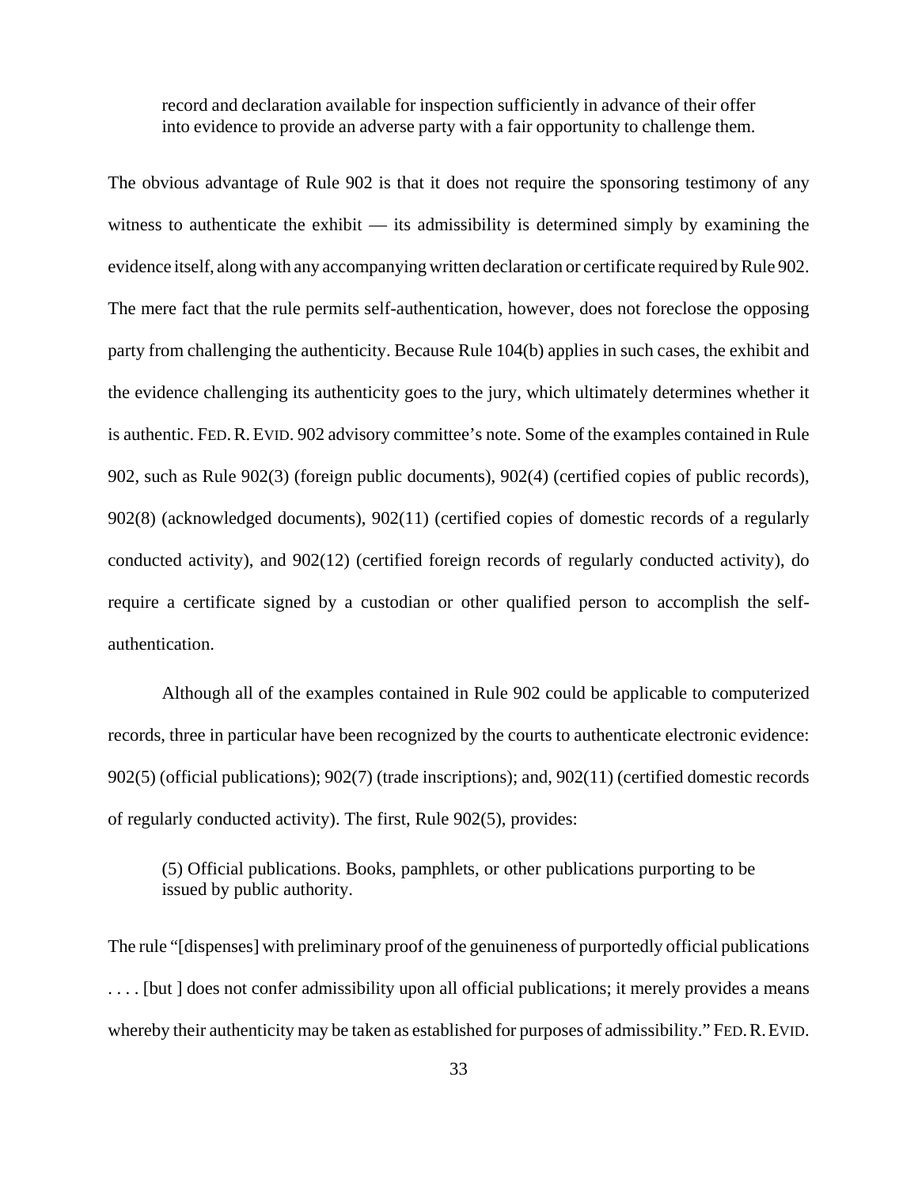> record and declaration available for inspection sufficiently in advance of their offer into evidence to provide an adverse party with a fair opportunity to challenge them.

The obvious advantage of Rule 902 is that it does not require the sponsoring testimony of any witness to authenticate the exhibit — its admissibility is determined simply by examining the evidence itself, along with any accompanying written declaration or certificate required by Rule 902. The mere fact that the rule permits self-authentication, however, does not foreclose the opposing party from challenging the authenticity. Because Rule 104(b) applies in such cases, the exhibit and the evidence challenging its authenticity goes to the jury, which ultimately determines whether it is authentic. FED. R. EVID. 902 advisory committee's note. Some of the examples contained in Rule 902, such as Rule 902(3) (foreign public documents), 902(4) (certified copies of public records), 902(8) (acknowledged documents), 902(11) (certified copies of domestic records of a regularly conducted activity), and 902(12) (certified foreign records of regularly conducted activity), do require a certificate signed by a custodian or other qualified person to accomplish the self-authentication.

Although all of the examples contained in Rule 902 could be applicable to computerized records, three in particular have been recognized by the courts to authenticate electronic evidence: 902(5) (official publications); 902(7) (trade inscriptions); and, 902(11) (certified domestic records of regularly conducted activity). The first, Rule 902(5), provides:

> (5) Official publications. Books, pamphlets, or other publications purporting to be issued by public authority.

The rule "[dispenses] with preliminary proof of the genuineness of purportedly official publications . . . . [but ] does not confer admissibility upon all official publications; it merely provides a means whereby their authenticity may be taken as established for purposes of admissibility." FED. R. EVID.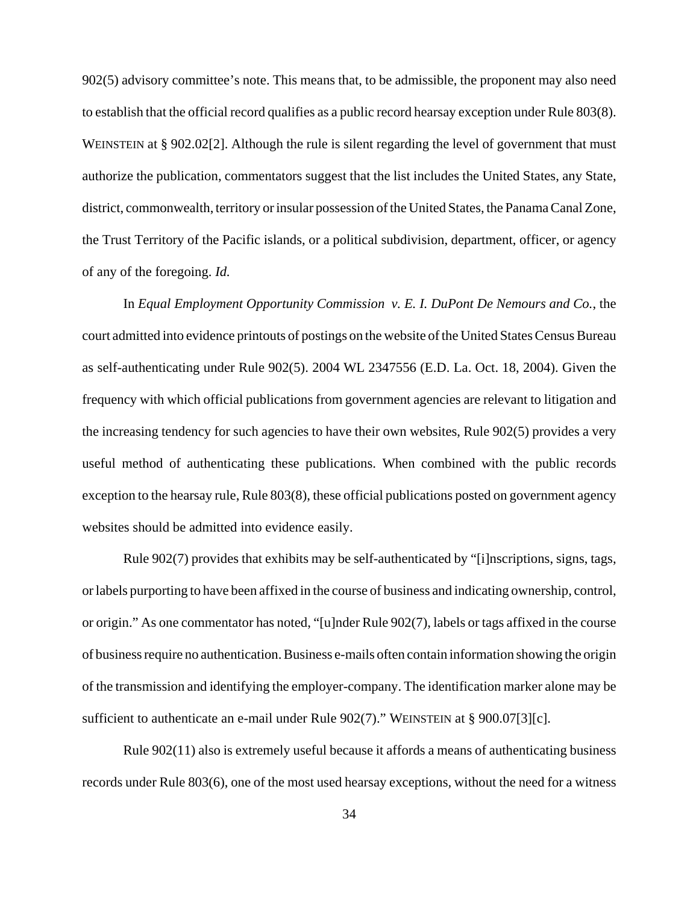902(5) advisory committee's note. This means that, to be admissible, the proponent may also need to establish that the official record qualifies as a public record hearsay exception under Rule 803(8). WEINSTEIN at § 902.02[2]. Although the rule is silent regarding the level of government that must authorize the publication, commentators suggest that the list includes the United States, any State, district, commonwealth, territory or insular possession of the United States, the Panama Canal Zone, the Trust Territory of the Pacific islands, or a political subdivision, department, officer, or agency of any of the foregoing. *Id.*

In *Equal Employment Opportunity Commission v. E. I. DuPont De Nemours and Co.*, the court admitted into evidence printouts of postings on the website of the United States Census Bureau as self-authenticating under Rule 902(5). 2004 WL 2347556 (E.D. La. Oct. 18, 2004). Given the frequency with which official publications from government agencies are relevant to litigation and the increasing tendency for such agencies to have their own websites, Rule 902(5) provides a very useful method of authenticating these publications. When combined with the public records exception to the hearsay rule, Rule 803(8), these official publications posted on government agency websites should be admitted into evidence easily.

Rule 902(7) provides that exhibits may be self-authenticated by "[i]nscriptions, signs, tags, or labels purporting to have been affixed in the course of business and indicating ownership, control, or origin." As one commentator has noted, "[u]nder Rule 902(7), labels or tags affixed in the course of business require no authentication. Business e-mails often contain information showing the origin of the transmission and identifying the employer-company. The identification marker alone may be sufficient to authenticate an e-mail under Rule 902(7)." WEINSTEIN at § 900.07[3][c].

Rule 902(11) also is extremely useful because it affords a means of authenticating business records under Rule 803(6), one of the most used hearsay exceptions, without the need for a witness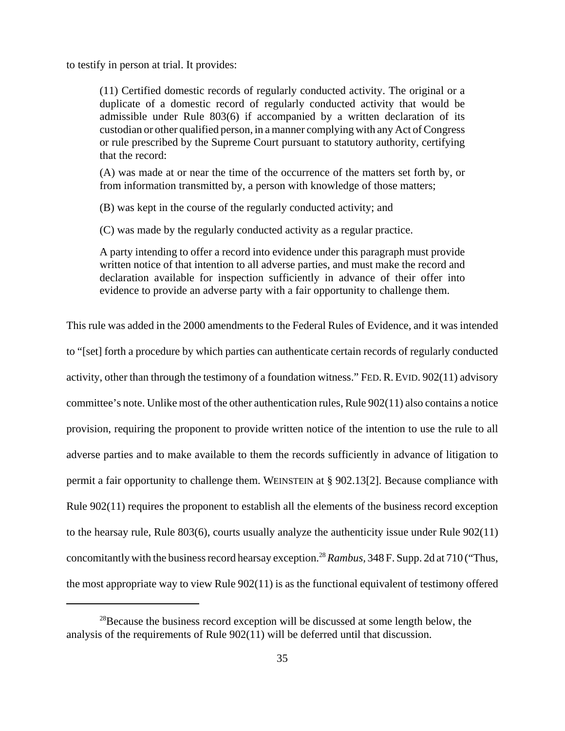to testify in person at trial. It provides:

> (11) Certified domestic records of regularly conducted activity. The original or a duplicate of a domestic record of regularly conducted activity that would be admissible under Rule 803(6) if accompanied by a written declaration of its custodian or other qualified person, in a manner complying with any Act of Congress or rule prescribed by the Supreme Court pursuant to statutory authority, certifying that the record:
>
> (A) was made at or near the time of the occurrence of the matters set forth by, or from information transmitted by, a person with knowledge of those matters;
>
> (B) was kept in the course of the regularly conducted activity; and
>
> (C) was made by the regularly conducted activity as a regular practice.
>
> A party intending to offer a record into evidence under this paragraph must provide written notice of that intention to all adverse parties, and must make the record and declaration available for inspection sufficiently in advance of their offer into evidence to provide an adverse party with a fair opportunity to challenge them.

This rule was added in the 2000 amendments to the Federal Rules of Evidence, and it was intended to "[set] forth a procedure by which parties can authenticate certain records of regularly conducted activity, other than through the testimony of a foundation witness." FED. R. EVID. 902(11) advisory committee's note. Unlike most of the other authentication rules, Rule 902(11) also contains a notice provision, requiring the proponent to provide written notice of the intention to use the rule to all adverse parties and to make available to them the records sufficiently in advance of litigation to permit a fair opportunity to challenge them. WEINSTEIN at § 902.13[2]. Because compliance with Rule 902(11) requires the proponent to establish all the elements of the business record exception to the hearsay rule, Rule 803(6), courts usually analyze the authenticity issue under Rule 902(11) concomitantly with the business record hearsay exception.[28] *Rambus,* 348 F. Supp. 2d at 710 ("Thus, the most appropriate way to view Rule 902(11) is as the functional equivalent of testimony offered

[28] Because the business record exception will be discussed at some length below, the analysis of the requirements of Rule 902(11) will be deferred until that discussion.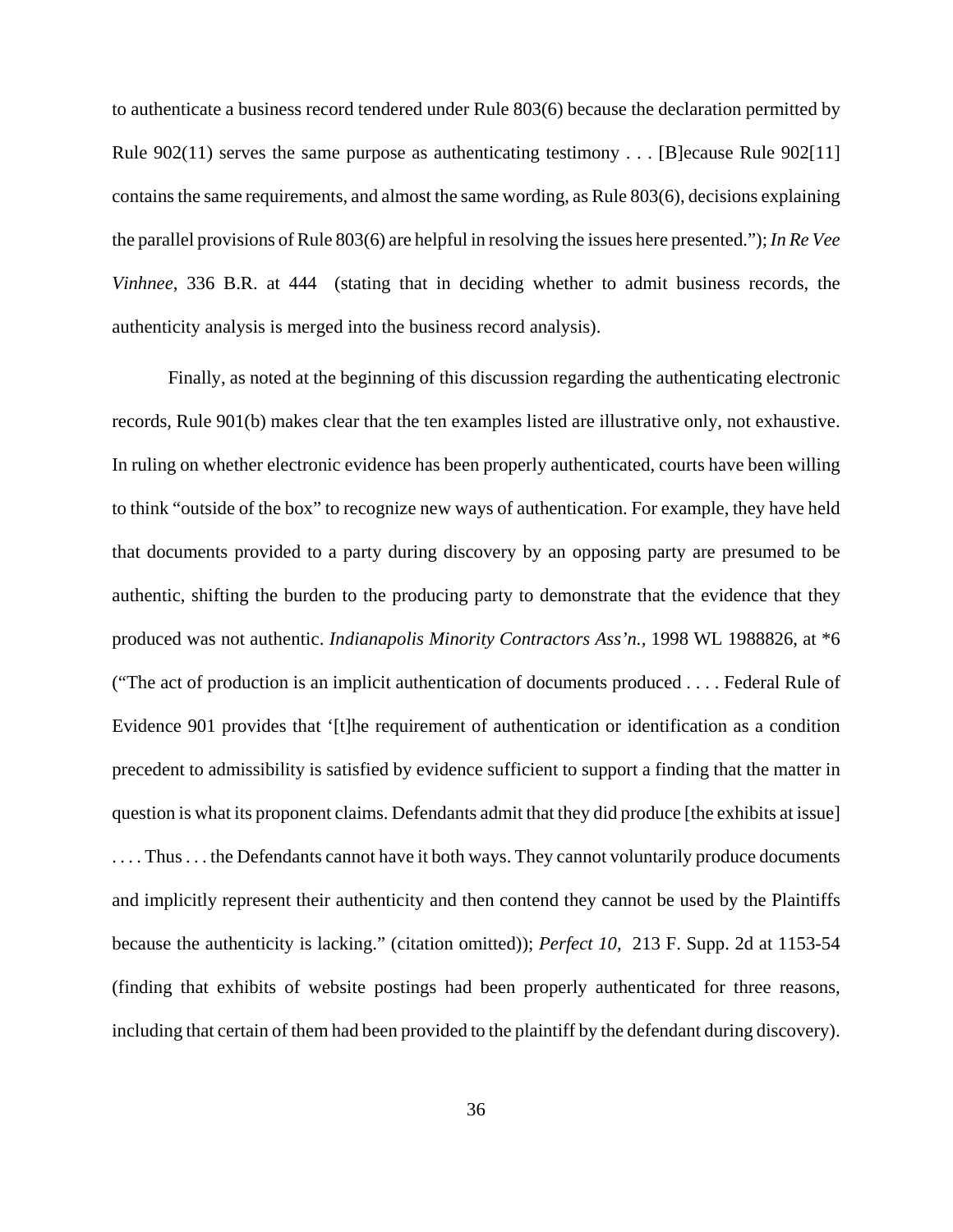to authenticate a business record tendered under Rule 803(6) because the declaration permitted by Rule 902(11) serves the same purpose as authenticating testimony . . . [B]ecause Rule 902[11] contains the same requirements, and almost the same wording, as Rule 803(6), decisions explaining the parallel provisions of Rule 803(6) are helpful in resolving the issues here presented."); *In Re Vee Vinhnee*, 336 B.R. at 444 (stating that in deciding whether to admit business records, the authenticity analysis is merged into the business record analysis).

Finally, as noted at the beginning of this discussion regarding the authenticating electronic records, Rule 901(b) makes clear that the ten examples listed are illustrative only, not exhaustive. In ruling on whether electronic evidence has been properly authenticated, courts have been willing to think "outside of the box" to recognize new ways of authentication. For example, they have held that documents provided to a party during discovery by an opposing party are presumed to be authentic, shifting the burden to the producing party to demonstrate that the evidence that they produced was not authentic. *Indianapolis Minority Contractors Ass'n.*, 1998 WL 1988826, at *6 ("The act of production is an implicit authentication of documents produced . . . . Federal Rule of Evidence 901 provides that '[t]he requirement of authentication or identification as a condition precedent to admissibility is satisfied by evidence sufficient to support a finding that the matter in question is what its proponent claims. Defendants admit that they did produce [the exhibits at issue] . . . . Thus . . . the Defendants cannot have it both ways. They cannot voluntarily produce documents and implicitly represent their authenticity and then contend they cannot be used by the Plaintiffs because the authenticity is lacking." (citation omitted)); *Perfect 10,* 213 F. Supp. 2d at 1153-54 (finding that exhibits of website postings had been properly authenticated for three reasons, including that certain of them had been provided to the plaintiff by the defendant during discovery).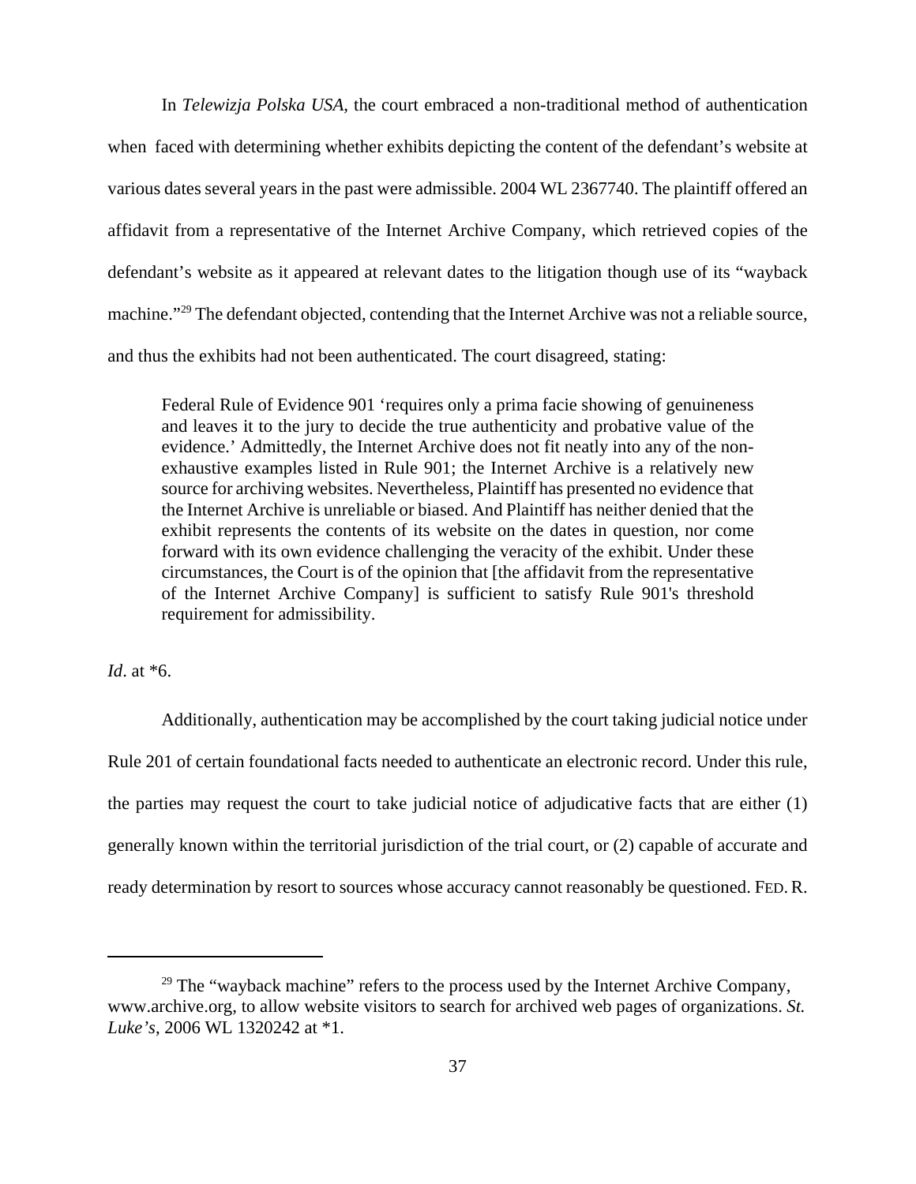In *Telewizja Polska USA*, the court embraced a non-traditional method of authentication when faced with determining whether exhibits depicting the content of the defendant's website at various dates several years in the past were admissible. 2004 WL 2367740. The plaintiff offered an affidavit from a representative of the Internet Archive Company, which retrieved copies of the defendant's website as it appeared at relevant dates to the litigation though use of its "wayback machine."[29] The defendant objected, contending that the Internet Archive was not a reliable source, and thus the exhibits had not been authenticated. The court disagreed, stating:

> Federal Rule of Evidence 901 'requires only a prima facie showing of genuineness and leaves it to the jury to decide the true authenticity and probative value of the evidence.' Admittedly, the Internet Archive does not fit neatly into any of the non-exhaustive examples listed in Rule 901; the Internet Archive is a relatively new source for archiving websites. Nevertheless, Plaintiff has presented no evidence that the Internet Archive is unreliable or biased. And Plaintiff has neither denied that the exhibit represents the contents of its website on the dates in question, nor come forward with its own evidence challenging the veracity of the exhibit. Under these circumstances, the Court is of the opinion that [the affidavit from the representative of the Internet Archive Company] is sufficient to satisfy Rule 901's threshold requirement for admissibility.

*Id*. at *6.

Additionally, authentication may be accomplished by the court taking judicial notice under Rule 201 of certain foundational facts needed to authenticate an electronic record. Under this rule, the parties may request the court to take judicial notice of adjudicative facts that are either (1) generally known within the territorial jurisdiction of the trial court, or (2) capable of accurate and ready determination by resort to sources whose accuracy cannot reasonably be questioned. FED. R.

---

[29] The "wayback machine" refers to the process used by the Internet Archive Company, www.archive.org, to allow website visitors to search for archived web pages of organizations. *St. Luke's*, 2006 WL 1320242 at *1.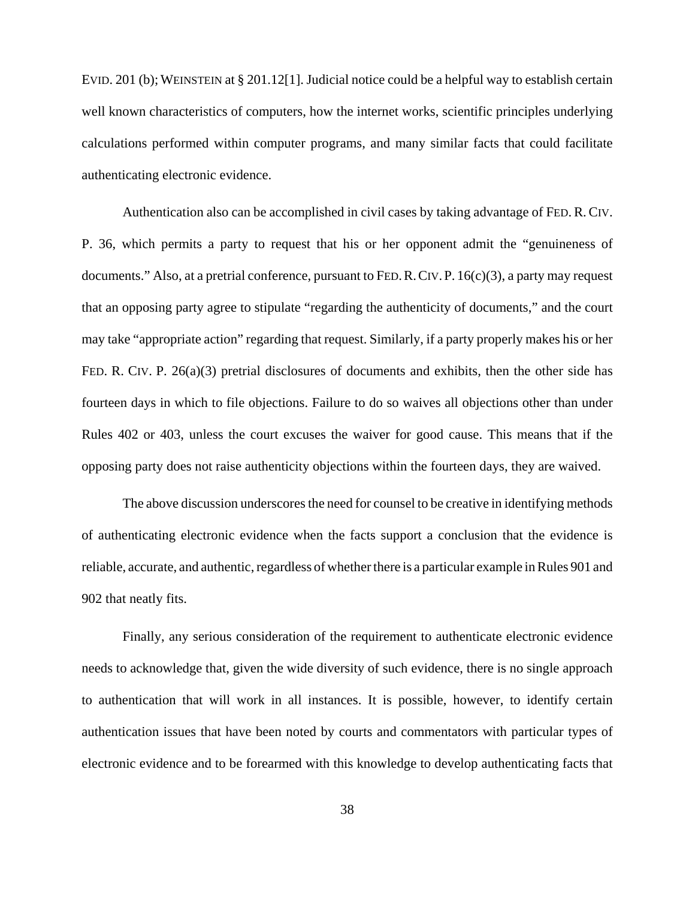EVID. 201 (b); WEINSTEIN at § 201.12[1]. Judicial notice could be a helpful way to establish certain well known characteristics of computers, how the internet works, scientific principles underlying calculations performed within computer programs, and many similar facts that could facilitate authenticating electronic evidence.

Authentication also can be accomplished in civil cases by taking advantage of FED. R. CIV. P. 36, which permits a party to request that his or her opponent admit the "genuineness of documents." Also, at a pretrial conference, pursuant to FED. R. CIV. P. 16(c)(3), a party may request that an opposing party agree to stipulate "regarding the authenticity of documents," and the court may take "appropriate action" regarding that request. Similarly, if a party properly makes his or her FED. R. CIV. P. 26(a)(3) pretrial disclosures of documents and exhibits, then the other side has fourteen days in which to file objections. Failure to do so waives all objections other than under Rules 402 or 403, unless the court excuses the waiver for good cause. This means that if the opposing party does not raise authenticity objections within the fourteen days, they are waived.

The above discussion underscores the need for counsel to be creative in identifying methods of authenticating electronic evidence when the facts support a conclusion that the evidence is reliable, accurate, and authentic, regardless of whether there is a particular example in Rules 901 and 902 that neatly fits.

Finally, any serious consideration of the requirement to authenticate electronic evidence needs to acknowledge that, given the wide diversity of such evidence, there is no single approach to authentication that will work in all instances. It is possible, however, to identify certain authentication issues that have been noted by courts and commentators with particular types of electronic evidence and to be forearmed with this knowledge to develop authenticating facts that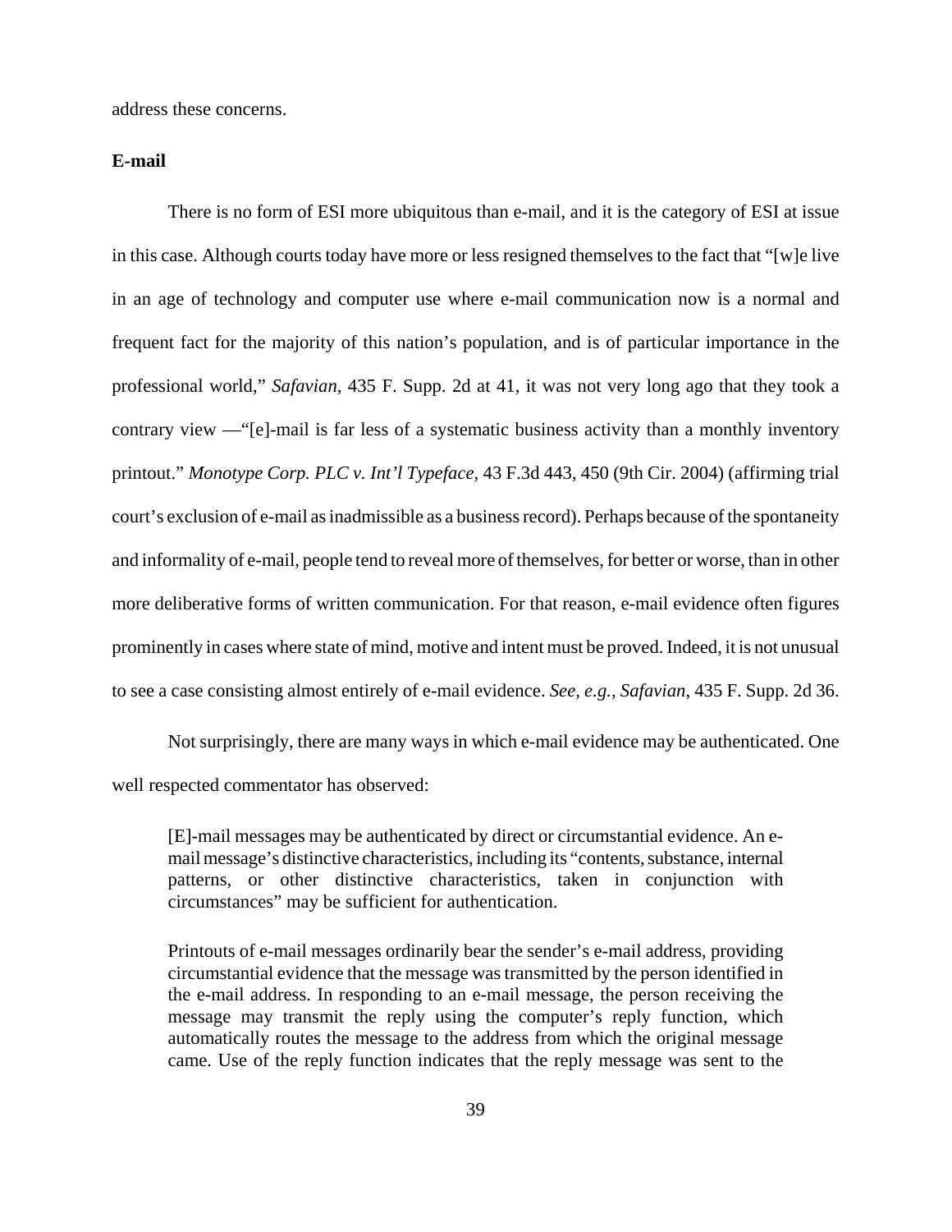address these concerns.

**E-mail**

There is no form of ESI more ubiquitous than e-mail, and it is the category of ESI at issue in this case. Although courts today have more or less resigned themselves to the fact that "[w]e live in an age of technology and computer use where e-mail communication now is a normal and frequent fact for the majority of this nation's population, and is of particular importance in the professional world," *Safavian*, 435 F. Supp. 2d at 41, it was not very long ago that they took a contrary view —"[e]-mail is far less of a systematic business activity than a monthly inventory printout." *Monotype Corp. PLC v. Int'l Typeface*, 43 F.3d 443, 450 (9th Cir. 2004) (affirming trial court's exclusion of e-mail as inadmissible as a business record). Perhaps because of the spontaneity and informality of e-mail, people tend to reveal more of themselves, for better or worse, than in other more deliberative forms of written communication. For that reason, e-mail evidence often figures prominently in cases where state of mind, motive and intent must be proved. Indeed, it is not unusual to see a case consisting almost entirely of e-mail evidence. *See, e.g., Safavian*, 435 F. Supp. 2d 36.

Not surprisingly, there are many ways in which e-mail evidence may be authenticated. One well respected commentator has observed:

> [E]-mail messages may be authenticated by direct or circumstantial evidence. An e-mail message's distinctive characteristics, including its "contents, substance, internal patterns, or other distinctive characteristics, taken in conjunction with circumstances" may be sufficient for authentication.
>
> Printouts of e-mail messages ordinarily bear the sender's e-mail address, providing circumstantial evidence that the message was transmitted by the person identified in the e-mail address. In responding to an e-mail message, the person receiving the message may transmit the reply using the computer's reply function, which automatically routes the message to the address from which the original message came. Use of the reply function indicates that the reply message was sent to the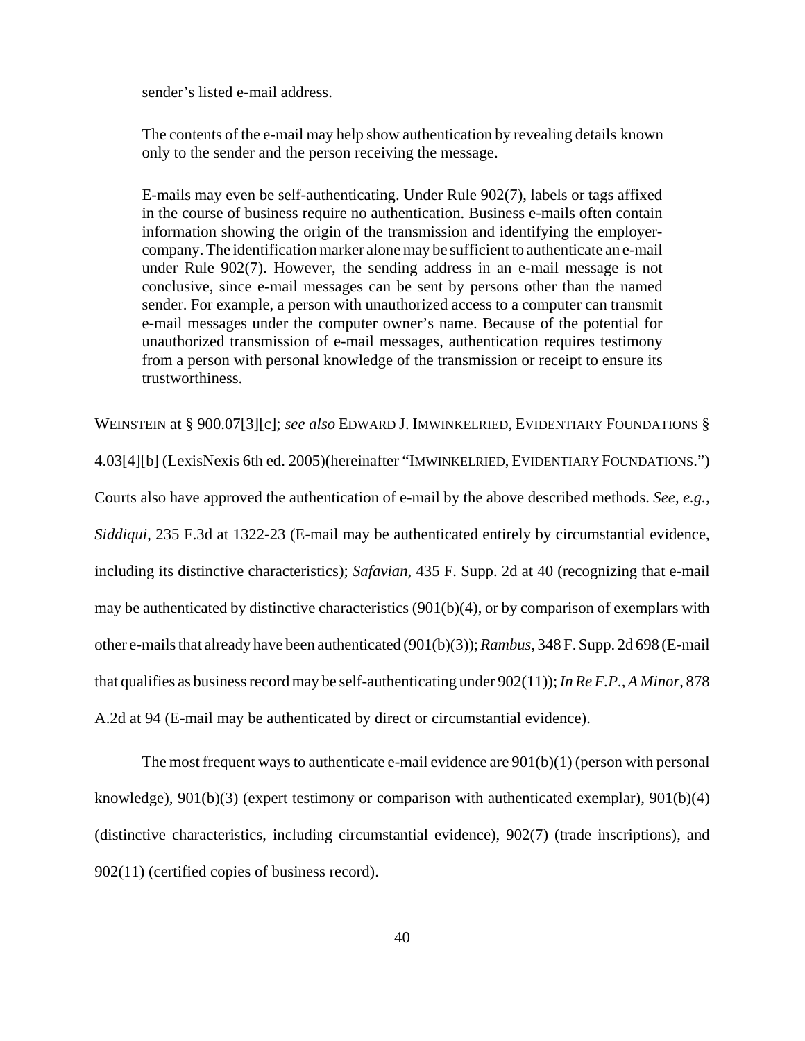> sender's listed e-mail address.
>
> The contents of the e-mail may help show authentication by revealing details known only to the sender and the person receiving the message.
>
> E-mails may even be self-authenticating. Under Rule 902(7), labels or tags affixed in the course of business require no authentication. Business e-mails often contain information showing the origin of the transmission and identifying the employer-company. The identification marker alone may be sufficient to authenticate an e-mail under Rule 902(7). However, the sending address in an e-mail message is not conclusive, since e-mail messages can be sent by persons other than the named sender. For example, a person with unauthorized access to a computer can transmit e-mail messages under the computer owner's name. Because of the potential for unauthorized transmission of e-mail messages, authentication requires testimony from a person with personal knowledge of the transmission or receipt to ensure its trustworthiness.

WEINSTEIN at § 900.07[3][c]; *see also* EDWARD J. IMWINKELRIED, EVIDENTIARY FOUNDATIONS § 4.03[4][b] (LexisNexis 6th ed. 2005)(hereinafter "IMWINKELRIED, EVIDENTIARY FOUNDATIONS.") Courts also have approved the authentication of e-mail by the above described methods. *See, e.g., Siddiqui*, 235 F.3d at 1322-23 (E-mail may be authenticated entirely by circumstantial evidence, including its distinctive characteristics); *Safavian*, 435 F. Supp. 2d at 40 (recognizing that e-mail may be authenticated by distinctive characteristics (901(b)(4), or by comparison of exemplars with other e-mails that already have been authenticated (901(b)(3)); *Rambus*, 348 F. Supp. 2d 698 (E-mail that qualifies as business record may be self-authenticating under 902(11)); *In Re F.P., A Minor*, 878 A.2d at 94 (E-mail may be authenticated by direct or circumstantial evidence).

The most frequent ways to authenticate e-mail evidence are 901(b)(1) (person with personal knowledge), 901(b)(3) (expert testimony or comparison with authenticated exemplar), 901(b)(4) (distinctive characteristics, including circumstantial evidence), 902(7) (trade inscriptions), and 902(11) (certified copies of business record).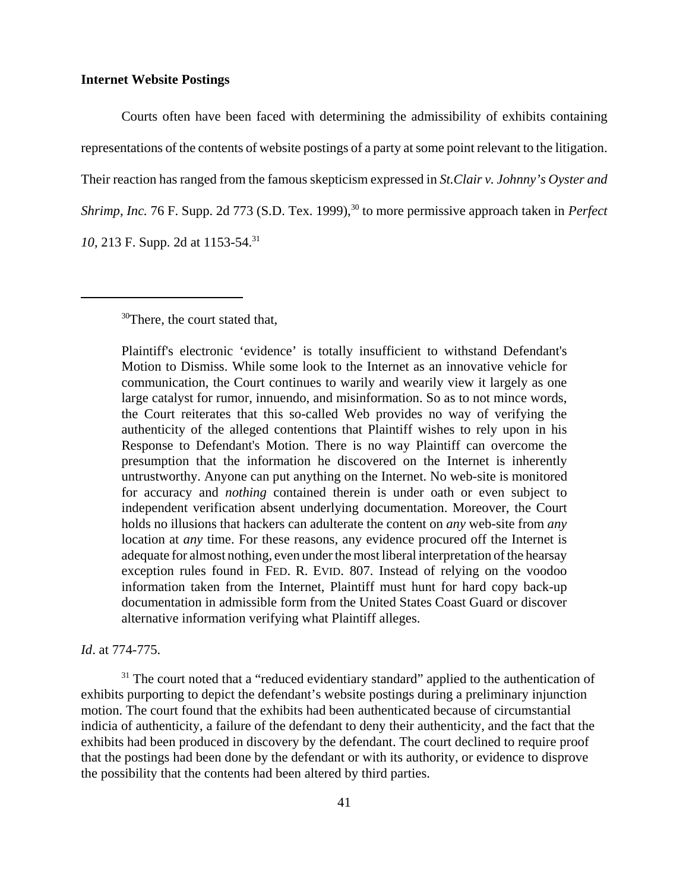**Internet Website Postings**

Courts often have been faced with determining the admissibility of exhibits containing representations of the contents of website postings of a party at some point relevant to the litigation. Their reaction has ranged from the famous skepticism expressed in *St.Clair v. Johnny's Oyster and Shrimp, Inc.* 76 F. Supp. 2d 773 (S.D. Tex. 1999),[30] to more permissive approach taken in *Perfect 10*, 213 F. Supp. 2d at 1153-54.[31]

---

[30]There, the court stated that,

> Plaintiff's electronic 'evidence' is totally insufficient to withstand Defendant's Motion to Dismiss. While some look to the Internet as an innovative vehicle for communication, the Court continues to warily and wearily view it largely as one large catalyst for rumor, innuendo, and misinformation. So as to not mince words, the Court reiterates that this so-called Web provides no way of verifying the authenticity of the alleged contentions that Plaintiff wishes to rely upon in his Response to Defendant's Motion. There is no way Plaintiff can overcome the presumption that the information he discovered on the Internet is inherently untrustworthy. Anyone can put anything on the Internet. No web-site is monitored for accuracy and *nothing* contained therein is under oath or even subject to independent verification absent underlying documentation. Moreover, the Court holds no illusions that hackers can adulterate the content on *any* web-site from *any* location at *any* time. For these reasons, any evidence procured off the Internet is adequate for almost nothing, even under the most liberal interpretation of the hearsay exception rules found in FED. R. EVID. 807. Instead of relying on the voodoo information taken from the Internet, Plaintiff must hunt for hard copy back-up documentation in admissible form from the United States Coast Guard or discover alternative information verifying what Plaintiff alleges.

*Id*. at 774-775.

[31] The court noted that a "reduced evidentiary standard" applied to the authentication of exhibits purporting to depict the defendant's website postings during a preliminary injunction motion. The court found that the exhibits had been authenticated because of circumstantial indicia of authenticity, a failure of the defendant to deny their authenticity, and the fact that the exhibits had been produced in discovery by the defendant. The court declined to require proof that the postings had been done by the defendant or with its authority, or evidence to disprove the possibility that the contents had been altered by third parties.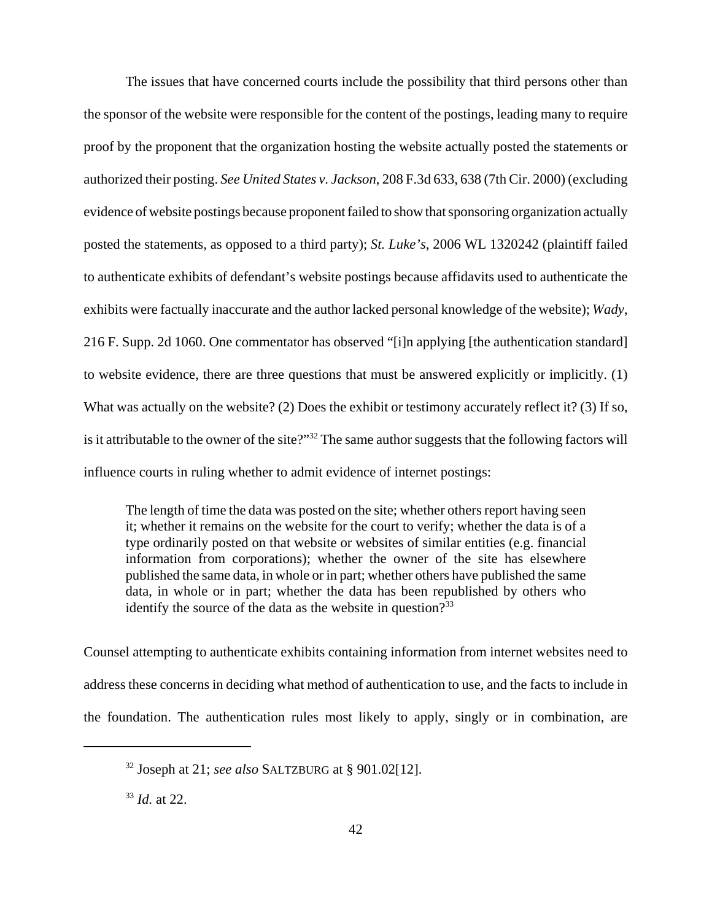The issues that have concerned courts include the possibility that third persons other than the sponsor of the website were responsible for the content of the postings, leading many to require proof by the proponent that the organization hosting the website actually posted the statements or authorized their posting. *See United States v. Jackson*, 208 F.3d 633, 638 (7th Cir. 2000) (excluding evidence of website postings because proponent failed to show that sponsoring organization actually posted the statements, as opposed to a third party); *St. Luke's*, 2006 WL 1320242 (plaintiff failed to authenticate exhibits of defendant's website postings because affidavits used to authenticate the exhibits were factually inaccurate and the author lacked personal knowledge of the website); *Wady*, 216 F. Supp. 2d 1060. One commentator has observed "[i]n applying [the authentication standard] to website evidence, there are three questions that must be answered explicitly or implicitly. (1) What was actually on the website? (2) Does the exhibit or testimony accurately reflect it? (3) If so, is it attributable to the owner of the site?"[32] The same author suggests that the following factors will influence courts in ruling whether to admit evidence of internet postings:

> The length of time the data was posted on the site; whether others report having seen it; whether it remains on the website for the court to verify; whether the data is of a type ordinarily posted on that website or websites of similar entities (e.g. financial information from corporations); whether the owner of the site has elsewhere published the same data, in whole or in part; whether others have published the same data, in whole or in part; whether the data has been republished by others who identify the source of the data as the website in question?[33]

Counsel attempting to authenticate exhibits containing information from internet websites need to address these concerns in deciding what method of authentication to use, and the facts to include in the foundation. The authentication rules most likely to apply, singly or in combination, are

---

[32] Joseph at 21; *see also* SALTZBURG at § 901.02[12].

[33] *Id.* at 22.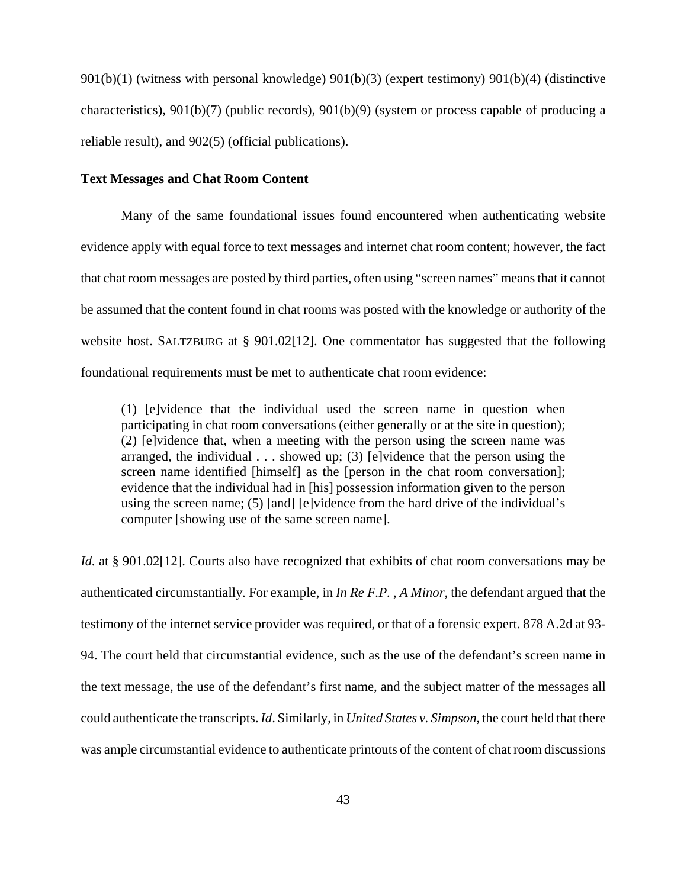901(b)(1) (witness with personal knowledge) 901(b)(3) (expert testimony) 901(b)(4) (distinctive characteristics), 901(b)(7) (public records), 901(b)(9) (system or process capable of producing a reliable result), and 902(5) (official publications).

**Text Messages and Chat Room Content**

Many of the same foundational issues found encountered when authenticating website evidence apply with equal force to text messages and internet chat room content; however, the fact that chat room messages are posted by third parties, often using "screen names" means that it cannot be assumed that the content found in chat rooms was posted with the knowledge or authority of the website host. SALTZBURG at § 901.02[12]. One commentator has suggested that the following foundational requirements must be met to authenticate chat room evidence:

> (1) [e]vidence that the individual used the screen name in question when participating in chat room conversations (either generally or at the site in question); (2) [e]vidence that, when a meeting with the person using the screen name was arranged, the individual . . . showed up; (3) [e]vidence that the person using the screen name identified [himself] as the [person in the chat room conversation]; evidence that the individual had in [his] possession information given to the person using the screen name; (5) [and] [e]vidence from the hard drive of the individual's computer [showing use of the same screen name].

*Id.* at § 901.02[12]. Courts also have recognized that exhibits of chat room conversations may be authenticated circumstantially. For example, in *In Re F.P. , A Minor*, the defendant argued that the testimony of the internet service provider was required, or that of a forensic expert. 878 A.2d at 93-94. The court held that circumstantial evidence, such as the use of the defendant's screen name in the text message, the use of the defendant's first name, and the subject matter of the messages all could authenticate the transcripts. *Id*. Similarly, in *United States v. Simpson*, the court held that there was ample circumstantial evidence to authenticate printouts of the content of chat room discussions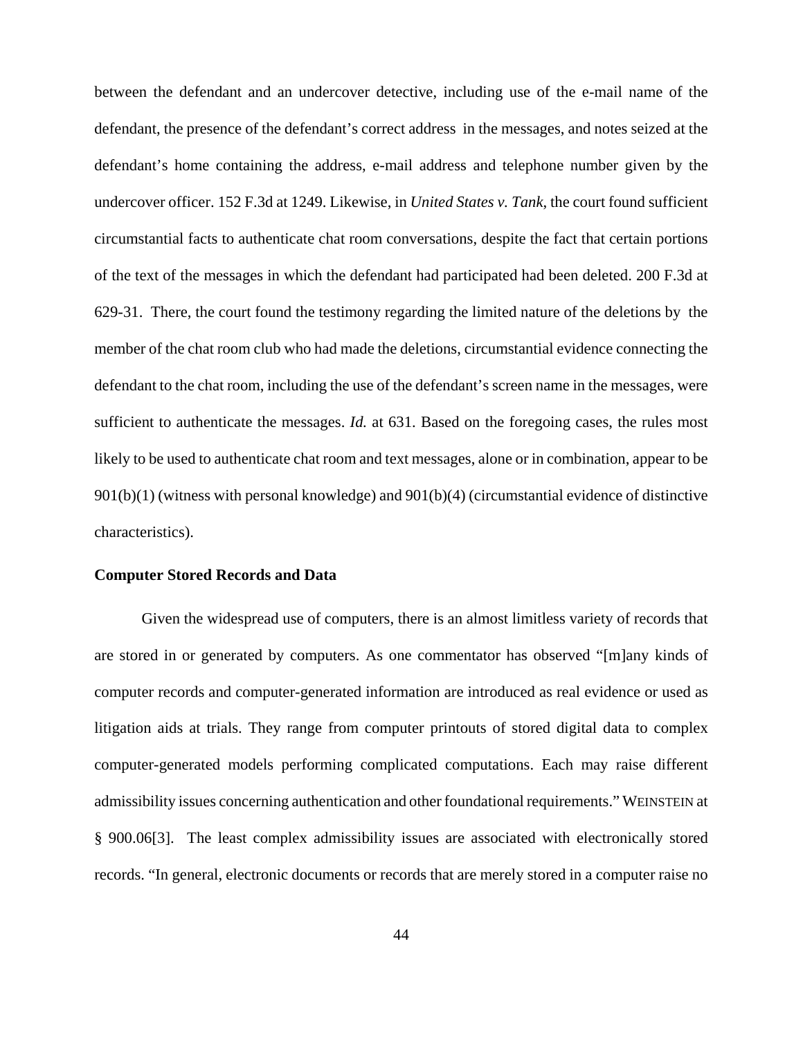between the defendant and an undercover detective, including use of the e-mail name of the defendant, the presence of the defendant's correct address in the messages, and notes seized at the defendant's home containing the address, e-mail address and telephone number given by the undercover officer. 152 F.3d at 1249. Likewise, in *United States v. Tank*, the court found sufficient circumstantial facts to authenticate chat room conversations, despite the fact that certain portions of the text of the messages in which the defendant had participated had been deleted. 200 F.3d at 629-31. There, the court found the testimony regarding the limited nature of the deletions by the member of the chat room club who had made the deletions, circumstantial evidence connecting the defendant to the chat room, including the use of the defendant's screen name in the messages, were sufficient to authenticate the messages. *Id.* at 631. Based on the foregoing cases, the rules most likely to be used to authenticate chat room and text messages, alone or in combination, appear to be 901(b)(1) (witness with personal knowledge) and 901(b)(4) (circumstantial evidence of distinctive characteristics).

**Computer Stored Records and Data**

Given the widespread use of computers, there is an almost limitless variety of records that are stored in or generated by computers. As one commentator has observed "[m]any kinds of computer records and computer-generated information are introduced as real evidence or used as litigation aids at trials. They range from computer printouts of stored digital data to complex computer-generated models performing complicated computations. Each may raise different admissibility issues concerning authentication and other foundational requirements." WEINSTEIN at § 900.06[3]. The least complex admissibility issues are associated with electronically stored records. "In general, electronic documents or records that are merely stored in a computer raise no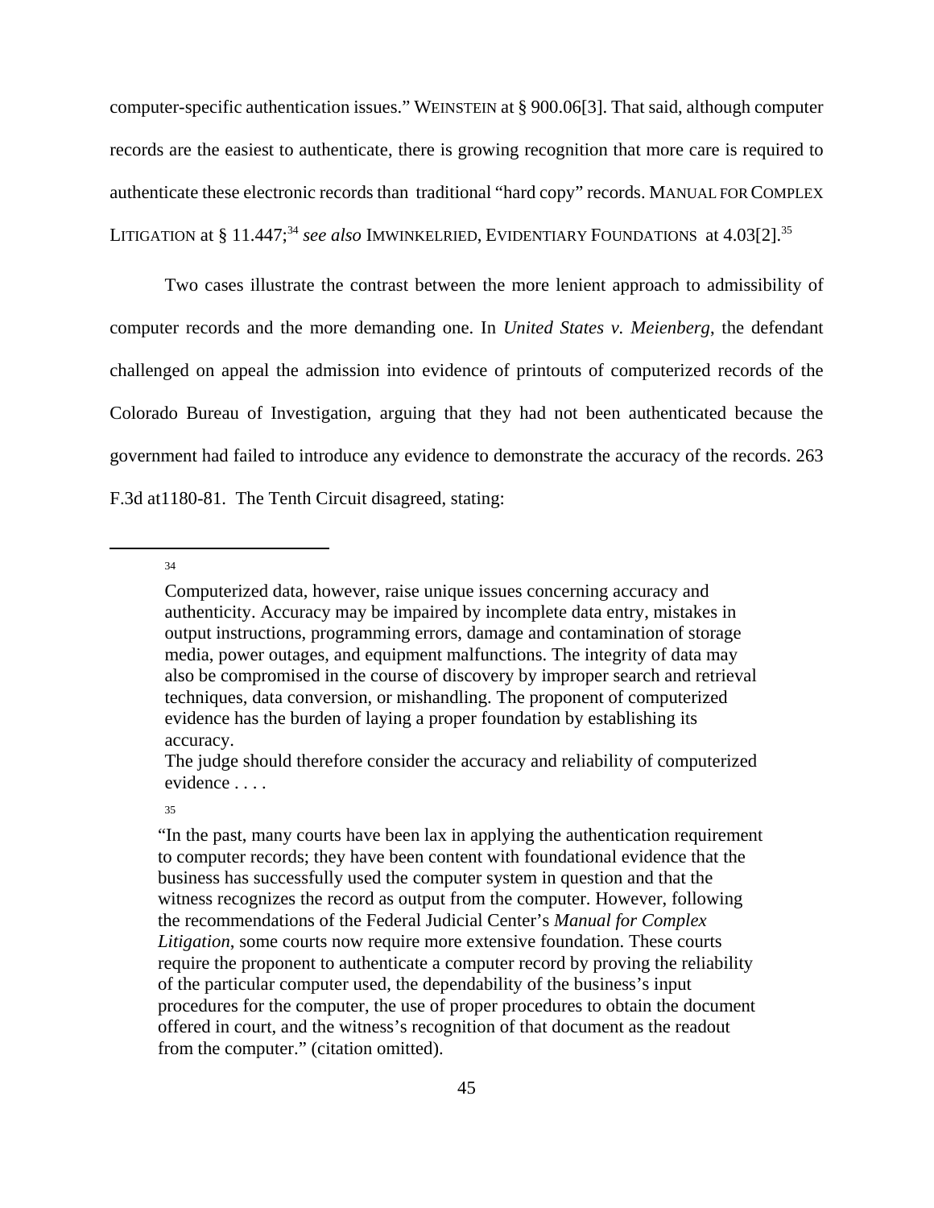computer-specific authentication issues." WEINSTEIN at § 900.06[3]. That said, although computer records are the easiest to authenticate, there is growing recognition that more care is required to authenticate these electronic records than traditional "hard copy" records. MANUAL FOR COMPLEX LITIGATION at § 11.447;[34] *see also* IMWINKELRIED, EVIDENTIARY FOUNDATIONS at 4.03[2].[35]

Two cases illustrate the contrast between the more lenient approach to admissibility of computer records and the more demanding one. In *United States v. Meienberg*, the defendant challenged on appeal the admission into evidence of printouts of computerized records of the Colorado Bureau of Investigation, arguing that they had not been authenticated because the government had failed to introduce any evidence to demonstrate the accuracy of the records. 263 F.3d at1180-81. The Tenth Circuit disagreed, stating:

---

[34]

> Computerized data, however, raise unique issues concerning accuracy and authenticity. Accuracy may be impaired by incomplete data entry, mistakes in output instructions, programming errors, damage and contamination of storage media, power outages, and equipment malfunctions. The integrity of data may also be compromised in the course of discovery by improper search and retrieval techniques, data conversion, or mishandling. The proponent of computerized evidence has the burden of laying a proper foundation by establishing its accuracy.
> The judge should therefore consider the accuracy and reliability of computerized evidence . . . .

[35]

> "In the past, many courts have been lax in applying the authentication requirement to computer records; they have been content with foundational evidence that the business has successfully used the computer system in question and that the witness recognizes the record as output from the computer. However, following the recommendations of the Federal Judicial Center's *Manual for Complex Litigation*, some courts now require more extensive foundation. These courts require the proponent to authenticate a computer record by proving the reliability of the particular computer used, the dependability of the business's input procedures for the computer, the use of proper procedures to obtain the document offered in court, and the witness's recognition of that document as the readout from the computer." (citation omitted).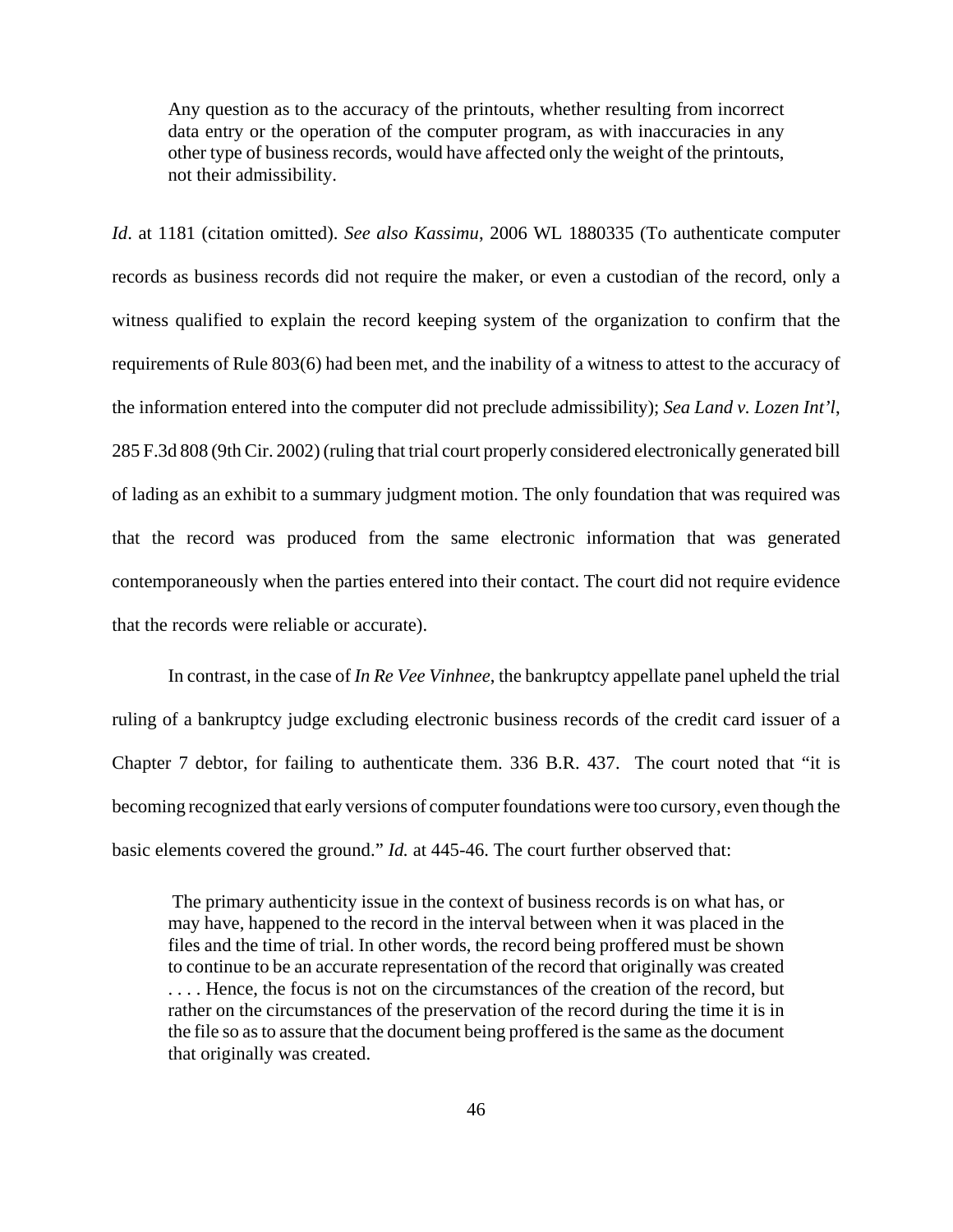> Any question as to the accuracy of the printouts, whether resulting from incorrect data entry or the operation of the computer program, as with inaccuracies in any other type of business records, would have affected only the weight of the printouts, not their admissibility.

*Id*. at 1181 (citation omitted). *See also Kassimu*, 2006 WL 1880335 (To authenticate computer records as business records did not require the maker, or even a custodian of the record, only a witness qualified to explain the record keeping system of the organization to confirm that the requirements of Rule 803(6) had been met, and the inability of a witness to attest to the accuracy of the information entered into the computer did not preclude admissibility); *Sea Land v. Lozen Int'l*, 285 F.3d 808 (9th Cir. 2002) (ruling that trial court properly considered electronically generated bill of lading as an exhibit to a summary judgment motion. The only foundation that was required was that the record was produced from the same electronic information that was generated contemporaneously when the parties entered into their contact. The court did not require evidence that the records were reliable or accurate).

In contrast, in the case of *In Re Vee Vinhnee*, the bankruptcy appellate panel upheld the trial ruling of a bankruptcy judge excluding electronic business records of the credit card issuer of a Chapter 7 debtor, for failing to authenticate them. 336 B.R. 437. The court noted that "it is becoming recognized that early versions of computer foundations were too cursory, even though the basic elements covered the ground." *Id.* at 445-46. The court further observed that:

> The primary authenticity issue in the context of business records is on what has, or may have, happened to the record in the interval between when it was placed in the files and the time of trial. In other words, the record being proffered must be shown to continue to be an accurate representation of the record that originally was created . . . . Hence, the focus is not on the circumstances of the creation of the record, but rather on the circumstances of the preservation of the record during the time it is in the file so as to assure that the document being proffered is the same as the document that originally was created.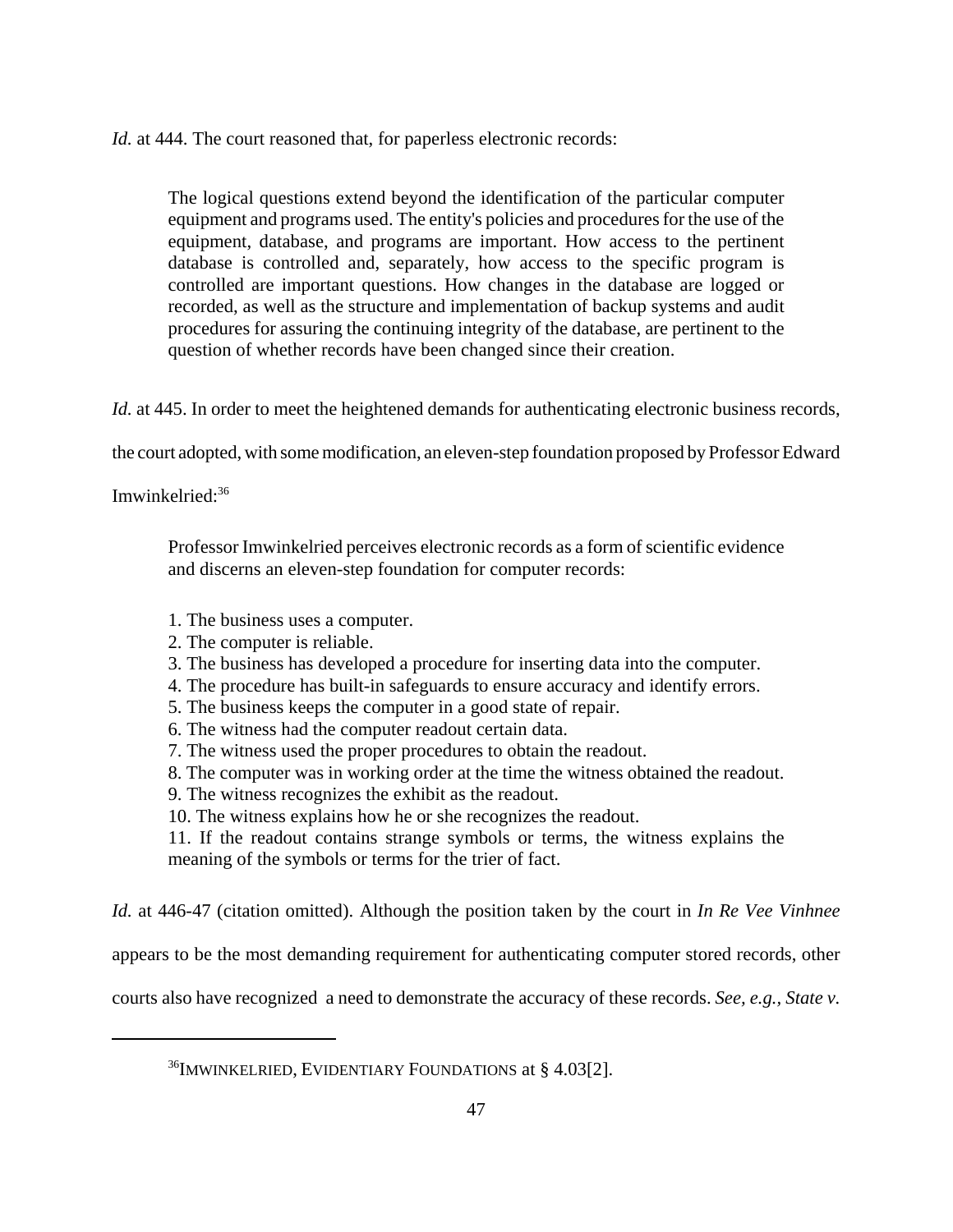*Id.* at 444. The court reasoned that, for paperless electronic records:

> The logical questions extend beyond the identification of the particular computer equipment and programs used. The entity's policies and procedures for the use of the equipment, database, and programs are important. How access to the pertinent database is controlled and, separately, how access to the specific program is controlled are important questions. How changes in the database are logged or recorded, as well as the structure and implementation of backup systems and audit procedures for assuring the continuing integrity of the database, are pertinent to the question of whether records have been changed since their creation.

*Id.* at 445. In order to meet the heightened demands for authenticating electronic business records, the court adopted, with some modification, an eleven-step foundation proposed by Professor Edward Imwinkelried:[36]

> Professor Imwinkelried perceives electronic records as a form of scientific evidence and discerns an eleven-step foundation for computer records:
>
> 1. The business uses a computer.
> 2. The computer is reliable.
> 3. The business has developed a procedure for inserting data into the computer.
> 4. The procedure has built-in safeguards to ensure accuracy and identify errors.
> 5. The business keeps the computer in a good state of repair.
> 6. The witness had the computer readout certain data.
> 7. The witness used the proper procedures to obtain the readout.
> 8. The computer was in working order at the time the witness obtained the readout.
> 9. The witness recognizes the exhibit as the readout.
> 10. The witness explains how he or she recognizes the readout.
> 11. If the readout contains strange symbols or terms, the witness explains the meaning of the symbols or terms for the trier of fact.

*Id.* at 446-47 (citation omitted). Although the position taken by the court in *In Re Vee Vinhnee* appears to be the most demanding requirement for authenticating computer stored records, other courts also have recognized a need to demonstrate the accuracy of these records. *See, e.g., State v.*

---

[36] IMWINKELRIED, EVIDENTIARY FOUNDATIONS at § 4.03[2].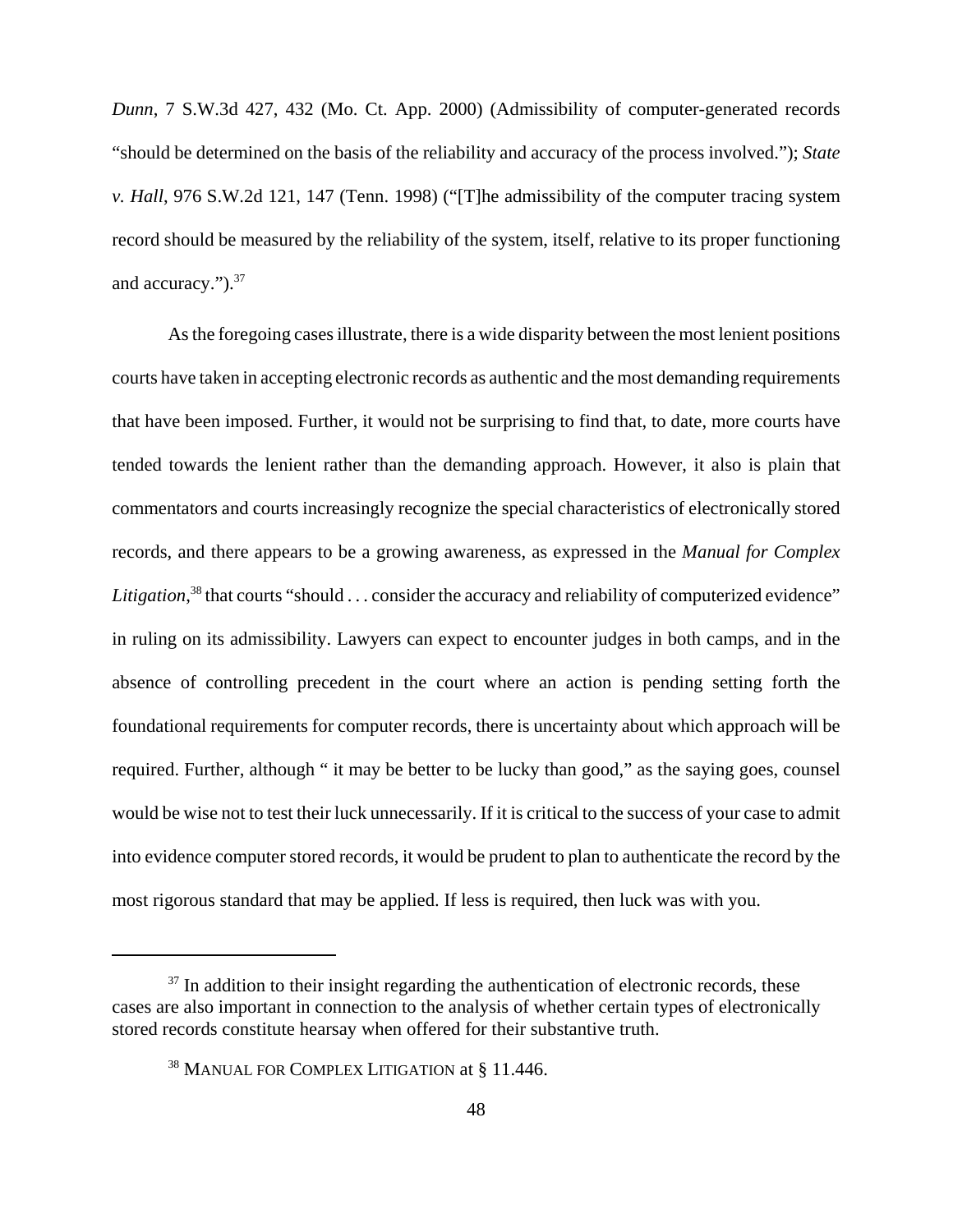*Dunn*, 7 S.W.3d 427, 432 (Mo. Ct. App. 2000) (Admissibility of computer-generated records "should be determined on the basis of the reliability and accuracy of the process involved."); *State v. Hall*, 976 S.W.2d 121, 147 (Tenn. 1998) ("[T]he admissibility of the computer tracing system record should be measured by the reliability of the system, itself, relative to its proper functioning and accuracy.").[37]

As the foregoing cases illustrate, there is a wide disparity between the most lenient positions courts have taken in accepting electronic records as authentic and the most demanding requirements that have been imposed. Further, it would not be surprising to find that, to date, more courts have tended towards the lenient rather than the demanding approach. However, it also is plain that commentators and courts increasingly recognize the special characteristics of electronically stored records, and there appears to be a growing awareness, as expressed in the *Manual for Complex Litigation*,[38] that courts "should . . . consider the accuracy and reliability of computerized evidence" in ruling on its admissibility. Lawyers can expect to encounter judges in both camps, and in the absence of controlling precedent in the court where an action is pending setting forth the foundational requirements for computer records, there is uncertainty about which approach will be required. Further, although " it may be better to be lucky than good," as the saying goes, counsel would be wise not to test their luck unnecessarily. If it is critical to the success of your case to admit into evidence computer stored records, it would be prudent to plan to authenticate the record by the most rigorous standard that may be applied. If less is required, then luck was with you.

---

[37] In addition to their insight regarding the authentication of electronic records, these cases are also important in connection to the analysis of whether certain types of electronically stored records constitute hearsay when offered for their substantive truth.

[38] MANUAL FOR COMPLEX LITIGATION at § 11.446.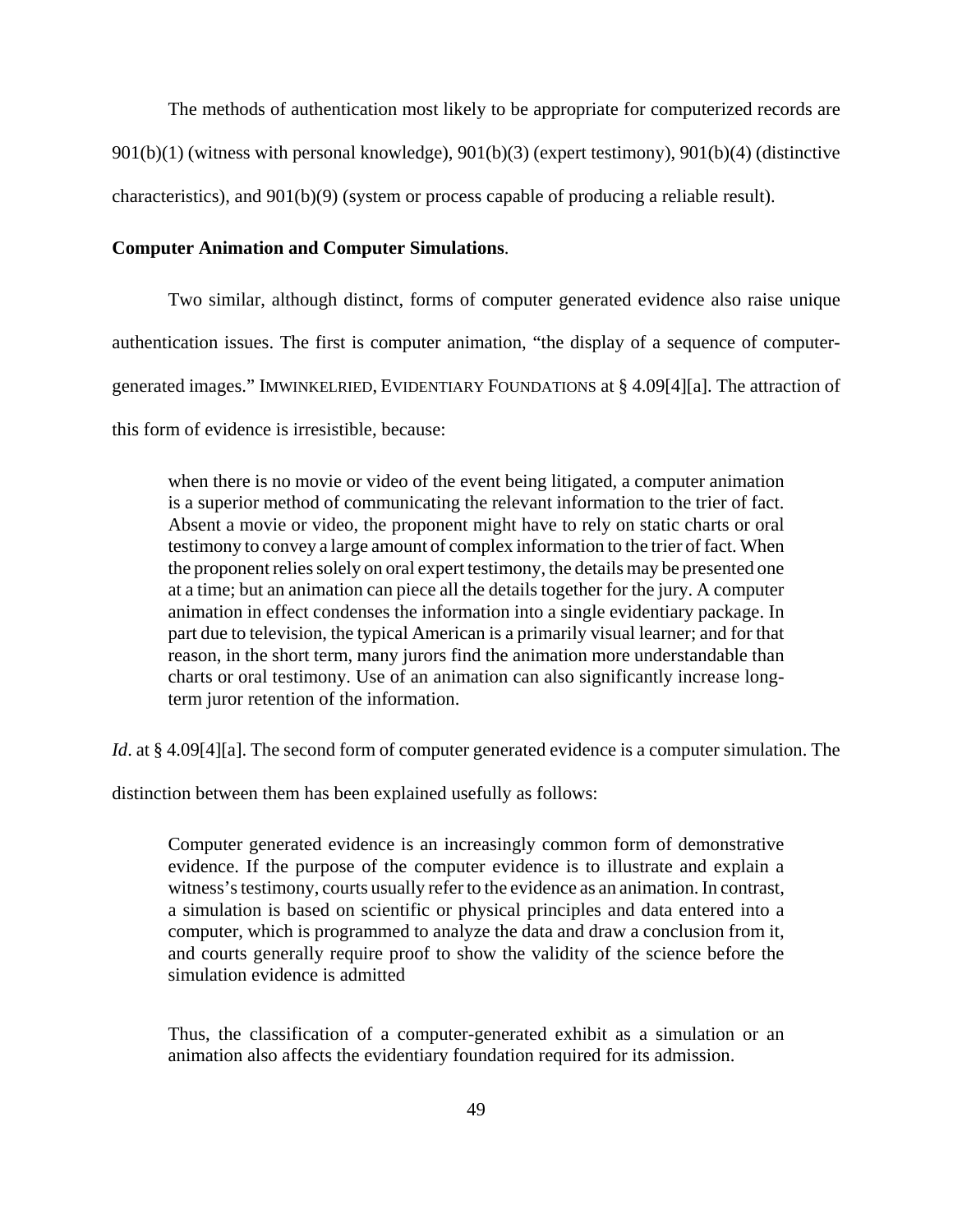The methods of authentication most likely to be appropriate for computerized records are 901(b)(1) (witness with personal knowledge), 901(b)(3) (expert testimony), 901(b)(4) (distinctive characteristics), and 901(b)(9) (system or process capable of producing a reliable result).

**Computer Animation and Computer Simulations**.

Two similar, although distinct, forms of computer generated evidence also raise unique authentication issues. The first is computer animation, "the display of a sequence of computer-generated images." IMWINKELRIED, EVIDENTIARY FOUNDATIONS at § 4.09[4][a]. The attraction of this form of evidence is irresistible, because:

> when there is no movie or video of the event being litigated, a computer animation is a superior method of communicating the relevant information to the trier of fact. Absent a movie or video, the proponent might have to rely on static charts or oral testimony to convey a large amount of complex information to the trier of fact. When the proponent relies solely on oral expert testimony, the details may be presented one at a time; but an animation can piece all the details together for the jury. A computer animation in effect condenses the information into a single evidentiary package. In part due to television, the typical American is a primarily visual learner; and for that reason, in the short term, many jurors find the animation more understandable than charts or oral testimony. Use of an animation can also significantly increase long-term juror retention of the information.

*Id*. at § 4.09[4][a]. The second form of computer generated evidence is a computer simulation. The distinction between them has been explained usefully as follows:

> Computer generated evidence is an increasingly common form of demonstrative evidence. If the purpose of the computer evidence is to illustrate and explain a witness's testimony, courts usually refer to the evidence as an animation. In contrast, a simulation is based on scientific or physical principles and data entered into a computer, which is programmed to analyze the data and draw a conclusion from it, and courts generally require proof to show the validity of the science before the simulation evidence is admitted
>
> Thus, the classification of a computer-generated exhibit as a simulation or an animation also affects the evidentiary foundation required for its admission.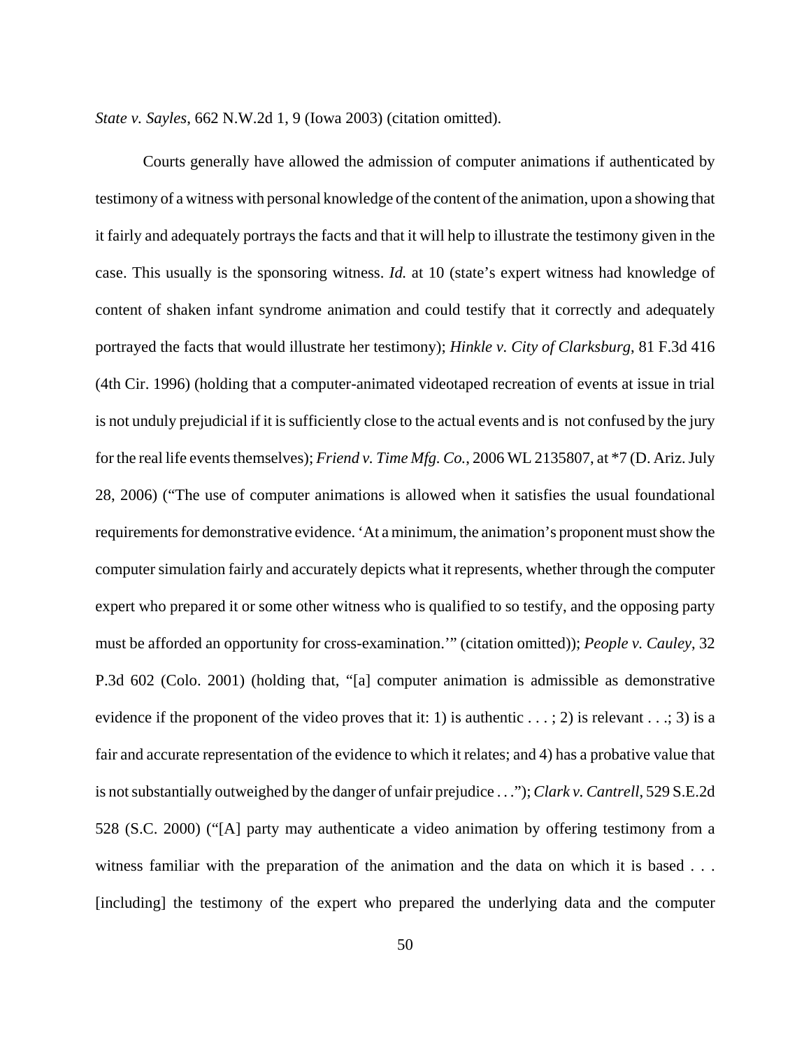*State v. Sayles*, 662 N.W.2d 1, 9 (Iowa 2003) (citation omitted).

Courts generally have allowed the admission of computer animations if authenticated by testimony of a witness with personal knowledge of the content of the animation, upon a showing that it fairly and adequately portrays the facts and that it will help to illustrate the testimony given in the case. This usually is the sponsoring witness. *Id.* at 10 (state's expert witness had knowledge of content of shaken infant syndrome animation and could testify that it correctly and adequately portrayed the facts that would illustrate her testimony); *Hinkle v. City of Clarksburg*, 81 F.3d 416 (4th Cir. 1996) (holding that a computer-animated videotaped recreation of events at issue in trial is not unduly prejudicial if it is sufficiently close to the actual events and is not confused by the jury for the real life events themselves); *Friend v. Time Mfg. Co.*, 2006 WL 2135807, at *7 (D. Ariz. July 28, 2006) ("The use of computer animations is allowed when it satisfies the usual foundational requirements for demonstrative evidence. 'At a minimum, the animation's proponent must show the computer simulation fairly and accurately depicts what it represents, whether through the computer expert who prepared it or some other witness who is qualified to so testify, and the opposing party must be afforded an opportunity for cross-examination.'" (citation omitted)); *People v. Cauley*, 32 P.3d 602 (Colo. 2001) (holding that, "[a] computer animation is admissible as demonstrative evidence if the proponent of the video proves that it: 1) is authentic . . . ; 2) is relevant . . .; 3) is a fair and accurate representation of the evidence to which it relates; and 4) has a probative value that is not substantially outweighed by the danger of unfair prejudice . . ."); *Clark v. Cantrell*, 529 S.E.2d 528 (S.C. 2000) ("[A] party may authenticate a video animation by offering testimony from a witness familiar with the preparation of the animation and the data on which it is based . . . [including] the testimony of the expert who prepared the underlying data and the computer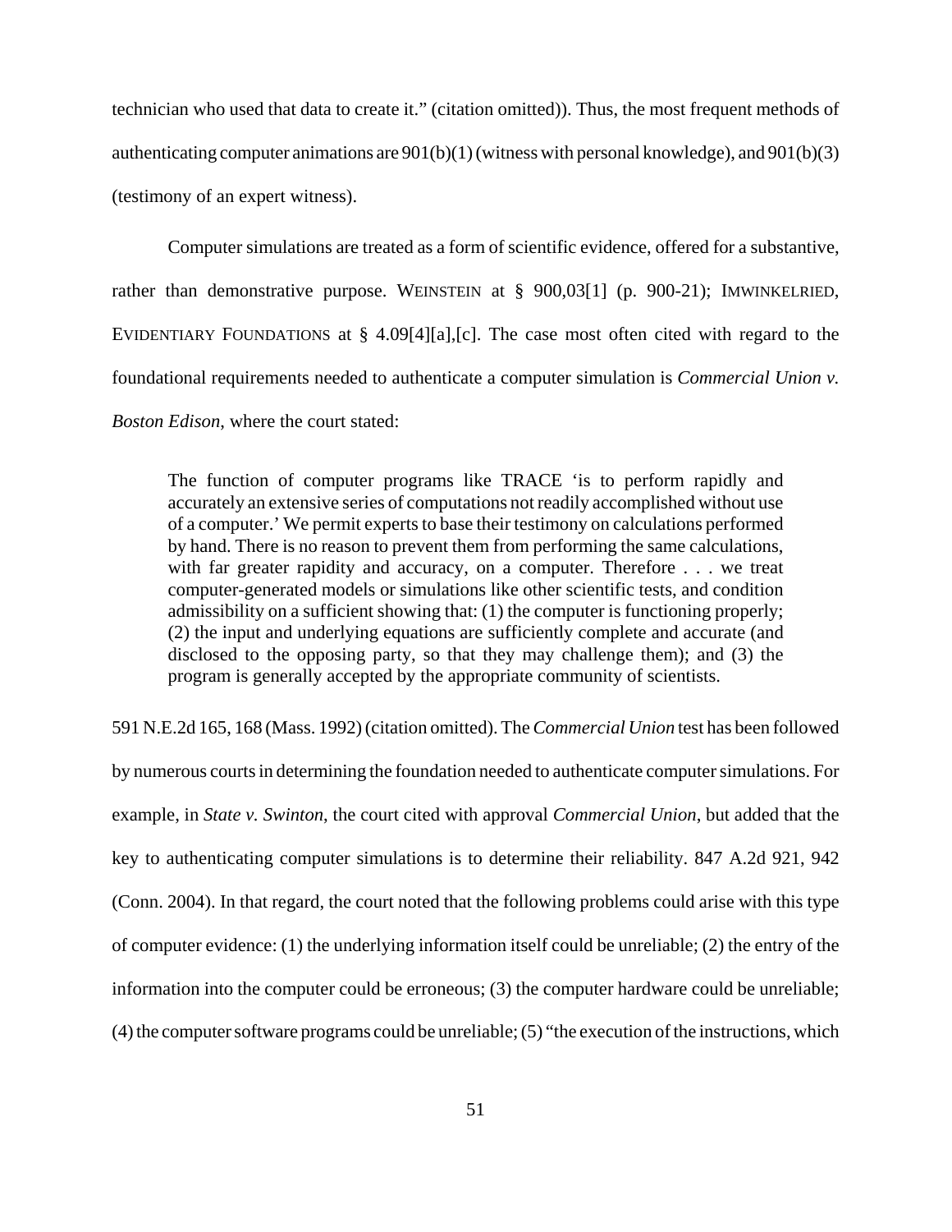technician who used that data to create it." (citation omitted)). Thus, the most frequent methods of authenticating computer animations are 901(b)(1) (witness with personal knowledge), and 901(b)(3) (testimony of an expert witness).

Computer simulations are treated as a form of scientific evidence, offered for a substantive, rather than demonstrative purpose. WEINSTEIN at § 900,03[1] (p. 900-21); IMWINKELRIED, EVIDENTIARY FOUNDATIONS at § 4.09[4][a],[c]. The case most often cited with regard to the foundational requirements needed to authenticate a computer simulation is *Commercial Union v. Boston Edison*, where the court stated:

> The function of computer programs like TRACE 'is to perform rapidly and accurately an extensive series of computations not readily accomplished without use of a computer.' We permit experts to base their testimony on calculations performed by hand. There is no reason to prevent them from performing the same calculations, with far greater rapidity and accuracy, on a computer. Therefore . . . we treat computer-generated models or simulations like other scientific tests, and condition admissibility on a sufficient showing that: (1) the computer is functioning properly; (2) the input and underlying equations are sufficiently complete and accurate (and disclosed to the opposing party, so that they may challenge them); and (3) the program is generally accepted by the appropriate community of scientists.

591 N.E.2d 165, 168 (Mass. 1992) (citation omitted). The *Commercial Union* test has been followed by numerous courts in determining the foundation needed to authenticate computer simulations. For example, in *State v. Swinton*, the court cited with approval *Commercial Union*, but added that the key to authenticating computer simulations is to determine their reliability. 847 A.2d 921, 942 (Conn. 2004). In that regard, the court noted that the following problems could arise with this type of computer evidence: (1) the underlying information itself could be unreliable; (2) the entry of the information into the computer could be erroneous; (3) the computer hardware could be unreliable; (4) the computer software programs could be unreliable; (5) "the execution of the instructions, which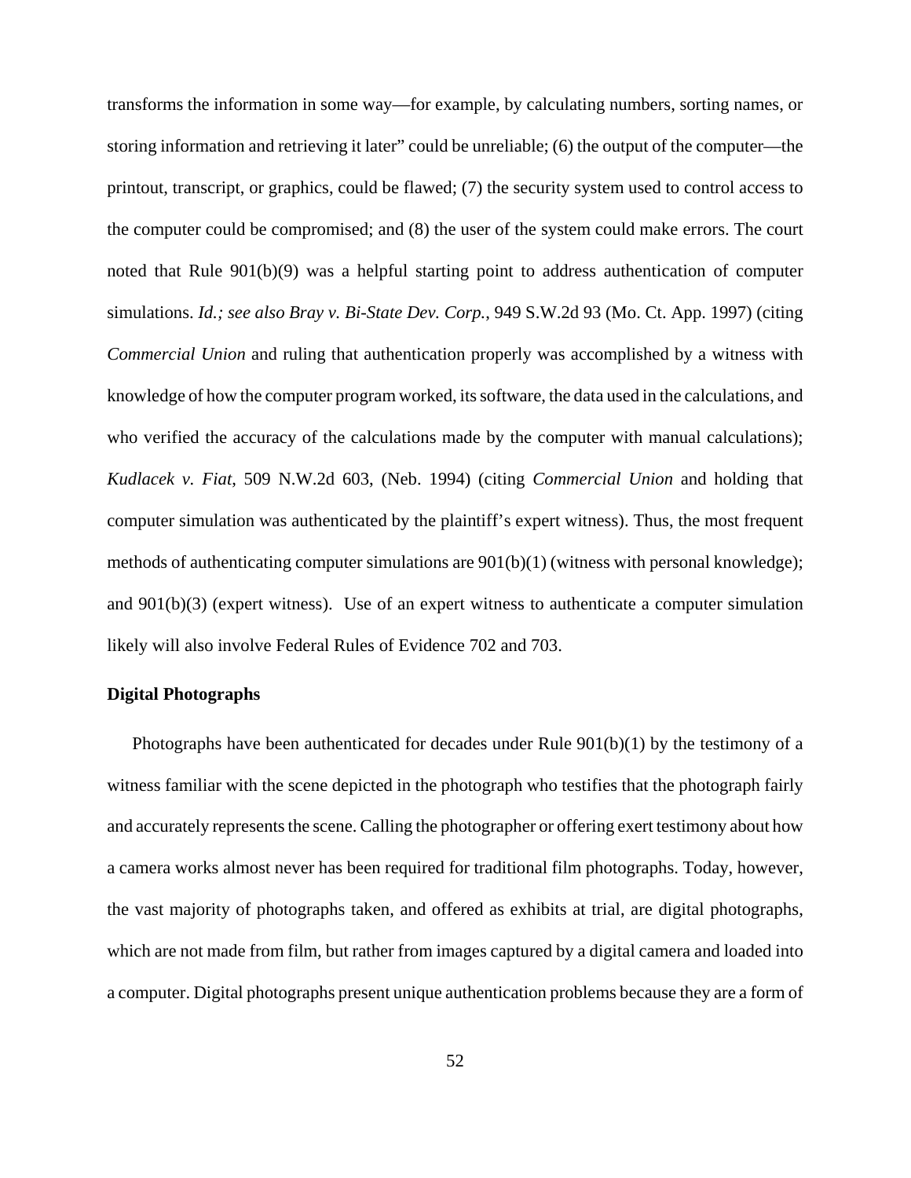transforms the information in some way—for example, by calculating numbers, sorting names, or storing information and retrieving it later" could be unreliable; (6) the output of the computer—the printout, transcript, or graphics, could be flawed; (7) the security system used to control access to the computer could be compromised; and (8) the user of the system could make errors. The court noted that Rule 901(b)(9) was a helpful starting point to address authentication of computer simulations. *Id.; see also Bray v. Bi-State Dev. Corp.*, 949 S.W.2d 93 (Mo. Ct. App. 1997) (citing *Commercial Union* and ruling that authentication properly was accomplished by a witness with knowledge of how the computer program worked, its software, the data used in the calculations, and who verified the accuracy of the calculations made by the computer with manual calculations); *Kudlacek v. Fiat*, 509 N.W.2d 603, (Neb. 1994) (citing *Commercial Union* and holding that computer simulation was authenticated by the plaintiff's expert witness). Thus, the most frequent methods of authenticating computer simulations are 901(b)(1) (witness with personal knowledge); and 901(b)(3) (expert witness). Use of an expert witness to authenticate a computer simulation likely will also involve Federal Rules of Evidence 702 and 703.

**Digital Photographs**

Photographs have been authenticated for decades under Rule 901(b)(1) by the testimony of a witness familiar with the scene depicted in the photograph who testifies that the photograph fairly and accurately represents the scene. Calling the photographer or offering exert testimony about how a camera works almost never has been required for traditional film photographs. Today, however, the vast majority of photographs taken, and offered as exhibits at trial, are digital photographs, which are not made from film, but rather from images captured by a digital camera and loaded into a computer. Digital photographs present unique authentication problems because they are a form of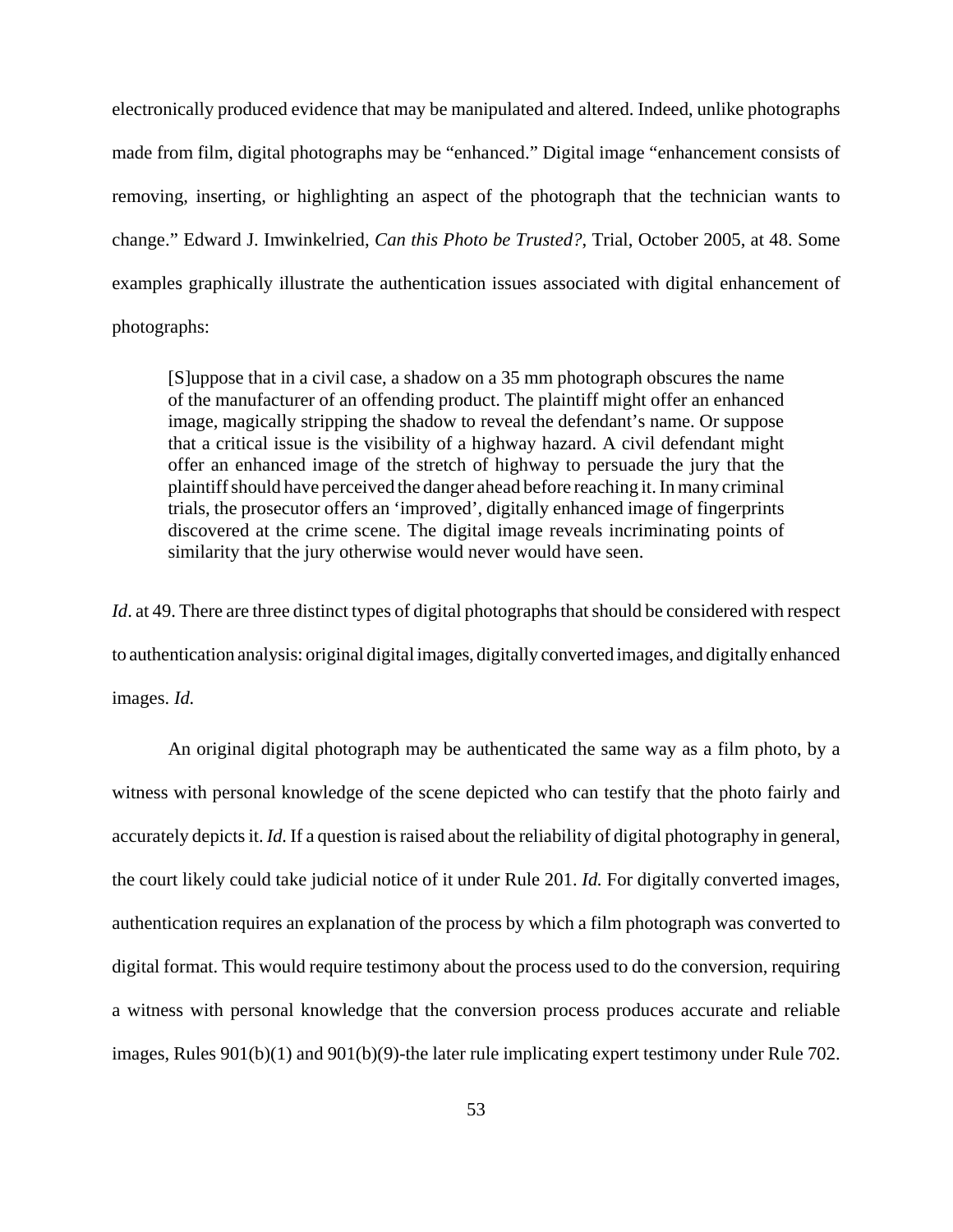electronically produced evidence that may be manipulated and altered. Indeed, unlike photographs made from film, digital photographs may be "enhanced." Digital image "enhancement consists of removing, inserting, or highlighting an aspect of the photograph that the technician wants to change." Edward J. Imwinkelried, *Can this Photo be Trusted?*, Trial, October 2005, at 48. Some examples graphically illustrate the authentication issues associated with digital enhancement of photographs:

> [S]uppose that in a civil case, a shadow on a 35 mm photograph obscures the name of the manufacturer of an offending product. The plaintiff might offer an enhanced image, magically stripping the shadow to reveal the defendant's name. Or suppose that a critical issue is the visibility of a highway hazard. A civil defendant might offer an enhanced image of the stretch of highway to persuade the jury that the plaintiff should have perceived the danger ahead before reaching it. In many criminal trials, the prosecutor offers an 'improved', digitally enhanced image of fingerprints discovered at the crime scene. The digital image reveals incriminating points of similarity that the jury otherwise would never would have seen.

*Id*. at 49. There are three distinct types of digital photographs that should be considered with respect to authentication analysis: original digital images, digitally converted images, and digitally enhanced images. *Id.*

An original digital photograph may be authenticated the same way as a film photo, by a witness with personal knowledge of the scene depicted who can testify that the photo fairly and accurately depicts it. *Id.* If a question is raised about the reliability of digital photography in general, the court likely could take judicial notice of it under Rule 201. *Id.* For digitally converted images, authentication requires an explanation of the process by which a film photograph was converted to digital format. This would require testimony about the process used to do the conversion, requiring a witness with personal knowledge that the conversion process produces accurate and reliable images, Rules 901(b)(1) and 901(b)(9)-the later rule implicating expert testimony under Rule 702.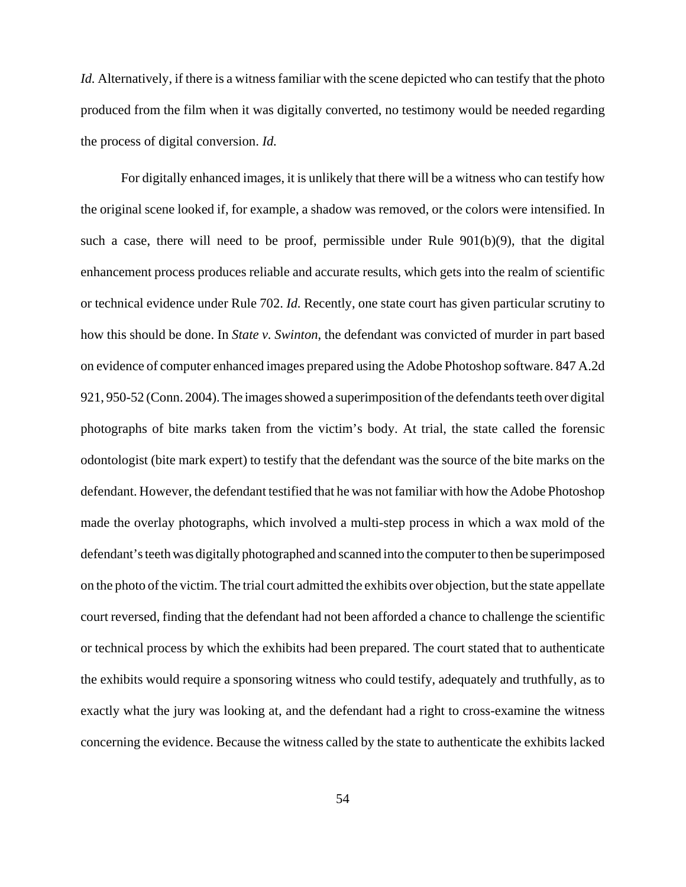*Id.* Alternatively, if there is a witness familiar with the scene depicted who can testify that the photo produced from the film when it was digitally converted, no testimony would be needed regarding the process of digital conversion. *Id.*

For digitally enhanced images, it is unlikely that there will be a witness who can testify how the original scene looked if, for example, a shadow was removed, or the colors were intensified. In such a case, there will need to be proof, permissible under Rule 901(b)(9), that the digital enhancement process produces reliable and accurate results, which gets into the realm of scientific or technical evidence under Rule 702. *Id.* Recently, one state court has given particular scrutiny to how this should be done. In *State v. Swinton*, the defendant was convicted of murder in part based on evidence of computer enhanced images prepared using the Adobe Photoshop software. 847 A.2d 921, 950-52 (Conn. 2004). The images showed a superimposition of the defendants teeth over digital photographs of bite marks taken from the victim's body. At trial, the state called the forensic odontologist (bite mark expert) to testify that the defendant was the source of the bite marks on the defendant. However, the defendant testified that he was not familiar with how the Adobe Photoshop made the overlay photographs, which involved a multi-step process in which a wax mold of the defendant's teeth was digitally photographed and scanned into the computer to then be superimposed on the photo of the victim. The trial court admitted the exhibits over objection, but the state appellate court reversed, finding that the defendant had not been afforded a chance to challenge the scientific or technical process by which the exhibits had been prepared. The court stated that to authenticate the exhibits would require a sponsoring witness who could testify, adequately and truthfully, as to exactly what the jury was looking at, and the defendant had a right to cross-examine the witness concerning the evidence. Because the witness called by the state to authenticate the exhibits lacked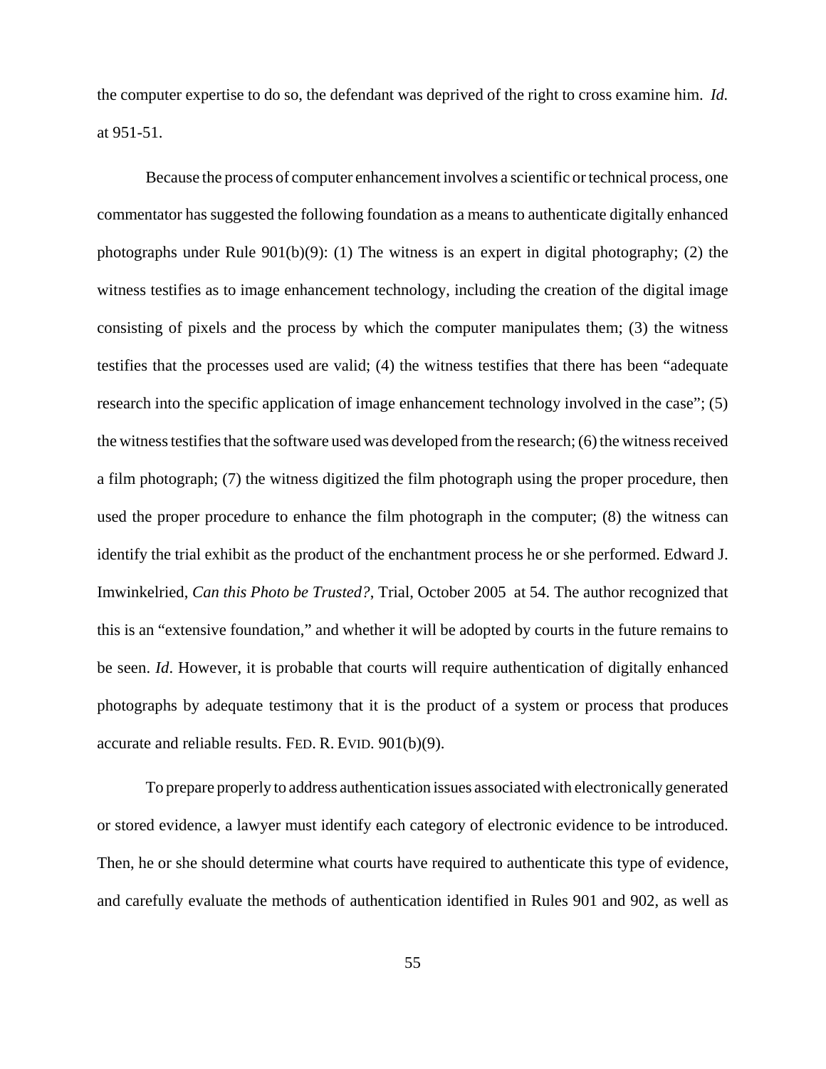the computer expertise to do so, the defendant was deprived of the right to cross examine him. *Id.* at 951-51.

Because the process of computer enhancement involves a scientific or technical process, one commentator has suggested the following foundation as a means to authenticate digitally enhanced photographs under Rule 901(b)(9): (1) The witness is an expert in digital photography; (2) the witness testifies as to image enhancement technology, including the creation of the digital image consisting of pixels and the process by which the computer manipulates them; (3) the witness testifies that the processes used are valid; (4) the witness testifies that there has been "adequate research into the specific application of image enhancement technology involved in the case"; (5) the witness testifies that the software used was developed from the research; (6) the witness received a film photograph; (7) the witness digitized the film photograph using the proper procedure, then used the proper procedure to enhance the film photograph in the computer; (8) the witness can identify the trial exhibit as the product of the enchantment process he or she performed. Edward J. Imwinkelried, *Can this Photo be Trusted?*, Trial, October 2005 at 54. The author recognized that this is an "extensive foundation," and whether it will be adopted by courts in the future remains to be seen. *Id*. However, it is probable that courts will require authentication of digitally enhanced photographs by adequate testimony that it is the product of a system or process that produces accurate and reliable results. FED. R. EVID. 901(b)(9).

To prepare properly to address authentication issues associated with electronically generated or stored evidence, a lawyer must identify each category of electronic evidence to be introduced. Then, he or she should determine what courts have required to authenticate this type of evidence, and carefully evaluate the methods of authentication identified in Rules 901 and 902, as well as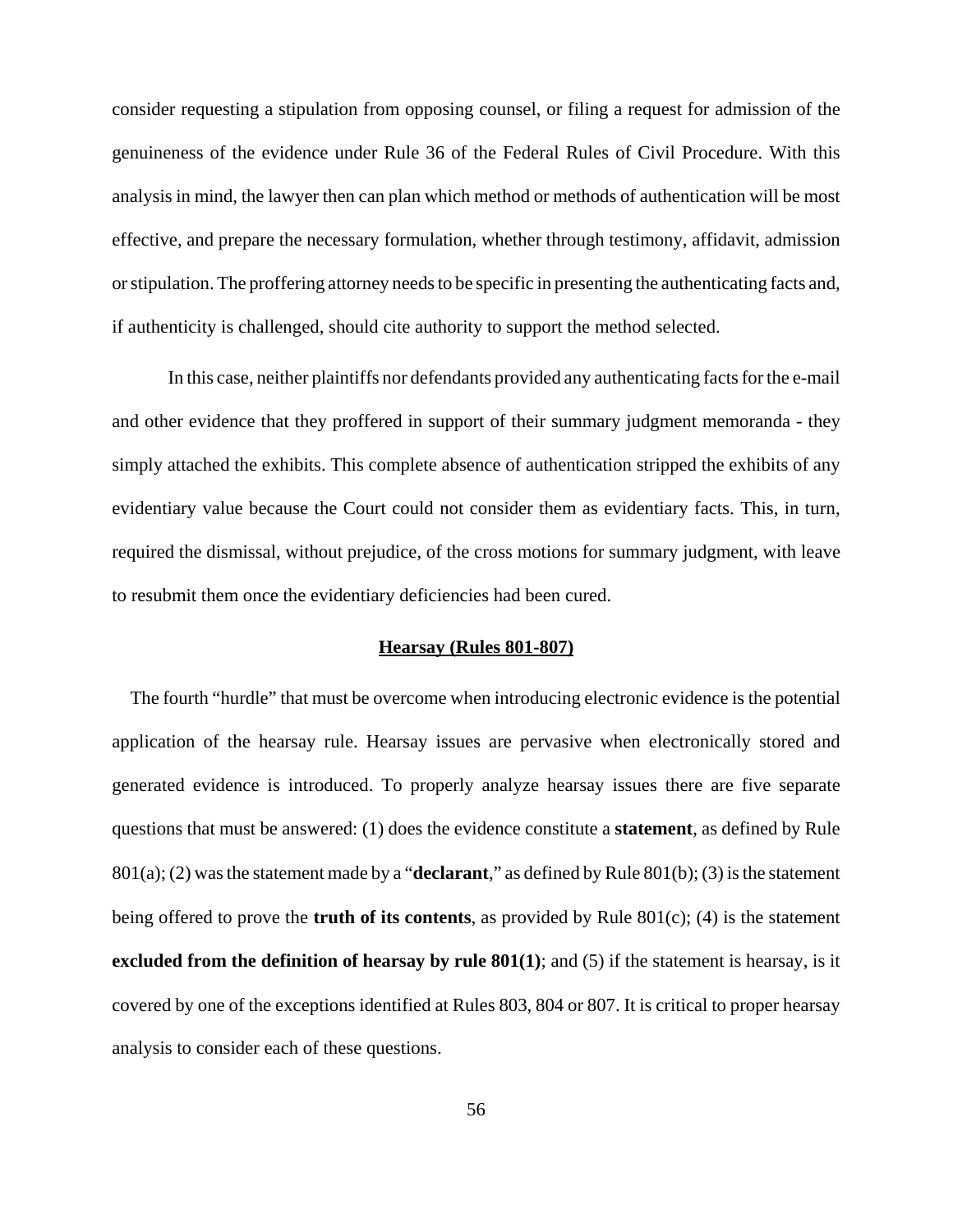consider requesting a stipulation from opposing counsel, or filing a request for admission of the genuineness of the evidence under Rule 36 of the Federal Rules of Civil Procedure. With this analysis in mind, the lawyer then can plan which method or methods of authentication will be most effective, and prepare the necessary formulation, whether through testimony, affidavit, admission or stipulation. The proffering attorney needs to be specific in presenting the authenticating facts and, if authenticity is challenged, should cite authority to support the method selected.

In this case, neither plaintiffs nor defendants provided any authenticating facts for the e-mail and other evidence that they proffered in support of their summary judgment memoranda - they simply attached the exhibits. This complete absence of authentication stripped the exhibits of any evidentiary value because the Court could not consider them as evidentiary facts. This, in turn, required the dismissal, without prejudice, of the cross motions for summary judgment, with leave to resubmit them once the evidentiary deficiencies had been cured.

## Hearsay (Rules 801-807)

The fourth "hurdle" that must be overcome when introducing electronic evidence is the potential application of the hearsay rule. Hearsay issues are pervasive when electronically stored and generated evidence is introduced. To properly analyze hearsay issues there are five separate questions that must be answered: (1) does the evidence constitute a **statement**, as defined by Rule 801(a); (2) was the statement made by a "**declarant**," as defined by Rule 801(b); (3) is the statement being offered to prove the **truth of its contents**, as provided by Rule 801(c); (4) is the statement **excluded from the definition of hearsay by rule 801(1)**; and (5) if the statement is hearsay, is it covered by one of the exceptions identified at Rules 803, 804 or 807. It is critical to proper hearsay analysis to consider each of these questions.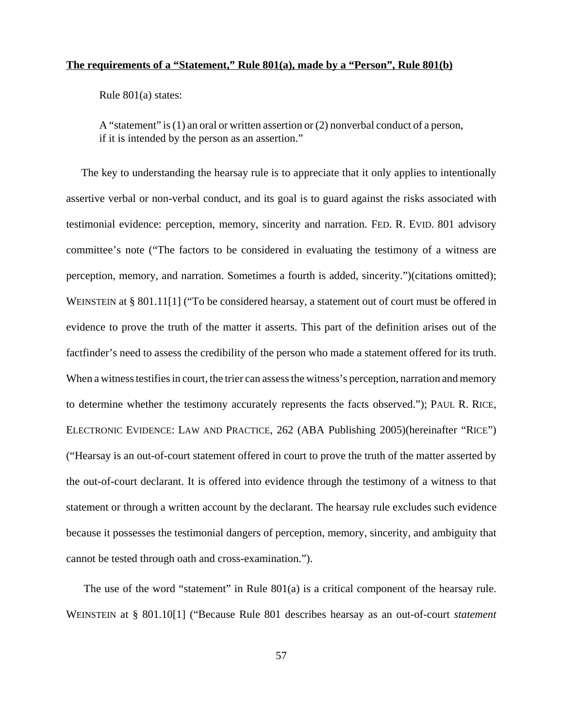**<u>The requirements of a "Statement," Rule 801(a), made by a "Person", Rule 801(b)</u>**

Rule 801(a) states:

> A "statement" is (1) an oral or written assertion or (2) nonverbal conduct of a person, if it is intended by the person as an assertion."

The key to understanding the hearsay rule is to appreciate that it only applies to intentionally assertive verbal or non-verbal conduct, and its goal is to guard against the risks associated with testimonial evidence: perception, memory, sincerity and narration. FED. R. EVID. 801 advisory committee's note ("The factors to be considered in evaluating the testimony of a witness are perception, memory, and narration. Sometimes a fourth is added, sincerity.")(citations omitted); WEINSTEIN at § 801.11[1] ("To be considered hearsay, a statement out of court must be offered in evidence to prove the truth of the matter it asserts. This part of the definition arises out of the factfinder's need to assess the credibility of the person who made a statement offered for its truth. When a witness testifies in court, the trier can assess the witness's perception, narration and memory to determine whether the testimony accurately represents the facts observed."); PAUL R. RICE, ELECTRONIC EVIDENCE: LAW AND PRACTICE, 262 (ABA Publishing 2005)(hereinafter "RICE") ("Hearsay is an out-of-court statement offered in court to prove the truth of the matter asserted by the out-of-court declarant. It is offered into evidence through the testimony of a witness to that statement or through a written account by the declarant. The hearsay rule excludes such evidence because it possesses the testimonial dangers of perception, memory, sincerity, and ambiguity that cannot be tested through oath and cross-examination.").

The use of the word "statement" in Rule 801(a) is a critical component of the hearsay rule. WEINSTEIN at § 801.10[1] ("Because Rule 801 describes hearsay as an out-of-court *statement*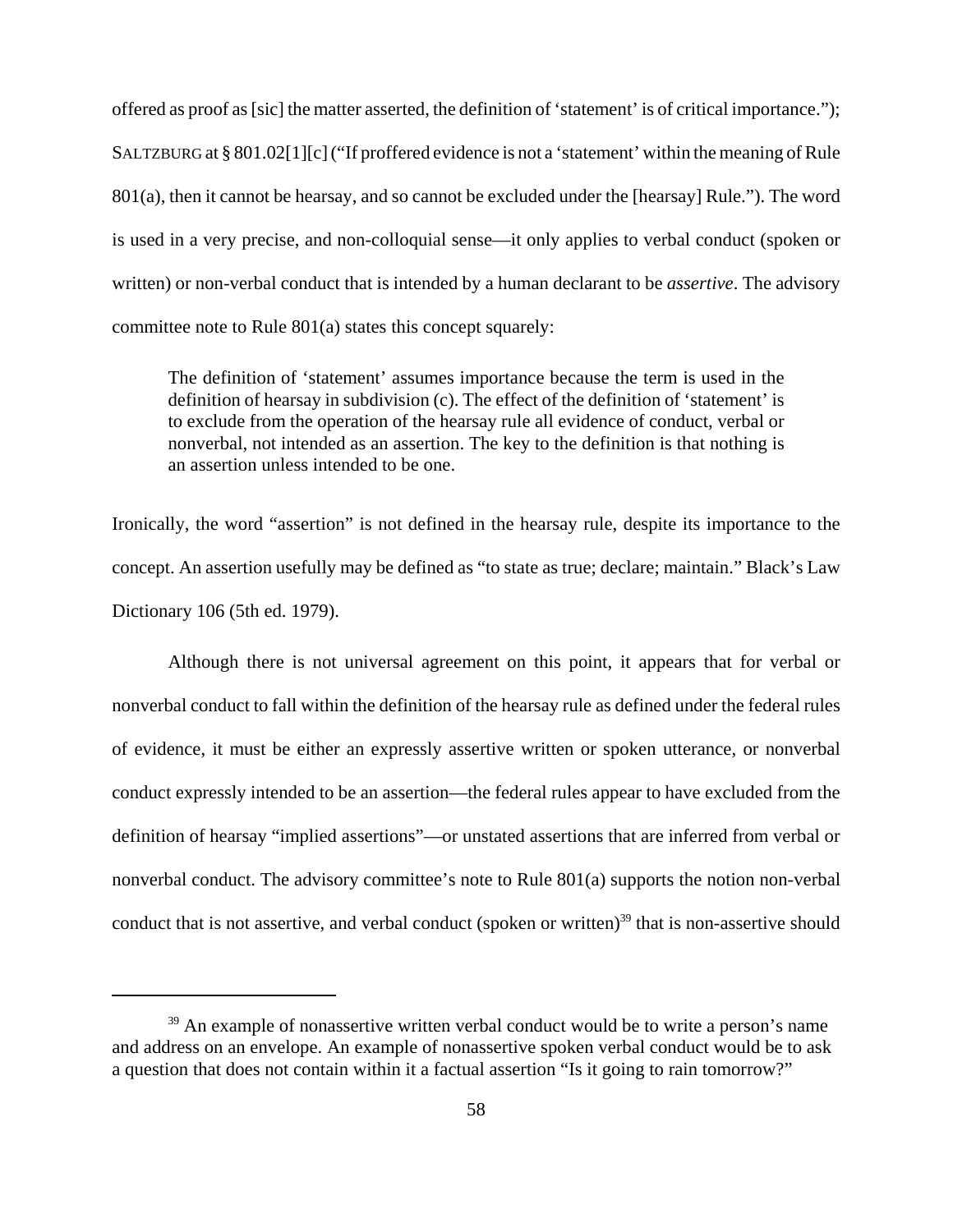offered as proof as [sic] the matter asserted, the definition of 'statement' is of critical importance."); SALTZBURG at § 801.02[1][c] ("If proffered evidence is not a 'statement' within the meaning of Rule 801(a), then it cannot be hearsay, and so cannot be excluded under the [hearsay] Rule."). The word is used in a very precise, and non-colloquial sense—it only applies to verbal conduct (spoken or written) or non-verbal conduct that is intended by a human declarant to be *assertive*. The advisory committee note to Rule 801(a) states this concept squarely:

> The definition of 'statement' assumes importance because the term is used in the definition of hearsay in subdivision (c). The effect of the definition of 'statement' is to exclude from the operation of the hearsay rule all evidence of conduct, verbal or nonverbal, not intended as an assertion. The key to the definition is that nothing is an assertion unless intended to be one.

Ironically, the word "assertion" is not defined in the hearsay rule, despite its importance to the concept. An assertion usefully may be defined as "to state as true; declare; maintain." Black's Law Dictionary 106 (5th ed. 1979).

Although there is not universal agreement on this point, it appears that for verbal or nonverbal conduct to fall within the definition of the hearsay rule as defined under the federal rules of evidence, it must be either an expressly assertive written or spoken utterance, or nonverbal conduct expressly intended to be an assertion—the federal rules appear to have excluded from the definition of hearsay "implied assertions"—or unstated assertions that are inferred from verbal or nonverbal conduct. The advisory committee's note to Rule 801(a) supports the notion non-verbal conduct that is not assertive, and verbal conduct (spoken or written)[39] that is non-assertive should

---

[39] An example of nonassertive written verbal conduct would be to write a person's name and address on an envelope. An example of nonassertive spoken verbal conduct would be to ask a question that does not contain within it a factual assertion "Is it going to rain tomorrow?"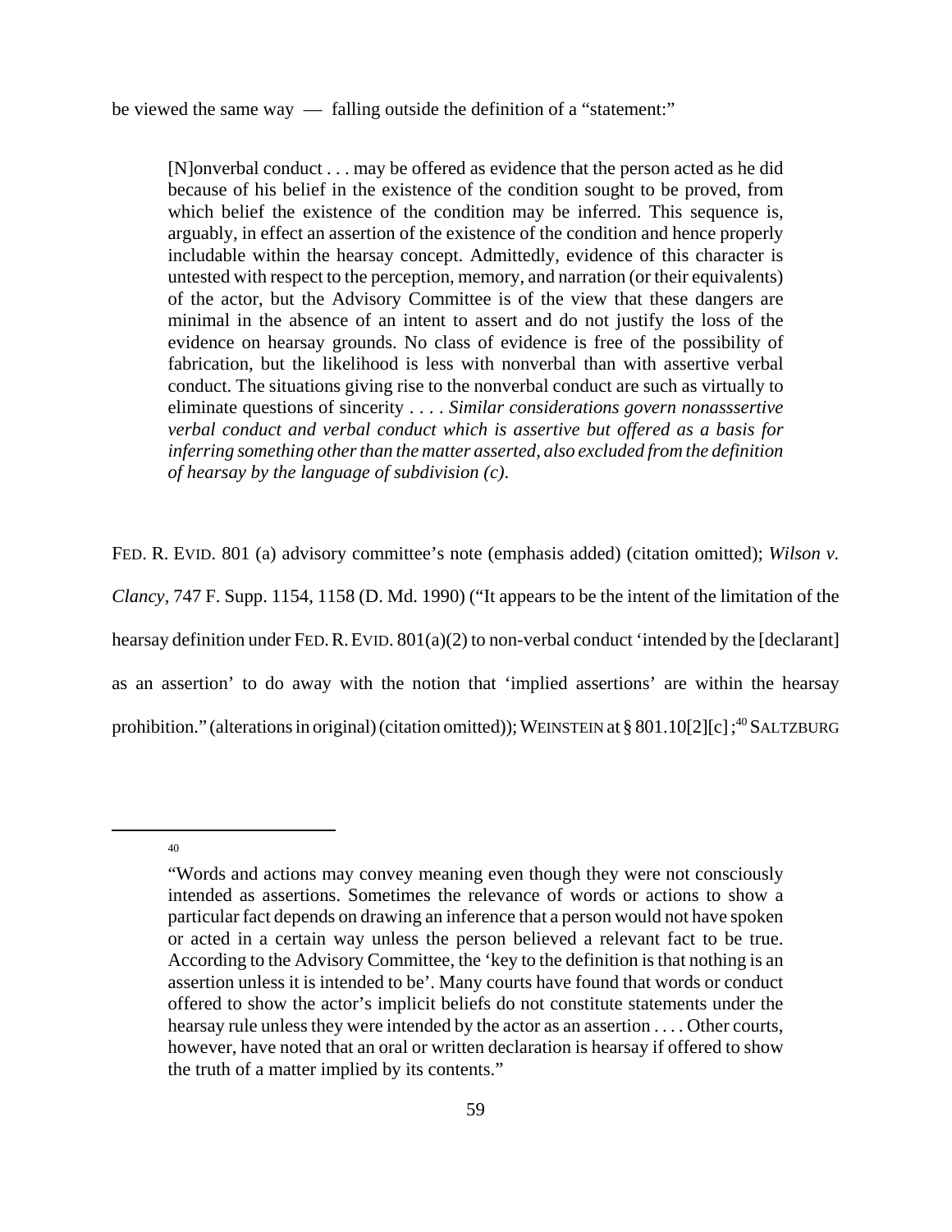be viewed the same way — falling outside the definition of a "statement:"

> [N]onverbal conduct . . . may be offered as evidence that the person acted as he did because of his belief in the existence of the condition sought to be proved, from which belief the existence of the condition may be inferred. This sequence is, arguably, in effect an assertion of the existence of the condition and hence properly includable within the hearsay concept. Admittedly, evidence of this character is untested with respect to the perception, memory, and narration (or their equivalents) of the actor, but the Advisory Committee is of the view that these dangers are minimal in the absence of an intent to assert and do not justify the loss of the evidence on hearsay grounds. No class of evidence is free of the possibility of fabrication, but the likelihood is less with nonverbal than with assertive verbal conduct. The situations giving rise to the nonverbal conduct are such as virtually to eliminate questions of sincerity . . . . *Similar considerations govern nonasssertive verbal conduct and verbal conduct which is assertive but offered as a basis for inferring something other than the matter asserted, also excluded from the definition of hearsay by the language of subdivision (c).*

FED. R. EVID. 801 (a) advisory committee's note (emphasis added) (citation omitted); *Wilson v. Clancy*, 747 F. Supp. 1154, 1158 (D. Md. 1990) ("It appears to be the intent of the limitation of the hearsay definition under FED. R. EVID. 801(a)(2) to non-verbal conduct 'intended by the [declarant] as an assertion' to do away with the notion that 'implied assertions' are within the hearsay prohibition." (alterations in original) (citation omitted)); WEINSTEIN at § 801.10[2][c] ;[40] SALTZBURG

---

[40]

> "Words and actions may convey meaning even though they were not consciously intended as assertions. Sometimes the relevance of words or actions to show a particular fact depends on drawing an inference that a person would not have spoken or acted in a certain way unless the person believed a relevant fact to be true. According to the Advisory Committee, the 'key to the definition is that nothing is an assertion unless it is intended to be'. Many courts have found that words or conduct offered to show the actor's implicit beliefs do not constitute statements under the hearsay rule unless they were intended by the actor as an assertion . . . . Other courts, however, have noted that an oral or written declaration is hearsay if offered to show the truth of a matter implied by its contents."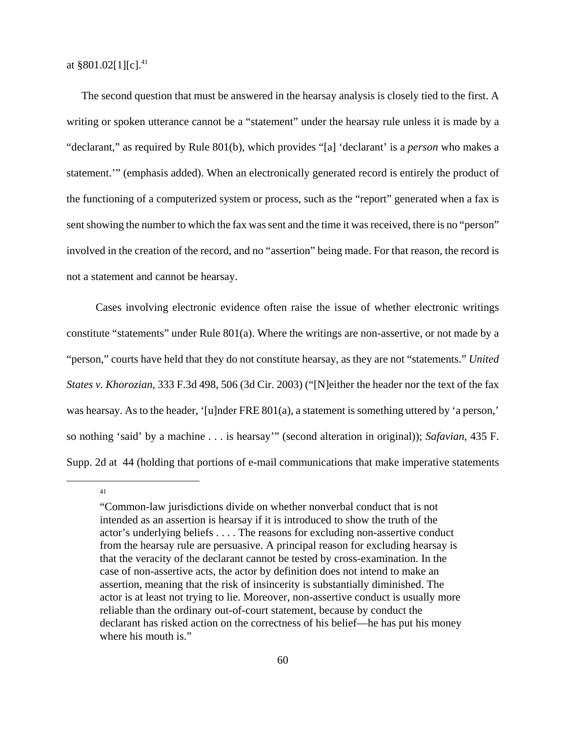at §801.02[1][c].[41]

The second question that must be answered in the hearsay analysis is closely tied to the first. A writing or spoken utterance cannot be a "statement" under the hearsay rule unless it is made by a "declarant," as required by Rule 801(b), which provides "[a] 'declarant' is a *person* who makes a statement.'" (emphasis added). When an electronically generated record is entirely the product of the functioning of a computerized system or process, such as the "report" generated when a fax is sent showing the number to which the fax was sent and the time it was received, there is no "person" involved in the creation of the record, and no "assertion" being made. For that reason, the record is not a statement and cannot be hearsay.

Cases involving electronic evidence often raise the issue of whether electronic writings constitute "statements" under Rule 801(a). Where the writings are non-assertive, or not made by a "person," courts have held that they do not constitute hearsay, as they are not "statements." *United States v. Khorozian*, 333 F.3d 498, 506 (3d Cir. 2003) ("[N]either the header nor the text of the fax was hearsay. As to the header, '[u]nder FRE 801(a), a statement is something uttered by 'a person,' so nothing 'said' by a machine . . . is hearsay'" (second alteration in original)); *Safavian*, 435 F. Supp. 2d at 44 (holding that portions of e-mail communications that make imperative statements

---

[41] "Common-law jurisdictions divide on whether nonverbal conduct that is not intended as an assertion is hearsay if it is introduced to show the truth of the actor's underlying beliefs . . . . The reasons for excluding non-assertive conduct from the hearsay rule are persuasive. A principal reason for excluding hearsay is that the veracity of the declarant cannot be tested by cross-examination. In the case of non-assertive acts, the actor by definition does not intend to make an assertion, meaning that the risk of insincerity is substantially diminished. The actor is at least not trying to lie. Moreover, non-assertive conduct is usually more reliable than the ordinary out-of-court statement, because by conduct the declarant has risked action on the correctness of his belief—he has put his money where his mouth is."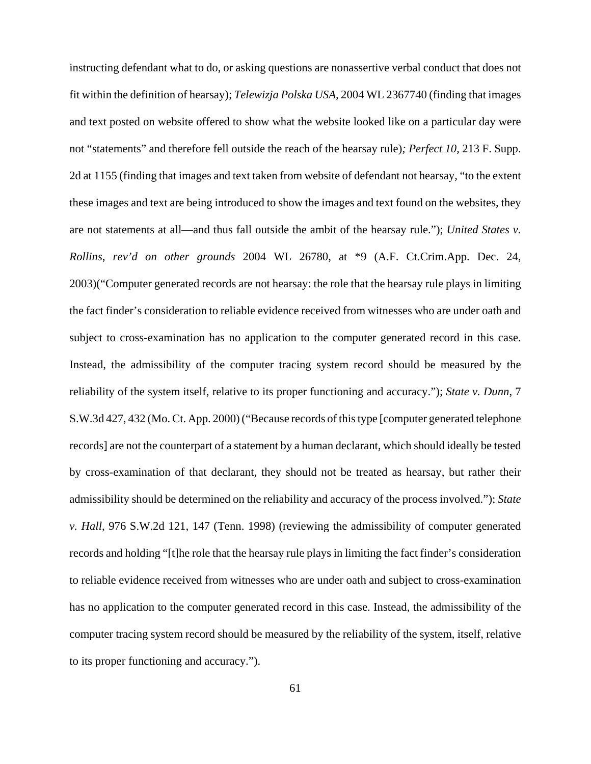instructing defendant what to do, or asking questions are nonassertive verbal conduct that does not fit within the definition of hearsay); *Telewizja Polska USA*, 2004 WL 2367740 (finding that images and text posted on website offered to show what the website looked like on a particular day were not "statements" and therefore fell outside the reach of the hearsay rule)*; Perfect 10*, 213 F. Supp. 2d at 1155 (finding that images and text taken from website of defendant not hearsay, "to the extent these images and text are being introduced to show the images and text found on the websites, they are not statements at all—and thus fall outside the ambit of the hearsay rule."); *United States v. Rollins*, *rev'd on other grounds* 2004 WL 26780, at *9 (A.F. Ct.Crim.App. Dec. 24, 2003)("Computer generated records are not hearsay: the role that the hearsay rule plays in limiting the fact finder's consideration to reliable evidence received from witnesses who are under oath and subject to cross-examination has no application to the computer generated record in this case. Instead, the admissibility of the computer tracing system record should be measured by the reliability of the system itself, relative to its proper functioning and accuracy."); *State v. Dunn*, 7 S.W.3d 427, 432 (Mo. Ct. App. 2000) ("Because records of this type [computer generated telephone records] are not the counterpart of a statement by a human declarant, which should ideally be tested by cross-examination of that declarant, they should not be treated as hearsay, but rather their admissibility should be determined on the reliability and accuracy of the process involved."); *State v. Hall*, 976 S.W.2d 121, 147 (Tenn. 1998) (reviewing the admissibility of computer generated records and holding "[t]he role that the hearsay rule plays in limiting the fact finder's consideration to reliable evidence received from witnesses who are under oath and subject to cross-examination has no application to the computer generated record in this case. Instead, the admissibility of the computer tracing system record should be measured by the reliability of the system, itself, relative to its proper functioning and accuracy.").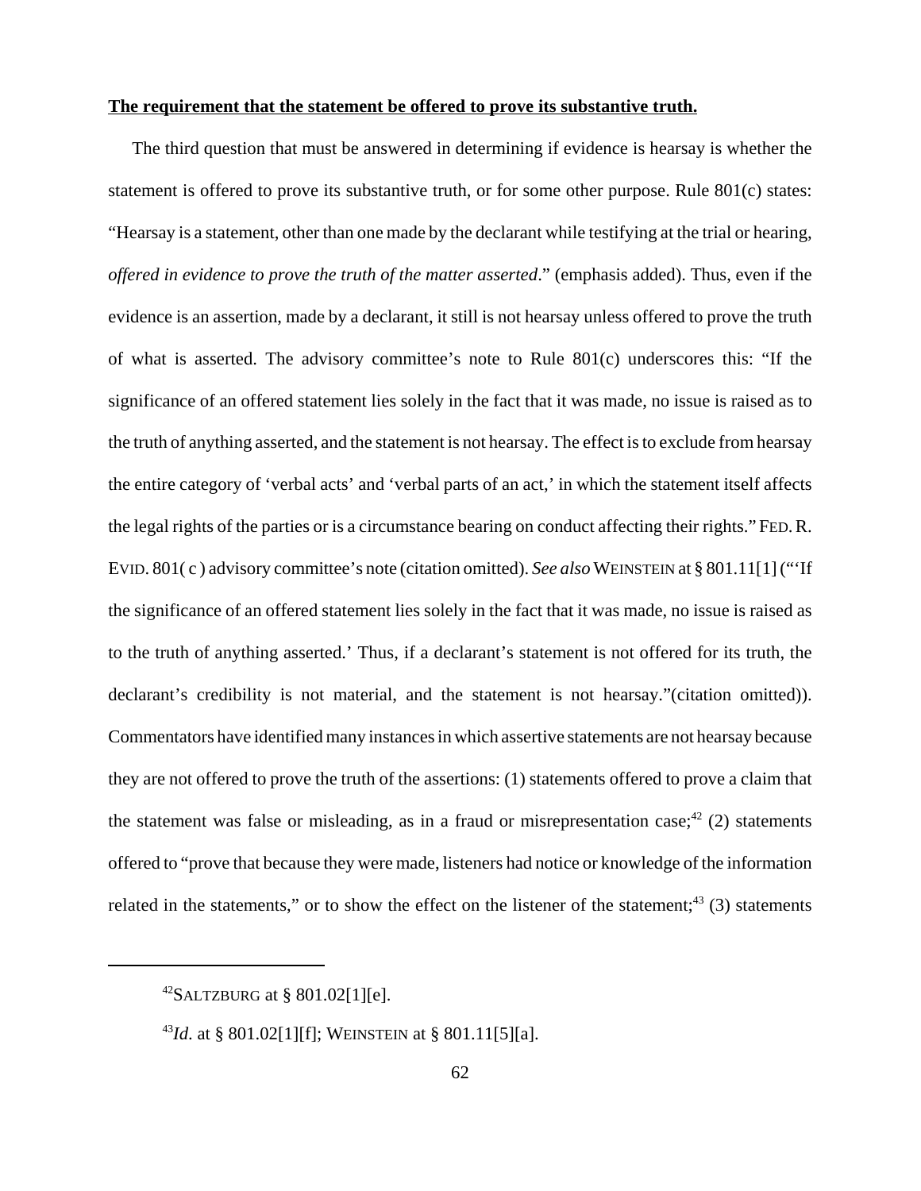**The requirement that the statement be offered to prove its substantive truth.**

The third question that must be answered in determining if evidence is hearsay is whether the statement is offered to prove its substantive truth, or for some other purpose. Rule 801(c) states: "Hearsay is a statement, other than one made by the declarant while testifying at the trial or hearing, *offered in evidence to prove the truth of the matter asserted*." (emphasis added). Thus, even if the evidence is an assertion, made by a declarant, it still is not hearsay unless offered to prove the truth of what is asserted. The advisory committee's note to Rule 801(c) underscores this: "If the significance of an offered statement lies solely in the fact that it was made, no issue is raised as to the truth of anything asserted, and the statement is not hearsay. The effect is to exclude from hearsay the entire category of 'verbal acts' and 'verbal parts of an act,' in which the statement itself affects the legal rights of the parties or is a circumstance bearing on conduct affecting their rights." FED. R. EVID. 801( c ) advisory committee's note (citation omitted). *See also* WEINSTEIN at § 801.11[1] ("'If the significance of an offered statement lies solely in the fact that it was made, no issue is raised as to the truth of anything asserted.' Thus, if a declarant's statement is not offered for its truth, the declarant's credibility is not material, and the statement is not hearsay."(citation omitted)). Commentators have identified many instances in which assertive statements are not hearsay because they are not offered to prove the truth of the assertions: (1) statements offered to prove a claim that the statement was false or misleading, as in a fraud or misrepresentation case;[42] (2) statements offered to "prove that because they were made, listeners had notice or knowledge of the information related in the statements," or to show the effect on the listener of the statement;[43] (3) statements

---

[42] SALTZBURG at § 801.02[1][e].

[43] *Id*. at § 801.02[1][f]; WEINSTEIN at § 801.11[5][a].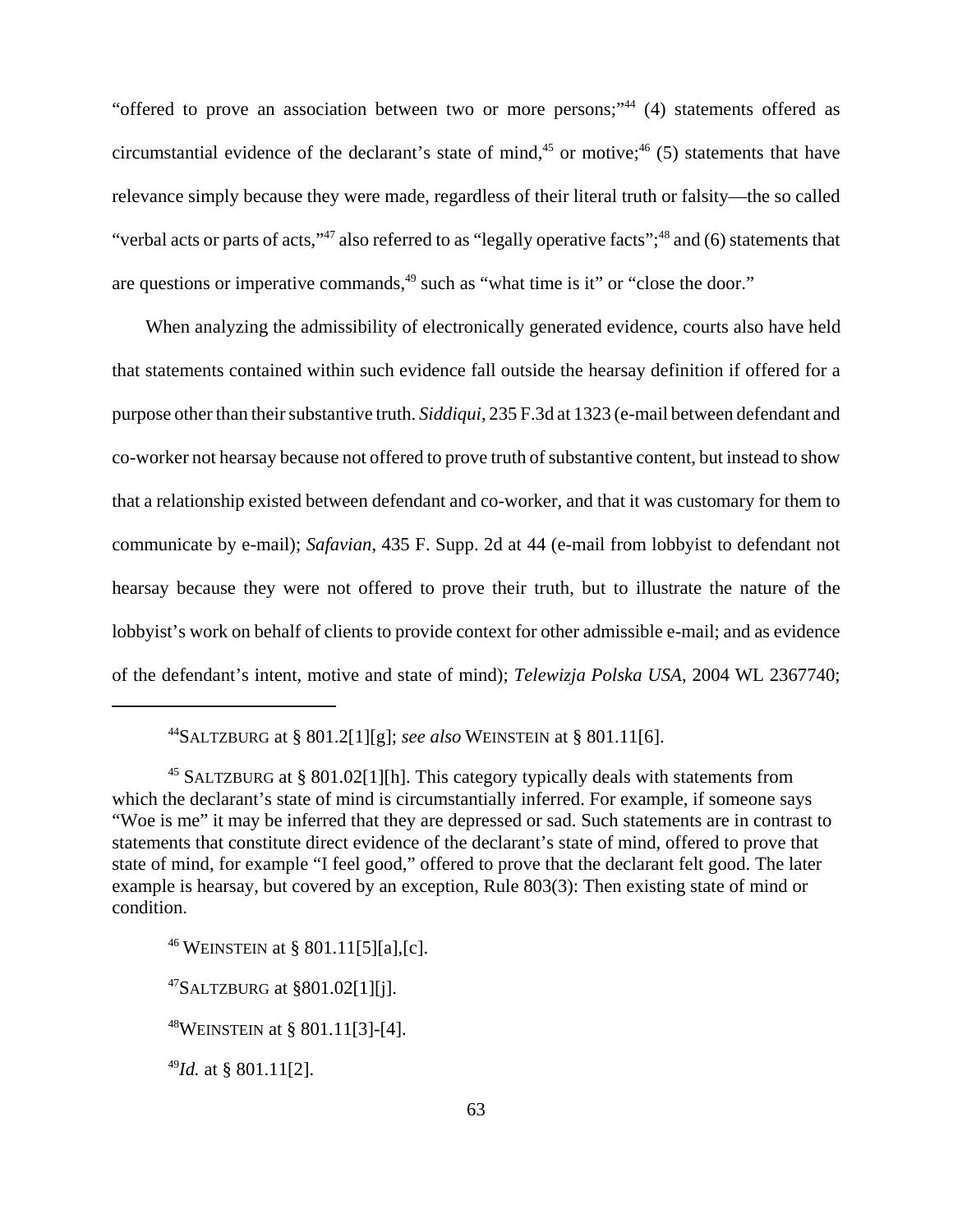"offered to prove an association between two or more persons;"[44] (4) statements offered as circumstantial evidence of the declarant's state of mind,[45] or motive;[46] (5) statements that have relevance simply because they were made, regardless of their literal truth or falsity—the so called "verbal acts or parts of acts,"[47] also referred to as "legally operative facts";[48] and (6) statements that are questions or imperative commands,[49] such as "what time is it" or "close the door."

When analyzing the admissibility of electronically generated evidence, courts also have held that statements contained within such evidence fall outside the hearsay definition if offered for a purpose other than their substantive truth. *Siddiqui*, 235 F.3d at 1323 (e-mail between defendant and co-worker not hearsay because not offered to prove truth of substantive content, but instead to show that a relationship existed between defendant and co-worker, and that it was customary for them to communicate by e-mail); *Safavian*, 435 F. Supp. 2d at 44 (e-mail from lobbyist to defendant not hearsay because they were not offered to prove their truth, but to illustrate the nature of the lobbyist's work on behalf of clients to provide context for other admissible e-mail; and as evidence of the defendant's intent, motive and state of mind); *Telewizja Polska USA*, 2004 WL 2367740;

---

[44] SALTZBURG at § 801.2[1][g]; *see also* WEINSTEIN at § 801.11[6].

[45] SALTZBURG at § 801.02[1][h]. This category typically deals with statements from which the declarant's state of mind is circumstantially inferred. For example, if someone says "Woe is me" it may be inferred that they are depressed or sad. Such statements are in contrast to statements that constitute direct evidence of the declarant's state of mind, offered to prove that state of mind, for example "I feel good," offered to prove that the declarant felt good. The later example is hearsay, but covered by an exception, Rule 803(3): Then existing state of mind or condition.

[46] WEINSTEIN at § 801.11[5][a],[c].

[47] SALTZBURG at §801.02[1][j].

[48] WEINSTEIN at § 801.11[3]-[4].

[49] *Id.* at § 801.11[2].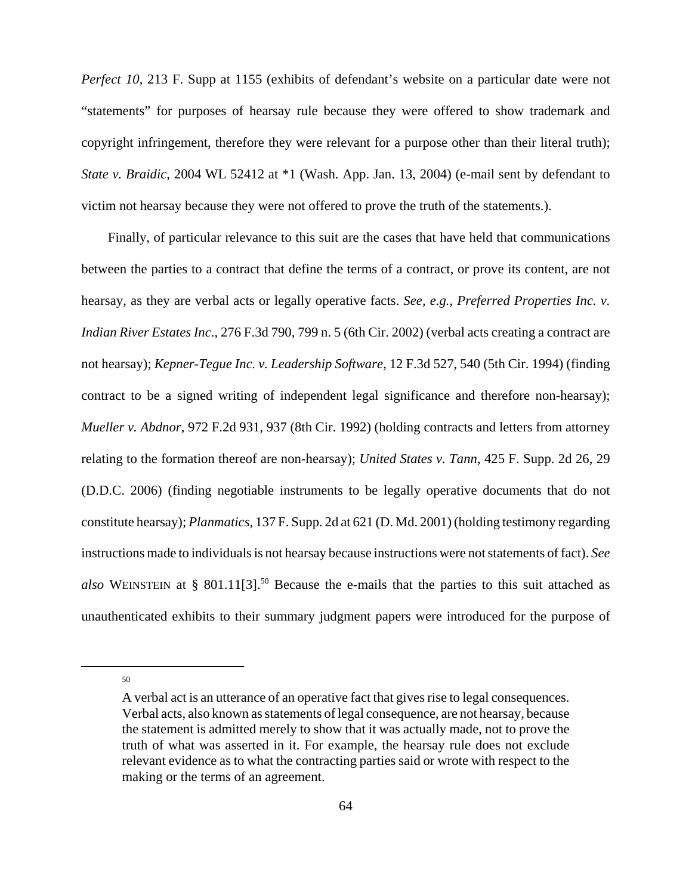*Perfect 10*, 213 F. Supp at 1155 (exhibits of defendant's website on a particular date were not "statements" for purposes of hearsay rule because they were offered to show trademark and copyright infringement, therefore they were relevant for a purpose other than their literal truth); *State v. Braidic*, 2004 WL 52412 at *1 (Wash. App. Jan. 13, 2004) (e-mail sent by defendant to victim not hearsay because they were not offered to prove the truth of the statements.).

Finally, of particular relevance to this suit are the cases that have held that communications between the parties to a contract that define the terms of a contract, or prove its content, are not hearsay, as they are verbal acts or legally operative facts. *See, e.g., Preferred Properties Inc. v. Indian River Estates Inc*., 276 F.3d 790, 799 n. 5 (6th Cir. 2002) (verbal acts creating a contract are not hearsay); *Kepner-Tegue Inc. v. Leadership Software*, 12 F.3d 527, 540 (5th Cir. 1994) (finding contract to be a signed writing of independent legal significance and therefore non-hearsay); *Mueller v. Abdnor*, 972 F.2d 931, 937 (8th Cir. 1992) (holding contracts and letters from attorney relating to the formation thereof are non-hearsay); *United States v. Tann*, 425 F. Supp. 2d 26, 29 (D.D.C. 2006) (finding negotiable instruments to be legally operative documents that do not constitute hearsay); *Planmatics*, 137 F. Supp. 2d at 621 (D. Md. 2001) (holding testimony regarding instructions made to individuals is not hearsay because instructions were not statements of fact). *See also* WEINSTEIN at § 801.11[3].[50] Because the e-mails that the parties to this suit attached as unauthenticated exhibits to their summary judgment papers were introduced for the purpose of

---

[50] A verbal act is an utterance of an operative fact that gives rise to legal consequences. Verbal acts, also known as statements of legal consequence, are not hearsay, because the statement is admitted merely to show that it was actually made, not to prove the truth of what was asserted in it. For example, the hearsay rule does not exclude relevant evidence as to what the contracting parties said or wrote with respect to the making or the terms of an agreement.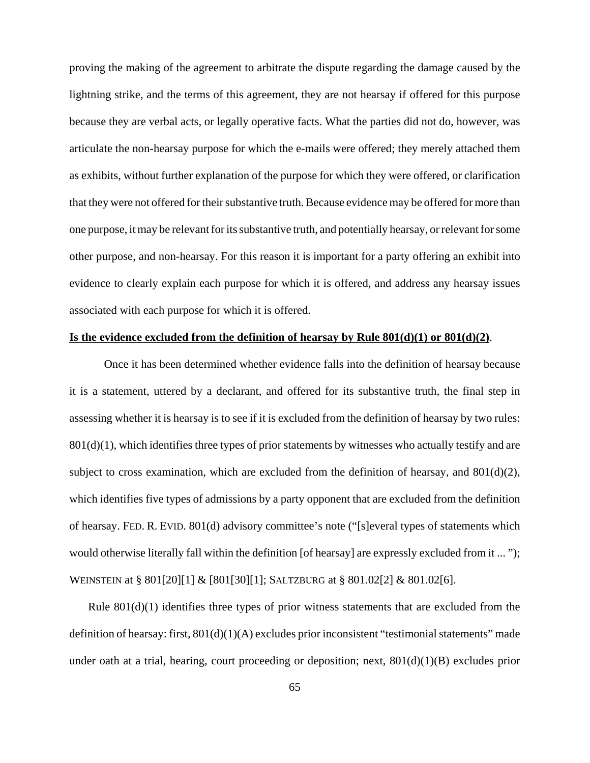proving the making of the agreement to arbitrate the dispute regarding the damage caused by the lightning strike, and the terms of this agreement, they are not hearsay if offered for this purpose because they are verbal acts, or legally operative facts. What the parties did not do, however, was articulate the non-hearsay purpose for which the e-mails were offered; they merely attached them as exhibits, without further explanation of the purpose for which they were offered, or clarification that they were not offered for their substantive truth. Because evidence may be offered for more than one purpose, it may be relevant for its substantive truth, and potentially hearsay, or relevant for some other purpose, and non-hearsay. For this reason it is important for a party offering an exhibit into evidence to clearly explain each purpose for which it is offered, and address any hearsay issues associated with each purpose for which it is offered.

**Is the evidence excluded from the definition of hearsay by Rule 801(d)(1) or 801(d)(2)**.

Once it has been determined whether evidence falls into the definition of hearsay because it is a statement, uttered by a declarant, and offered for its substantive truth, the final step in assessing whether it is hearsay is to see if it is excluded from the definition of hearsay by two rules: 801(d)(1), which identifies three types of prior statements by witnesses who actually testify and are subject to cross examination, which are excluded from the definition of hearsay, and 801(d)(2), which identifies five types of admissions by a party opponent that are excluded from the definition of hearsay. FED. R. EVID. 801(d) advisory committee's note ("[s]everal types of statements which would otherwise literally fall within the definition [of hearsay] are expressly excluded from it ... "); WEINSTEIN at § 801[20][1] & [801[30][1]; SALTZBURG at § 801.02[2] & 801.02[6].

Rule 801(d)(1) identifies three types of prior witness statements that are excluded from the definition of hearsay: first, 801(d)(1)(A) excludes prior inconsistent "testimonial statements" made under oath at a trial, hearing, court proceeding or deposition; next, 801(d)(1)(B) excludes prior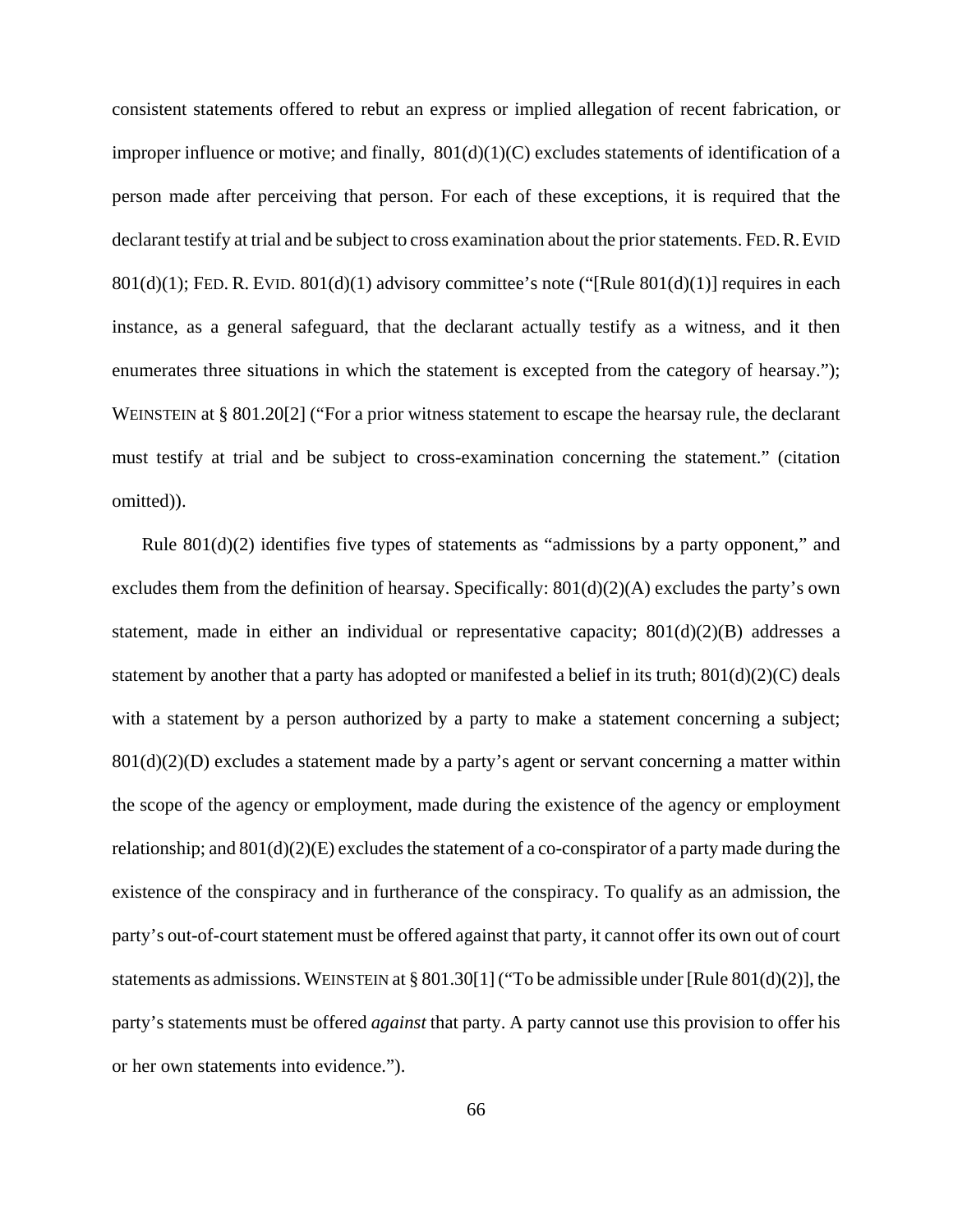consistent statements offered to rebut an express or implied allegation of recent fabrication, or improper influence or motive; and finally, 801(d)(1)(C) excludes statements of identification of a person made after perceiving that person. For each of these exceptions, it is required that the declarant testify at trial and be subject to cross examination about the prior statements. FED. R. EVID 801(d)(1); FED. R. EVID. 801(d)(1) advisory committee's note ("[Rule 801(d)(1)] requires in each instance, as a general safeguard, that the declarant actually testify as a witness, and it then enumerates three situations in which the statement is excepted from the category of hearsay."); WEINSTEIN at § 801.20[2] ("For a prior witness statement to escape the hearsay rule, the declarant must testify at trial and be subject to cross-examination concerning the statement." (citation omitted)).

Rule 801(d)(2) identifies five types of statements as "admissions by a party opponent," and excludes them from the definition of hearsay. Specifically: 801(d)(2)(A) excludes the party's own statement, made in either an individual or representative capacity; 801(d)(2)(B) addresses a statement by another that a party has adopted or manifested a belief in its truth; 801(d)(2)(C) deals with a statement by a person authorized by a party to make a statement concerning a subject; 801(d)(2)(D) excludes a statement made by a party's agent or servant concerning a matter within the scope of the agency or employment, made during the existence of the agency or employment relationship; and 801(d)(2)(E) excludes the statement of a co-conspirator of a party made during the existence of the conspiracy and in furtherance of the conspiracy. To qualify as an admission, the party's out-of-court statement must be offered against that party, it cannot offer its own out of court statements as admissions. WEINSTEIN at § 801.30[1] ("To be admissible under [Rule 801(d)(2)], the party's statements must be offered *against* that party. A party cannot use this provision to offer his or her own statements into evidence.").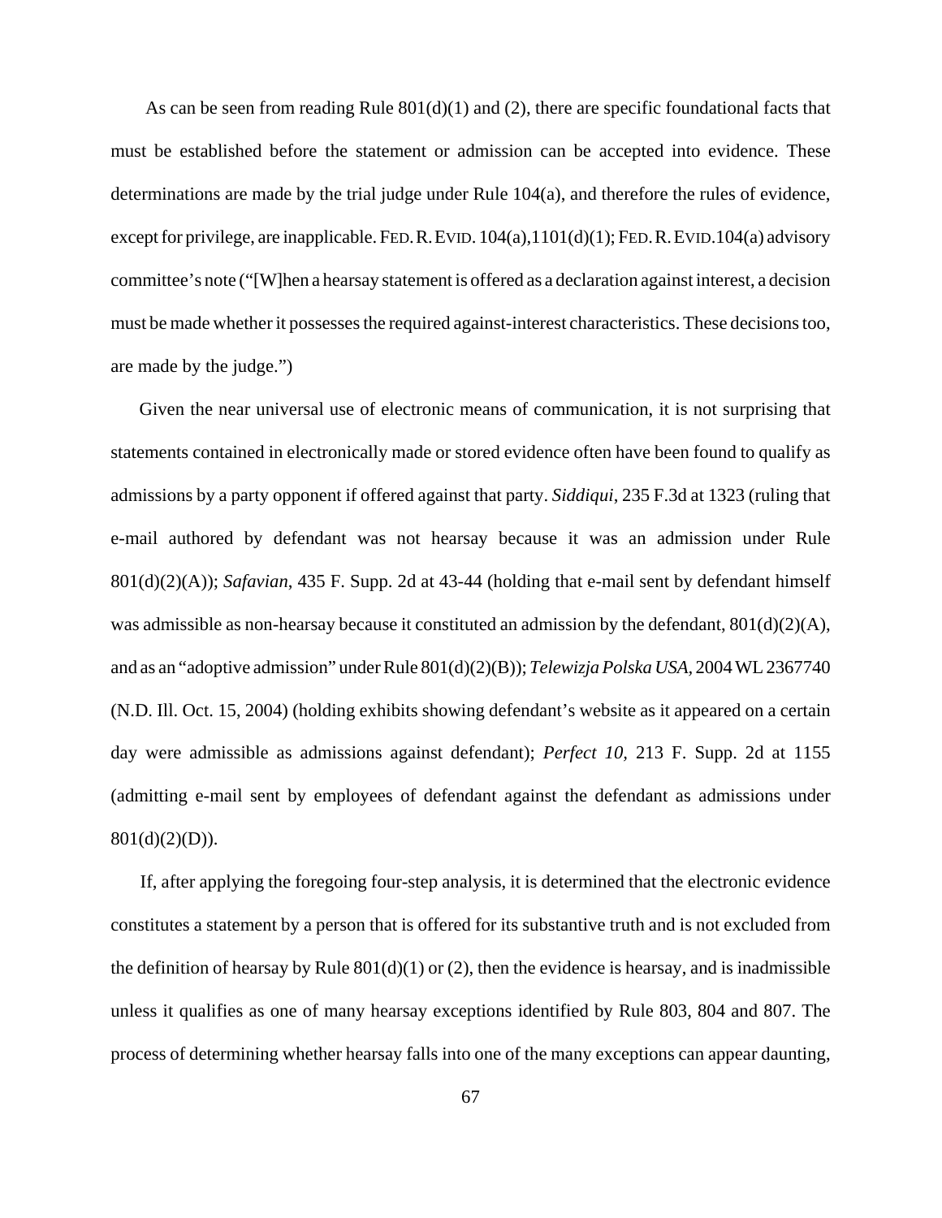As can be seen from reading Rule 801(d)(1) and (2), there are specific foundational facts that must be established before the statement or admission can be accepted into evidence. These determinations are made by the trial judge under Rule 104(a), and therefore the rules of evidence, except for privilege, are inapplicable. FED. R. EVID. 104(a),1101(d)(1); FED. R. EVID. 104(a) advisory committee's note ("[W]hen a hearsay statement is offered as a declaration against interest, a decision must be made whether it possesses the required against-interest characteristics. These decisions too, are made by the judge.")

Given the near universal use of electronic means of communication, it is not surprising that statements contained in electronically made or stored evidence often have been found to qualify as admissions by a party opponent if offered against that party. *Siddiqui*, 235 F.3d at 1323 (ruling that e-mail authored by defendant was not hearsay because it was an admission under Rule 801(d)(2)(A)); *Safavian*, 435 F. Supp. 2d at 43-44 (holding that e-mail sent by defendant himself was admissible as non-hearsay because it constituted an admission by the defendant, 801(d)(2)(A), and as an "adoptive admission" under Rule 801(d)(2)(B)); *Telewizja Polska USA*, 2004 WL 2367740 (N.D. Ill. Oct. 15, 2004) (holding exhibits showing defendant's website as it appeared on a certain day were admissible as admissions against defendant); *Perfect 10*, 213 F. Supp. 2d at 1155 (admitting e-mail sent by employees of defendant against the defendant as admissions under 801(d)(2)(D)).

If, after applying the foregoing four-step analysis, it is determined that the electronic evidence constitutes a statement by a person that is offered for its substantive truth and is not excluded from the definition of hearsay by Rule 801(d)(1) or (2), then the evidence is hearsay, and is inadmissible unless it qualifies as one of many hearsay exceptions identified by Rule 803, 804 and 807. The process of determining whether hearsay falls into one of the many exceptions can appear daunting,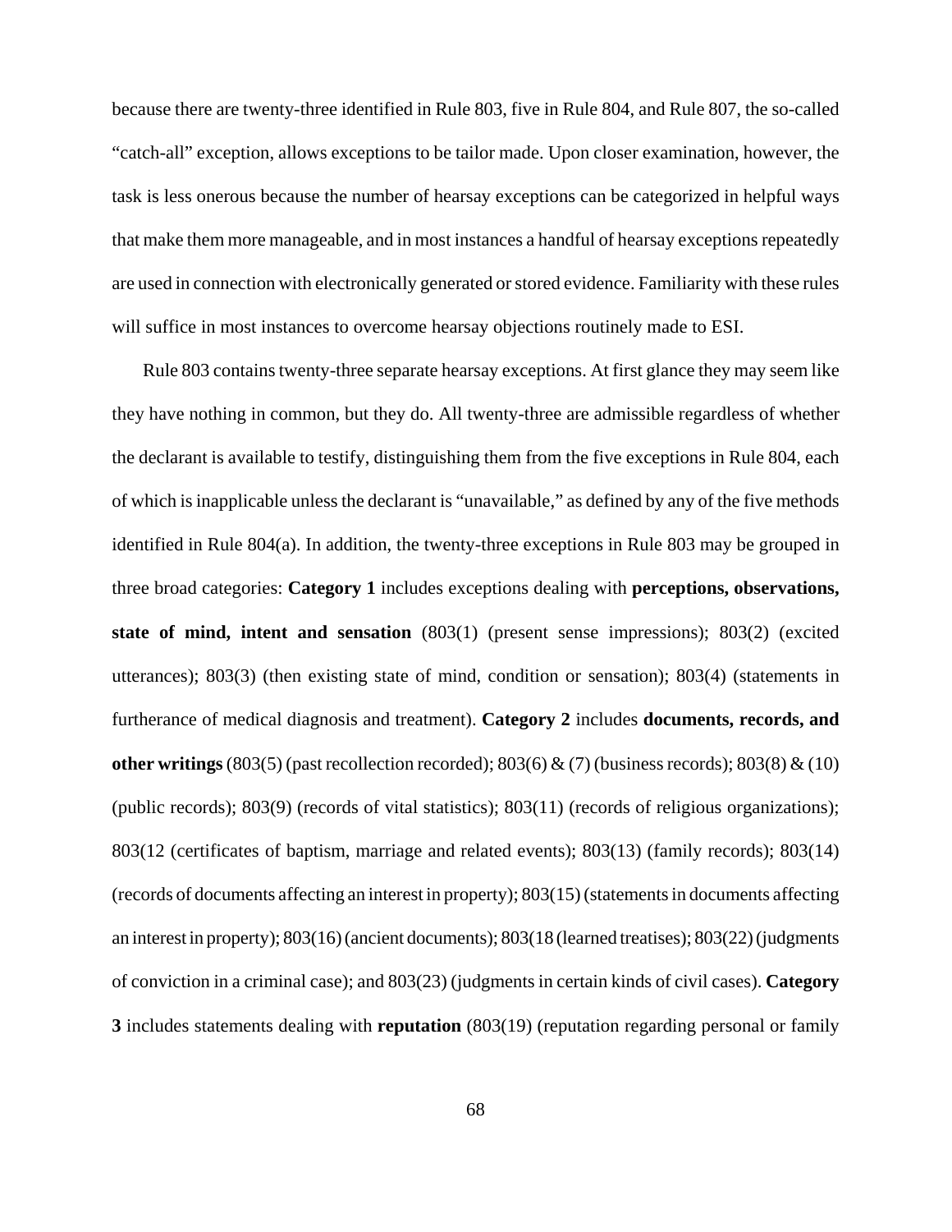because there are twenty-three identified in Rule 803, five in Rule 804, and Rule 807, the so-called "catch-all" exception, allows exceptions to be tailor made. Upon closer examination, however, the task is less onerous because the number of hearsay exceptions can be categorized in helpful ways that make them more manageable, and in most instances a handful of hearsay exceptions repeatedly are used in connection with electronically generated or stored evidence. Familiarity with these rules will suffice in most instances to overcome hearsay objections routinely made to ESI.

Rule 803 contains twenty-three separate hearsay exceptions. At first glance they may seem like they have nothing in common, but they do. All twenty-three are admissible regardless of whether the declarant is available to testify, distinguishing them from the five exceptions in Rule 804, each of which is inapplicable unless the declarant is "unavailable," as defined by any of the five methods identified in Rule 804(a). In addition, the twenty-three exceptions in Rule 803 may be grouped in three broad categories: **Category 1** includes exceptions dealing with **perceptions, observations, state of mind, intent and sensation** (803(1) (present sense impressions); 803(2) (excited utterances); 803(3) (then existing state of mind, condition or sensation); 803(4) (statements in furtherance of medical diagnosis and treatment). **Category 2** includes **documents, records, and other writings** (803(5) (past recollection recorded); 803(6) & (7) (business records); 803(8) & (10) (public records); 803(9) (records of vital statistics); 803(11) (records of religious organizations); 803(12 (certificates of baptism, marriage and related events); 803(13) (family records); 803(14) (records of documents affecting an interest in property); 803(15) (statements in documents affecting an interest in property); 803(16) (ancient documents); 803(18 (learned treatises); 803(22) (judgments of conviction in a criminal case); and 803(23) (judgments in certain kinds of civil cases). **Category 3** includes statements dealing with **reputation** (803(19) (reputation regarding personal or family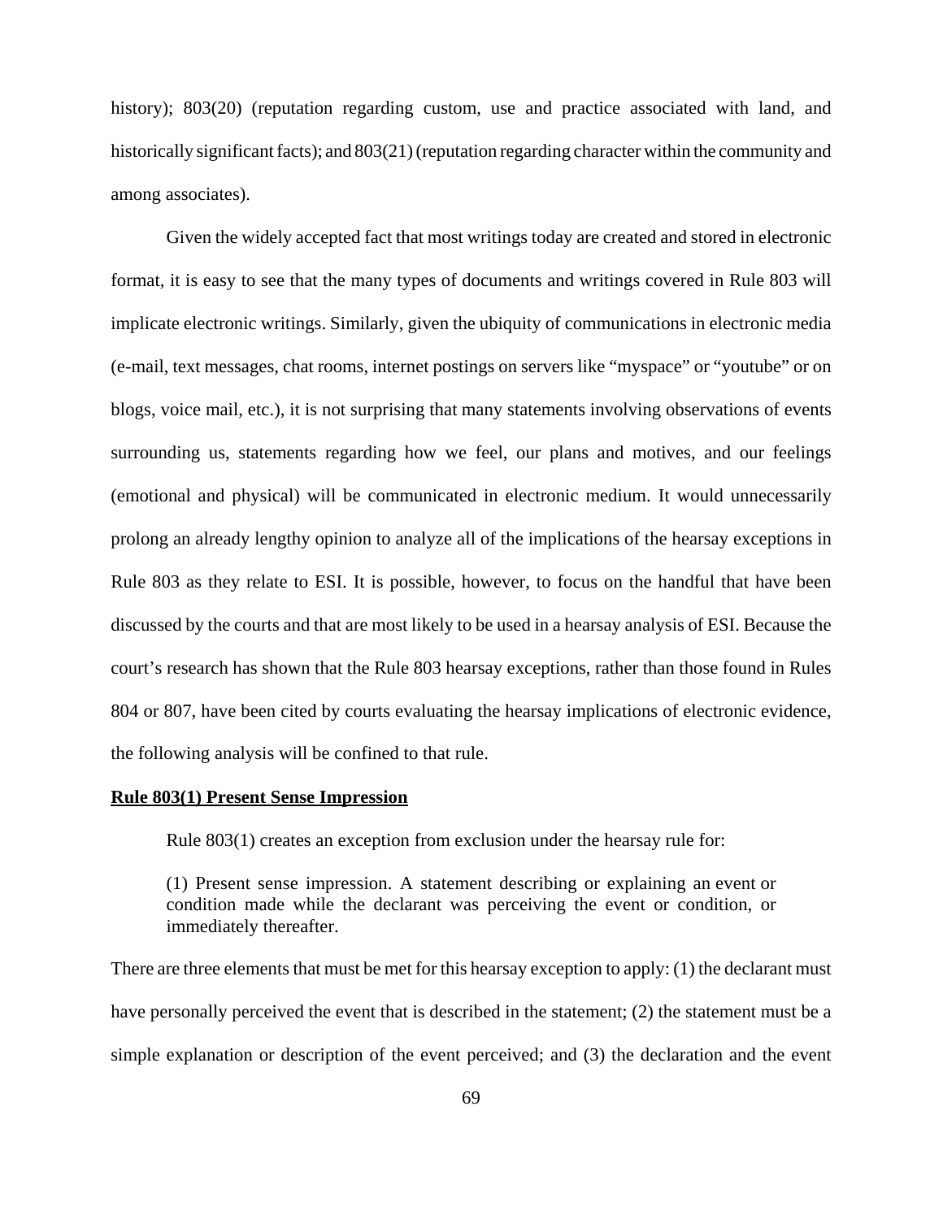history); 803(20) (reputation regarding custom, use and practice associated with land, and historically significant facts); and 803(21) (reputation regarding character within the community and among associates).

Given the widely accepted fact that most writings today are created and stored in electronic format, it is easy to see that the many types of documents and writings covered in Rule 803 will implicate electronic writings. Similarly, given the ubiquity of communications in electronic media (e-mail, text messages, chat rooms, internet postings on servers like "myspace" or "youtube" or on blogs, voice mail, etc.), it is not surprising that many statements involving observations of events surrounding us, statements regarding how we feel, our plans and motives, and our feelings (emotional and physical) will be communicated in electronic medium. It would unnecessarily prolong an already lengthy opinion to analyze all of the implications of the hearsay exceptions in Rule 803 as they relate to ESI. It is possible, however, to focus on the handful that have been discussed by the courts and that are most likely to be used in a hearsay analysis of ESI. Because the court's research has shown that the Rule 803 hearsay exceptions, rather than those found in Rules 804 or 807, have been cited by courts evaluating the hearsay implications of electronic evidence, the following analysis will be confined to that rule.

**Rule 803(1) Present Sense Impression**

Rule 803(1) creates an exception from exclusion under the hearsay rule for:

> (1) Present sense impression. A statement describing or explaining an event or condition made while the declarant was perceiving the event or condition, or immediately thereafter.

There are three elements that must be met for this hearsay exception to apply: (1) the declarant must have personally perceived the event that is described in the statement; (2) the statement must be a simple explanation or description of the event perceived; and (3) the declaration and the event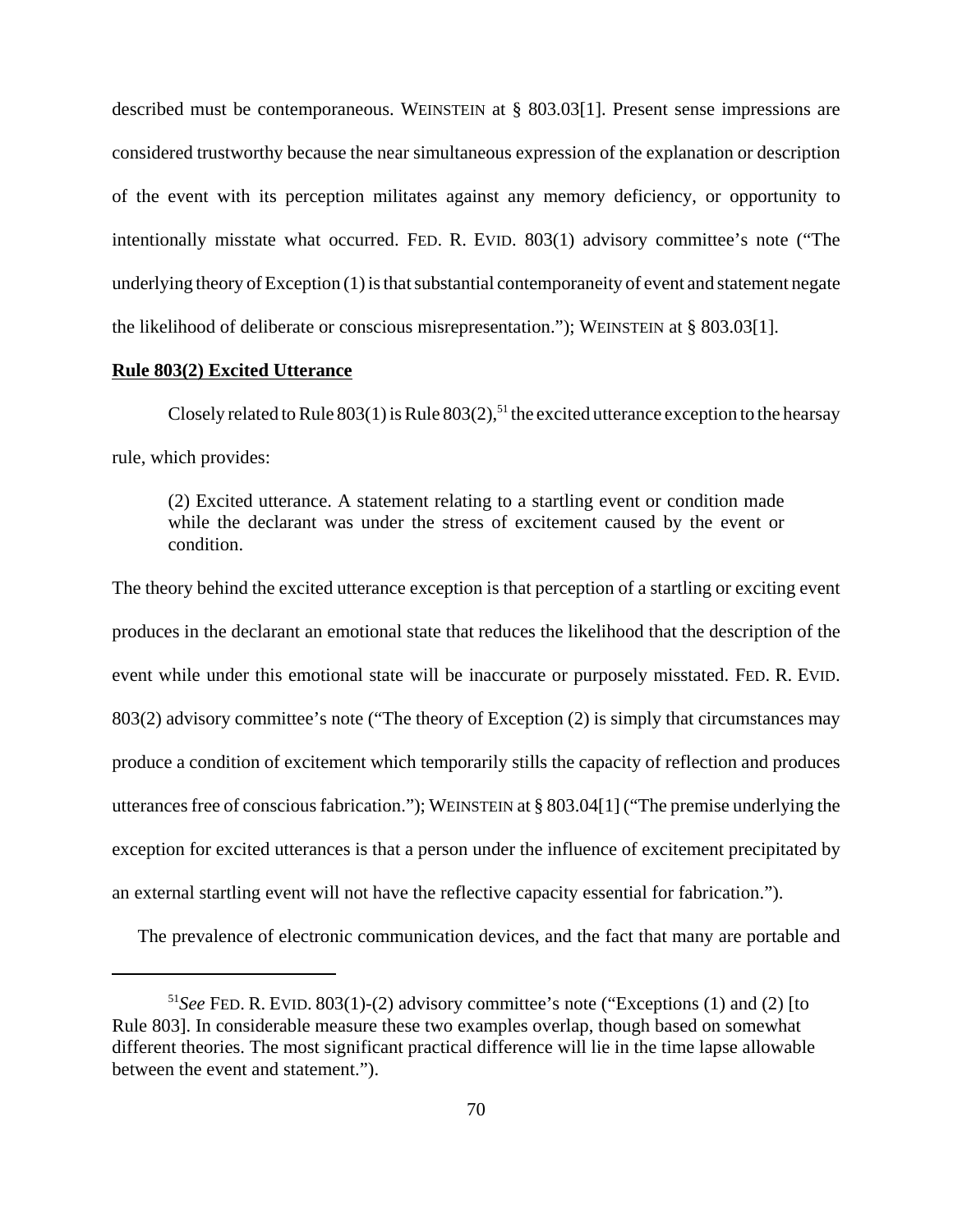described must be contemporaneous. WEINSTEIN at § 803.03[1]. Present sense impressions are considered trustworthy because the near simultaneous expression of the explanation or description of the event with its perception militates against any memory deficiency, or opportunity to intentionally misstate what occurred. FED. R. EVID. 803(1) advisory committee's note ("The underlying theory of Exception (1) is that substantial contemporaneity of event and statement negate the likelihood of deliberate or conscious misrepresentation."); WEINSTEIN at § 803.03[1].

**Rule 803(2) Excited Utterance**

Closely related to Rule 803(1) is Rule 803(2),[51] the excited utterance exception to the hearsay rule, which provides:

> (2) Excited utterance. A statement relating to a startling event or condition made while the declarant was under the stress of excitement caused by the event or condition.

The theory behind the excited utterance exception is that perception of a startling or exciting event produces in the declarant an emotional state that reduces the likelihood that the description of the event while under this emotional state will be inaccurate or purposely misstated. FED. R. EVID. 803(2) advisory committee's note ("The theory of Exception (2) is simply that circumstances may produce a condition of excitement which temporarily stills the capacity of reflection and produces utterances free of conscious fabrication."); WEINSTEIN at § 803.04[1] ("The premise underlying the exception for excited utterances is that a person under the influence of excitement precipitated by an external startling event will not have the reflective capacity essential for fabrication.").

The prevalence of electronic communication devices, and the fact that many are portable and

---

[51] *See* FED. R. EVID. 803(1)-(2) advisory committee's note ("Exceptions (1) and (2) [to Rule 803]. In considerable measure these two examples overlap, though based on somewhat different theories. The most significant practical difference will lie in the time lapse allowable between the event and statement.").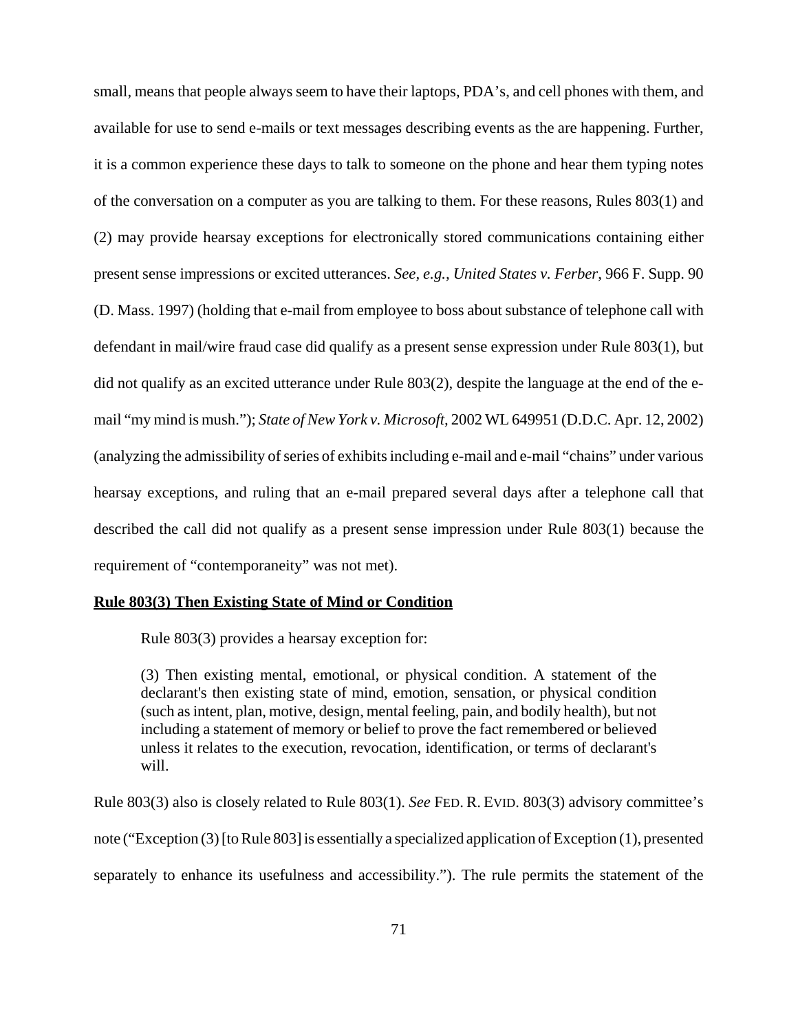small, means that people always seem to have their laptops, PDA's, and cell phones with them, and available for use to send e-mails or text messages describing events as the are happening. Further, it is a common experience these days to talk to someone on the phone and hear them typing notes of the conversation on a computer as you are talking to them. For these reasons, Rules 803(1) and (2) may provide hearsay exceptions for electronically stored communications containing either present sense impressions or excited utterances. *See, e.g., United States v. Ferber*, 966 F. Supp. 90 (D. Mass. 1997) (holding that e-mail from employee to boss about substance of telephone call with defendant in mail/wire fraud case did qualify as a present sense expression under Rule 803(1), but did not qualify as an excited utterance under Rule 803(2), despite the language at the end of the e-mail "my mind is mush."); *State of New York v. Microsoft*, 2002 WL 649951 (D.D.C. Apr. 12, 2002) (analyzing the admissibility of series of exhibits including e-mail and e-mail "chains" under various hearsay exceptions, and ruling that an e-mail prepared several days after a telephone call that described the call did not qualify as a present sense impression under Rule 803(1) because the requirement of "contemporaneity" was not met).

**Rule 803(3) Then Existing State of Mind or Condition**

Rule 803(3) provides a hearsay exception for:

> (3) Then existing mental, emotional, or physical condition. A statement of the declarant's then existing state of mind, emotion, sensation, or physical condition (such as intent, plan, motive, design, mental feeling, pain, and bodily health), but not including a statement of memory or belief to prove the fact remembered or believed unless it relates to the execution, revocation, identification, or terms of declarant's will.

Rule 803(3) also is closely related to Rule 803(1). *See* FED. R. EVID. 803(3) advisory committee's note ("Exception (3) [to Rule 803] is essentially a specialized application of Exception (1), presented separately to enhance its usefulness and accessibility."). The rule permits the statement of the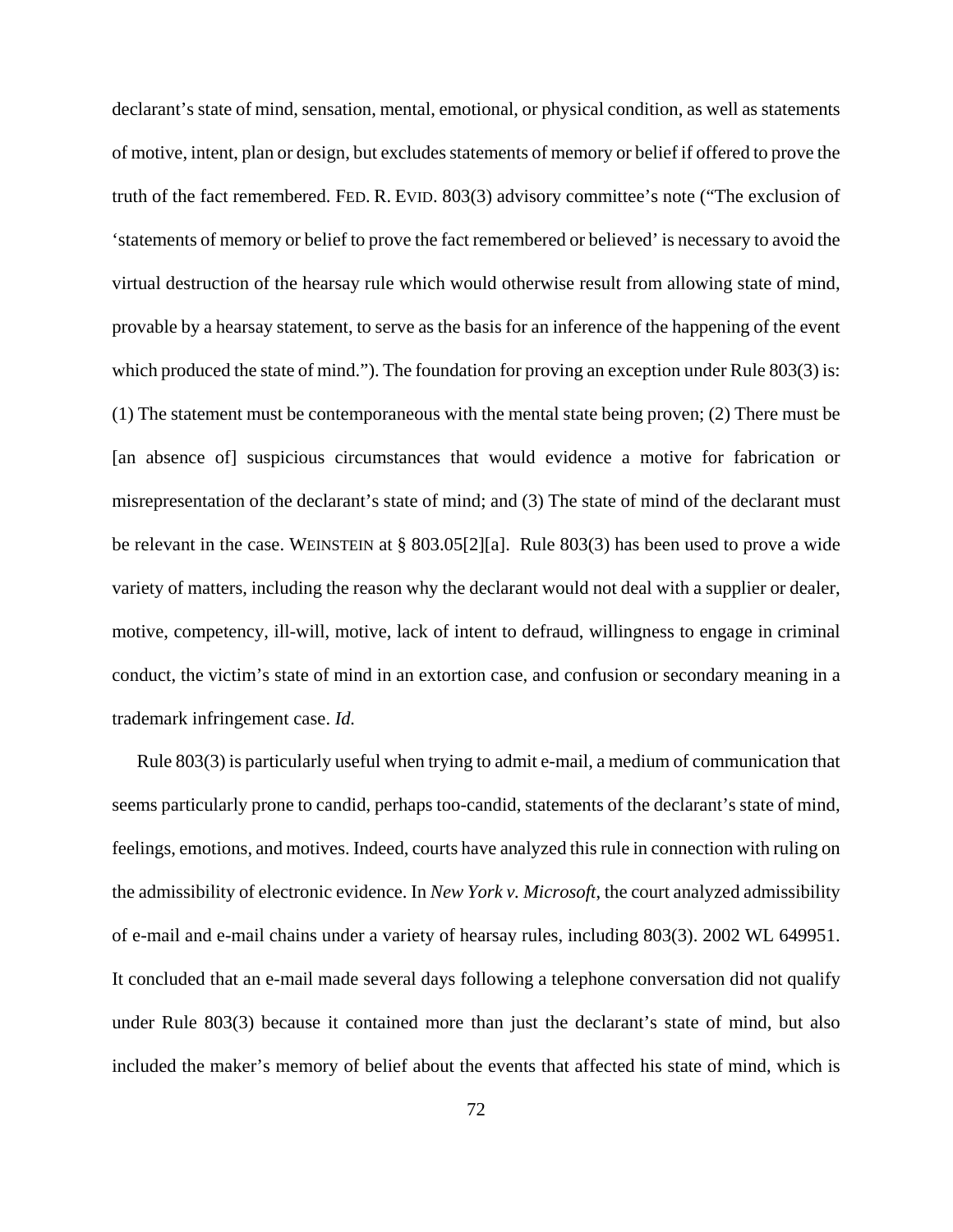declarant's state of mind, sensation, mental, emotional, or physical condition, as well as statements of motive, intent, plan or design, but excludes statements of memory or belief if offered to prove the truth of the fact remembered. FED. R. EVID. 803(3) advisory committee's note ("The exclusion of 'statements of memory or belief to prove the fact remembered or believed' is necessary to avoid the virtual destruction of the hearsay rule which would otherwise result from allowing state of mind, provable by a hearsay statement, to serve as the basis for an inference of the happening of the event which produced the state of mind."). The foundation for proving an exception under Rule 803(3) is: (1) The statement must be contemporaneous with the mental state being proven; (2) There must be [an absence of] suspicious circumstances that would evidence a motive for fabrication or misrepresentation of the declarant's state of mind; and (3) The state of mind of the declarant must be relevant in the case. WEINSTEIN at § 803.05[2][a]. Rule 803(3) has been used to prove a wide variety of matters, including the reason why the declarant would not deal with a supplier or dealer, motive, competency, ill-will, motive, lack of intent to defraud, willingness to engage in criminal conduct, the victim's state of mind in an extortion case, and confusion or secondary meaning in a trademark infringement case. *Id.*

Rule 803(3) is particularly useful when trying to admit e-mail, a medium of communication that seems particularly prone to candid, perhaps too-candid, statements of the declarant's state of mind, feelings, emotions, and motives. Indeed, courts have analyzed this rule in connection with ruling on the admissibility of electronic evidence. In *New York v. Microsoft*, the court analyzed admissibility of e-mail and e-mail chains under a variety of hearsay rules, including 803(3). 2002 WL 649951. It concluded that an e-mail made several days following a telephone conversation did not qualify under Rule 803(3) because it contained more than just the declarant's state of mind, but also included the maker's memory of belief about the events that affected his state of mind, which is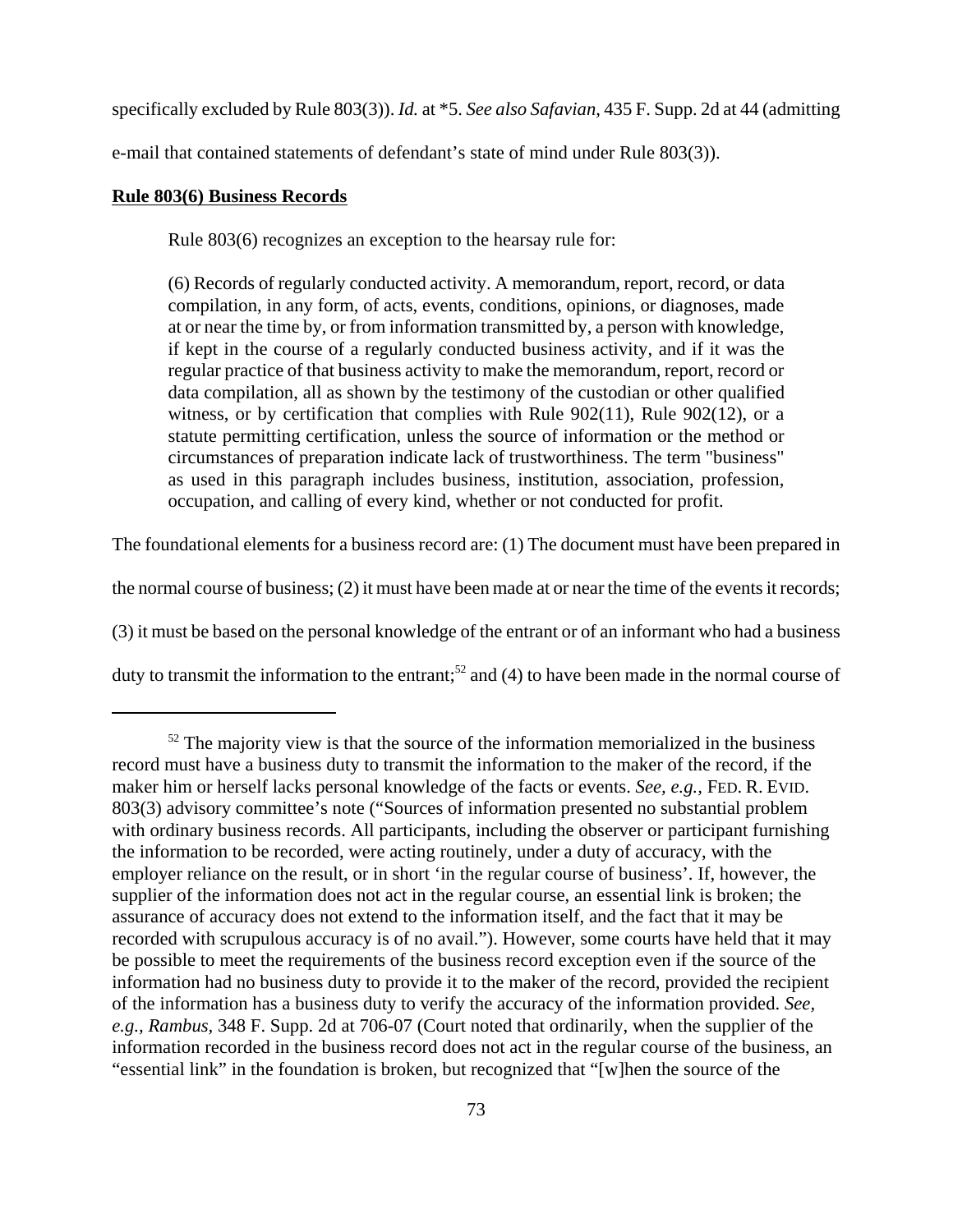specifically excluded by Rule 803(3)). *Id.* at *5. *See also Safavian*, 435 F. Supp. 2d at 44 (admitting e-mail that contained statements of defendant's state of mind under Rule 803(3)).

**Rule 803(6) Business Records**

Rule 803(6) recognizes an exception to the hearsay rule for:

> (6) Records of regularly conducted activity. A memorandum, report, record, or data compilation, in any form, of acts, events, conditions, opinions, or diagnoses, made at or near the time by, or from information transmitted by, a person with knowledge, if kept in the course of a regularly conducted business activity, and if it was the regular practice of that business activity to make the memorandum, report, record or data compilation, all as shown by the testimony of the custodian or other qualified witness, or by certification that complies with Rule 902(11), Rule 902(12), or a statute permitting certification, unless the source of information or the method or circumstances of preparation indicate lack of trustworthiness. The term "business" as used in this paragraph includes business, institution, association, profession, occupation, and calling of every kind, whether or not conducted for profit.

The foundational elements for a business record are: (1) The document must have been prepared in the normal course of business; (2) it must have been made at or near the time of the events it records; (3) it must be based on the personal knowledge of the entrant or of an informant who had a business duty to transmit the information to the entrant;[52] and (4) to have been made in the normal course of

---

[52] The majority view is that the source of the information memorialized in the business record must have a business duty to transmit the information to the maker of the record, if the maker him or herself lacks personal knowledge of the facts or events. *See, e.g.*, FED. R. EVID. 803(3) advisory committee's note ("Sources of information presented no substantial problem with ordinary business records. All participants, including the observer or participant furnishing the information to be recorded, were acting routinely, under a duty of accuracy, with the employer reliance on the result, or in short 'in the regular course of business'. If, however, the supplier of the information does not act in the regular course, an essential link is broken; the assurance of accuracy does not extend to the information itself, and the fact that it may be recorded with scrupulous accuracy is of no avail."). However, some courts have held that it may be possible to meet the requirements of the business record exception even if the source of the information had no business duty to provide it to the maker of the record, provided the recipient of the information has a business duty to verify the accuracy of the information provided. *See, e.g., Rambus*, 348 F. Supp. 2d at 706-07 (Court noted that ordinarily, when the supplier of the information recorded in the business record does not act in the regular course of the business, an "essential link" in the foundation is broken, but recognized that "[w]hen the source of the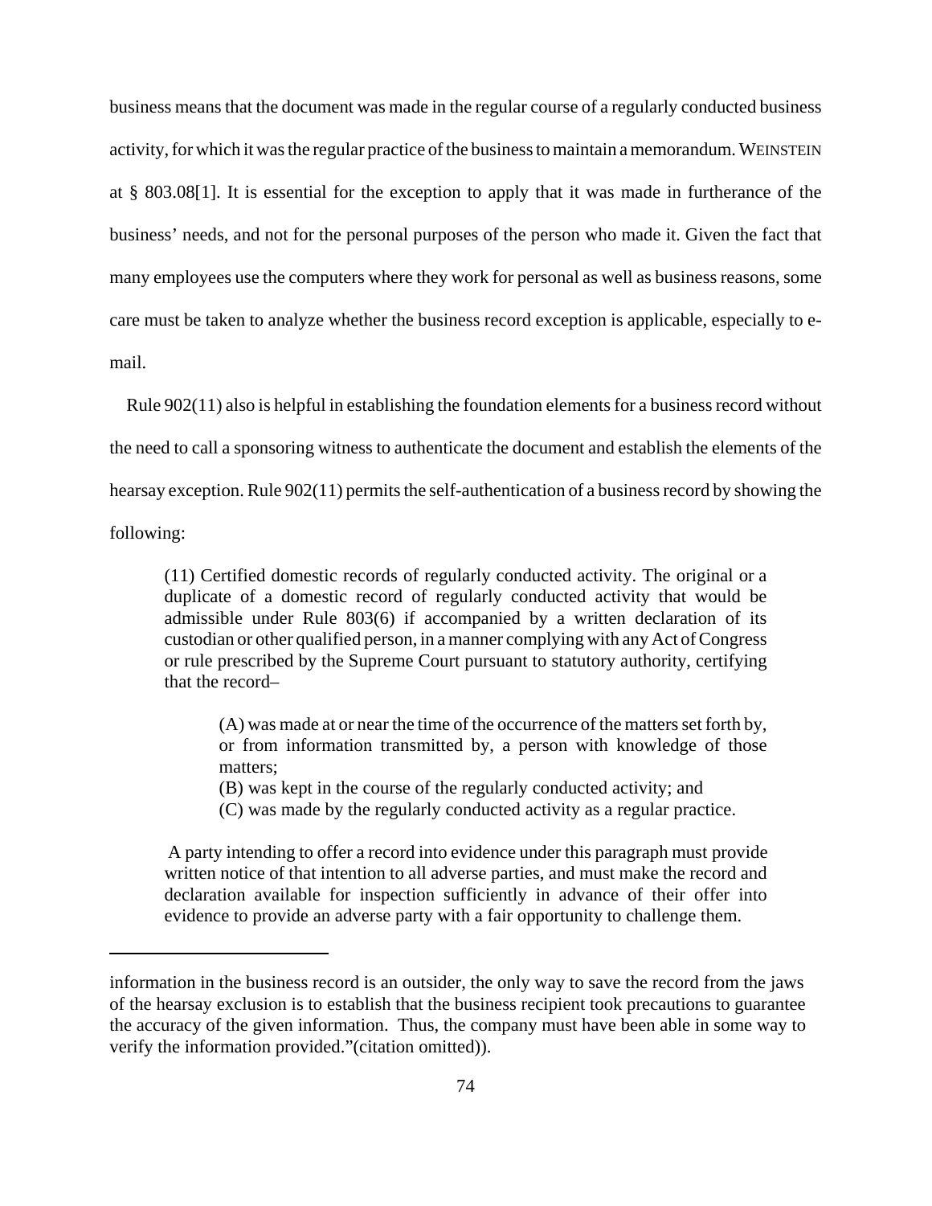business means that the document was made in the regular course of a regularly conducted business activity, for which it was the regular practice of the business to maintain a memorandum. WEINSTEIN at § 803.08[1]. It is essential for the exception to apply that it was made in furtherance of the business' needs, and not for the personal purposes of the person who made it. Given the fact that many employees use the computers where they work for personal as well as business reasons, some care must be taken to analyze whether the business record exception is applicable, especially to e-mail.

Rule 902(11) also is helpful in establishing the foundation elements for a business record without the need to call a sponsoring witness to authenticate the document and establish the elements of the hearsay exception. Rule 902(11) permits the self-authentication of a business record by showing the following:

> (11) Certified domestic records of regularly conducted activity. The original or a duplicate of a domestic record of regularly conducted activity that would be admissible under Rule 803(6) if accompanied by a written declaration of its custodian or other qualified person, in a manner complying with any Act of Congress or rule prescribed by the Supreme Court pursuant to statutory authority, certifying that the record–
>
> > (A) was made at or near the time of the occurrence of the matters set forth by, or from information transmitted by, a person with knowledge of those matters;
> > (B) was kept in the course of the regularly conducted activity; and
> > (C) was made by the regularly conducted activity as a regular practice.
>
> A party intending to offer a record into evidence under this paragraph must provide written notice of that intention to all adverse parties, and must make the record and declaration available for inspection sufficiently in advance of their offer into evidence to provide an adverse party with a fair opportunity to challenge them.

---

information in the business record is an outsider, the only way to save the record from the jaws of the hearsay exclusion is to establish that the business recipient took precautions to guarantee the accuracy of the given information. Thus, the company must have been able in some way to verify the information provided."(citation omitted)).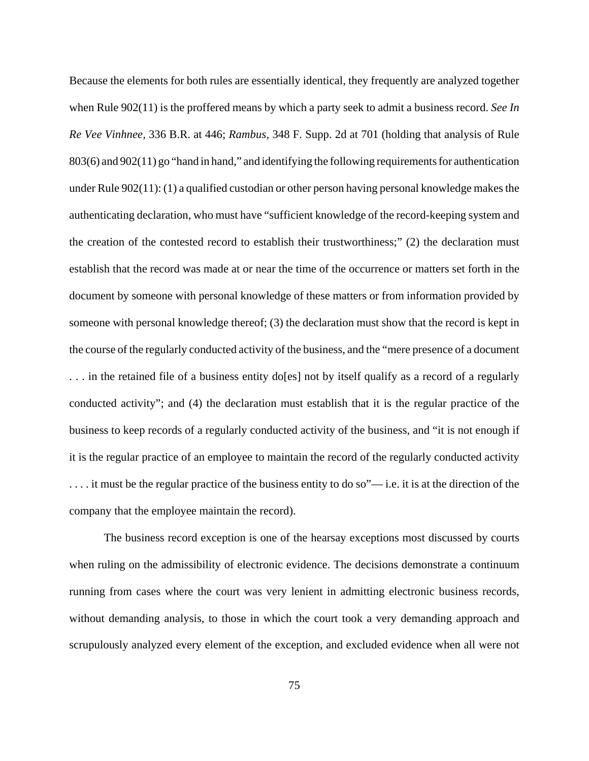Because the elements for both rules are essentially identical, they frequently are analyzed together when Rule 902(11) is the proffered means by which a party seek to admit a business record. *See In Re Vee Vinhnee,* 336 B.R. at 446; *Rambus,* 348 F. Supp. 2d at 701 (holding that analysis of Rule 803(6) and 902(11) go "hand in hand," and identifying the following requirements for authentication under Rule 902(11): (1) a qualified custodian or other person having personal knowledge makes the authenticating declaration, who must have "sufficient knowledge of the record-keeping system and the creation of the contested record to establish their trustworthiness;" (2) the declaration must establish that the record was made at or near the time of the occurrence or matters set forth in the document by someone with personal knowledge of these matters or from information provided by someone with personal knowledge thereof; (3) the declaration must show that the record is kept in the course of the regularly conducted activity of the business, and the "mere presence of a document . . . in the retained file of a business entity do[es] not by itself qualify as a record of a regularly conducted activity"; and (4) the declaration must establish that it is the regular practice of the business to keep records of a regularly conducted activity of the business, and "it is not enough if it is the regular practice of an employee to maintain the record of the regularly conducted activity . . . . it must be the regular practice of the business entity to do so"— i.e. it is at the direction of the company that the employee maintain the record).

The business record exception is one of the hearsay exceptions most discussed by courts when ruling on the admissibility of electronic evidence. The decisions demonstrate a continuum running from cases where the court was very lenient in admitting electronic business records, without demanding analysis, to those in which the court took a very demanding approach and scrupulously analyzed every element of the exception, and excluded evidence when all were not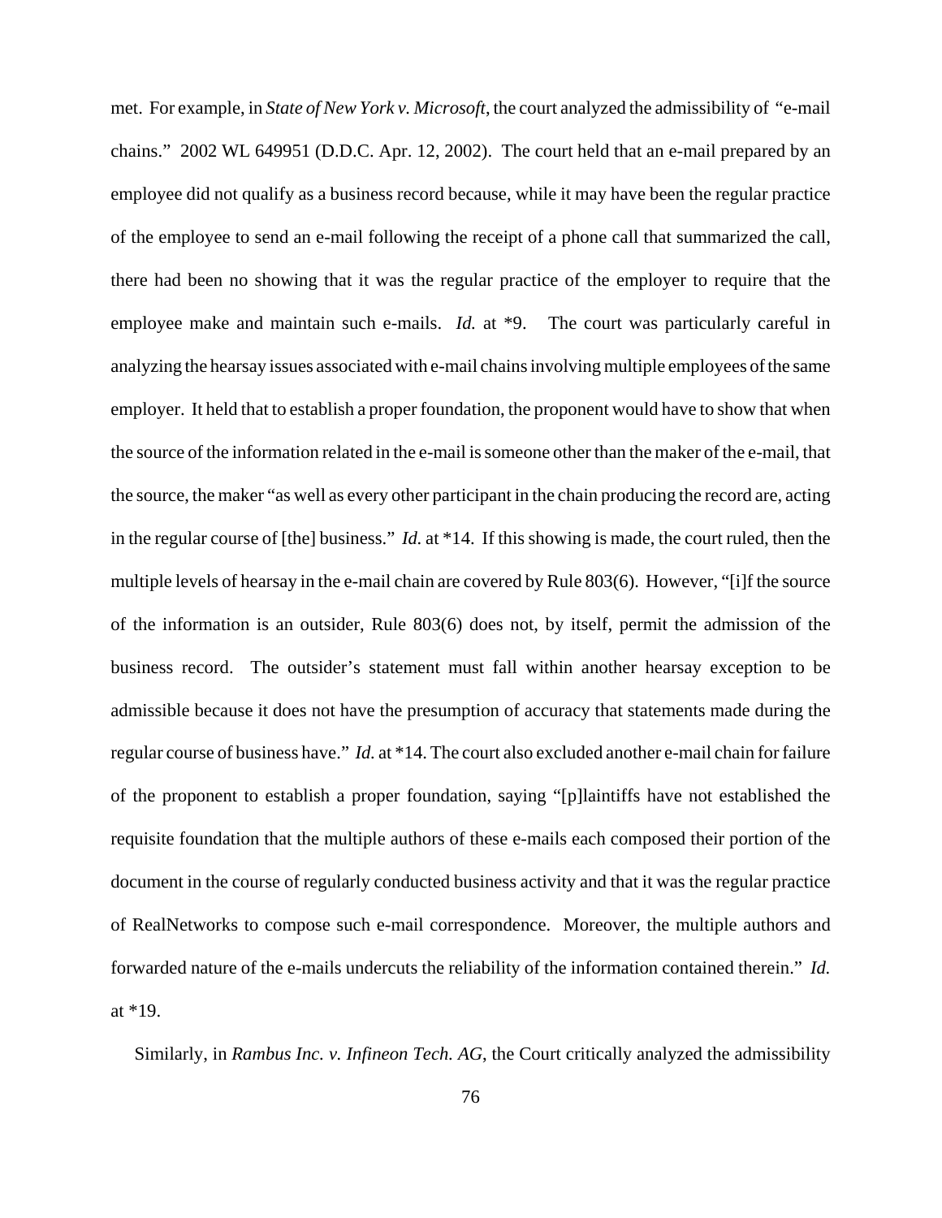met. For example, in *State of New York v. Microsoft*, the court analyzed the admissibility of "e-mail chains." 2002 WL 649951 (D.D.C. Apr. 12, 2002). The court held that an e-mail prepared by an employee did not qualify as a business record because, while it may have been the regular practice of the employee to send an e-mail following the receipt of a phone call that summarized the call, there had been no showing that it was the regular practice of the employer to require that the employee make and maintain such e-mails. *Id.* at *9. The court was particularly careful in analyzing the hearsay issues associated with e-mail chains involving multiple employees of the same employer. It held that to establish a proper foundation, the proponent would have to show that when the source of the information related in the e-mail is someone other than the maker of the e-mail, that the source, the maker "as well as every other participant in the chain producing the record are, acting in the regular course of [the] business." *Id.* at *14. If this showing is made, the court ruled, then the multiple levels of hearsay in the e-mail chain are covered by Rule 803(6). However, "[i]f the source of the information is an outsider, Rule 803(6) does not, by itself, permit the admission of the business record. The outsider's statement must fall within another hearsay exception to be admissible because it does not have the presumption of accuracy that statements made during the regular course of business have." *Id.* at *14. The court also excluded another e-mail chain for failure of the proponent to establish a proper foundation, saying "[p]laintiffs have not established the requisite foundation that the multiple authors of these e-mails each composed their portion of the document in the course of regularly conducted business activity and that it was the regular practice of RealNetworks to compose such e-mail correspondence. Moreover, the multiple authors and forwarded nature of the e-mails undercuts the reliability of the information contained therein." *Id.* at *19.

Similarly, in *Rambus Inc. v. Infineon Tech. AG*, the Court critically analyzed the admissibility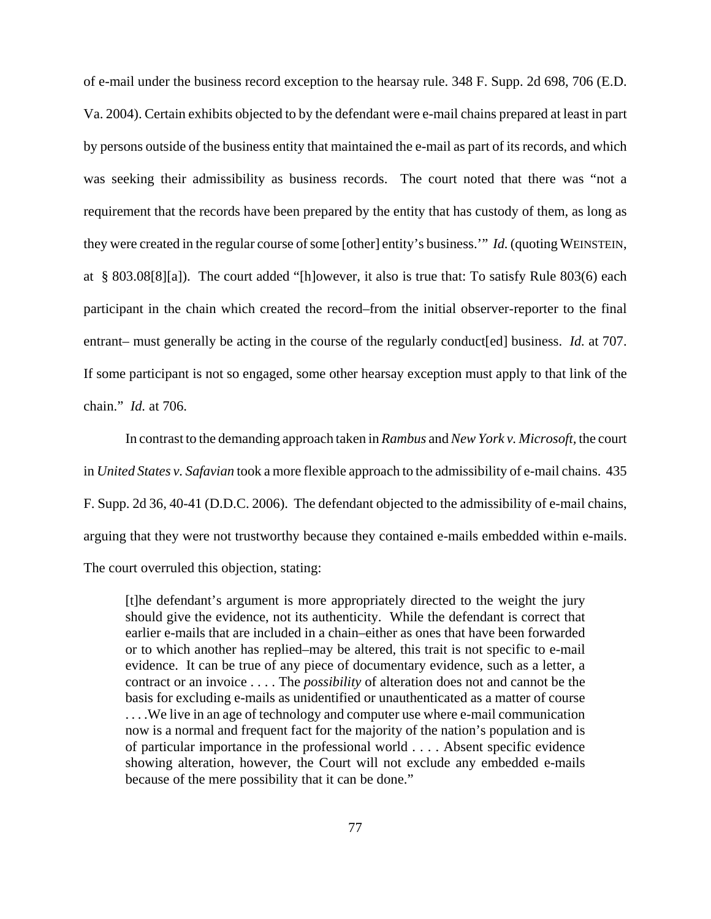of e-mail under the business record exception to the hearsay rule. 348 F. Supp. 2d 698, 706 (E.D. Va. 2004). Certain exhibits objected to by the defendant were e-mail chains prepared at least in part by persons outside of the business entity that maintained the e-mail as part of its records, and which was seeking their admissibility as business records. The court noted that there was "not a requirement that the records have been prepared by the entity that has custody of them, as long as they were created in the regular course of some [other] entity's business.'" *Id.* (quoting WEINSTEIN, at § 803.08[8][a]). The court added "[h]owever, it also is true that: To satisfy Rule 803(6) each participant in the chain which created the record–from the initial observer-reporter to the final entrant– must generally be acting in the course of the regularly conduct[ed] business. *Id.* at 707. If some participant is not so engaged, some other hearsay exception must apply to that link of the chain." *Id.* at 706.

In contrast to the demanding approach taken in *Rambus* and *New York v. Microsoft*, the court in *United States v. Safavian* took a more flexible approach to the admissibility of e-mail chains. 435 F. Supp. 2d 36, 40-41 (D.D.C. 2006). The defendant objected to the admissibility of e-mail chains, arguing that they were not trustworthy because they contained e-mails embedded within e-mails. The court overruled this objection, stating:

> [t]he defendant's argument is more appropriately directed to the weight the jury should give the evidence, not its authenticity. While the defendant is correct that earlier e-mails that are included in a chain–either as ones that have been forwarded or to which another has replied–may be altered, this trait is not specific to e-mail evidence. It can be true of any piece of documentary evidence, such as a letter, a contract or an invoice . . . . The *possibility* of alteration does not and cannot be the basis for excluding e-mails as unidentified or unauthenticated as a matter of course . . . .We live in an age of technology and computer use where e-mail communication now is a normal and frequent fact for the majority of the nation's population and is of particular importance in the professional world . . . . Absent specific evidence showing alteration, however, the Court will not exclude any embedded e-mails because of the mere possibility that it can be done."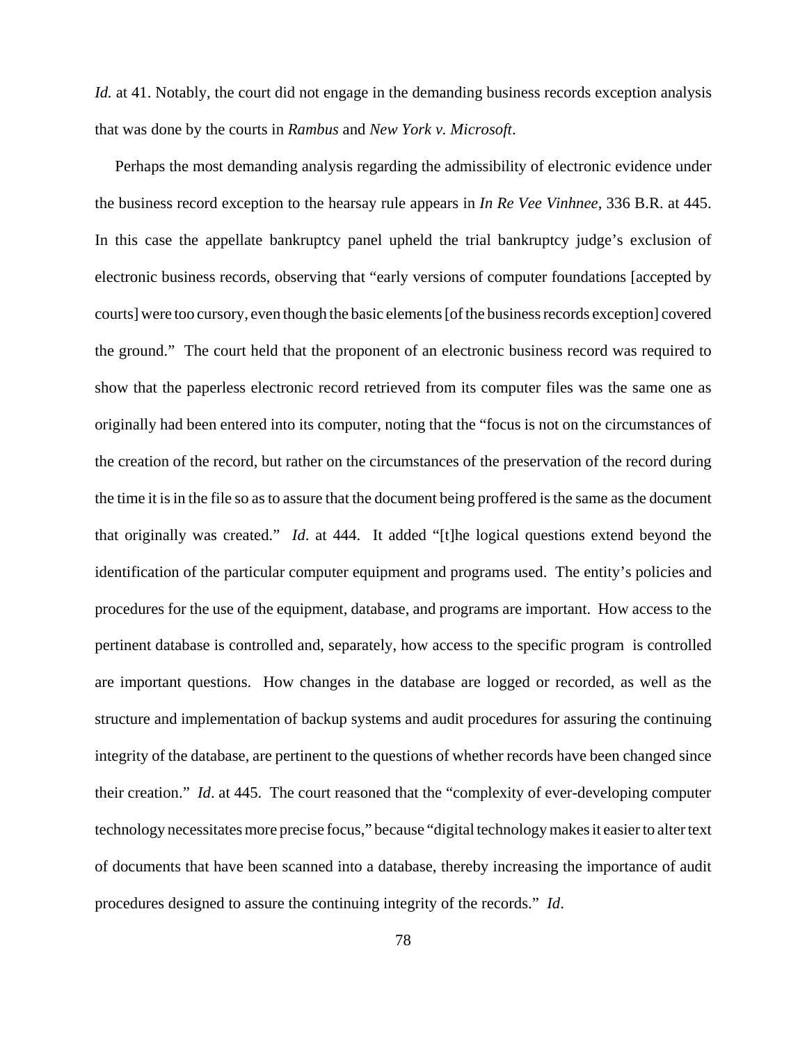*Id.* at 41. Notably, the court did not engage in the demanding business records exception analysis that was done by the courts in *Rambus* and *New York v. Microsoft*.

Perhaps the most demanding analysis regarding the admissibility of electronic evidence under the business record exception to the hearsay rule appears in *In Re Vee Vinhnee*, 336 B.R. at 445. In this case the appellate bankruptcy panel upheld the trial bankruptcy judge's exclusion of electronic business records, observing that "early versions of computer foundations [accepted by courts] were too cursory, even though the basic elements [of the business records exception] covered the ground." The court held that the proponent of an electronic business record was required to show that the paperless electronic record retrieved from its computer files was the same one as originally had been entered into its computer, noting that the "focus is not on the circumstances of the creation of the record, but rather on the circumstances of the preservation of the record during the time it is in the file so as to assure that the document being proffered is the same as the document that originally was created." *Id*. at 444. It added "[t]he logical questions extend beyond the identification of the particular computer equipment and programs used. The entity's policies and procedures for the use of the equipment, database, and programs are important. How access to the pertinent database is controlled and, separately, how access to the specific program is controlled are important questions. How changes in the database are logged or recorded, as well as the structure and implementation of backup systems and audit procedures for assuring the continuing integrity of the database, are pertinent to the questions of whether records have been changed since their creation." *Id*. at 445. The court reasoned that the "complexity of ever-developing computer technology necessitates more precise focus," because "digital technology makes it easier to alter text of documents that have been scanned into a database, thereby increasing the importance of audit procedures designed to assure the continuing integrity of the records." *Id*.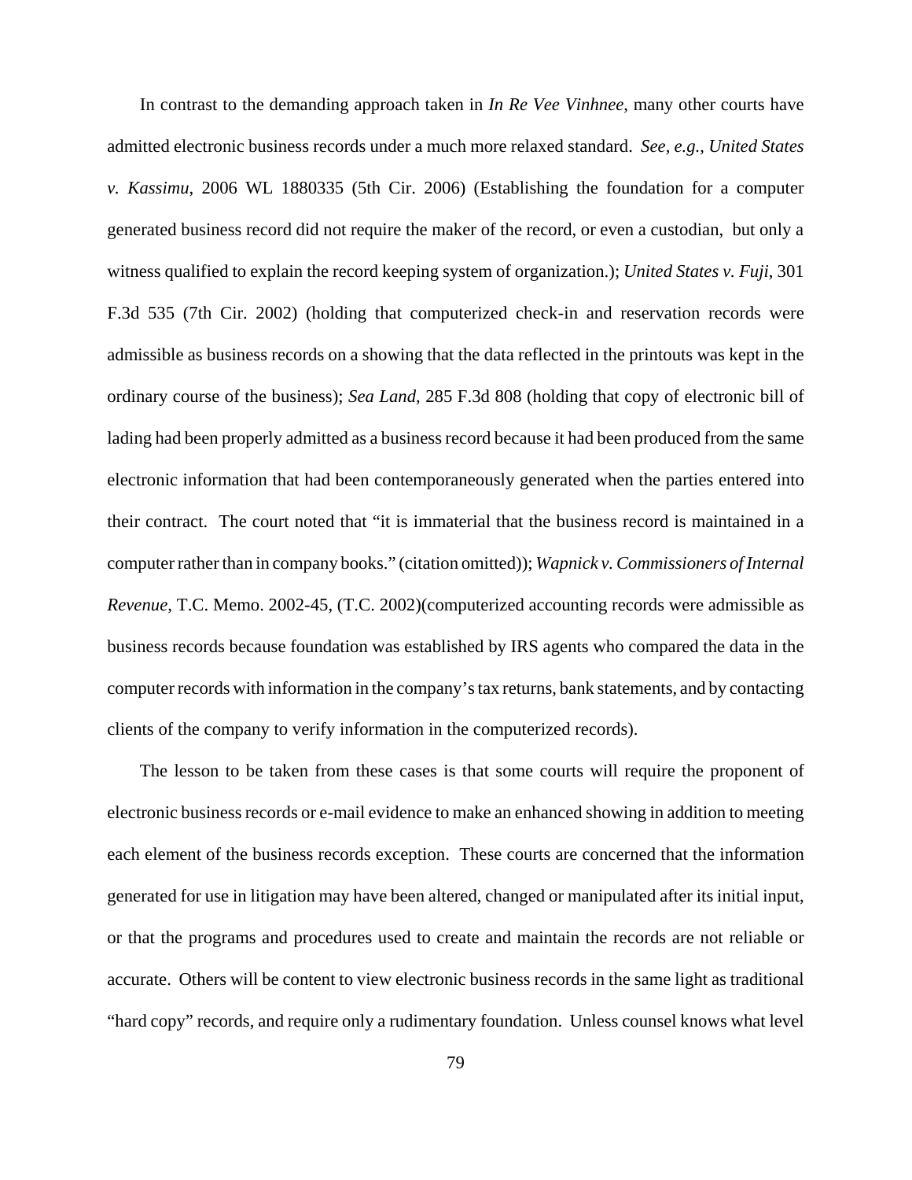In contrast to the demanding approach taken in *In Re Vee Vinhnee*, many other courts have admitted electronic business records under a much more relaxed standard. *See, e.g.*, *United States v. Kassimu*, 2006 WL 1880335 (5th Cir. 2006) (Establishing the foundation for a computer generated business record did not require the maker of the record, or even a custodian, but only a witness qualified to explain the record keeping system of organization.); *United States v. Fuji*, 301 F.3d 535 (7th Cir. 2002) (holding that computerized check-in and reservation records were admissible as business records on a showing that the data reflected in the printouts was kept in the ordinary course of the business); *Sea Land*, 285 F.3d 808 (holding that copy of electronic bill of lading had been properly admitted as a business record because it had been produced from the same electronic information that had been contemporaneously generated when the parties entered into their contract. The court noted that "it is immaterial that the business record is maintained in a computer rather than in company books." (citation omitted)); *Wapnick v. Commissioners of Internal Revenue*, T.C. Memo. 2002-45, (T.C. 2002)(computerized accounting records were admissible as business records because foundation was established by IRS agents who compared the data in the computer records with information in the company's tax returns, bank statements, and by contacting clients of the company to verify information in the computerized records).

The lesson to be taken from these cases is that some courts will require the proponent of electronic business records or e-mail evidence to make an enhanced showing in addition to meeting each element of the business records exception. These courts are concerned that the information generated for use in litigation may have been altered, changed or manipulated after its initial input, or that the programs and procedures used to create and maintain the records are not reliable or accurate. Others will be content to view electronic business records in the same light as traditional "hard copy" records, and require only a rudimentary foundation. Unless counsel knows what level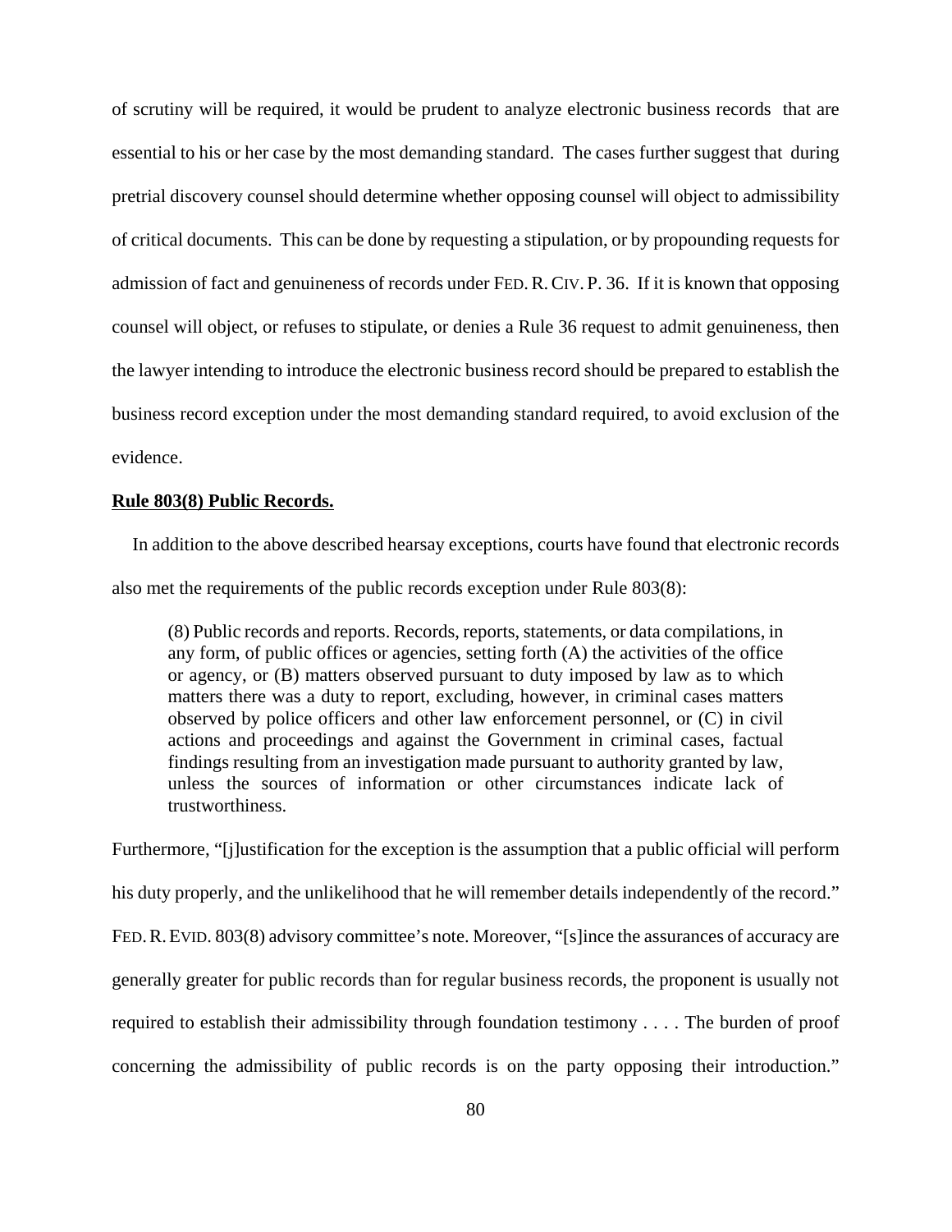of scrutiny will be required, it would be prudent to analyze electronic business records that are essential to his or her case by the most demanding standard. The cases further suggest that during pretrial discovery counsel should determine whether opposing counsel will object to admissibility of critical documents. This can be done by requesting a stipulation, or by propounding requests for admission of fact and genuineness of records under FED. R. CIV. P. 36. If it is known that opposing counsel will object, or refuses to stipulate, or denies a Rule 36 request to admit genuineness, then the lawyer intending to introduce the electronic business record should be prepared to establish the business record exception under the most demanding standard required, to avoid exclusion of the evidence.

**Rule 803(8) Public Records.**

In addition to the above described hearsay exceptions, courts have found that electronic records also met the requirements of the public records exception under Rule 803(8):

> (8) Public records and reports. Records, reports, statements, or data compilations, in any form, of public offices or agencies, setting forth (A) the activities of the office or agency, or (B) matters observed pursuant to duty imposed by law as to which matters there was a duty to report, excluding, however, in criminal cases matters observed by police officers and other law enforcement personnel, or (C) in civil actions and proceedings and against the Government in criminal cases, factual findings resulting from an investigation made pursuant to authority granted by law, unless the sources of information or other circumstances indicate lack of trustworthiness.

Furthermore, "[j]ustification for the exception is the assumption that a public official will perform his duty properly, and the unlikelihood that he will remember details independently of the record." FED. R. EVID. 803(8) advisory committee's note. Moreover, "[s]ince the assurances of accuracy are generally greater for public records than for regular business records, the proponent is usually not required to establish their admissibility through foundation testimony . . . . The burden of proof concerning the admissibility of public records is on the party opposing their introduction."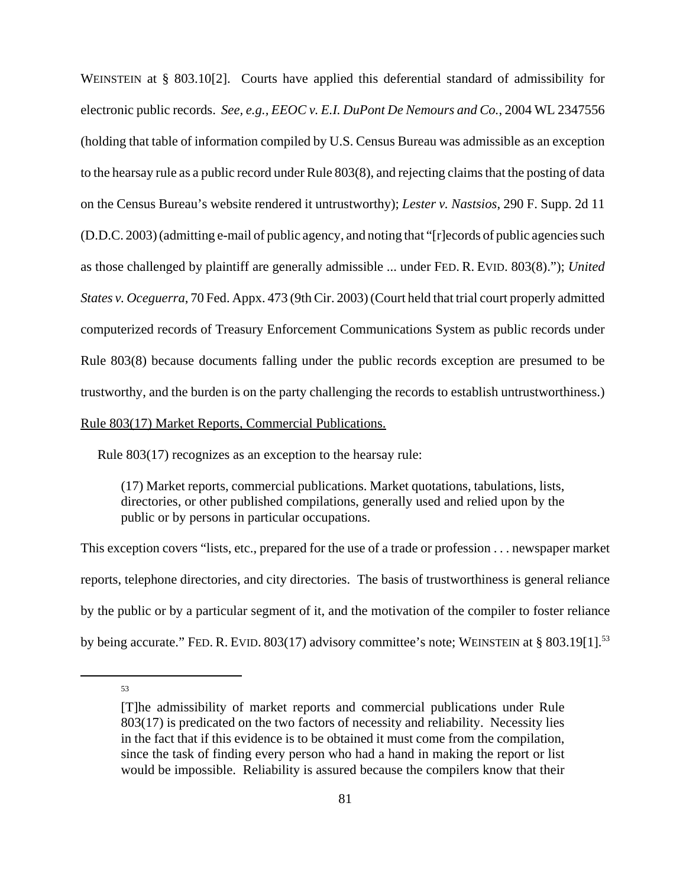WEINSTEIN at § 803.10[2]. Courts have applied this deferential standard of admissibility for electronic public records. *See, e.g., EEOC v. E.I. DuPont De Nemours and Co.*, 2004 WL 2347556 (holding that table of information compiled by U.S. Census Bureau was admissible as an exception to the hearsay rule as a public record under Rule 803(8), and rejecting claims that the posting of data on the Census Bureau's website rendered it untrustworthy); *Lester v. Nastsios*, 290 F. Supp. 2d 11 (D.D.C. 2003) (admitting e-mail of public agency, and noting that "[r]ecords of public agencies such as those challenged by plaintiff are generally admissible ... under FED. R. EVID. 803(8)."); *United States v. Oceguerra*, 70 Fed. Appx. 473 (9th Cir. 2003) (Court held that trial court properly admitted computerized records of Treasury Enforcement Communications System as public records under Rule 803(8) because documents falling under the public records exception are presumed to be trustworthy, and the burden is on the party challenging the records to establish untrustworthiness.)

<u>Rule 803(17) Market Reports, Commercial Publications.</u>

Rule 803(17) recognizes as an exception to the hearsay rule:

> (17) Market reports, commercial publications. Market quotations, tabulations, lists, directories, or other published compilations, generally used and relied upon by the public or by persons in particular occupations.

This exception covers "lists, etc., prepared for the use of a trade or profession . . . newspaper market reports, telephone directories, and city directories. The basis of trustworthiness is general reliance by the public or by a particular segment of it, and the motivation of the compiler to foster reliance by being accurate." FED. R. EVID. 803(17) advisory committee's note; WEINSTEIN at § 803.19[1].[53]

---

[53]

> [T]he admissibility of market reports and commercial publications under Rule 803(17) is predicated on the two factors of necessity and reliability. Necessity lies in the fact that if this evidence is to be obtained it must come from the compilation, since the task of finding every person who had a hand in making the report or list would be impossible. Reliability is assured because the compilers know that their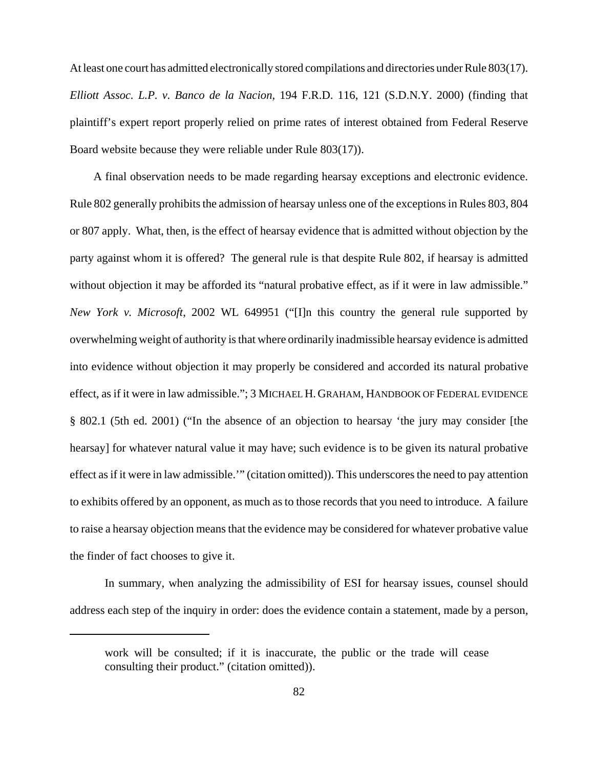At least one court has admitted electronically stored compilations and directories under Rule 803(17). *Elliott Assoc. L.P. v. Banco de la Nacion*, 194 F.R.D. 116, 121 (S.D.N.Y. 2000) (finding that plaintiff's expert report properly relied on prime rates of interest obtained from Federal Reserve Board website because they were reliable under Rule 803(17)).

A final observation needs to be made regarding hearsay exceptions and electronic evidence. Rule 802 generally prohibits the admission of hearsay unless one of the exceptions in Rules 803, 804 or 807 apply. What, then, is the effect of hearsay evidence that is admitted without objection by the party against whom it is offered? The general rule is that despite Rule 802, if hearsay is admitted without objection it may be afforded its "natural probative effect, as if it were in law admissible." *New York v. Microsoft*, 2002 WL 649951 ("[I]n this country the general rule supported by overwhelming weight of authority is that where ordinarily inadmissible hearsay evidence is admitted into evidence without objection it may properly be considered and accorded its natural probative effect, as if it were in law admissible."; 3 MICHAEL H. GRAHAM, HANDBOOK OF FEDERAL EVIDENCE § 802.1 (5th ed. 2001) ("In the absence of an objection to hearsay 'the jury may consider [the hearsay] for whatever natural value it may have; such evidence is to be given its natural probative effect as if it were in law admissible.'" (citation omitted)). This underscores the need to pay attention to exhibits offered by an opponent, as much as to those records that you need to introduce. A failure to raise a hearsay objection means that the evidence may be considered for whatever probative value the finder of fact chooses to give it.

In summary, when analyzing the admissibility of ESI for hearsay issues, counsel should address each step of the inquiry in order: does the evidence contain a statement, made by a person,

---

work will be consulted; if it is inaccurate, the public or the trade will cease consulting their product." (citation omitted)).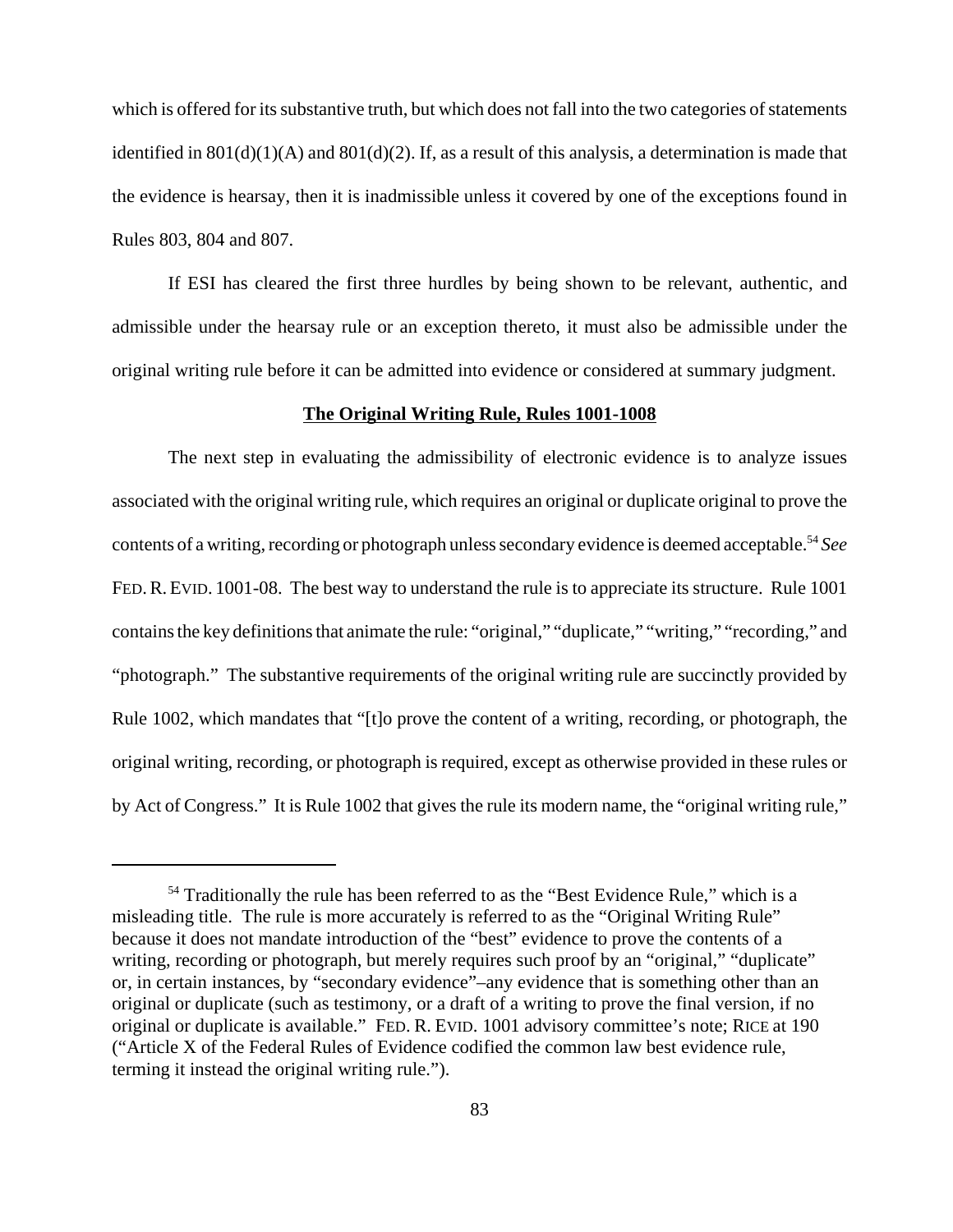which is offered for its substantive truth, but which does not fall into the two categories of statements identified in 801(d)(1)(A) and 801(d)(2). If, as a result of this analysis, a determination is made that the evidence is hearsay, then it is inadmissible unless it covered by one of the exceptions found in Rules 803, 804 and 807.

If ESI has cleared the first three hurdles by being shown to be relevant, authentic, and admissible under the hearsay rule or an exception thereto, it must also be admissible under the original writing rule before it can be admitted into evidence or considered at summary judgment.

**The Original Writing Rule, Rules 1001-1008**

The next step in evaluating the admissibility of electronic evidence is to analyze issues associated with the original writing rule, which requires an original or duplicate original to prove the contents of a writing, recording or photograph unless secondary evidence is deemed acceptable.[54] *See* FED. R. EVID. 1001-08. The best way to understand the rule is to appreciate its structure. Rule 1001 contains the key definitions that animate the rule: "original," "duplicate," "writing," "recording," and "photograph." The substantive requirements of the original writing rule are succinctly provided by Rule 1002, which mandates that "[t]o prove the content of a writing, recording, or photograph, the original writing, recording, or photograph is required, except as otherwise provided in these rules or by Act of Congress." It is Rule 1002 that gives the rule its modern name, the "original writing rule,"

---

[54] Traditionally the rule has been referred to as the "Best Evidence Rule," which is a misleading title. The rule is more accurately is referred to as the "Original Writing Rule" because it does not mandate introduction of the "best" evidence to prove the contents of a writing, recording or photograph, but merely requires such proof by an "original," "duplicate" or, in certain instances, by "secondary evidence"–any evidence that is something other than an original or duplicate (such as testimony, or a draft of a writing to prove the final version, if no original or duplicate is available." FED. R. EVID. 1001 advisory committee's note; RICE at 190 ("Article X of the Federal Rules of Evidence codified the common law best evidence rule, terming it instead the original writing rule.").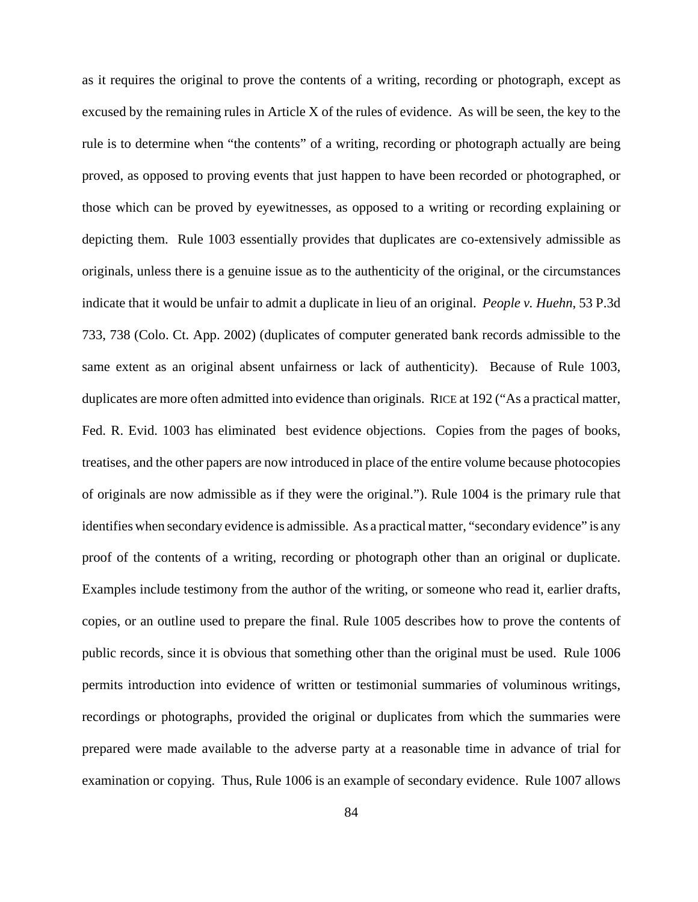as it requires the original to prove the contents of a writing, recording or photograph, except as excused by the remaining rules in Article X of the rules of evidence. As will be seen, the key to the rule is to determine when "the contents" of a writing, recording or photograph actually are being proved, as opposed to proving events that just happen to have been recorded or photographed, or those which can be proved by eyewitnesses, as opposed to a writing or recording explaining or depicting them. Rule 1003 essentially provides that duplicates are co-extensively admissible as originals, unless there is a genuine issue as to the authenticity of the original, or the circumstances indicate that it would be unfair to admit a duplicate in lieu of an original. *People v. Huehn*, 53 P.3d 733, 738 (Colo. Ct. App. 2002) (duplicates of computer generated bank records admissible to the same extent as an original absent unfairness or lack of authenticity). Because of Rule 1003, duplicates are more often admitted into evidence than originals. RICE at 192 ("As a practical matter, Fed. R. Evid. 1003 has eliminated best evidence objections. Copies from the pages of books, treatises, and the other papers are now introduced in place of the entire volume because photocopies of originals are now admissible as if they were the original."). Rule 1004 is the primary rule that identifies when secondary evidence is admissible. As a practical matter, "secondary evidence" is any proof of the contents of a writing, recording or photograph other than an original or duplicate. Examples include testimony from the author of the writing, or someone who read it, earlier drafts, copies, or an outline used to prepare the final. Rule 1005 describes how to prove the contents of public records, since it is obvious that something other than the original must be used. Rule 1006 permits introduction into evidence of written or testimonial summaries of voluminous writings, recordings or photographs, provided the original or duplicates from which the summaries were prepared were made available to the adverse party at a reasonable time in advance of trial for examination or copying. Thus, Rule 1006 is an example of secondary evidence. Rule 1007 allows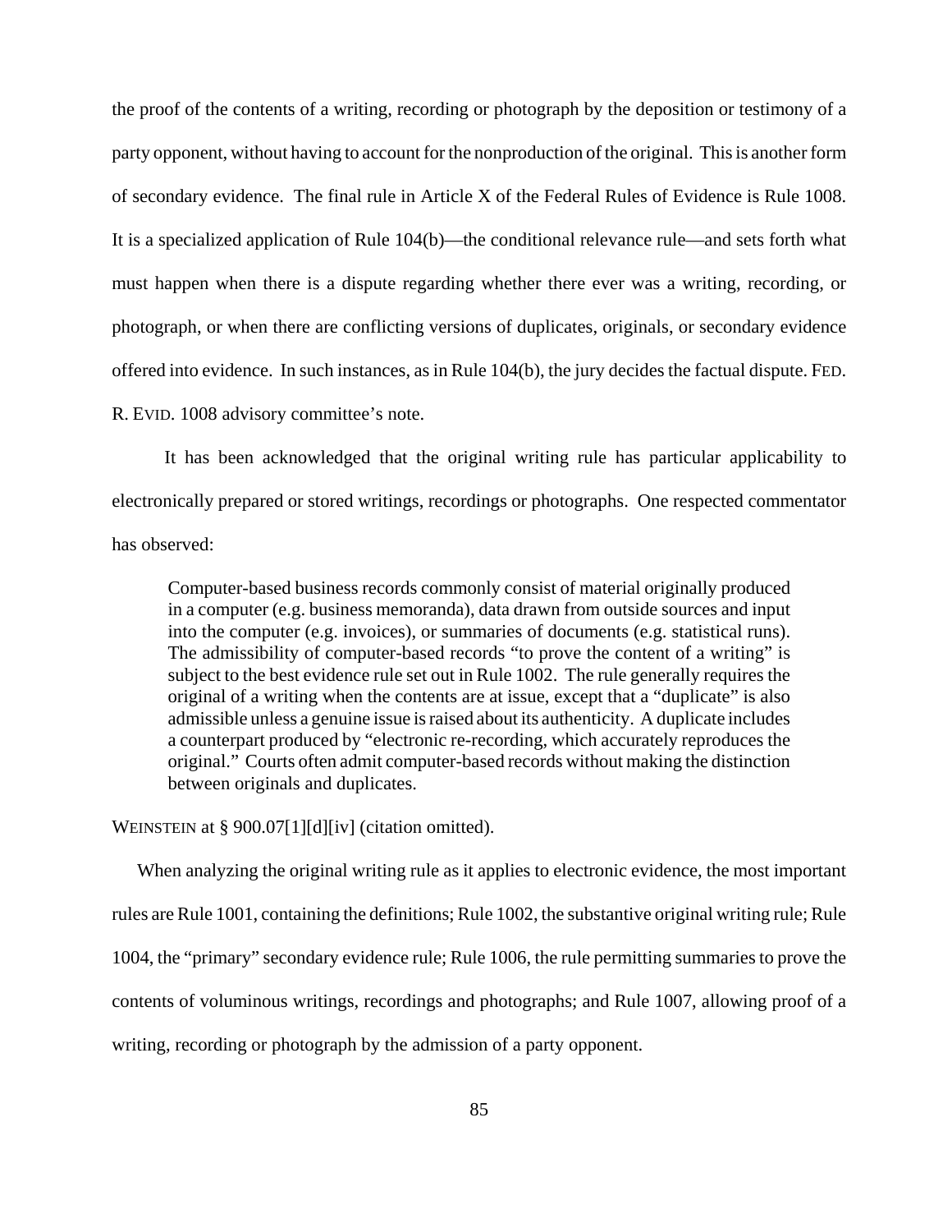the proof of the contents of a writing, recording or photograph by the deposition or testimony of a party opponent, without having to account for the nonproduction of the original. This is another form of secondary evidence. The final rule in Article X of the Federal Rules of Evidence is Rule 1008. It is a specialized application of Rule 104(b)—the conditional relevance rule—and sets forth what must happen when there is a dispute regarding whether there ever was a writing, recording, or photograph, or when there are conflicting versions of duplicates, originals, or secondary evidence offered into evidence. In such instances, as in Rule 104(b), the jury decides the factual dispute. FED. R. EVID. 1008 advisory committee's note.

It has been acknowledged that the original writing rule has particular applicability to electronically prepared or stored writings, recordings or photographs. One respected commentator has observed:

> Computer-based business records commonly consist of material originally produced in a computer (e.g. business memoranda), data drawn from outside sources and input into the computer (e.g. invoices), or summaries of documents (e.g. statistical runs). The admissibility of computer-based records "to prove the content of a writing" is subject to the best evidence rule set out in Rule 1002. The rule generally requires the original of a writing when the contents are at issue, except that a "duplicate" is also admissible unless a genuine issue is raised about its authenticity. A duplicate includes a counterpart produced by "electronic re-recording, which accurately reproduces the original." Courts often admit computer-based records without making the distinction between originals and duplicates.

WEINSTEIN at § 900.07[1][d][iv] (citation omitted).

When analyzing the original writing rule as it applies to electronic evidence, the most important rules are Rule 1001, containing the definitions; Rule 1002, the substantive original writing rule; Rule 1004, the "primary" secondary evidence rule; Rule 1006, the rule permitting summaries to prove the contents of voluminous writings, recordings and photographs; and Rule 1007, allowing proof of a writing, recording or photograph by the admission of a party opponent.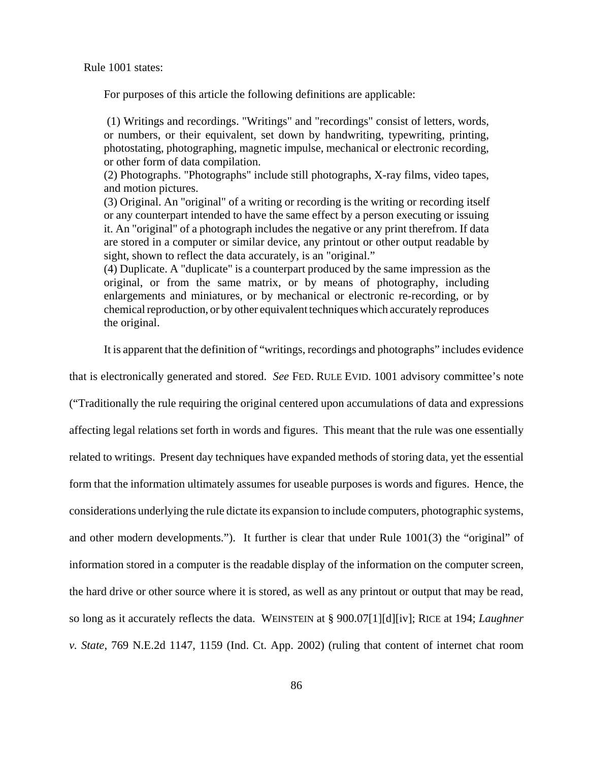Rule 1001 states:

> For purposes of this article the following definitions are applicable:
>
> (1) Writings and recordings. "Writings" and "recordings" consist of letters, words, or numbers, or their equivalent, set down by handwriting, typewriting, printing, photostating, photographing, magnetic impulse, mechanical or electronic recording, or other form of data compilation.
>
> (2) Photographs. "Photographs" include still photographs, X-ray films, video tapes, and motion pictures.
>
> (3) Original. An "original" of a writing or recording is the writing or recording itself or any counterpart intended to have the same effect by a person executing or issuing it. An "original" of a photograph includes the negative or any print therefrom. If data are stored in a computer or similar device, any printout or other output readable by sight, shown to reflect the data accurately, is an "original."
>
> (4) Duplicate. A "duplicate" is a counterpart produced by the same impression as the original, or from the same matrix, or by means of photography, including enlargements and miniatures, or by mechanical or electronic re-recording, or by chemical reproduction, or by other equivalent techniques which accurately reproduces the original.

It is apparent that the definition of "writings, recordings and photographs" includes evidence that is electronically generated and stored. *See* FED. RULE EVID. 1001 advisory committee's note ("Traditionally the rule requiring the original centered upon accumulations of data and expressions affecting legal relations set forth in words and figures. This meant that the rule was one essentially related to writings. Present day techniques have expanded methods of storing data, yet the essential form that the information ultimately assumes for useable purposes is words and figures. Hence, the considerations underlying the rule dictate its expansion to include computers, photographic systems, and other modern developments."). It further is clear that under Rule 1001(3) the "original" of information stored in a computer is the readable display of the information on the computer screen, the hard drive or other source where it is stored, as well as any printout or output that may be read, so long as it accurately reflects the data. WEINSTEIN at § 900.07[1][d][iv]; RICE at 194; *Laughner v. State*, 769 N.E.2d 1147, 1159 (Ind. Ct. App. 2002) (ruling that content of internet chat room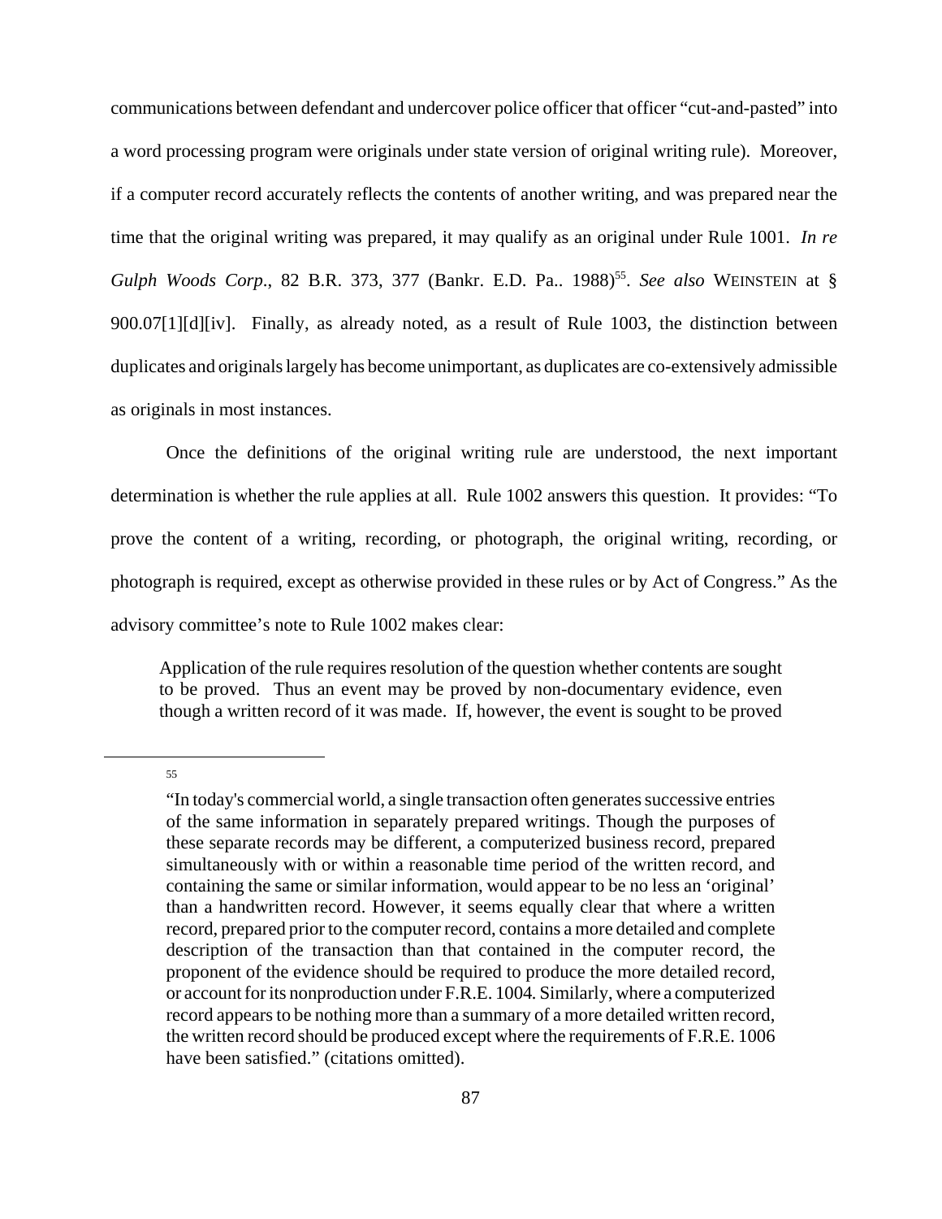communications between defendant and undercover police officer that officer "cut-and-pasted" into a word processing program were originals under state version of original writing rule). Moreover, if a computer record accurately reflects the contents of another writing, and was prepared near the time that the original writing was prepared, it may qualify as an original under Rule 1001. *In re Gulph Woods Corp*., 82 B.R. 373, 377 (Bankr. E.D. Pa.. 1988)[55]. *See also* WEINSTEIN at § 900.07[1][d][iv]. Finally, as already noted, as a result of Rule 1003, the distinction between duplicates and originals largely has become unimportant, as duplicates are co-extensively admissible as originals in most instances.

Once the definitions of the original writing rule are understood, the next important determination is whether the rule applies at all. Rule 1002 answers this question. It provides: "To prove the content of a writing, recording, or photograph, the original writing, recording, or photograph is required, except as otherwise provided in these rules or by Act of Congress." As the advisory committee's note to Rule 1002 makes clear:

> Application of the rule requires resolution of the question whether contents are sought to be proved. Thus an event may be proved by non-documentary evidence, even though a written record of it was made. If, however, the event is sought to be proved

---

55

> "In today's commercial world, a single transaction often generates successive entries of the same information in separately prepared writings. Though the purposes of these separate records may be different, a computerized business record, prepared simultaneously with or within a reasonable time period of the written record, and containing the same or similar information, would appear to be no less an 'original' than a handwritten record. However, it seems equally clear that where a written record, prepared prior to the computer record, contains a more detailed and complete description of the transaction than that contained in the computer record, the proponent of the evidence should be required to produce the more detailed record, or account for its nonproduction under F.R.E. 1004. Similarly, where a computerized record appears to be nothing more than a summary of a more detailed written record, the written record should be produced except where the requirements of F.R.E. 1006 have been satisfied." (citations omitted).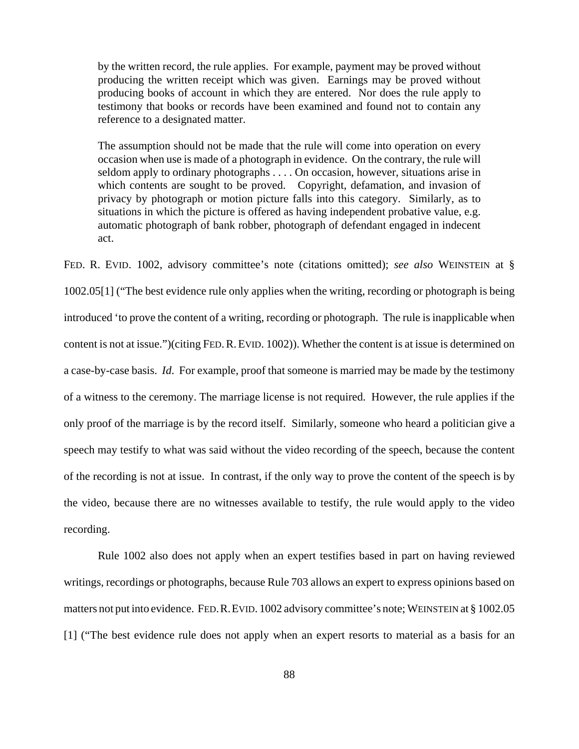> by the written record, the rule applies. For example, payment may be proved without producing the written receipt which was given. Earnings may be proved without producing books of account in which they are entered. Nor does the rule apply to testimony that books or records have been examined and found not to contain any reference to a designated matter.
>
> The assumption should not be made that the rule will come into operation on every occasion when use is made of a photograph in evidence. On the contrary, the rule will seldom apply to ordinary photographs . . . . On occasion, however, situations arise in which contents are sought to be proved. Copyright, defamation, and invasion of privacy by photograph or motion picture falls into this category. Similarly, as to situations in which the picture is offered as having independent probative value, e.g. automatic photograph of bank robber, photograph of defendant engaged in indecent act.

FED. R. EVID. 1002, advisory committee's note (citations omitted); *see also* WEINSTEIN at § 1002.05[1] ("The best evidence rule only applies when the writing, recording or photograph is being introduced 'to prove the content of a writing, recording or photograph. The rule is inapplicable when content is not at issue.")(citing FED. R. EVID. 1002)). Whether the content is at issue is determined on a case-by-case basis. *Id.* For example, proof that someone is married may be made by the testimony of a witness to the ceremony. The marriage license is not required. However, the rule applies if the only proof of the marriage is by the record itself. Similarly, someone who heard a politician give a speech may testify to what was said without the video recording of the speech, because the content of the recording is not at issue. In contrast, if the only way to prove the content of the speech is by the video, because there are no witnesses available to testify, the rule would apply to the video recording.

Rule 1002 also does not apply when an expert testifies based in part on having reviewed writings, recordings or photographs, because Rule 703 allows an expert to express opinions based on matters not put into evidence. FED. R. EVID. 1002 advisory committee's note; WEINSTEIN at § 1002.05 [1] ("The best evidence rule does not apply when an expert resorts to material as a basis for an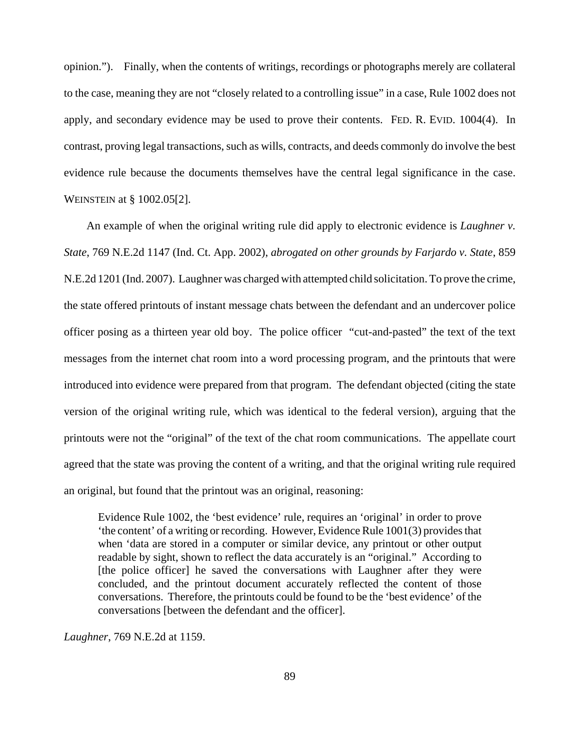opinion."). Finally, when the contents of writings, recordings or photographs merely are collateral to the case, meaning they are not "closely related to a controlling issue" in a case, Rule 1002 does not apply, and secondary evidence may be used to prove their contents. FED. R. EVID. 1004(4). In contrast, proving legal transactions, such as wills, contracts, and deeds commonly do involve the best evidence rule because the documents themselves have the central legal significance in the case. WEINSTEIN at § 1002.05[2].

An example of when the original writing rule did apply to electronic evidence is *Laughner v. State*, 769 N.E.2d 1147 (Ind. Ct. App. 2002), *abrogated on other grounds by Farjardo v. State*, 859 N.E.2d 1201 (Ind. 2007). Laughner was charged with attempted child solicitation. To prove the crime, the state offered printouts of instant message chats between the defendant and an undercover police officer posing as a thirteen year old boy. The police officer "cut-and-pasted" the text of the text messages from the internet chat room into a word processing program, and the printouts that were introduced into evidence were prepared from that program. The defendant objected (citing the state version of the original writing rule, which was identical to the federal version), arguing that the printouts were not the "original" of the text of the chat room communications. The appellate court agreed that the state was proving the content of a writing, and that the original writing rule required an original, but found that the printout was an original, reasoning:

> Evidence Rule 1002, the 'best evidence' rule, requires an 'original' in order to prove 'the content' of a writing or recording. However, Evidence Rule 1001(3) provides that when 'data are stored in a computer or similar device, any printout or other output readable by sight, shown to reflect the data accurately is an "original." According to [the police officer] he saved the conversations with Laughner after they were concluded, and the printout document accurately reflected the content of those conversations. Therefore, the printouts could be found to be the 'best evidence' of the conversations [between the defendant and the officer].

*Laughner*, 769 N.E.2d at 1159.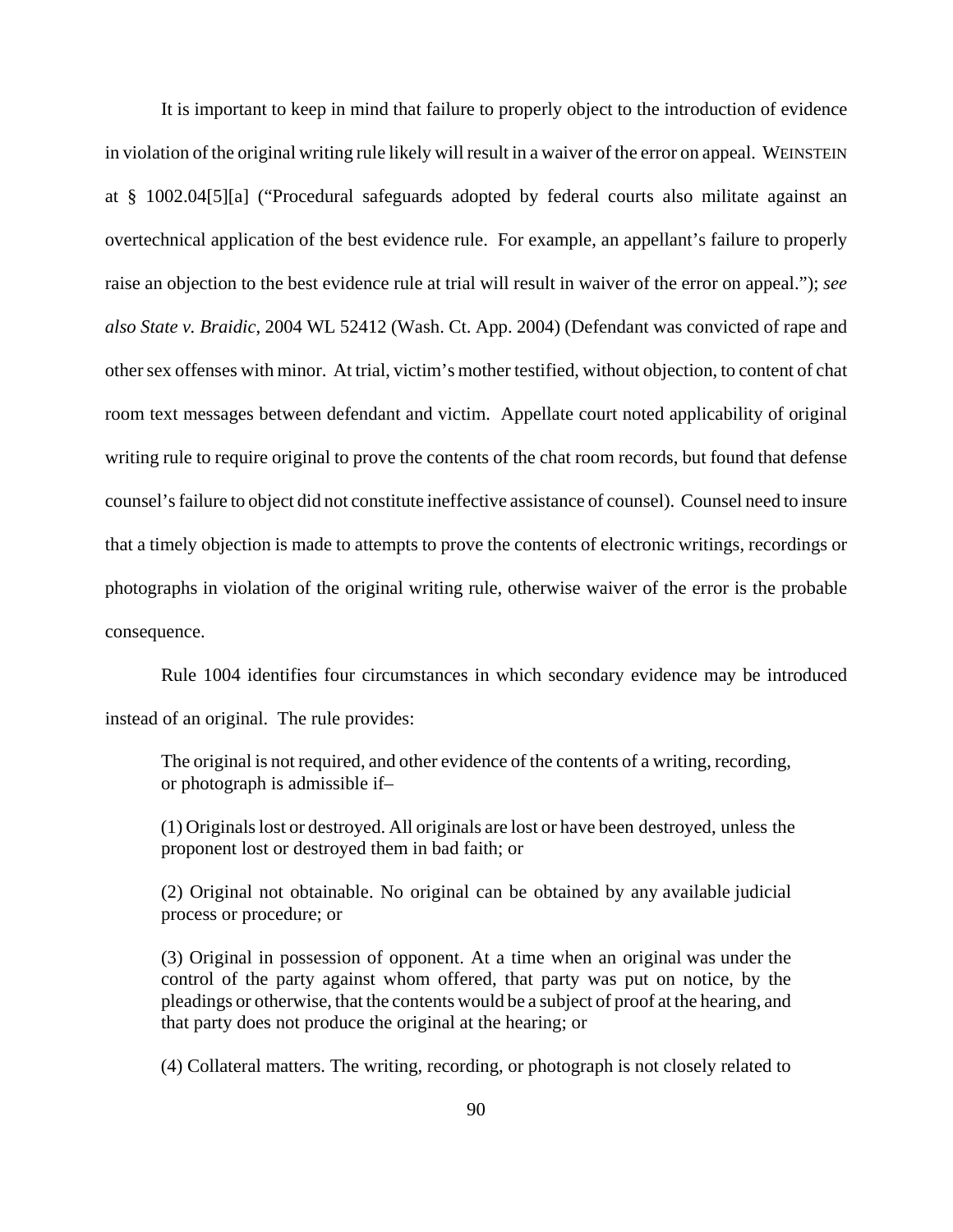It is important to keep in mind that failure to properly object to the introduction of evidence in violation of the original writing rule likely will result in a waiver of the error on appeal. WEINSTEIN at § 1002.04[5][a] ("Procedural safeguards adopted by federal courts also militate against an overtechnical application of the best evidence rule. For example, an appellant's failure to properly raise an objection to the best evidence rule at trial will result in waiver of the error on appeal."); *see also State v. Braidic*, 2004 WL 52412 (Wash. Ct. App. 2004) (Defendant was convicted of rape and other sex offenses with minor. At trial, victim's mother testified, without objection, to content of chat room text messages between defendant and victim. Appellate court noted applicability of original writing rule to require original to prove the contents of the chat room records, but found that defense counsel's failure to object did not constitute ineffective assistance of counsel). Counsel need to insure that a timely objection is made to attempts to prove the contents of electronic writings, recordings or photographs in violation of the original writing rule, otherwise waiver of the error is the probable consequence.

Rule 1004 identifies four circumstances in which secondary evidence may be introduced instead of an original. The rule provides:

> The original is not required, and other evidence of the contents of a writing, recording, or photograph is admissible if–
>
> (1) Originals lost or destroyed. All originals are lost or have been destroyed, unless the proponent lost or destroyed them in bad faith; or
>
> (2) Original not obtainable. No original can be obtained by any available judicial process or procedure; or
>
> (3) Original in possession of opponent. At a time when an original was under the control of the party against whom offered, that party was put on notice, by the pleadings or otherwise, that the contents would be a subject of proof at the hearing, and that party does not produce the original at the hearing; or
>
> (4) Collateral matters. The writing, recording, or photograph is not closely related to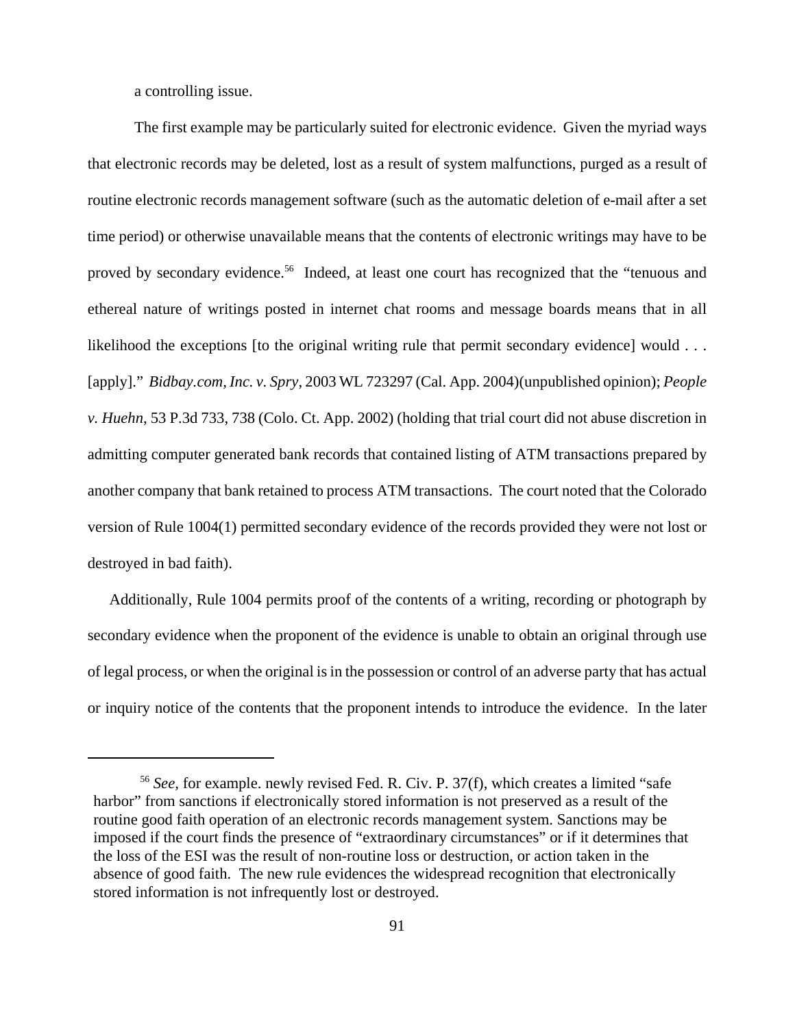a controlling issue.

The first example may be particularly suited for electronic evidence. Given the myriad ways that electronic records may be deleted, lost as a result of system malfunctions, purged as a result of routine electronic records management software (such as the automatic deletion of e-mail after a set time period) or otherwise unavailable means that the contents of electronic writings may have to be proved by secondary evidence.[56] Indeed, at least one court has recognized that the "tenuous and ethereal nature of writings posted in internet chat rooms and message boards means that in all likelihood the exceptions [to the original writing rule that permit secondary evidence] would . . . [apply]." *Bidbay.com, Inc. v. Spry*, 2003 WL 723297 (Cal. App. 2004)(unpublished opinion); *People v. Huehn*, 53 P.3d 733, 738 (Colo. Ct. App. 2002) (holding that trial court did not abuse discretion in admitting computer generated bank records that contained listing of ATM transactions prepared by another company that bank retained to process ATM transactions. The court noted that the Colorado version of Rule 1004(1) permitted secondary evidence of the records provided they were not lost or destroyed in bad faith).

Additionally, Rule 1004 permits proof of the contents of a writing, recording or photograph by secondary evidence when the proponent of the evidence is unable to obtain an original through use of legal process, or when the original is in the possession or control of an adverse party that has actual or inquiry notice of the contents that the proponent intends to introduce the evidence. In the later

---

[56] *See*, for example. newly revised Fed. R. Civ. P. 37(f), which creates a limited "safe harbor" from sanctions if electronically stored information is not preserved as a result of the routine good faith operation of an electronic records management system. Sanctions may be imposed if the court finds the presence of "extraordinary circumstances" or if it determines that the loss of the ESI was the result of non-routine loss or destruction, or action taken in the absence of good faith. The new rule evidences the widespread recognition that electronically stored information is not infrequently lost or destroyed.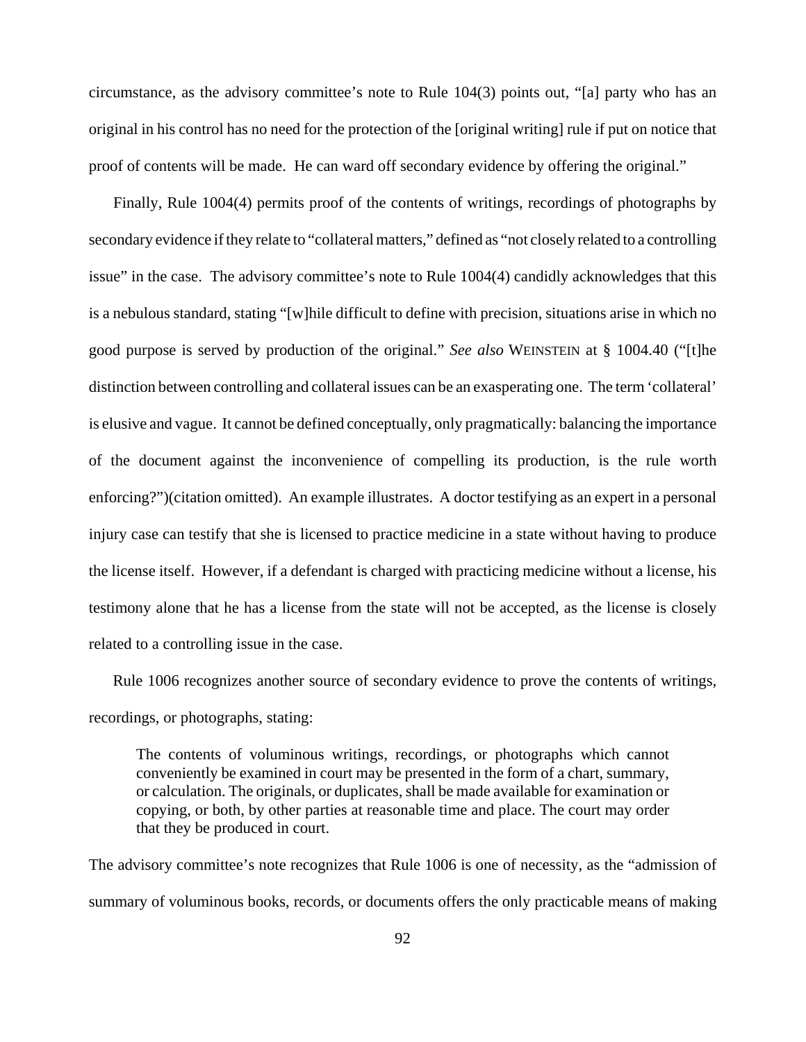circumstance, as the advisory committee's note to Rule 104(3) points out, "[a] party who has an original in his control has no need for the protection of the [original writing] rule if put on notice that proof of contents will be made. He can ward off secondary evidence by offering the original."

Finally, Rule 1004(4) permits proof of the contents of writings, recordings of photographs by secondary evidence if they relate to "collateral matters," defined as "not closely related to a controlling issue" in the case. The advisory committee's note to Rule 1004(4) candidly acknowledges that this is a nebulous standard, stating "[w]hile difficult to define with precision, situations arise in which no good purpose is served by production of the original." *See also* WEINSTEIN at § 1004.40 ("[t]he distinction between controlling and collateral issues can be an exasperating one. The term 'collateral' is elusive and vague. It cannot be defined conceptually, only pragmatically: balancing the importance of the document against the inconvenience of compelling its production, is the rule worth enforcing?")(citation omitted). An example illustrates. A doctor testifying as an expert in a personal injury case can testify that she is licensed to practice medicine in a state without having to produce the license itself. However, if a defendant is charged with practicing medicine without a license, his testimony alone that he has a license from the state will not be accepted, as the license is closely related to a controlling issue in the case.

Rule 1006 recognizes another source of secondary evidence to prove the contents of writings, recordings, or photographs, stating:

> The contents of voluminous writings, recordings, or photographs which cannot conveniently be examined in court may be presented in the form of a chart, summary, or calculation. The originals, or duplicates, shall be made available for examination or copying, or both, by other parties at reasonable time and place. The court may order that they be produced in court.

The advisory committee's note recognizes that Rule 1006 is one of necessity, as the "admission of summary of voluminous books, records, or documents offers the only practicable means of making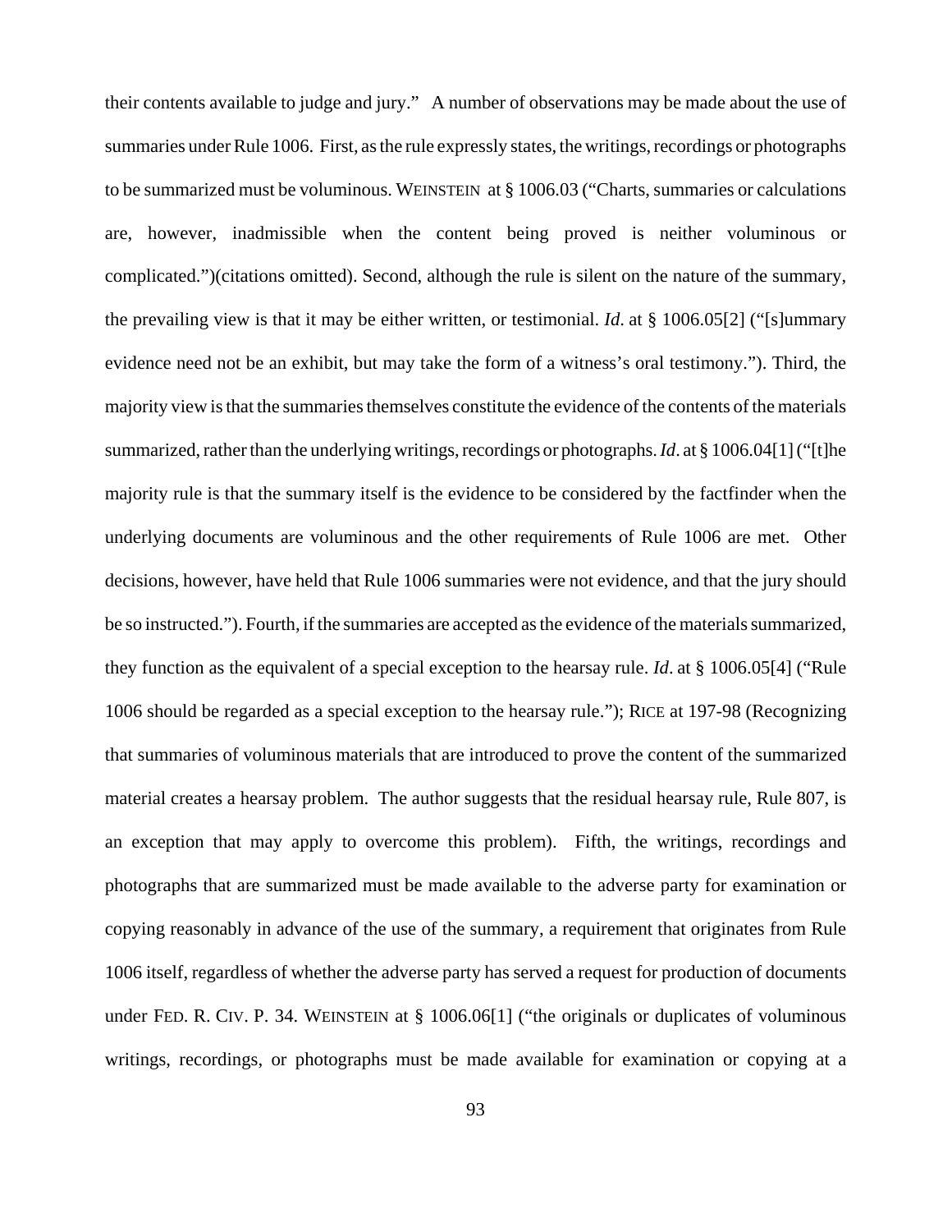their contents available to judge and jury." A number of observations may be made about the use of summaries under Rule 1006. First, as the rule expressly states, the writings, recordings or photographs to be summarized must be voluminous. WEINSTEIN at § 1006.03 ("Charts, summaries or calculations are, however, inadmissible when the content being proved is neither voluminous or complicated.")(citations omitted). Second, although the rule is silent on the nature of the summary, the prevailing view is that it may be either written, or testimonial. *Id*. at § 1006.05[2] ("[s]ummary evidence need not be an exhibit, but may take the form of a witness's oral testimony."). Third, the majority view is that the summaries themselves constitute the evidence of the contents of the materials summarized, rather than the underlying writings, recordings or photographs. *Id*. at § 1006.04[1] ("[t]he majority rule is that the summary itself is the evidence to be considered by the factfinder when the underlying documents are voluminous and the other requirements of Rule 1006 are met. Other decisions, however, have held that Rule 1006 summaries were not evidence, and that the jury should be so instructed."). Fourth, if the summaries are accepted as the evidence of the materials summarized, they function as the equivalent of a special exception to the hearsay rule. *Id*. at § 1006.05[4] ("Rule 1006 should be regarded as a special exception to the hearsay rule."); RICE at 197-98 (Recognizing that summaries of voluminous materials that are introduced to prove the content of the summarized material creates a hearsay problem. The author suggests that the residual hearsay rule, Rule 807, is an exception that may apply to overcome this problem). Fifth, the writings, recordings and photographs that are summarized must be made available to the adverse party for examination or copying reasonably in advance of the use of the summary, a requirement that originates from Rule 1006 itself, regardless of whether the adverse party has served a request for production of documents under FED. R. CIV. P. 34. WEINSTEIN at § 1006.06[1] ("the originals or duplicates of voluminous writings, recordings, or photographs must be made available for examination or copying at a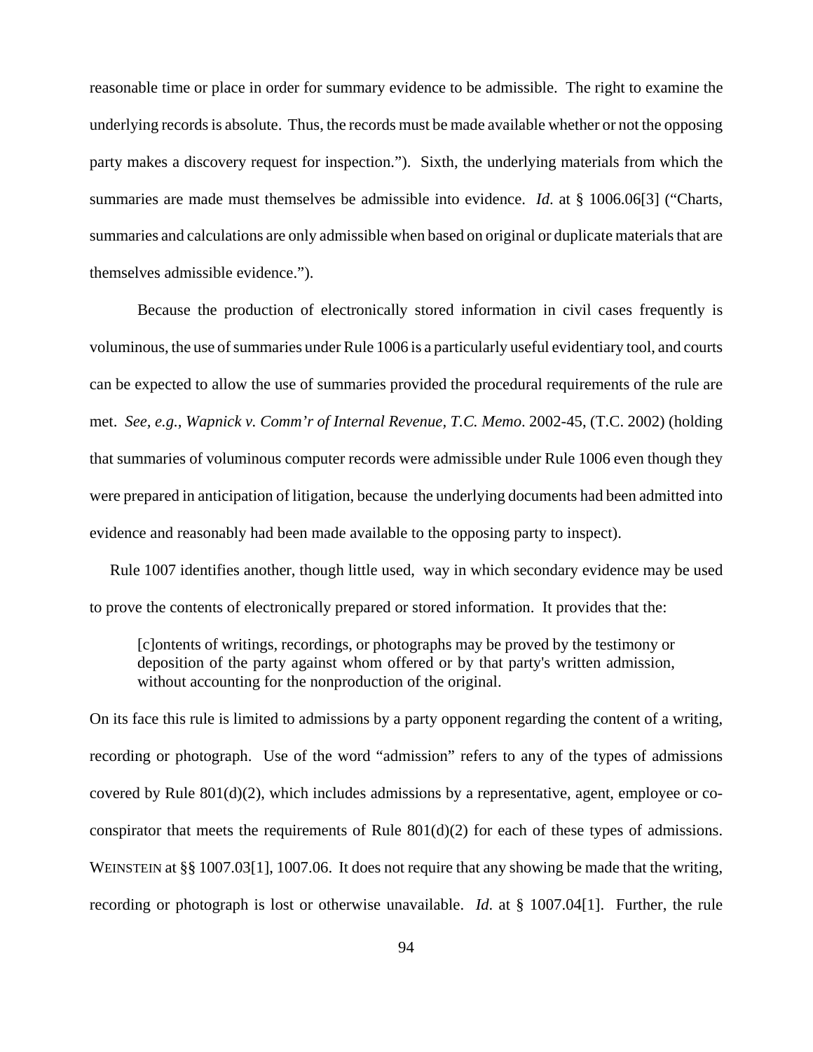reasonable time or place in order for summary evidence to be admissible. The right to examine the underlying records is absolute. Thus, the records must be made available whether or not the opposing party makes a discovery request for inspection."). Sixth, the underlying materials from which the summaries are made must themselves be admissible into evidence. *Id*. at § 1006.06[3] ("Charts, summaries and calculations are only admissible when based on original or duplicate materials that are themselves admissible evidence.").

Because the production of electronically stored information in civil cases frequently is voluminous, the use of summaries under Rule 1006 is a particularly useful evidentiary tool, and courts can be expected to allow the use of summaries provided the procedural requirements of the rule are met. *See, e.g., Wapnick v. Comm'r of Internal Revenue, T.C. Memo*. 2002-45, (T.C. 2002) (holding that summaries of voluminous computer records were admissible under Rule 1006 even though they were prepared in anticipation of litigation, because the underlying documents had been admitted into evidence and reasonably had been made available to the opposing party to inspect).

Rule 1007 identifies another, though little used, way in which secondary evidence may be used to prove the contents of electronically prepared or stored information. It provides that the:

> [c]ontents of writings, recordings, or photographs may be proved by the testimony or deposition of the party against whom offered or by that party's written admission, without accounting for the nonproduction of the original.

On its face this rule is limited to admissions by a party opponent regarding the content of a writing, recording or photograph. Use of the word "admission" refers to any of the types of admissions covered by Rule 801(d)(2), which includes admissions by a representative, agent, employee or co-conspirator that meets the requirements of Rule 801(d)(2) for each of these types of admissions. WEINSTEIN at §§ 1007.03[1], 1007.06. It does not require that any showing be made that the writing, recording or photograph is lost or otherwise unavailable. *Id*. at § 1007.04[1]. Further, the rule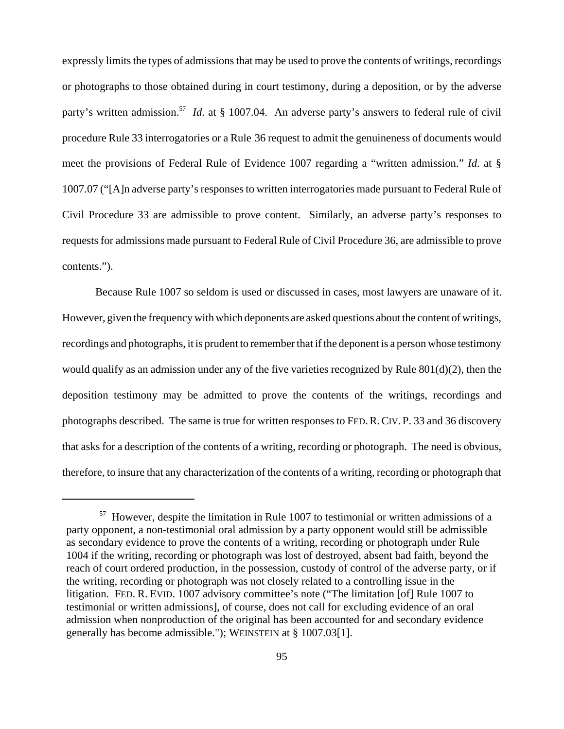expressly limits the types of admissions that may be used to prove the contents of writings, recordings or photographs to those obtained during in court testimony, during a deposition, or by the adverse party's written admission.[57] *Id.* at § 1007.04. An adverse party's answers to federal rule of civil procedure Rule 33 interrogatories or a Rule 36 request to admit the genuineness of documents would meet the provisions of Federal Rule of Evidence 1007 regarding a "written admission." *Id.* at § 1007.07 ("[A]n adverse party's responses to written interrogatories made pursuant to Federal Rule of Civil Procedure 33 are admissible to prove content. Similarly, an adverse party's responses to requests for admissions made pursuant to Federal Rule of Civil Procedure 36, are admissible to prove contents.").

Because Rule 1007 so seldom is used or discussed in cases, most lawyers are unaware of it. However, given the frequency with which deponents are asked questions about the content of writings, recordings and photographs, it is prudent to remember that if the deponent is a person whose testimony would qualify as an admission under any of the five varieties recognized by Rule 801(d)(2), then the deposition testimony may be admitted to prove the contents of the writings, recordings and photographs described. The same is true for written responses to FED. R. CIV. P. 33 and 36 discovery that asks for a description of the contents of a writing, recording or photograph. The need is obvious, therefore, to insure that any characterization of the contents of a writing, recording or photograph that

---

[57] However, despite the limitation in Rule 1007 to testimonial or written admissions of a party opponent, a non-testimonial oral admission by a party opponent would still be admissible as secondary evidence to prove the contents of a writing, recording or photograph under Rule 1004 if the writing, recording or photograph was lost of destroyed, absent bad faith, beyond the reach of court ordered production, in the possession, custody of control of the adverse party, or if the writing, recording or photograph was not closely related to a controlling issue in the litigation. FED. R. EVID. 1007 advisory committee's note ("The limitation [of] Rule 1007 to testimonial or written admissions], of course, does not call for excluding evidence of an oral admission when nonproduction of the original has been accounted for and secondary evidence generally has become admissible."); WEINSTEIN at § 1007.03[1].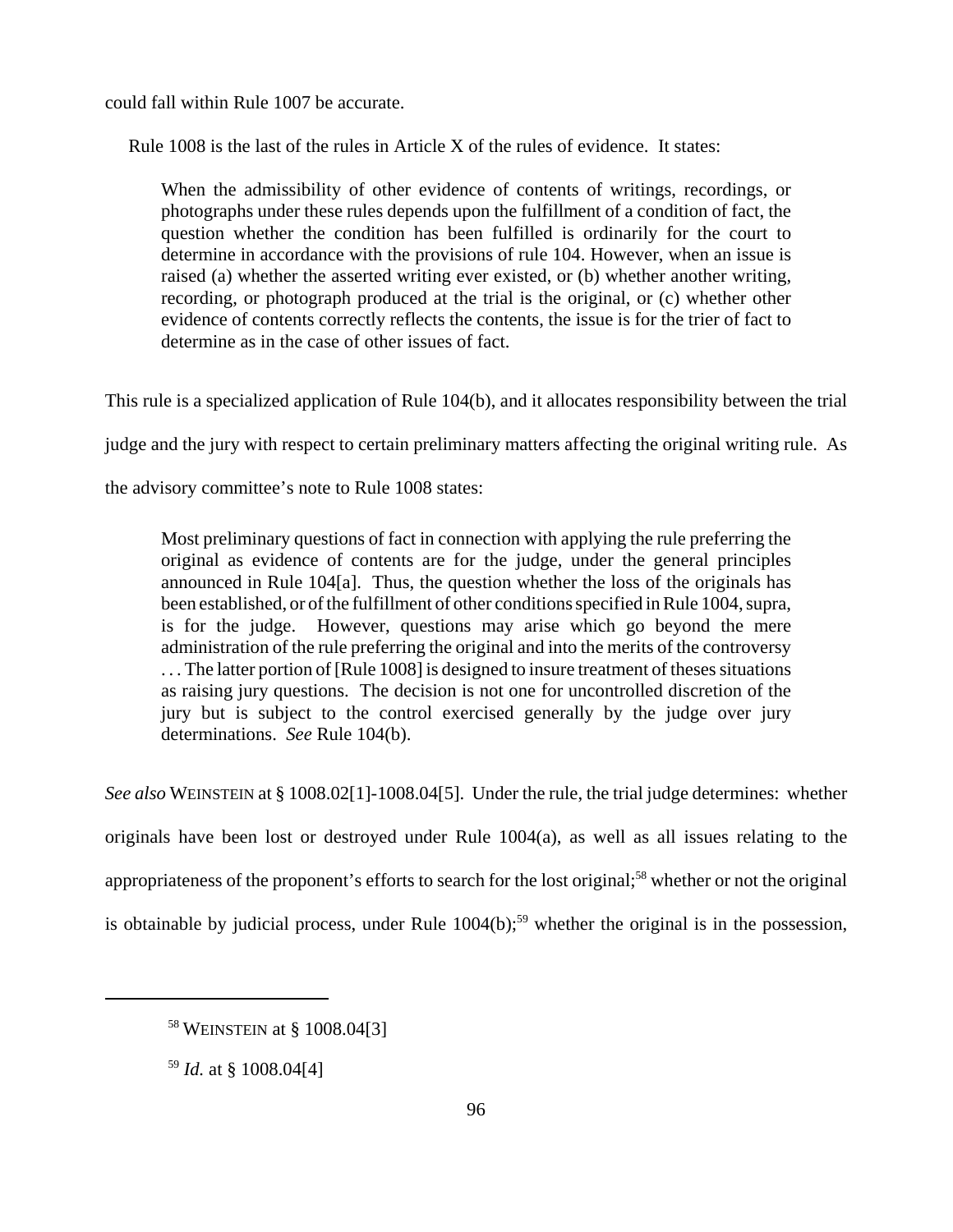could fall within Rule 1007 be accurate.

Rule 1008 is the last of the rules in Article X of the rules of evidence. It states:

> When the admissibility of other evidence of contents of writings, recordings, or photographs under these rules depends upon the fulfillment of a condition of fact, the question whether the condition has been fulfilled is ordinarily for the court to determine in accordance with the provisions of rule 104. However, when an issue is raised (a) whether the asserted writing ever existed, or (b) whether another writing, recording, or photograph produced at the trial is the original, or (c) whether other evidence of contents correctly reflects the contents, the issue is for the trier of fact to determine as in the case of other issues of fact.

This rule is a specialized application of Rule 104(b), and it allocates responsibility between the trial judge and the jury with respect to certain preliminary matters affecting the original writing rule. As the advisory committee's note to Rule 1008 states:

> Most preliminary questions of fact in connection with applying the rule preferring the original as evidence of contents are for the judge, under the general principles announced in Rule 104[a]. Thus, the question whether the loss of the originals has been established, or of the fulfillment of other conditions specified in Rule 1004, supra, is for the judge. However, questions may arise which go beyond the mere administration of the rule preferring the original and into the merits of the controversy . . . The latter portion of [Rule 1008] is designed to insure treatment of theses situations as raising jury questions. The decision is not one for uncontrolled discretion of the jury but is subject to the control exercised generally by the judge over jury determinations. *See* Rule 104(b).

*See also* WEINSTEIN at § 1008.02[1]-1008.04[5]. Under the rule, the trial judge determines: whether originals have been lost or destroyed under Rule 1004(a), as well as all issues relating to the appropriateness of the proponent's efforts to search for the lost original;[58] whether or not the original is obtainable by judicial process, under Rule 1004(b);[59] whether the original is in the possession,

---

[58] WEINSTEIN at § 1008.04[3]

[59] *Id.* at § 1008.04[4]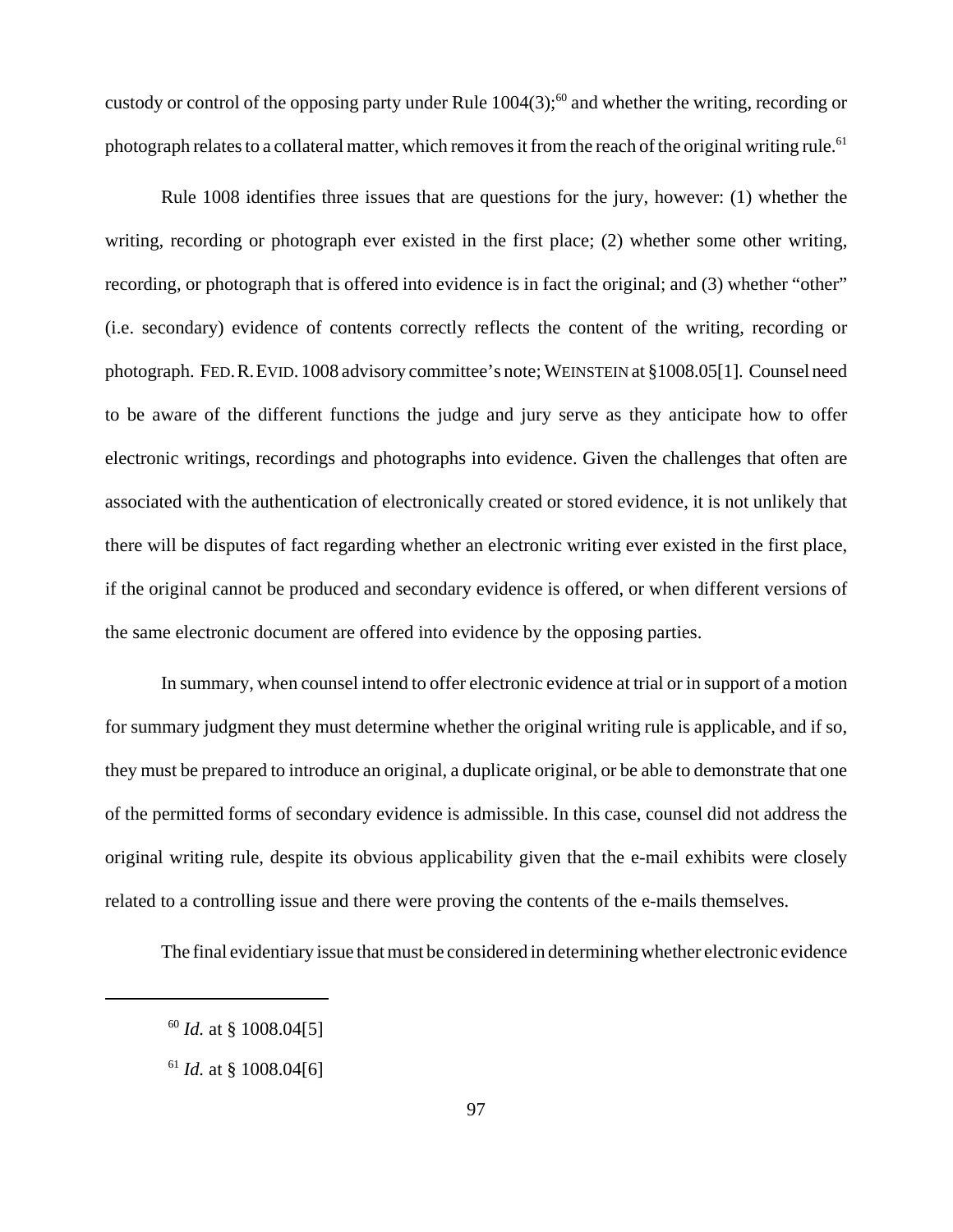custody or control of the opposing party under Rule 1004(3);[60] and whether the writing, recording or photograph relates to a collateral matter, which removes it from the reach of the original writing rule.[61]

Rule 1008 identifies three issues that are questions for the jury, however: (1) whether the writing, recording or photograph ever existed in the first place; (2) whether some other writing, recording, or photograph that is offered into evidence is in fact the original; and (3) whether "other" (i.e. secondary) evidence of contents correctly reflects the content of the writing, recording or photograph. FED. R. EVID. 1008 advisory committee's note; WEINSTEIN at §1008.05[1]. Counsel need to be aware of the different functions the judge and jury serve as they anticipate how to offer electronic writings, recordings and photographs into evidence. Given the challenges that often are associated with the authentication of electronically created or stored evidence, it is not unlikely that there will be disputes of fact regarding whether an electronic writing ever existed in the first place, if the original cannot be produced and secondary evidence is offered, or when different versions of the same electronic document are offered into evidence by the opposing parties.

In summary, when counsel intend to offer electronic evidence at trial or in support of a motion for summary judgment they must determine whether the original writing rule is applicable, and if so, they must be prepared to introduce an original, a duplicate original, or be able to demonstrate that one of the permitted forms of secondary evidence is admissible. In this case, counsel did not address the original writing rule, despite its obvious applicability given that the e-mail exhibits were closely related to a controlling issue and there were proving the contents of the e-mails themselves.

The final evidentiary issue that must be considered in determining whether electronic evidence

---

[60] *Id.* at § 1008.04[5]

[61] *Id.* at § 1008.04[6]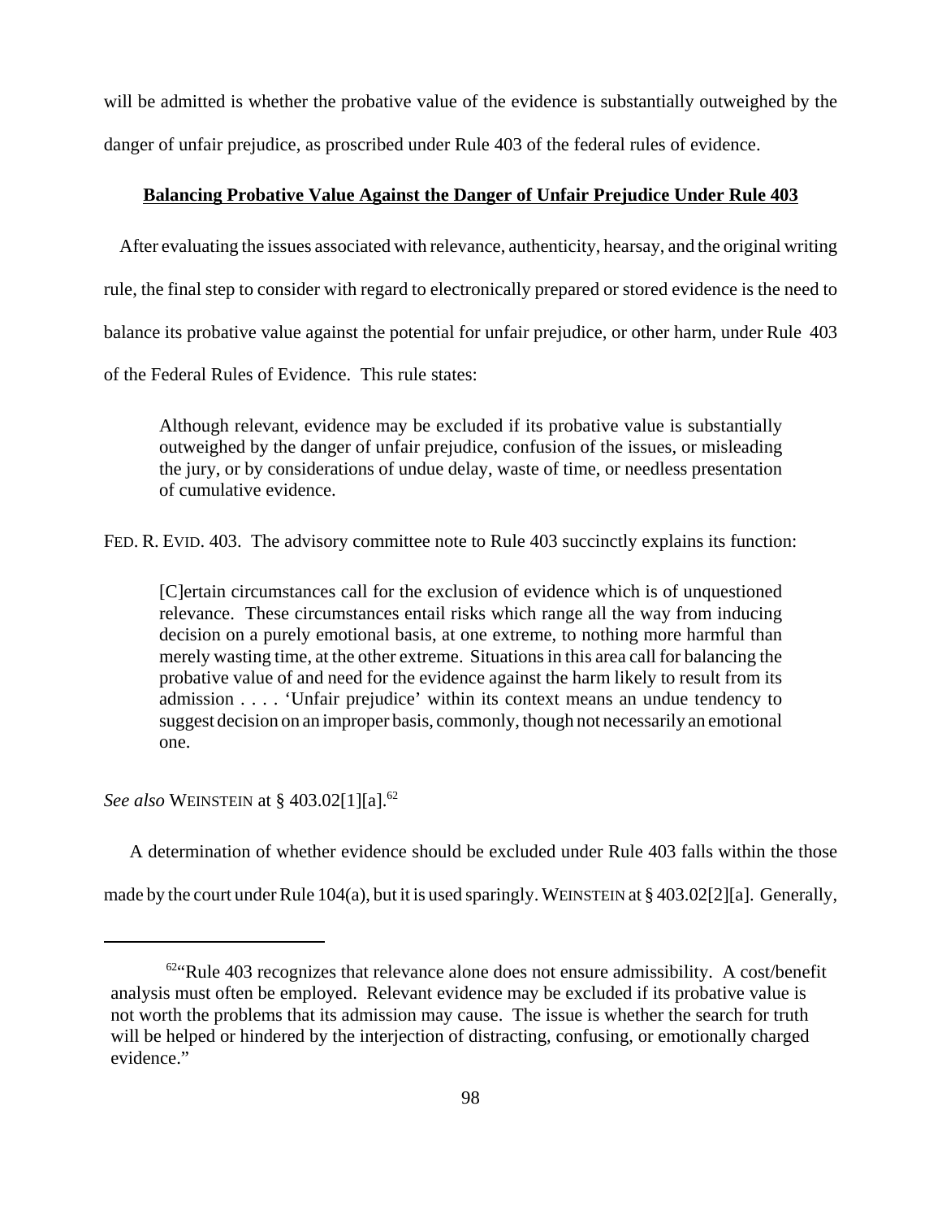will be admitted is whether the probative value of the evidence is substantially outweighed by the danger of unfair prejudice, as proscribed under Rule 403 of the federal rules of evidence.

## **Balancing Probative Value Against the Danger of Unfair Prejudice Under Rule 403**

After evaluating the issues associated with relevance, authenticity, hearsay, and the original writing rule, the final step to consider with regard to electronically prepared or stored evidence is the need to balance its probative value against the potential for unfair prejudice, or other harm, under Rule 403 of the Federal Rules of Evidence. This rule states:

> Although relevant, evidence may be excluded if its probative value is substantially outweighed by the danger of unfair prejudice, confusion of the issues, or misleading the jury, or by considerations of undue delay, waste of time, or needless presentation of cumulative evidence.

FED. R. EVID. 403. The advisory committee note to Rule 403 succinctly explains its function:

> [C]ertain circumstances call for the exclusion of evidence which is of unquestioned relevance. These circumstances entail risks which range all the way from inducing decision on a purely emotional basis, at one extreme, to nothing more harmful than merely wasting time, at the other extreme. Situations in this area call for balancing the probative value of and need for the evidence against the harm likely to result from its admission . . . . 'Unfair prejudice' within its context means an undue tendency to suggest decision on an improper basis, commonly, though not necessarily an emotional one.

*See also* WEINSTEIN at § 403.02[1][a].[62]

A determination of whether evidence should be excluded under Rule 403 falls within the those made by the court under Rule 104(a), but it is used sparingly. WEINSTEIN at § 403.02[2][a]. Generally,

---

[62] "Rule 403 recognizes that relevance alone does not ensure admissibility. A cost/benefit analysis must often be employed. Relevant evidence may be excluded if its probative value is not worth the problems that its admission may cause. The issue is whether the search for truth will be helped or hindered by the interjection of distracting, confusing, or emotionally charged evidence."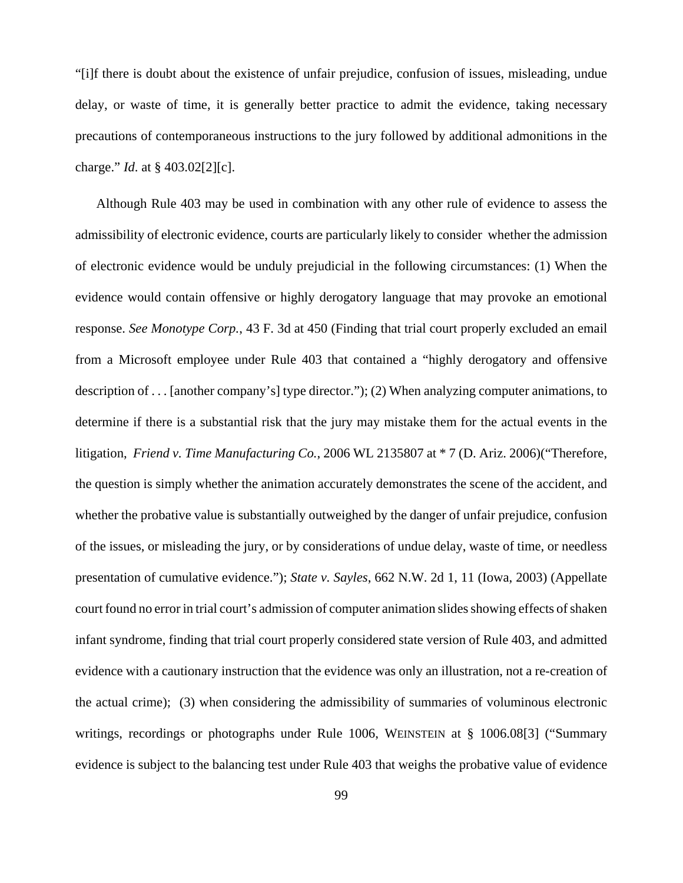"[i]f there is doubt about the existence of unfair prejudice, confusion of issues, misleading, undue delay, or waste of time, it is generally better practice to admit the evidence, taking necessary precautions of contemporaneous instructions to the jury followed by additional admonitions in the charge." *Id*. at § 403.02[2][c].

Although Rule 403 may be used in combination with any other rule of evidence to assess the admissibility of electronic evidence, courts are particularly likely to consider whether the admission of electronic evidence would be unduly prejudicial in the following circumstances: (1) When the evidence would contain offensive or highly derogatory language that may provoke an emotional response. *See Monotype Corp.*, 43 F. 3d at 450 (Finding that trial court properly excluded an email from a Microsoft employee under Rule 403 that contained a "highly derogatory and offensive description of . . . [another company's] type director."); (2) When analyzing computer animations, to determine if there is a substantial risk that the jury may mistake them for the actual events in the litigation, *Friend v. Time Manufacturing Co.*, 2006 WL 2135807 at * 7 (D. Ariz. 2006)("Therefore, the question is simply whether the animation accurately demonstrates the scene of the accident, and whether the probative value is substantially outweighed by the danger of unfair prejudice, confusion of the issues, or misleading the jury, or by considerations of undue delay, waste of time, or needless presentation of cumulative evidence."); *State v. Sayles*, 662 N.W. 2d 1, 11 (Iowa, 2003) (Appellate court found no error in trial court's admission of computer animation slides showing effects of shaken infant syndrome, finding that trial court properly considered state version of Rule 403, and admitted evidence with a cautionary instruction that the evidence was only an illustration, not a re-creation of the actual crime); (3) when considering the admissibility of summaries of voluminous electronic writings, recordings or photographs under Rule 1006, WEINSTEIN at § 1006.08[3] ("Summary evidence is subject to the balancing test under Rule 403 that weighs the probative value of evidence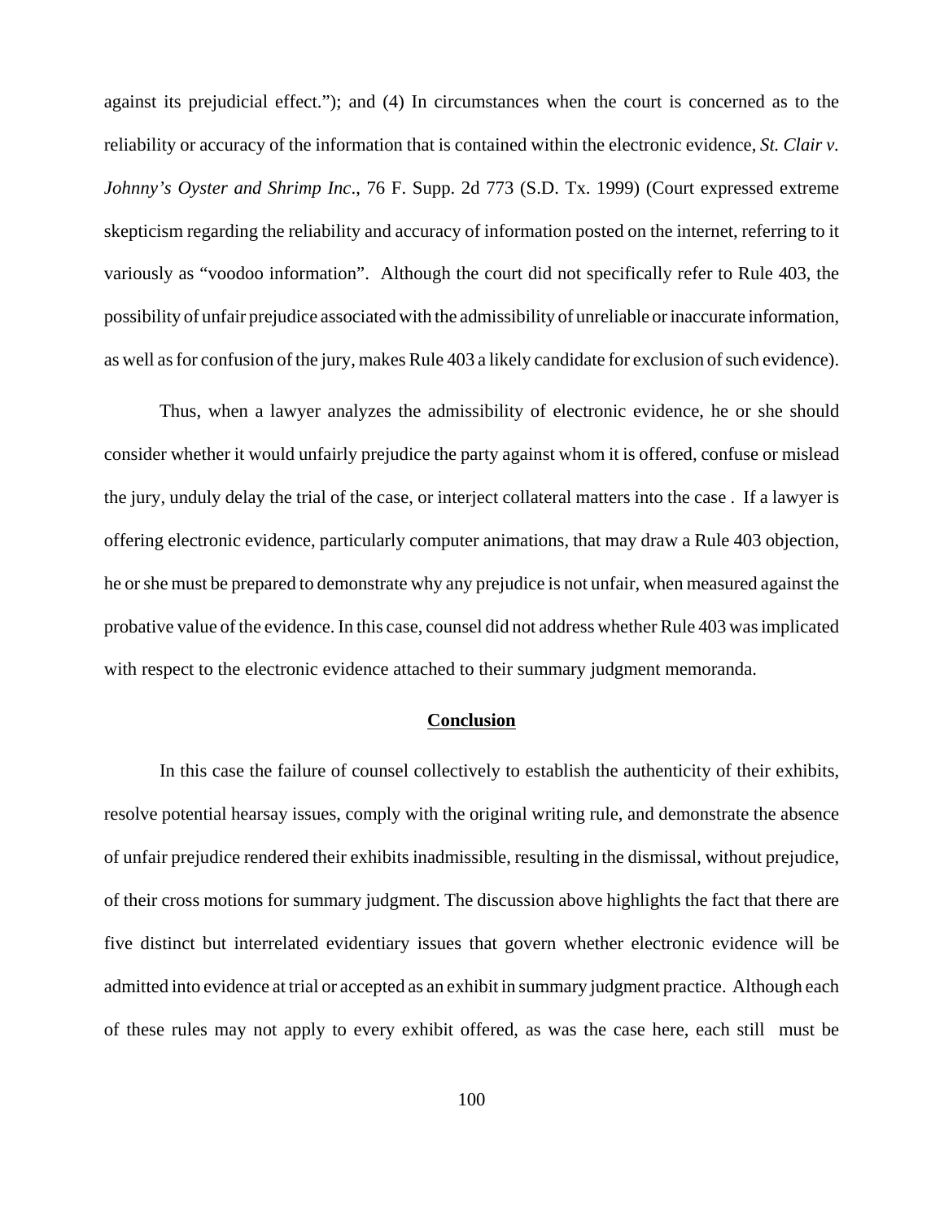against its prejudicial effect."); and (4) In circumstances when the court is concerned as to the reliability or accuracy of the information that is contained within the electronic evidence, *St. Clair v. Johnny's Oyster and Shrimp Inc*., 76 F. Supp. 2d 773 (S.D. Tx. 1999) (Court expressed extreme skepticism regarding the reliability and accuracy of information posted on the internet, referring to it variously as "voodoo information". Although the court did not specifically refer to Rule 403, the possibility of unfair prejudice associated with the admissibility of unreliable or inaccurate information, as well as for confusion of the jury, makes Rule 403 a likely candidate for exclusion of such evidence).

Thus, when a lawyer analyzes the admissibility of electronic evidence, he or she should consider whether it would unfairly prejudice the party against whom it is offered, confuse or mislead the jury, unduly delay the trial of the case, or interject collateral matters into the case . If a lawyer is offering electronic evidence, particularly computer animations, that may draw a Rule 403 objection, he or she must be prepared to demonstrate why any prejudice is not unfair, when measured against the probative value of the evidence. In this case, counsel did not address whether Rule 403 was implicated with respect to the electronic evidence attached to their summary judgment memoranda.

## <u>Conclusion</u>

In this case the failure of counsel collectively to establish the authenticity of their exhibits, resolve potential hearsay issues, comply with the original writing rule, and demonstrate the absence of unfair prejudice rendered their exhibits inadmissible, resulting in the dismissal, without prejudice, of their cross motions for summary judgment. The discussion above highlights the fact that there are five distinct but interrelated evidentiary issues that govern whether electronic evidence will be admitted into evidence at trial or accepted as an exhibit in summary judgment practice. Although each of these rules may not apply to every exhibit offered, as was the case here, each still must be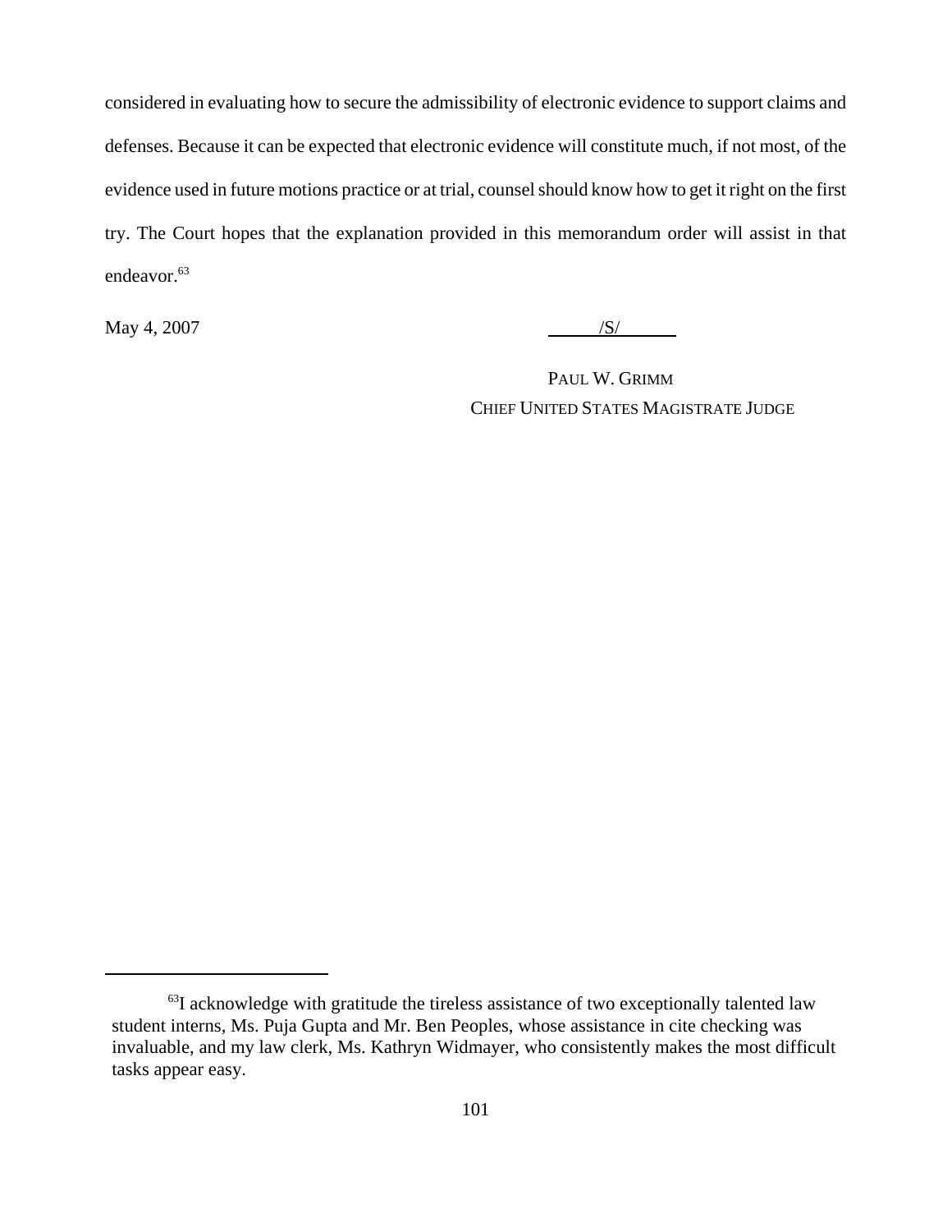considered in evaluating how to secure the admissibility of electronic evidence to support claims and defenses. Because it can be expected that electronic evidence will constitute much, if not most, of the evidence used in future motions practice or at trial, counsel should know how to get it right on the first try. The Court hopes that the explanation provided in this memorandum order will assist in that endeavor.[63]

May 4, 2007

/S/

PAUL W. GRIMM
CHIEF UNITED STATES MAGISTRATE JUDGE

---

[63]I acknowledge with gratitude the tireless assistance of two exceptionally talented law student interns, Ms. Puja Gupta and Mr. Ben Peoples, whose assistance in cite checking was invaluable, and my law clerk, Ms. Kathryn Widmayer, who consistently makes the most difficult tasks appear easy.